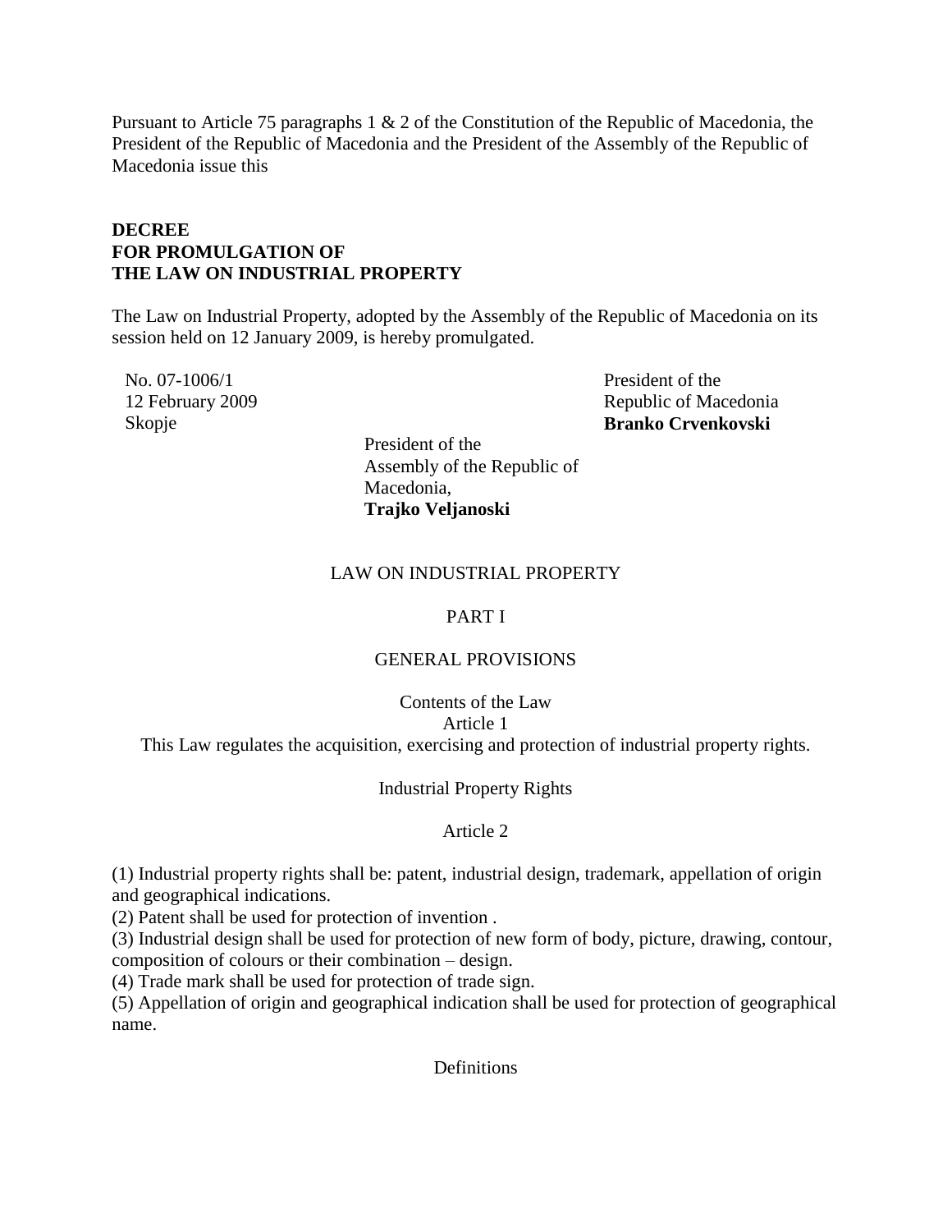Pursuant to Article 75 paragraphs 1 & 2 of the Constitution of the Republic of Macedonia, the President of the Republic of Macedonia and the President of the Assembly of the Republic of Macedonia issue this

**DECREE**
**FOR PROMULGATION OF**
**THE LAW ON INDUSTRIAL PROPERTY**

The Law on Industrial Property, adopted by the Assembly of the Republic of Macedonia on its session held on 12 January 2009, is hereby promulgated.

No. 07-1006/1
12 February 2009
Skopje

President of the
Republic of Macedonia
**Branko Crvenkovski**

President of the
Assembly of the Republic of
Macedonia,
**Trajko Veljanoski**

# LAW ON INDUSTRIAL PROPERTY

## PART I

## GENERAL PROVISIONS

Contents of the Law

Article 1

This Law regulates the acquisition, exercising and protection of industrial property rights.

Industrial Property Rights

Article 2

(1) Industrial property rights shall be: patent, industrial design, trademark, appellation of origin and geographical indications.

(2) Patent shall be used for protection of invention .

(3) Industrial design shall be used for protection of new form of body, picture, drawing, contour, composition of colours or their combination – design.

(4) Trade mark shall be used for protection of trade sign.

(5) Appellation of origin and geographical indication shall be used for protection of geographical name.

Definitions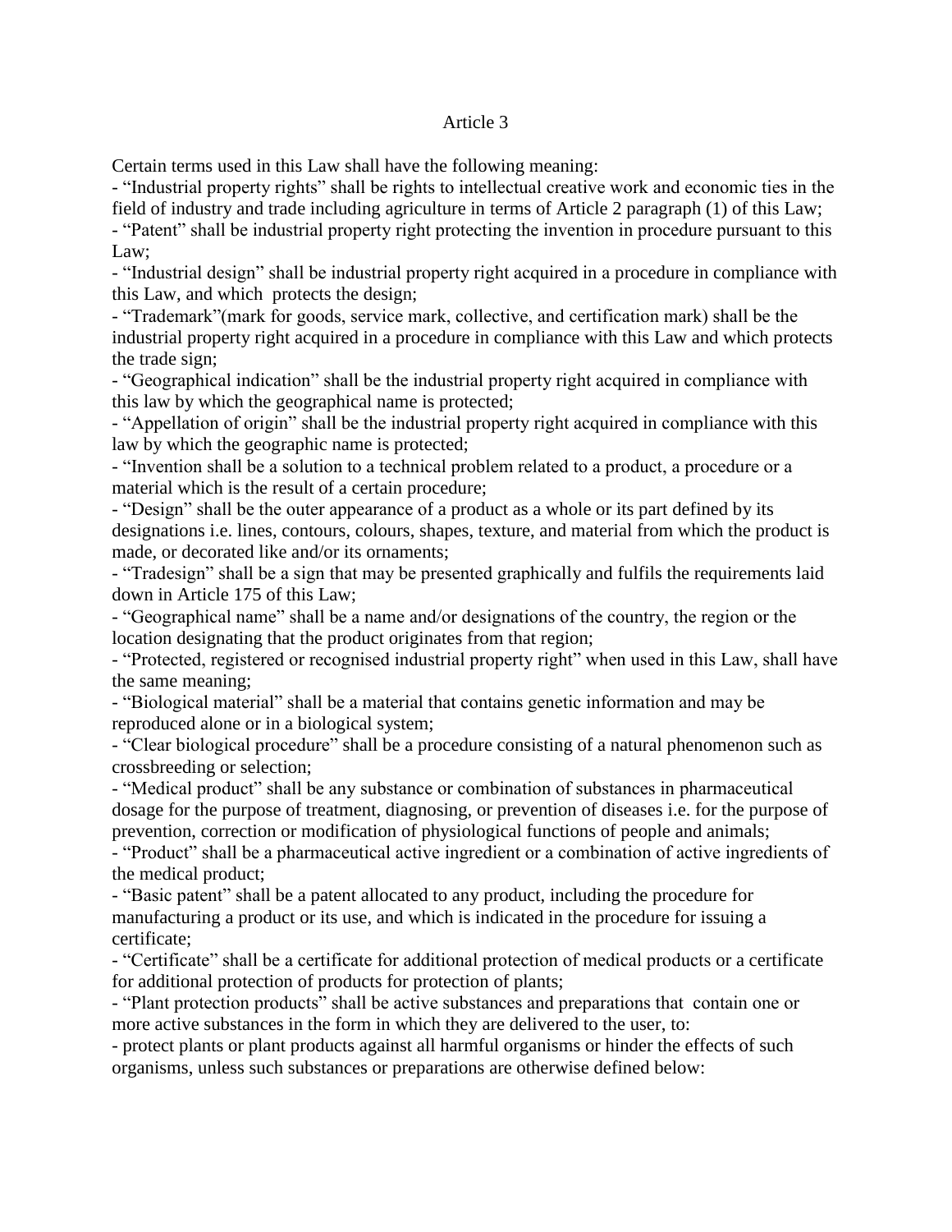## Article 3

Certain terms used in this Law shall have the following meaning:

- “Industrial property rights” shall be rights to intellectual creative work and economic ties in the field of industry and trade including agriculture in terms of Article 2 paragraph (1) of this Law;
- “Patent” shall be industrial property right protecting the invention in procedure pursuant to this Law;
- “Industrial design” shall be industrial property right acquired in a procedure in compliance with this Law, and which protects the design;
- “Trademark”(mark for goods, service mark, collective, and certification mark) shall be the industrial property right acquired in a procedure in compliance with this Law and which protects the trade sign;
- “Geographical indication” shall be the industrial property right acquired in compliance with this law by which the geographical name is protected;
- “Appellation of origin” shall be the industrial property right acquired in compliance with this law by which the geographic name is protected;
- “Invention shall be a solution to a technical problem related to a product, a procedure or a material which is the result of a certain procedure;
- “Design” shall be the outer appearance of a product as a whole or its part defined by its designations i.e. lines, contours, colours, shapes, texture, and material from which the product is made, or decorated like and/or its ornaments;
- “Tradesign” shall be a sign that may be presented graphically and fulfils the requirements laid down in Article 175 of this Law;
- “Geographical name” shall be a name and/or designations of the country, the region or the location designating that the product originates from that region;
- “Protected, registered or recognised industrial property right” when used in this Law, shall have the same meaning;
- “Biological material” shall be a material that contains genetic information and may be reproduced alone or in a biological system;
- “Clear biological procedure” shall be a procedure consisting of a natural phenomenon such as crossbreeding or selection;
- “Medical product” shall be any substance or combination of substances in pharmaceutical dosage for the purpose of treatment, diagnosing, or prevention of diseases i.e. for the purpose of prevention, correction or modification of physiological functions of people and animals;
- “Product” shall be a pharmaceutical active ingredient or a combination of active ingredients of the medical product;
- “Basic patent” shall be a patent allocated to any product, including the procedure for manufacturing a product or its use, and which is indicated in the procedure for issuing a certificate;
- “Certificate” shall be a certificate for additional protection of medical products or a certificate for additional protection of products for protection of plants;
- “Plant protection products” shall be active substances and preparations that contain one or more active substances in the form in which they are delivered to the user, to:
- protect plants or plant products against all harmful organisms or hinder the effects of such organisms, unless such substances or preparations are otherwise defined below: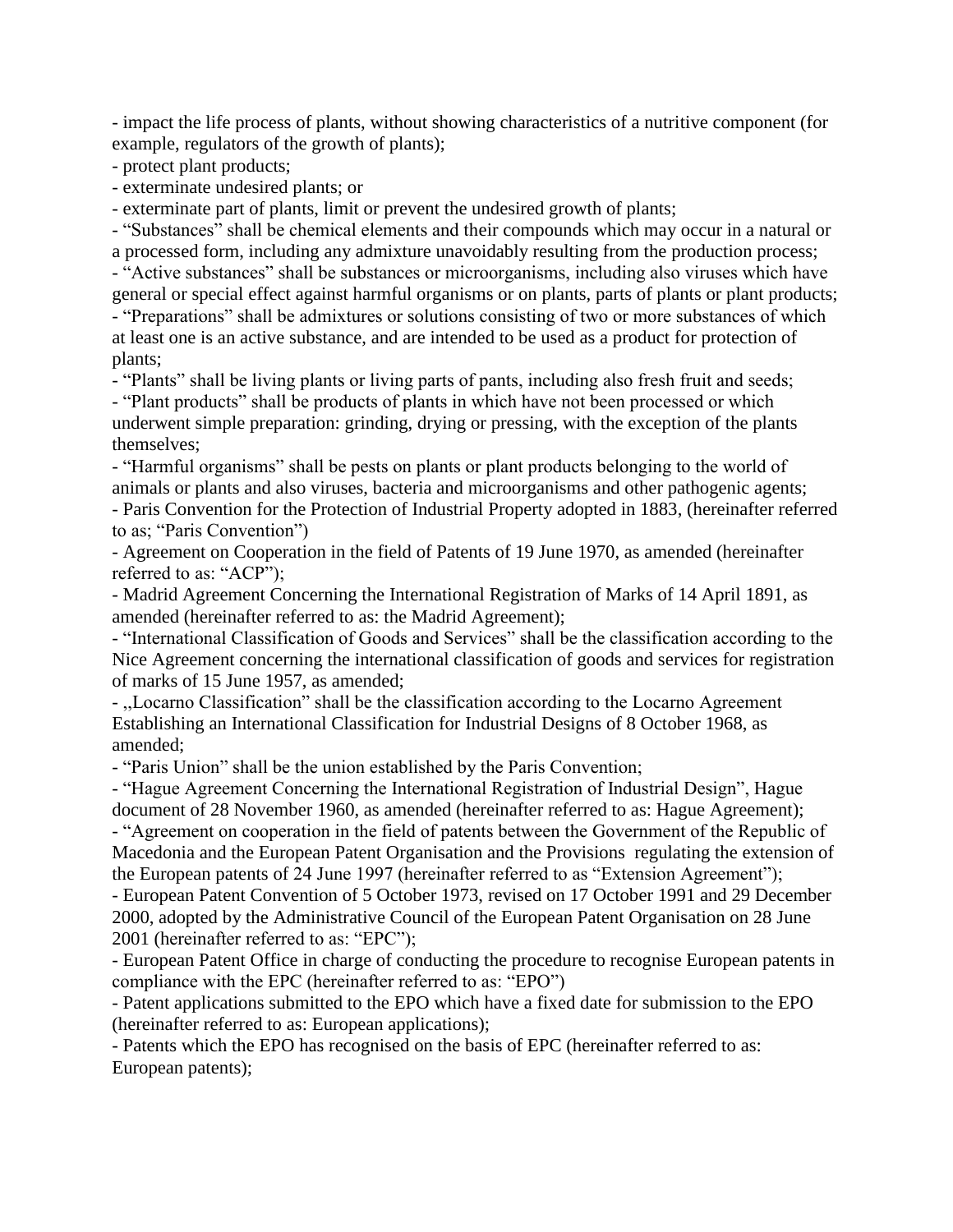- impact the life process of plants, without showing characteristics of a nutritive component (for example, regulators of the growth of plants);
- protect plant products;
- exterminate undesired plants; or
- exterminate part of plants, limit or prevent the undesired growth of plants;
- “Substances” shall be chemical elements and their compounds which may occur in a natural or a processed form, including any admixture unavoidably resulting from the production process;
- “Active substances” shall be substances or microorganisms, including also viruses which have general or special effect against harmful organisms or on plants, parts of plants or plant products;
- “Preparations” shall be admixtures or solutions consisting of two or more substances of which at least one is an active substance, and are intended to be used as a product for protection of plants;
- “Plants” shall be living plants or living parts of pants, including also fresh fruit and seeds;
- “Plant products” shall be products of plants in which have not been processed or which underwent simple preparation: grinding, drying or pressing, with the exception of the plants themselves;
- “Harmful organisms” shall be pests on plants or plant products belonging to the world of animals or plants and also viruses, bacteria and microorganisms and other pathogenic agents;
- Paris Convention for the Protection of Industrial Property adopted in 1883, (hereinafter referred to as; “Paris Convention”)
- Agreement on Cooperation in the field of Patents of 19 June 1970, as amended (hereinafter referred to as: “ACP”);
- Madrid Agreement Concerning the International Registration of Marks of 14 April 1891, as amended (hereinafter referred to as: the Madrid Agreement);
- “International Classification of Goods and Services” shall be the classification according to the Nice Agreement concerning the international classification of goods and services for registration of marks of 15 June 1957, as amended;
- ,,Locarno Classification” shall be the classification according to the Locarno Agreement Establishing an International Classification for Industrial Designs of 8 October 1968, as amended;
- “Paris Union” shall be the union established by the Paris Convention;
- “Hague Agreement Concerning the International Registration of Industrial Design”, Hague document of 28 November 1960, as amended (hereinafter referred to as: Hague Agreement);
- “Agreement on cooperation in the field of patents between the Government of the Republic of Macedonia and the European Patent Organisation and the Provisions regulating the extension of the European patents of 24 June 1997 (hereinafter referred to as “Extension Agreement”);
- European Patent Convention of 5 October 1973, revised on 17 October 1991 and 29 December 2000, adopted by the Administrative Council of the European Patent Organisation on 28 June 2001 (hereinafter referred to as: “EPC”);
- European Patent Office in charge of conducting the procedure to recognise European patents in compliance with the EPC (hereinafter referred to as: “EPO”)
- Patent applications submitted to the EPO which have a fixed date for submission to the EPO (hereinafter referred to as: European applications);
- Patents which the EPO has recognised on the basis of EPC (hereinafter referred to as: European patents);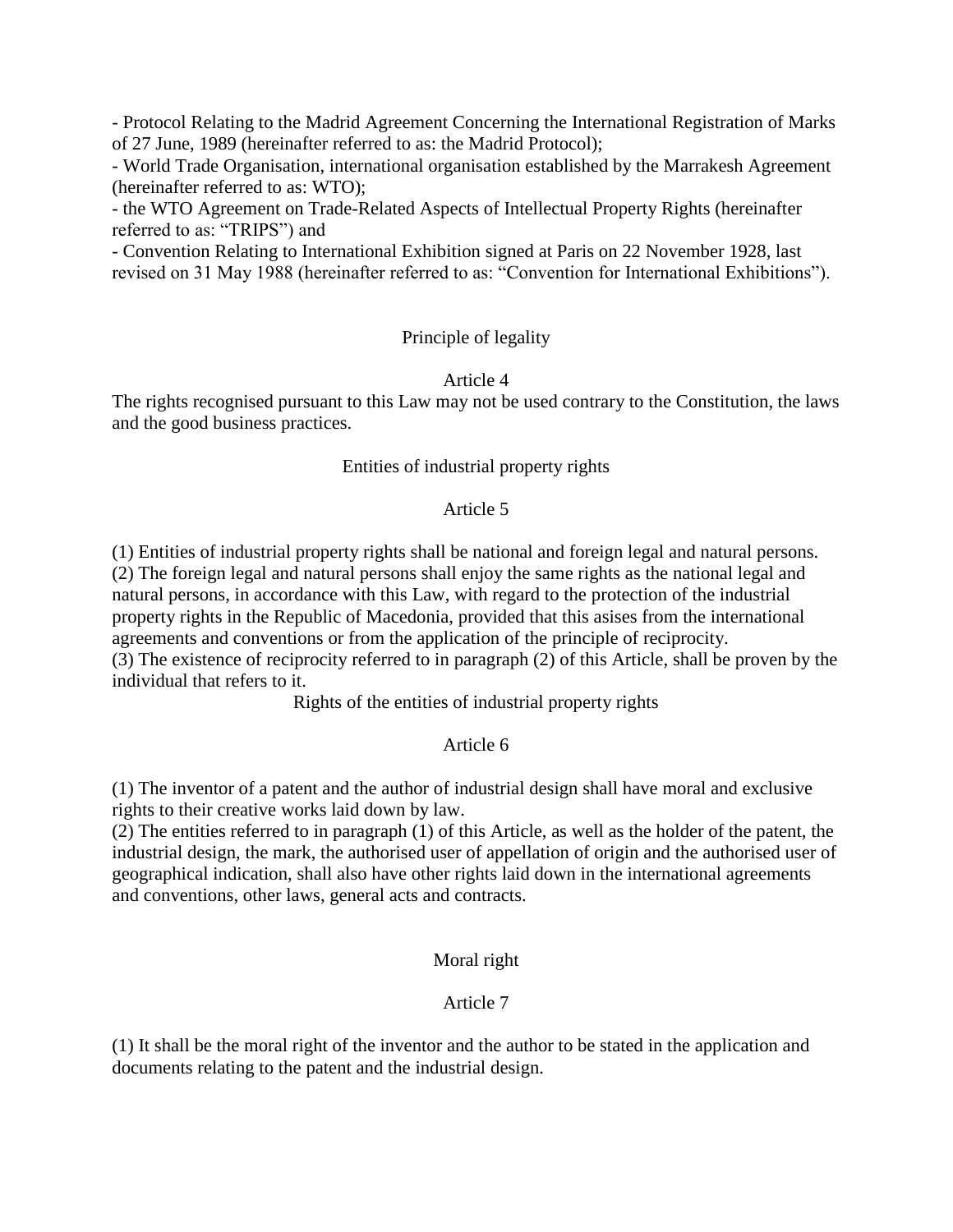- Protocol Relating to the Madrid Agreement Concerning the International Registration of Marks of 27 June, 1989 (hereinafter referred to as: the Madrid Protocol);
- World Trade Organisation, international organisation established by the Marrakesh Agreement (hereinafter referred to as: WTO);
- the WTO Agreement on Trade-Related Aspects of Intellectual Property Rights (hereinafter referred to as: "TRIPS") and
- Convention Relating to International Exhibition signed at Paris on 22 November 1928, last revised on 31 May 1988 (hereinafter referred to as: "Convention for International Exhibitions").

### Principle of legality

### Article 4

The rights recognised pursuant to this Law may not be used contrary to the Constitution, the laws and the good business practices.

### Entities of industrial property rights

### Article 5

(1) Entities of industrial property rights shall be national and foreign legal and natural persons.
(2) The foreign legal and natural persons shall enjoy the same rights as the national legal and natural persons, in accordance with this Law, with regard to the protection of the industrial property rights in the Republic of Macedonia, provided that this asises from the international agreements and conventions or from the application of the principle of reciprocity.
(3) The existence of reciprocity referred to in paragraph (2) of this Article, shall be proven by the individual that refers to it.

### Rights of the entities of industrial property rights

### Article 6

(1) The inventor of a patent and the author of industrial design shall have moral and exclusive rights to their creative works laid down by law.
(2) The entities referred to in paragraph (1) of this Article, as well as the holder of the patent, the industrial design, the mark, the authorised user of appellation of origin and the authorised user of geographical indication, shall also have other rights laid down in the international agreements and conventions, other laws, general acts and contracts.

### Moral right

### Article 7

(1) It shall be the moral right of the inventor and the author to be stated in the application and documents relating to the patent and the industrial design.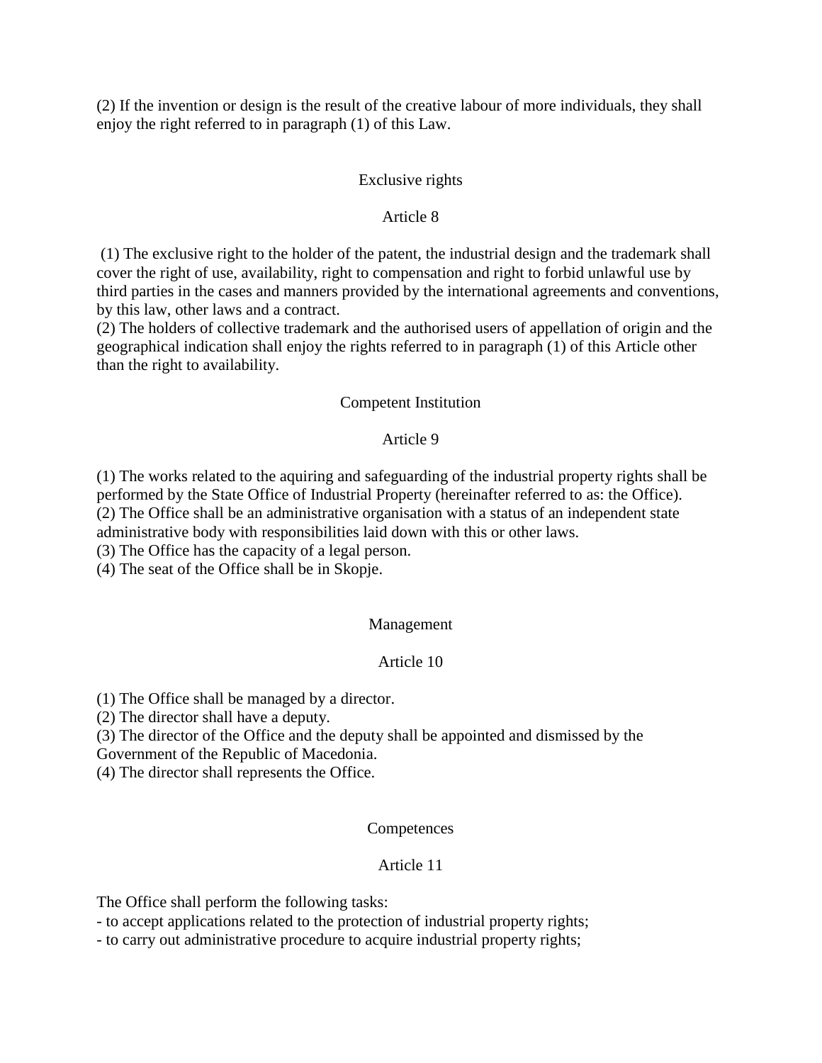(2) If the invention or design is the result of the creative labour of more individuals, they shall enjoy the right referred to in paragraph (1) of this Law.

Exclusive rights

Article 8

(1) The exclusive right to the holder of the patent, the industrial design and the trademark shall cover the right of use, availability, right to compensation and right to forbid unlawful use by third parties in the cases and manners provided by the international agreements and conventions, by this law, other laws and a contract.
(2) The holders of collective trademark and the authorised users of appellation of origin and the geographical indication shall enjoy the rights referred to in paragraph (1) of this Article other than the right to availability.

Competent Institution

Article 9

(1) The works related to the aquiring and safeguarding of the industrial property rights shall be performed by the State Office of Industrial Property (hereinafter referred to as: the Office).
(2) The Office shall be an administrative organisation with a status of an independent state administrative body with responsibilities laid down with this or other laws.
(3) The Office has the capacity of a legal person.
(4) The seat of the Office shall be in Skopje.

Management

Article 10

(1) The Office shall be managed by a director.
(2) The director shall have a deputy.
(3) The director of the Office and the deputy shall be appointed and dismissed by the Government of the Republic of Macedonia.
(4) The director shall represents the Office.

Competences

Article 11

The Office shall perform the following tasks:
- to accept applications related to the protection of industrial property rights;
- to carry out administrative procedure to acquire industrial property rights;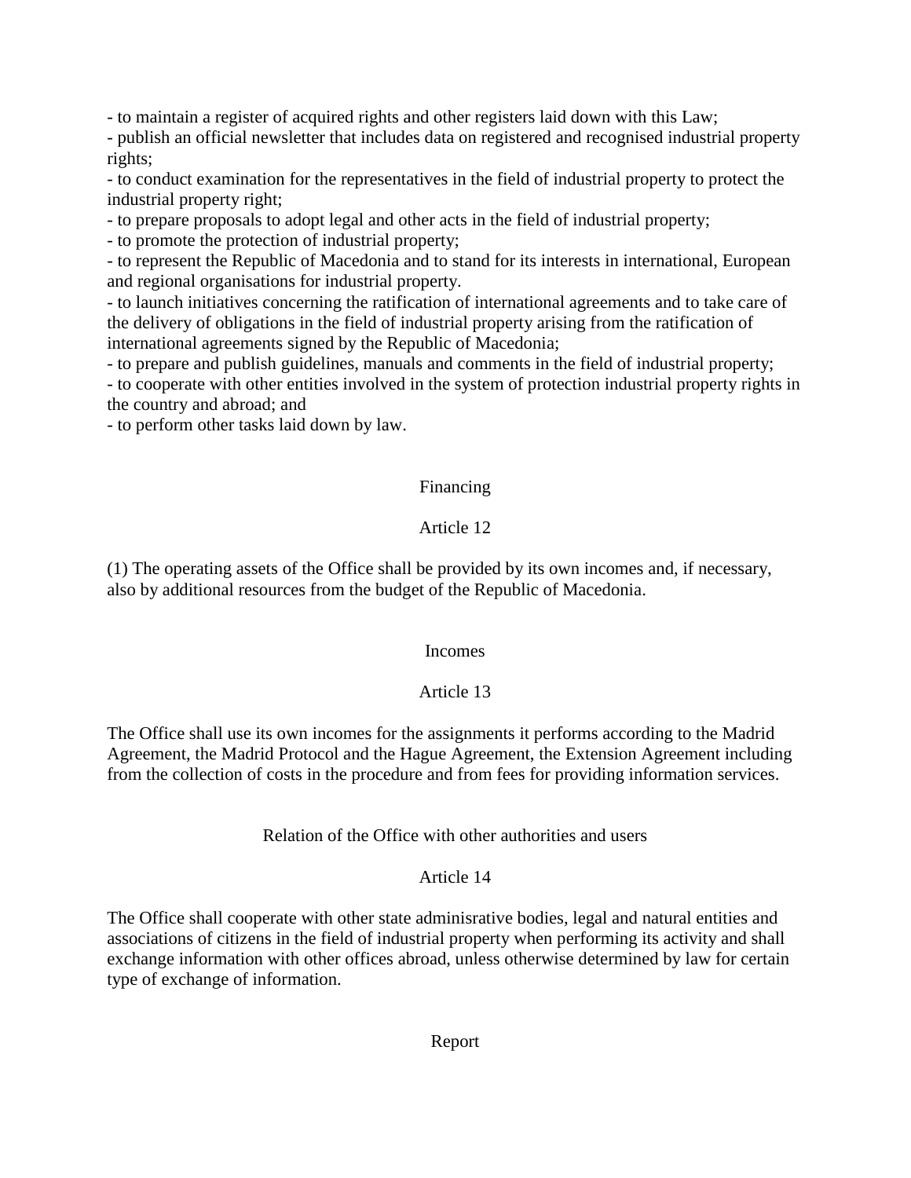- to maintain a register of acquired rights and other registers laid down with this Law;
- publish an official newsletter that includes data on registered and recognised industrial property rights;
- to conduct examination for the representatives in the field of industrial property to protect the industrial property right;
- to prepare proposals to adopt legal and other acts in the field of industrial property;
- to promote the protection of industrial property;
- to represent the Republic of Macedonia and to stand for its interests in international, European and regional organisations for industrial property.
- to launch initiatives concerning the ratification of international agreements and to take care of the delivery of obligations in the field of industrial property arising from the ratification of international agreements signed by the Republic of Macedonia;
- to prepare and publish guidelines, manuals and comments in the field of industrial property;
- to cooperate with other entities involved in the system of protection industrial property rights in the country and abroad; and
- to perform other tasks laid down by law.

Financing

Article 12

(1) The operating assets of the Office shall be provided by its own incomes and, if necessary, also by additional resources from the budget of the Republic of Macedonia.

Incomes

Article 13

The Office shall use its own incomes for the assignments it performs according to the Madrid Agreement, the Madrid Protocol and the Hague Agreement, the Extension Agreement including from the collection of costs in the procedure and from fees for providing information services.

Relation of the Office with other authorities and users

Article 14

The Office shall cooperate with other state adminisrative bodies, legal and natural entities and associations of citizens in the field of industrial property when performing its activity and shall exchange information with other offices abroad, unless otherwise determined by law for certain type of exchange of information.

Report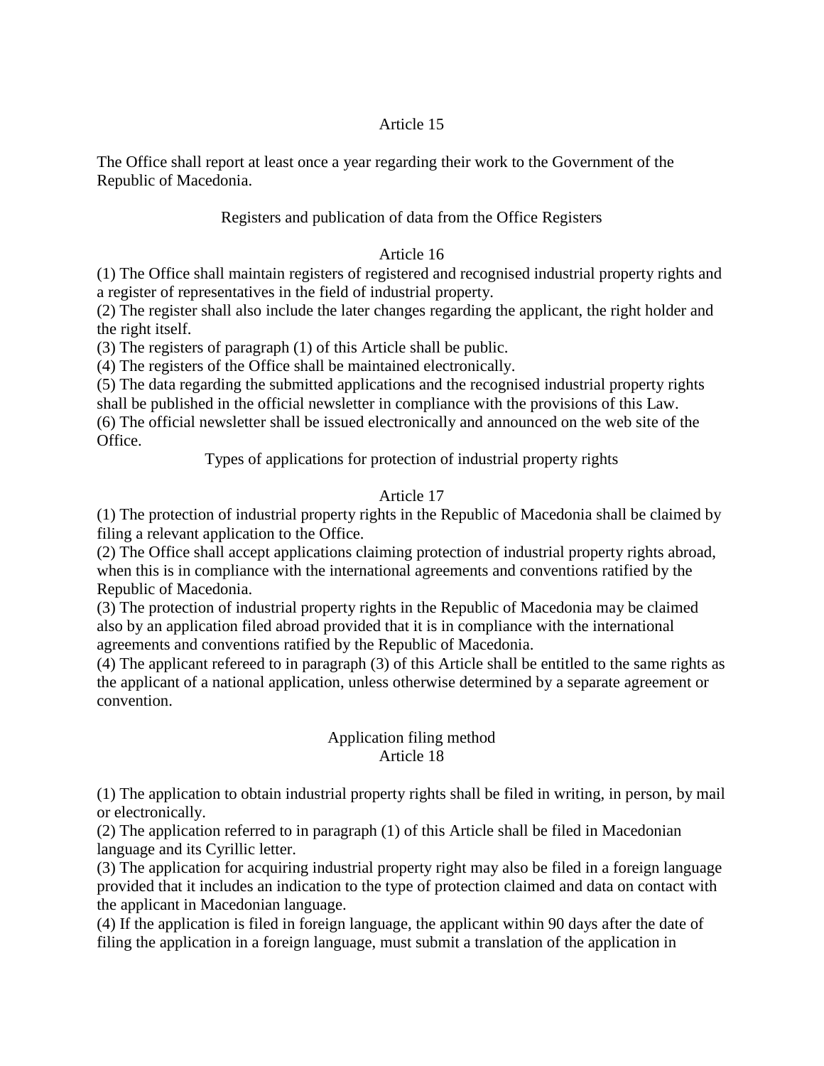### Article 15

The Office shall report at least once a year regarding their work to the Government of the Republic of Macedonia.

## Registers and publication of data from the Office Registers

### Article 16

(1) The Office shall maintain registers of registered and recognised industrial property rights and a register of representatives in the field of industrial property.
(2) The register shall also include the later changes regarding the applicant, the right holder and the right itself.
(3) The registers of paragraph (1) of this Article shall be public.
(4) The registers of the Office shall be maintained electronically.
(5) The data regarding the submitted applications and the recognised industrial property rights shall be published in the official newsletter in compliance with the provisions of this Law.
(6) The official newsletter shall be issued electronically and announced on the web site of the Office.

## Types of applications for protection of industrial property rights

### Article 17

(1) The protection of industrial property rights in the Republic of Macedonia shall be claimed by filing a relevant application to the Office.
(2) The Office shall accept applications claiming protection of industrial property rights abroad, when this is in compliance with the international agreements and conventions ratified by the Republic of Macedonia.
(3) The protection of industrial property rights in the Republic of Macedonia may be claimed also by an application filed abroad provided that it is in compliance with the international agreements and conventions ratified by the Republic of Macedonia.
(4) The applicant refereed to in paragraph (3) of this Article shall be entitled to the same rights as the applicant of a national application, unless otherwise determined by a separate agreement or convention.

## Application filing method

### Article 18

(1) The application to obtain industrial property rights shall be filed in writing, in person, by mail or electronically.
(2) The application referred to in paragraph (1) of this Article shall be filed in Macedonian language and its Cyrillic letter.
(3) The application for acquiring industrial property right may also be filed in a foreign language provided that it includes an indication to the type of protection claimed and data on contact with the applicant in Macedonian language.
(4) If the application is filed in foreign language, the applicant within 90 days after the date of filing the application in a foreign language, must submit a translation of the application in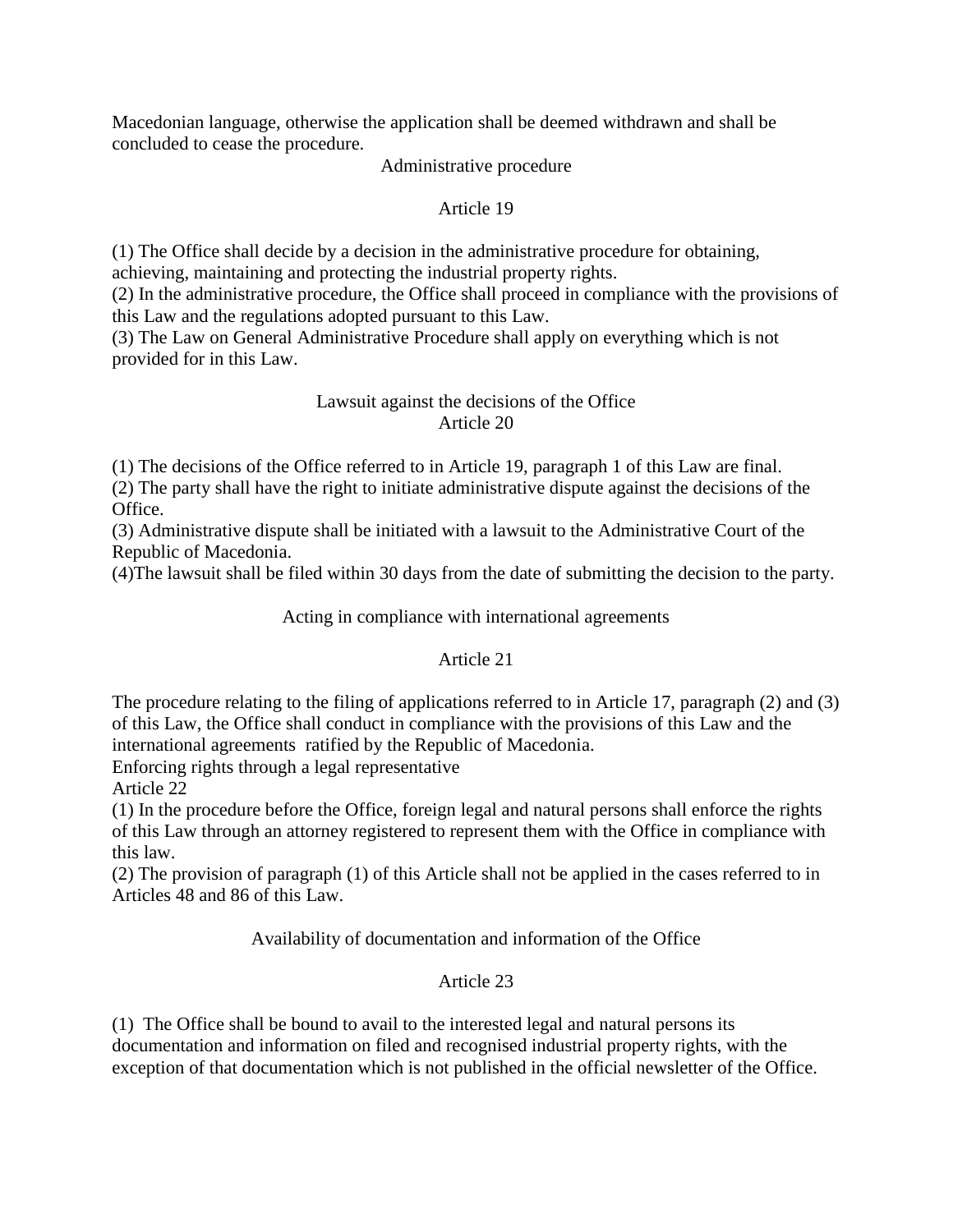Macedonian language, otherwise the application shall be deemed withdrawn and shall be concluded to cease the procedure.

### Administrative procedure

### Article 19

(1) The Office shall decide by a decision in the administrative procedure for obtaining, achieving, maintaining and protecting the industrial property rights.
(2) In the administrative procedure, the Office shall proceed in compliance with the provisions of this Law and the regulations adopted pursuant to this Law.
(3) The Law on General Administrative Procedure shall apply on everything which is not provided for in this Law.

### Lawsuit against the decisions of the Office
### Article 20

(1) The decisions of the Office referred to in Article 19, paragraph 1 of this Law are final.
(2) The party shall have the right to initiate administrative dispute against the decisions of the Office.
(3) Administrative dispute shall be initiated with a lawsuit to the Administrative Court of the Republic of Macedonia.
(4)The lawsuit shall be filed within 30 days from the date of submitting the decision to the party.

### Acting in compliance with international agreements

### Article 21

The procedure relating to the filing of applications referred to in Article 17, paragraph (2) and (3) of this Law, the Office shall conduct in compliance with the provisions of this Law and the international agreements ratified by the Republic of Macedonia.

### Enforcing rights through a legal representative
### Article 22

(1) In the procedure before the Office, foreign legal and natural persons shall enforce the rights of this Law through an attorney registered to represent them with the Office in compliance with this law.
(2) The provision of paragraph (1) of this Article shall not be applied in the cases referred to in Articles 48 and 86 of this Law.

### Availability of documentation and information of the Office

### Article 23

(1) The Office shall be bound to avail to the interested legal and natural persons its documentation and information on filed and recognised industrial property rights, with the exception of that documentation which is not published in the official newsletter of the Office.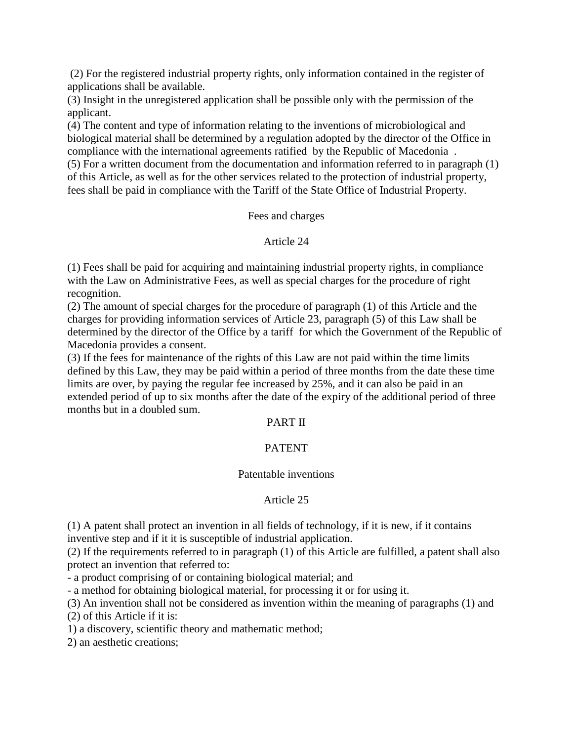(2) For the registered industrial property rights, only information contained in the register of applications shall be available.
(3) Insight in the unregistered application shall be possible only with the permission of the applicant.
(4) The content and type of information relating to the inventions of microbiological and biological material shall be determined by a regulation adopted by the director of the Office in compliance with the international agreements ratified by the Republic of Macedonia .
(5) For a written document from the documentation and information referred to in paragraph (1) of this Article, as well as for the other services related to the protection of industrial property, fees shall be paid in compliance with the Tariff of the State Office of Industrial Property.

Fees and charges

Article 24

(1) Fees shall be paid for acquiring and maintaining industrial property rights, in compliance with the Law on Administrative Fees, as well as special charges for the procedure of right recognition.
(2) The amount of special charges for the procedure of paragraph (1) of this Article and the charges for providing information services of Article 23, paragraph (5) of this Law shall be determined by the director of the Office by a tariff for which the Government of the Republic of Macedonia provides a consent.
(3) If the fees for maintenance of the rights of this Law are not paid within the time limits defined by this Law, they may be paid within a period of three months from the date these time limits are over, by paying the regular fee increased by 25%, and it can also be paid in an extended period of up to six months after the date of the expiry of the additional period of three months but in a doubled sum.

## PART II

## PATENT

Patentable inventions

Article 25

(1) A patent shall protect an invention in all fields of technology, if it is new, if it contains inventive step and if it it is susceptible of industrial application.
(2) If the requirements referred to in paragraph (1) of this Article are fulfilled, a patent shall also protect an invention that referred to:
- a product comprising of or containing biological material; and
- a method for obtaining biological material, for processing it or for using it.
(3) An invention shall not be considered as invention within the meaning of paragraphs (1) and (2) of this Article if it is:
1) a discovery, scientific theory and mathematic method;
2) an aesthetic creations;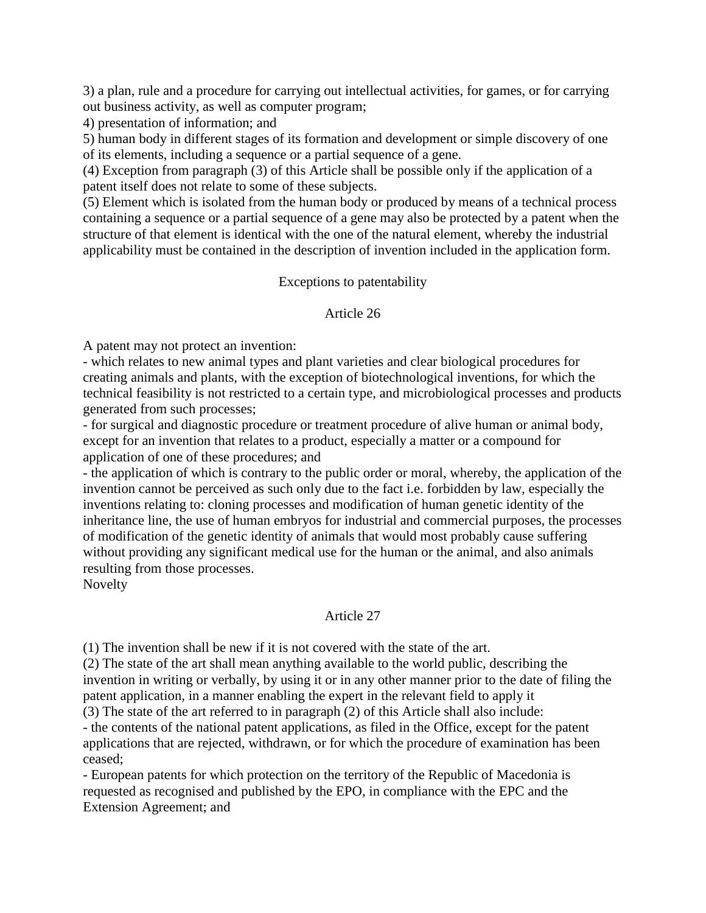3) a plan, rule and a procedure for carrying out intellectual activities, for games, or for carrying out business activity, as well as computer program;
4) presentation of information; and
5) human body in different stages of its formation and development or simple discovery of one of its elements, including a sequence or a partial sequence of a gene.
(4) Exception from paragraph (3) of this Article shall be possible only if the application of a patent itself does not relate to some of these subjects.
(5) Element which is isolated from the human body or produced by means of a technical process containing a sequence or a partial sequence of a gene may also be protected by a patent when the structure of that element is identical with the one of the natural element, whereby the industrial applicability must be contained in the description of invention included in the application form.

Exceptions to patentability

Article 26

A patent may not protect an invention:
- which relates to new animal types and plant varieties and clear biological procedures for creating animals and plants, with the exception of biotechnological inventions, for which the technical feasibility is not restricted to a certain type, and microbiological processes and products generated from such processes;
- for surgical and diagnostic procedure or treatment procedure of alive human or animal body, except for an invention that relates to a product, especially a matter or a compound for application of one of these procedures; and
- the application of which is contrary to the public order or moral, whereby, the application of the invention cannot be perceived as such only due to the fact i.e. forbidden by law, especially the inventions relating to: cloning processes and modification of human genetic identity of the inheritance line, the use of human embryos for industrial and commercial purposes, the processes of modification of the genetic identity of animals that would most probably cause suffering without providing any significant medical use for the human or the animal, and also animals resulting from those processes.

Novelty

Article 27

(1) The invention shall be new if it is not covered with the state of the art.
(2) The state of the art shall mean anything available to the world public, describing the invention in writing or verbally, by using it or in any other manner prior to the date of filing the patent application, in a manner enabling the expert in the relevant field to apply it
(3) The state of the art referred to in paragraph (2) of this Article shall also include:
- the contents of the national patent applications, as filed in the Office, except for the patent applications that are rejected, withdrawn, or for which the procedure of examination has been ceased;
- European patents for which protection on the territory of the Republic of Macedonia is requested as recognised and published by the EPO, in compliance with the EPC and the Extension Agreement; and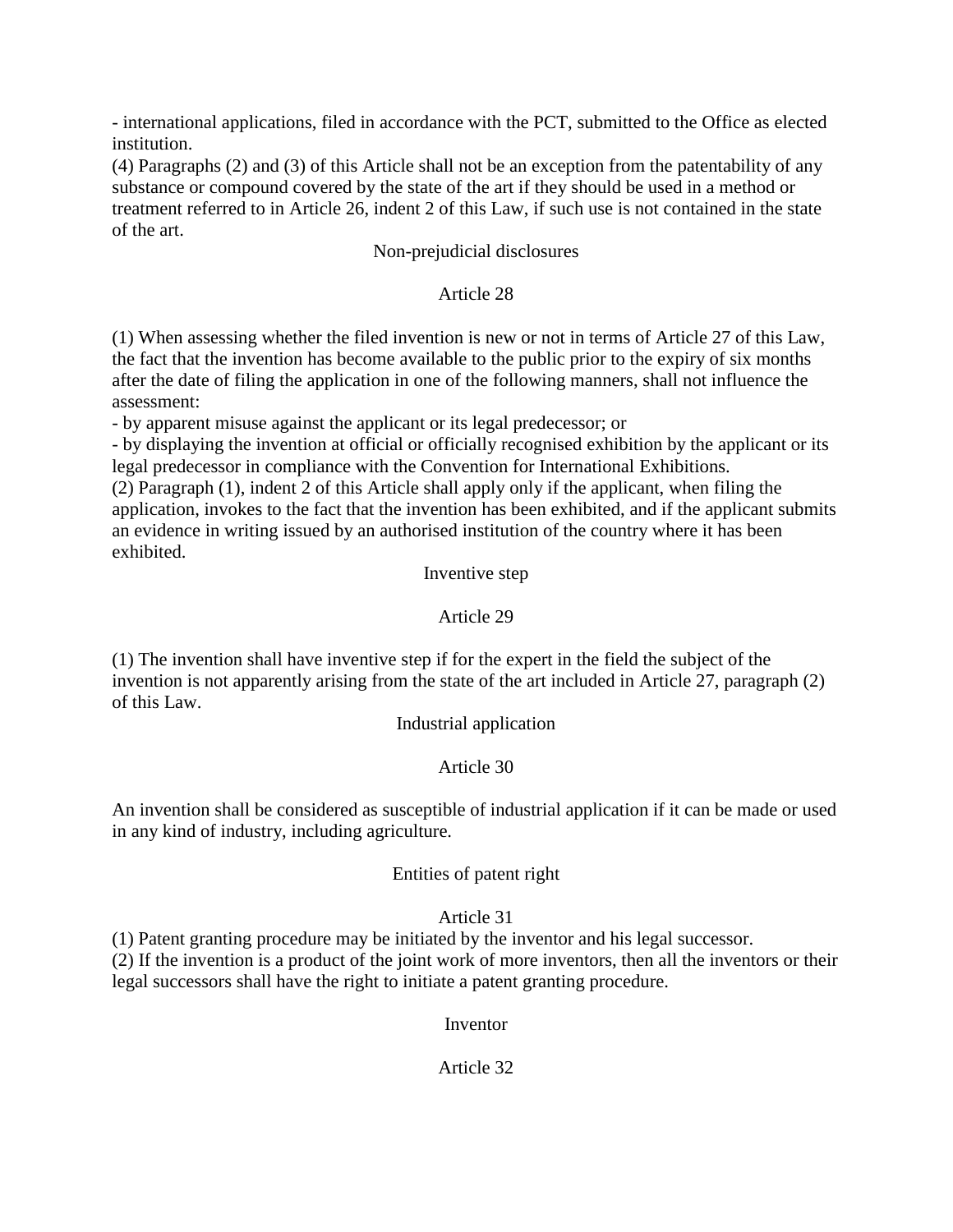- international applications, filed in accordance with the PCT, submitted to the Office as elected institution.

(4) Paragraphs (2) and (3) of this Article shall not be an exception from the patentability of any substance or compound covered by the state of the art if they should be used in a method or treatment referred to in Article 26, indent 2 of this Law, if such use is not contained in the state of the art.

### Non-prejudicial disclosures

### Article 28

(1) When assessing whether the filed invention is new or not in terms of Article 27 of this Law, the fact that the invention has become available to the public prior to the expiry of six months after the date of filing the application in one of the following manners, shall not influence the assessment:

- by apparent misuse against the applicant or its legal predecessor; or
- by displaying the invention at official or officially recognised exhibition by the applicant or its legal predecessor in compliance with the Convention for International Exhibitions.

(2) Paragraph (1), indent 2 of this Article shall apply only if the applicant, when filing the application, invokes to the fact that the invention has been exhibited, and if the applicant submits an evidence in writing issued by an authorised institution of the country where it has been exhibited.

### Inventive step

### Article 29

(1) The invention shall have inventive step if for the expert in the field the subject of the invention is not apparently arising from the state of the art included in Article 27, paragraph (2) of this Law.

### Industrial application

### Article 30

An invention shall be considered as susceptible of industrial application if it can be made or used in any kind of industry, including agriculture.

### Entities of patent right

### Article 31

(1) Patent granting procedure may be initiated by the inventor and his legal successor.

(2) If the invention is a product of the joint work of more inventors, then all the inventors or their legal successors shall have the right to initiate a patent granting procedure.

### Inventor

### Article 32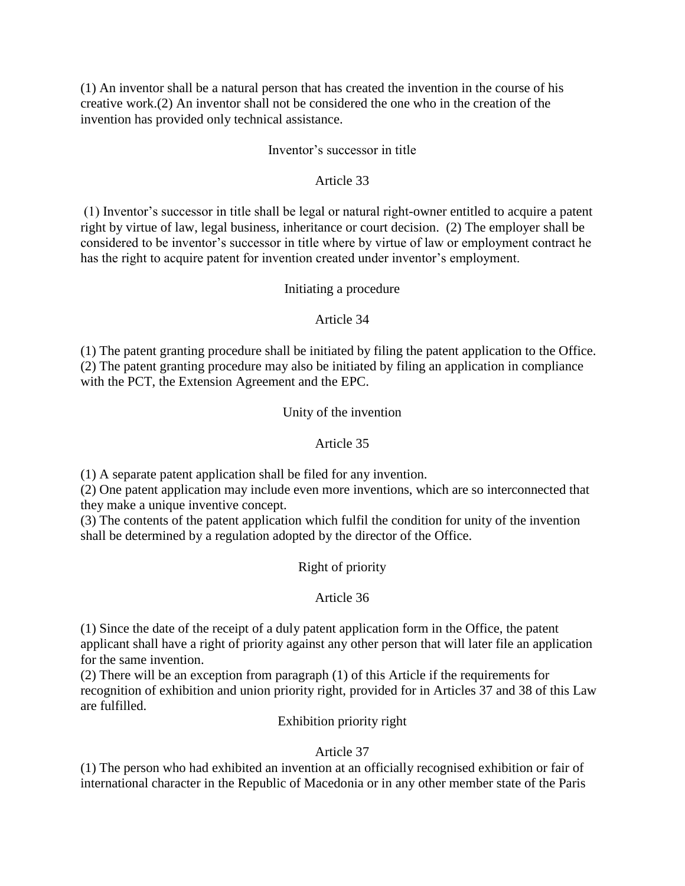(1) An inventor shall be a natural person that has created the invention in the course of his creative work.(2) An inventor shall not be considered the one who in the creation of the invention has provided only technical assistance.

### Inventor's successor in title

### Article 33

(1) Inventor's successor in title shall be legal or natural right-owner entitled to acquire a patent right by virtue of law, legal business, inheritance or court decision. (2) The employer shall be considered to be inventor's successor in title where by virtue of law or employment contract he has the right to acquire patent for invention created under inventor's employment.

### Initiating a procedure

### Article 34

(1) The patent granting procedure shall be initiated by filing the patent application to the Office.
(2) The patent granting procedure may also be initiated by filing an application in compliance with the PCT, the Extension Agreement and the EPC.

### Unity of the invention

### Article 35

(1) A separate patent application shall be filed for any invention.
(2) One patent application may include even more inventions, which are so interconnected that they make a unique inventive concept.
(3) The contents of the patent application which fulfil the condition for unity of the invention shall be determined by a regulation adopted by the director of the Office.

### Right of priority

### Article 36

(1) Since the date of the receipt of a duly patent application form in the Office, the patent applicant shall have a right of priority against any other person that will later file an application for the same invention.
(2) There will be an exception from paragraph (1) of this Article if the requirements for recognition of exhibition and union priority right, provided for in Articles 37 and 38 of this Law are fulfilled.

### Exhibition priority right

### Article 37

(1) The person who had exhibited an invention at an officially recognised exhibition or fair of international character in the Republic of Macedonia or in any other member state of the Paris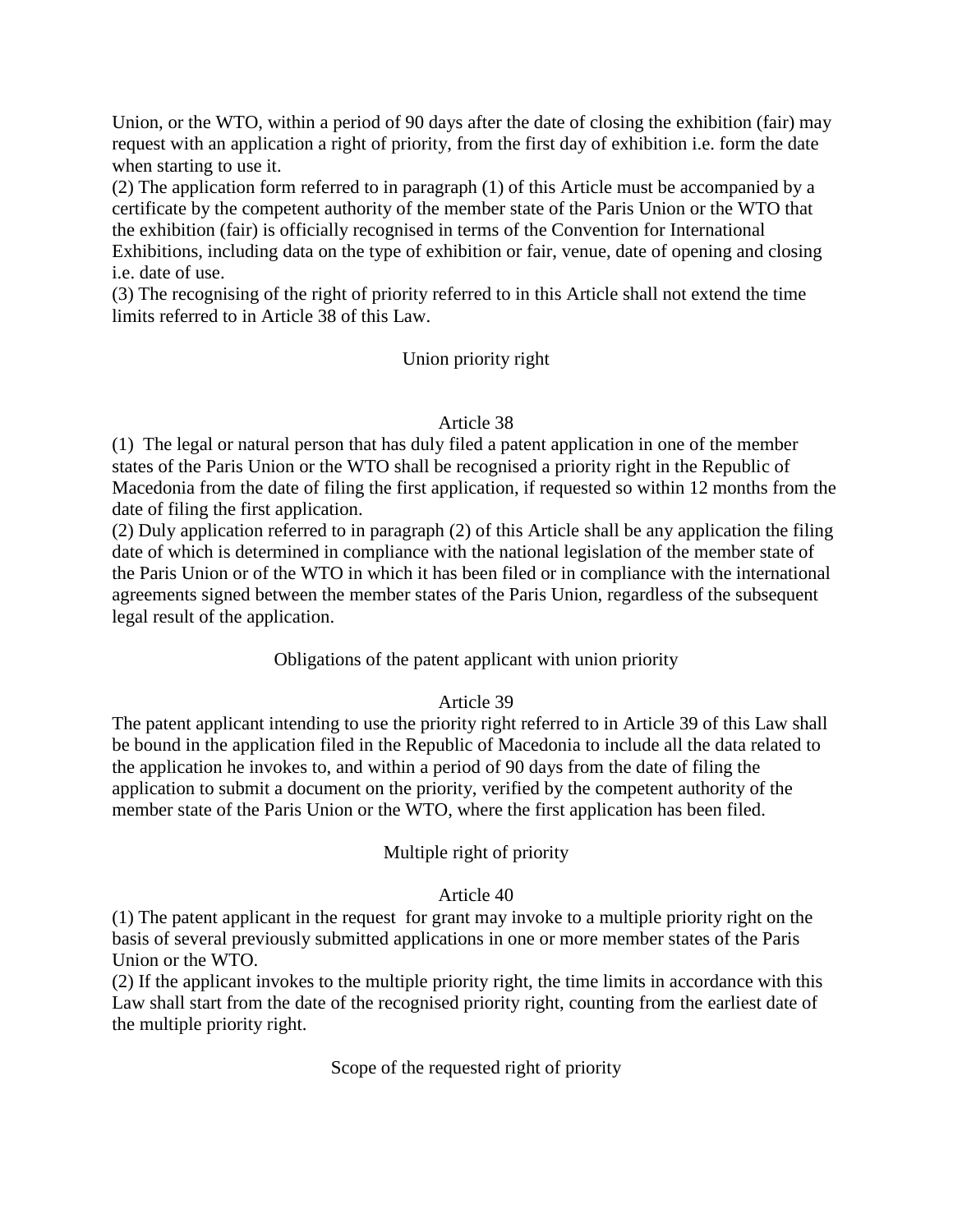Union, or the WTO, within a period of 90 days after the date of closing the exhibition (fair) may request with an application a right of priority, from the first day of exhibition i.e. form the date when starting to use it.

(2) The application form referred to in paragraph (1) of this Article must be accompanied by a certificate by the competent authority of the member state of the Paris Union or the WTO that the exhibition (fair) is officially recognised in terms of the Convention for International Exhibitions, including data on the type of exhibition or fair, venue, date of opening and closing i.e. date of use.

(3) The recognising of the right of priority referred to in this Article shall not extend the time limits referred to in Article 38 of this Law.

Union priority right

Article 38

(1) The legal or natural person that has duly filed a patent application in one of the member states of the Paris Union or the WTO shall be recognised a priority right in the Republic of Macedonia from the date of filing the first application, if requested so within 12 months from the date of filing the first application.

(2) Duly application referred to in paragraph (2) of this Article shall be any application the filing date of which is determined in compliance with the national legislation of the member state of the Paris Union or of the WTO in which it has been filed or in compliance with the international agreements signed between the member states of the Paris Union, regardless of the subsequent legal result of the application.

Obligations of the patent applicant with union priority

Article 39

The patent applicant intending to use the priority right referred to in Article 39 of this Law shall be bound in the application filed in the Republic of Macedonia to include all the data related to the application he invokes to, and within a period of 90 days from the date of filing the application to submit a document on the priority, verified by the competent authority of the member state of the Paris Union or the WTO, where the first application has been filed.

Multiple right of priority

Article 40

(1) The patent applicant in the request for grant may invoke to a multiple priority right on the basis of several previously submitted applications in one or more member states of the Paris Union or the WTO.

(2) If the applicant invokes to the multiple priority right, the time limits in accordance with this Law shall start from the date of the recognised priority right, counting from the earliest date of the multiple priority right.

Scope of the requested right of priority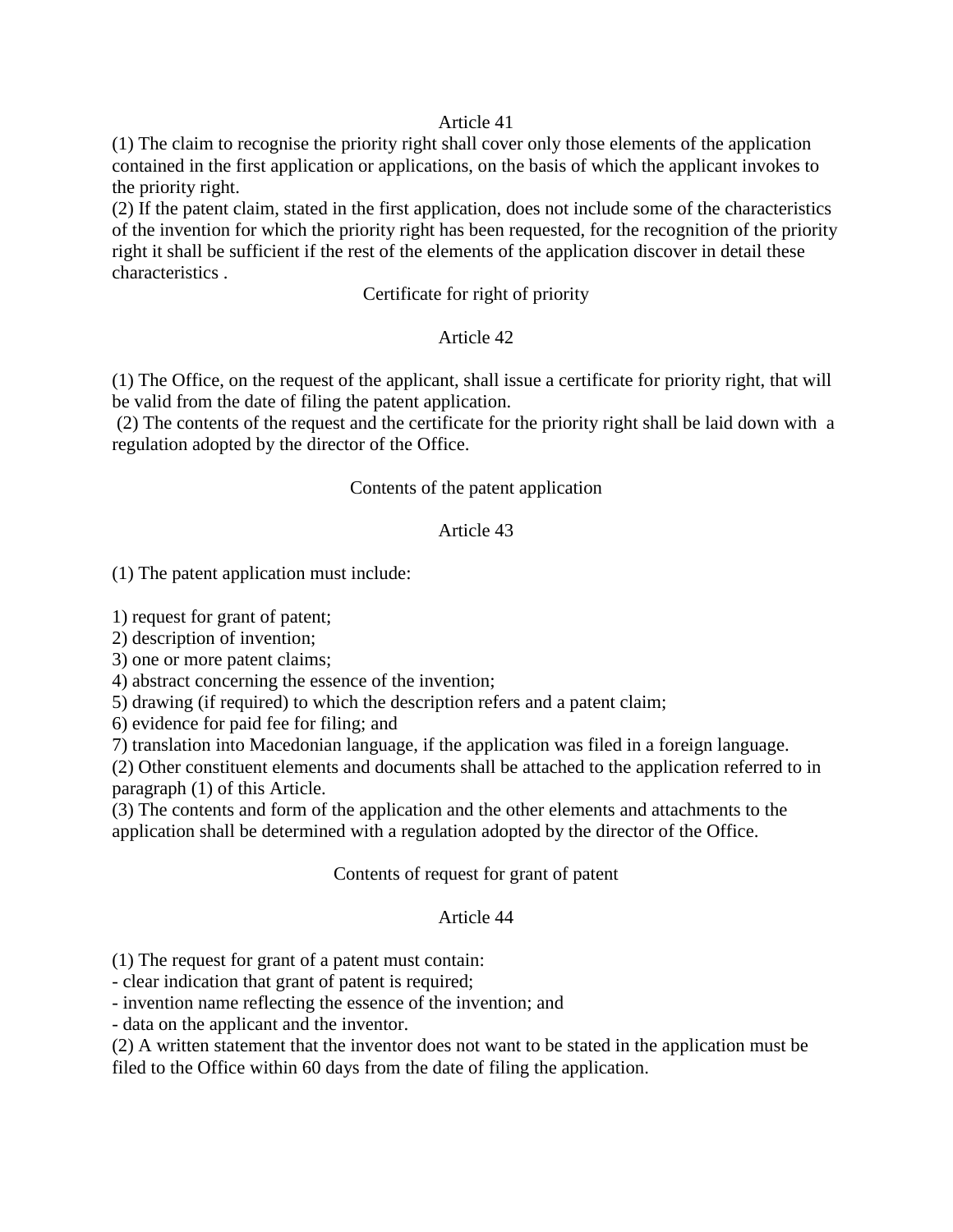### Article 41

(1) The claim to recognise the priority right shall cover only those elements of the application contained in the first application or applications, on the basis of which the applicant invokes to the priority right.

(2) If the patent claim, stated in the first application, does not include some of the characteristics of the invention for which the priority right has been requested, for the recognition of the priority right it shall be sufficient if the rest of the elements of the application discover in detail these characteristics .

## Certificate for right of priority

### Article 42

(1) The Office, on the request of the applicant, shall issue a certificate for priority right, that will be valid from the date of filing the patent application.

(2) The contents of the request and the certificate for the priority right shall be laid down with a regulation adopted by the director of the Office.

## Contents of the patent application

### Article 43

(1) The patent application must include:

1) request for grant of patent;
2) description of invention;
3) one or more patent claims;
4) abstract concerning the essence of the invention;
5) drawing (if required) to which the description refers and a patent claim;
6) evidence for paid fee for filing; and
7) translation into Macedonian language, if the application was filed in a foreign language.

(2) Other constituent elements and documents shall be attached to the application referred to in paragraph (1) of this Article.

(3) The contents and form of the application and the other elements and attachments to the application shall be determined with a regulation adopted by the director of the Office.

## Contents of request for grant of patent

### Article 44

(1) The request for grant of a patent must contain:

- clear indication that grant of patent is required;
- invention name reflecting the essence of the invention; and
- data on the applicant and the inventor.

(2) A written statement that the inventor does not want to be stated in the application must be filed to the Office within 60 days from the date of filing the application.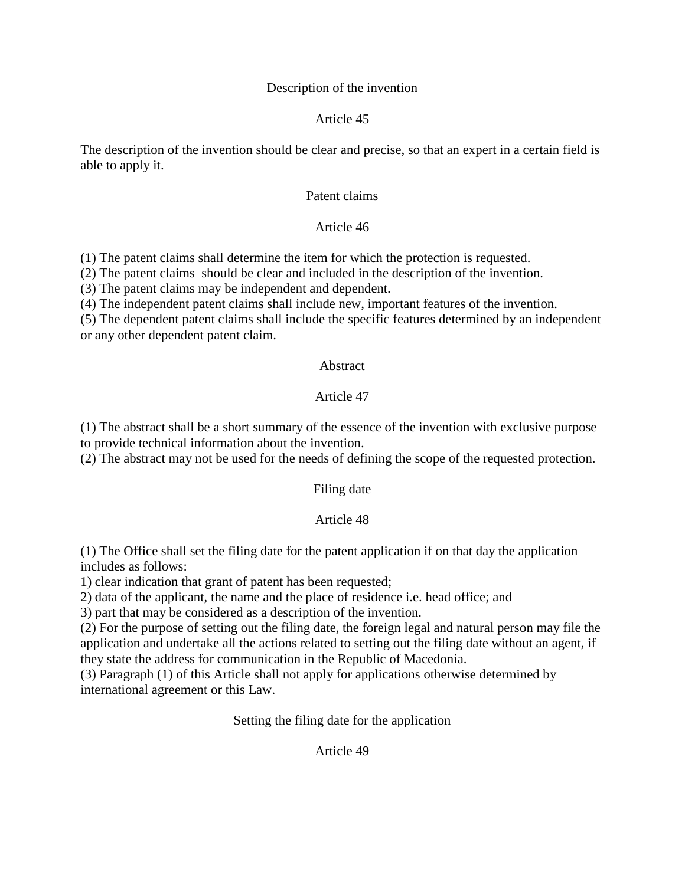### Description of the invention

### Article 45

The description of the invention should be clear and precise, so that an expert in a certain field is able to apply it.

### Patent claims

### Article 46

(1) The patent claims shall determine the item for which the protection is requested.
(2) The patent claims should be clear and included in the description of the invention.
(3) The patent claims may be independent and dependent.
(4) The independent patent claims shall include new, important features of the invention.
(5) The dependent patent claims shall include the specific features determined by an independent or any other dependent patent claim.

### Abstract

### Article 47

(1) The abstract shall be a short summary of the essence of the invention with exclusive purpose to provide technical information about the invention.
(2) The abstract may not be used for the needs of defining the scope of the requested protection.

### Filing date

### Article 48

(1) The Office shall set the filing date for the patent application if on that day the application includes as follows:
1) clear indication that grant of patent has been requested;
2) data of the applicant, the name and the place of residence i.e. head office; and
3) part that may be considered as a description of the invention.
(2) For the purpose of setting out the filing date, the foreign legal and natural person may file the application and undertake all the actions related to setting out the filing date without an agent, if they state the address for communication in the Republic of Macedonia.
(3) Paragraph (1) of this Article shall not apply for applications otherwise determined by international agreement or this Law.

### Setting the filing date for the application

### Article 49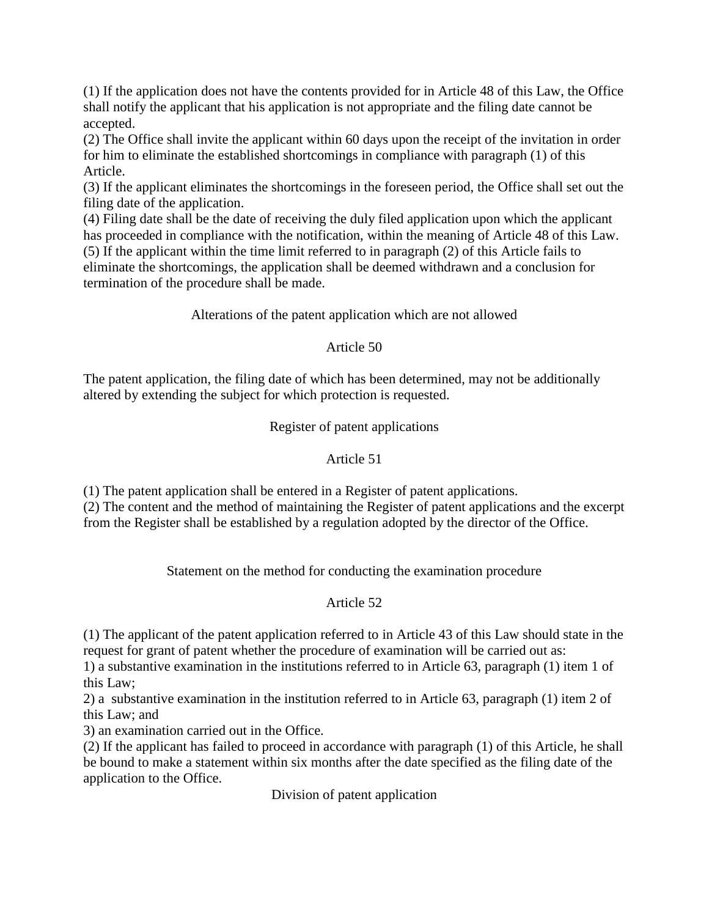(1) If the application does not have the contents provided for in Article 48 of this Law, the Office shall notify the applicant that his application is not appropriate and the filing date cannot be accepted.
(2) The Office shall invite the applicant within 60 days upon the receipt of the invitation in order for him to eliminate the established shortcomings in compliance with paragraph (1) of this Article.
(3) If the applicant eliminates the shortcomings in the foreseen period, the Office shall set out the filing date of the application.
(4) Filing date shall be the date of receiving the duly filed application upon which the applicant has proceeded in compliance with the notification, within the meaning of Article 48 of this Law.
(5) If the applicant within the time limit referred to in paragraph (2) of this Article fails to eliminate the shortcomings, the application shall be deemed withdrawn and a conclusion for termination of the procedure shall be made.

### Alterations of the patent application which are not allowed

### Article 50

The patent application, the filing date of which has been determined, may not be additionally altered by extending the subject for which protection is requested.

### Register of patent applications

### Article 51

(1) The patent application shall be entered in a Register of patent applications.
(2) The content and the method of maintaining the Register of patent applications and the excerpt from the Register shall be established by a regulation adopted by the director of the Office.

### Statement on the method for conducting the examination procedure

### Article 52

(1) The applicant of the patent application referred to in Article 43 of this Law should state in the request for grant of patent whether the procedure of examination will be carried out as:
1) a substantive examination in the institutions referred to in Article 63, paragraph (1) item 1 of this Law;
2) a substantive examination in the institution referred to in Article 63, paragraph (1) item 2 of this Law; and
3) an examination carried out in the Office.
(2) If the applicant has failed to proceed in accordance with paragraph (1) of this Article, he shall be bound to make a statement within six months after the date specified as the filing date of the application to the Office.

### Division of patent application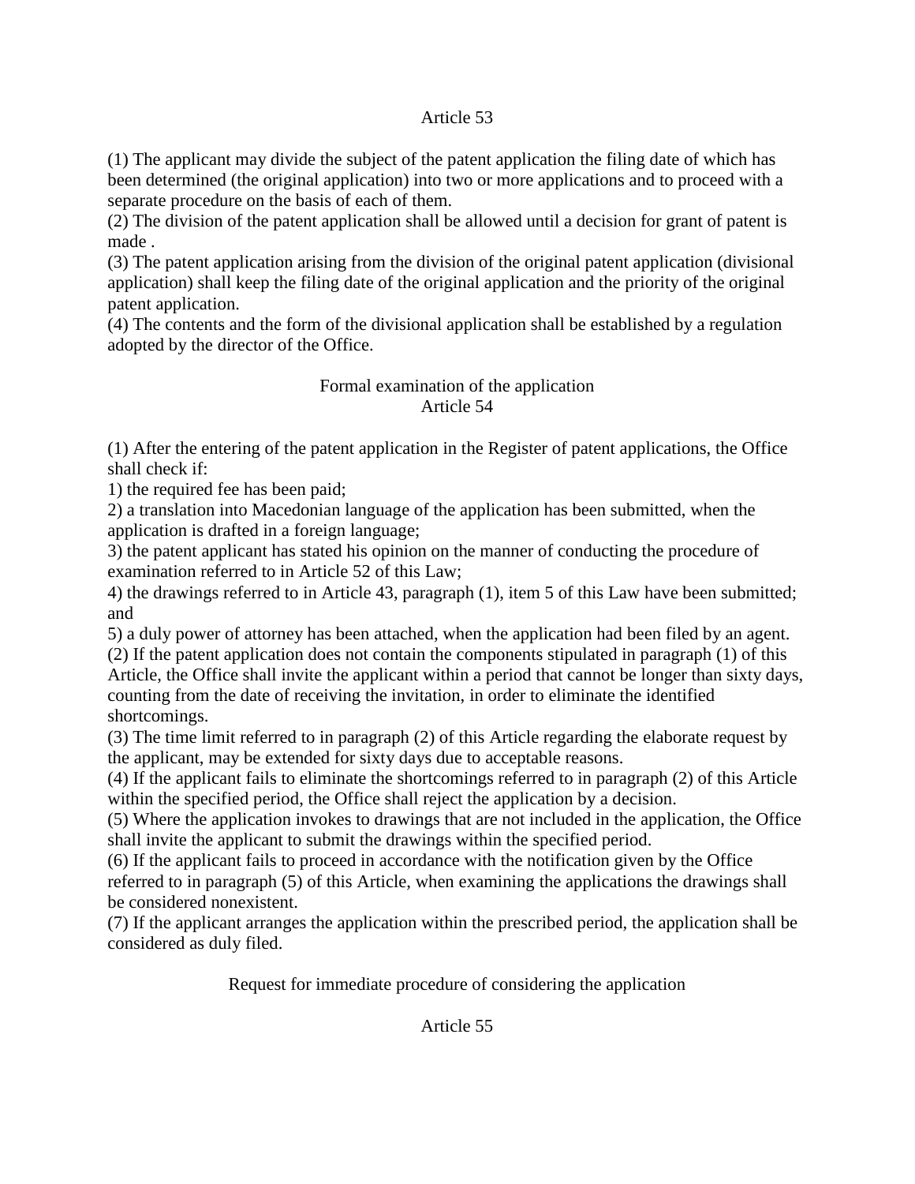Article 53

(1) The applicant may divide the subject of the patent application the filing date of which has been determined (the original application) into two or more applications and to proceed with a separate procedure on the basis of each of them.
(2) The division of the patent application shall be allowed until a decision for grant of patent is made .
(3) The patent application arising from the division of the original patent application (divisional application) shall keep the filing date of the original application and the priority of the original patent application.
(4) The contents and the form of the divisional application shall be established by a regulation adopted by the director of the Office.

Formal examination of the application
Article 54

(1) After the entering of the patent application in the Register of patent applications, the Office shall check if:
1) the required fee has been paid;
2) a translation into Macedonian language of the application has been submitted, when the application is drafted in a foreign language;
3) the patent applicant has stated his opinion on the manner of conducting the procedure of examination referred to in Article 52 of this Law;
4) the drawings referred to in Article 43, paragraph (1), item 5 of this Law have been submitted; and
5) a duly power of attorney has been attached, when the application had been filed by an agent.
(2) If the patent application does not contain the components stipulated in paragraph (1) of this Article, the Office shall invite the applicant within a period that cannot be longer than sixty days, counting from the date of receiving the invitation, in order to eliminate the identified shortcomings.
(3) The time limit referred to in paragraph (2) of this Article regarding the elaborate request by the applicant, may be extended for sixty days due to acceptable reasons.
(4) If the applicant fails to eliminate the shortcomings referred to in paragraph (2) of this Article within the specified period, the Office shall reject the application by a decision.
(5) Where the application invokes to drawings that are not included in the application, the Office shall invite the applicant to submit the drawings within the specified period.
(6) If the applicant fails to proceed in accordance with the notification given by the Office referred to in paragraph (5) of this Article, when examining the applications the drawings shall be considered nonexistent.
(7) If the applicant arranges the application within the prescribed period, the application shall be considered as duly filed.

Request for immediate procedure of considering the application

Article 55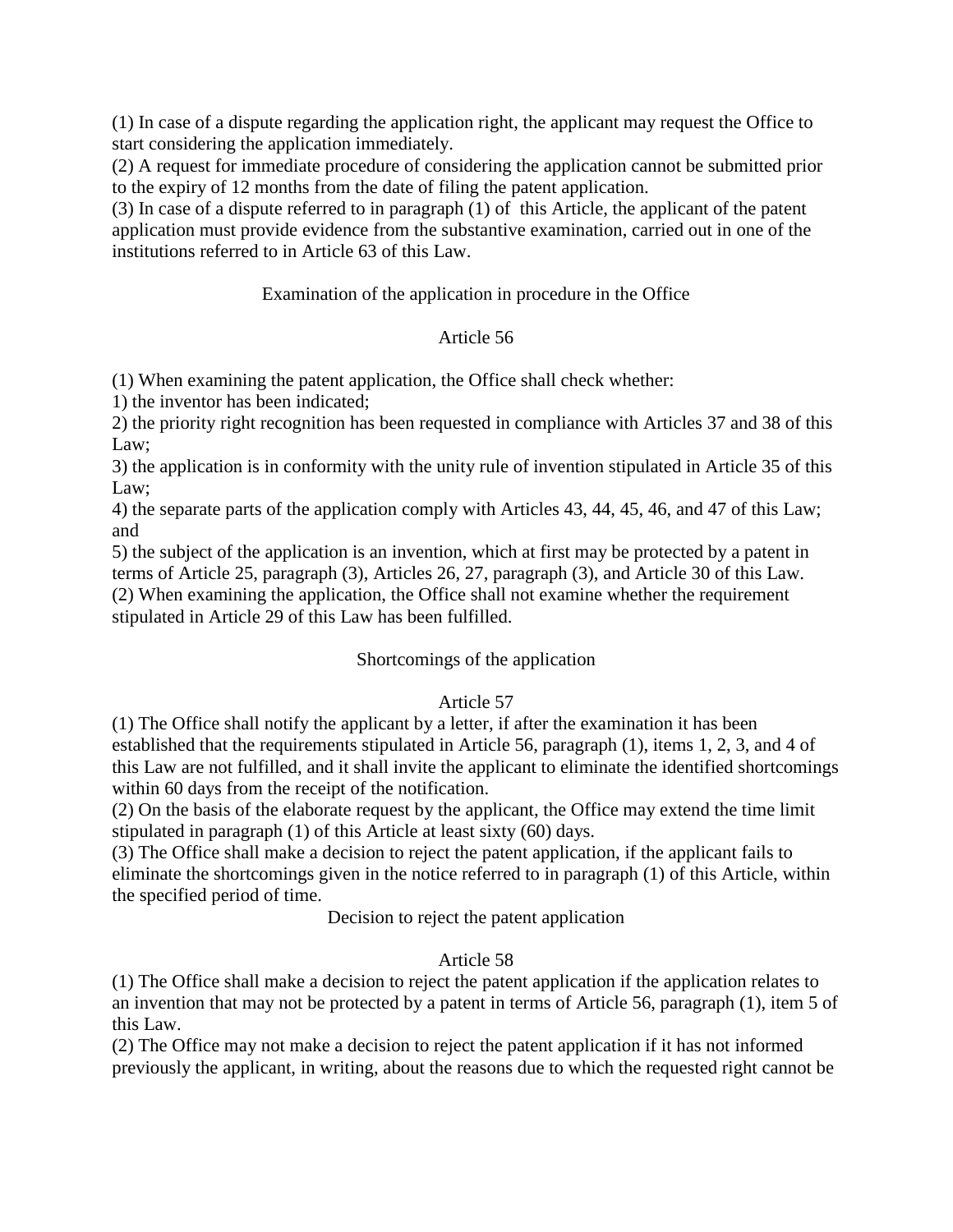(1) In case of a dispute regarding the application right, the applicant may request the Office to start considering the application immediately.

(2) A request for immediate procedure of considering the application cannot be submitted prior to the expiry of 12 months from the date of filing the patent application.

(3) In case of a dispute referred to in paragraph (1) of this Article, the applicant of the patent application must provide evidence from the substantive examination, carried out in one of the institutions referred to in Article 63 of this Law.

### Examination of the application in procedure in the Office

### Article 56

(1) When examining the patent application, the Office shall check whether:

1) the inventor has been indicated;

2) the priority right recognition has been requested in compliance with Articles 37 and 38 of this Law;

3) the application is in conformity with the unity rule of invention stipulated in Article 35 of this Law;

4) the separate parts of the application comply with Articles 43, 44, 45, 46, and 47 of this Law; and

5) the subject of the application is an invention, which at first may be protected by a patent in terms of Article 25, paragraph (3), Articles 26, 27, paragraph (3), and Article 30 of this Law.

(2) When examining the application, the Office shall not examine whether the requirement stipulated in Article 29 of this Law has been fulfilled.

### Shortcomings of the application

### Article 57

(1) The Office shall notify the applicant by a letter, if after the examination it has been established that the requirements stipulated in Article 56, paragraph (1), items 1, 2, 3, and 4 of this Law are not fulfilled, and it shall invite the applicant to eliminate the identified shortcomings within 60 days from the receipt of the notification.

(2) On the basis of the elaborate request by the applicant, the Office may extend the time limit stipulated in paragraph (1) of this Article at least sixty (60) days.

(3) The Office shall make a decision to reject the patent application, if the applicant fails to eliminate the shortcomings given in the notice referred to in paragraph (1) of this Article, within the specified period of time.

### Decision to reject the patent application

### Article 58

(1) The Office shall make a decision to reject the patent application if the application relates to an invention that may not be protected by a patent in terms of Article 56, paragraph (1), item 5 of this Law.

(2) The Office may not make a decision to reject the patent application if it has not informed previously the applicant, in writing, about the reasons due to which the requested right cannot be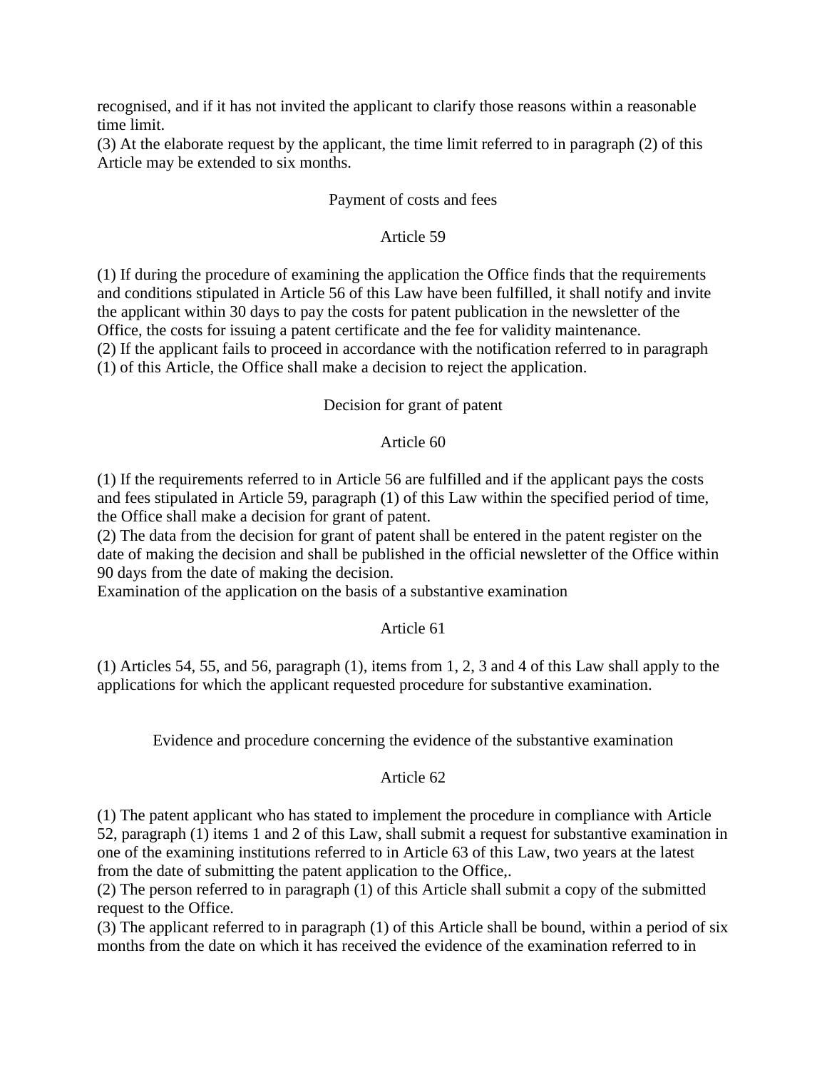recognised, and if it has not invited the applicant to clarify those reasons within a reasonable time limit.

(3) At the elaborate request by the applicant, the time limit referred to in paragraph (2) of this Article may be extended to six months.

### Payment of costs and fees

### Article 59

(1) If during the procedure of examining the application the Office finds that the requirements and conditions stipulated in Article 56 of this Law have been fulfilled, it shall notify and invite the applicant within 30 days to pay the costs for patent publication in the newsletter of the Office, the costs for issuing a patent certificate and the fee for validity maintenance.

(2) If the applicant fails to proceed in accordance with the notification referred to in paragraph (1) of this Article, the Office shall make a decision to reject the application.

### Decision for grant of patent

### Article 60

(1) If the requirements referred to in Article 56 are fulfilled and if the applicant pays the costs and fees stipulated in Article 59, paragraph (1) of this Law within the specified period of time, the Office shall make a decision for grant of patent.

(2) The data from the decision for grant of patent shall be entered in the patent register on the date of making the decision and shall be published in the official newsletter of the Office within 90 days from the date of making the decision.

### Examination of the application on the basis of a substantive examination

### Article 61

(1) Articles 54, 55, and 56, paragraph (1), items from 1, 2, 3 and 4 of this Law shall apply to the applications for which the applicant requested procedure for substantive examination.

### Evidence and procedure concerning the evidence of the substantive examination

### Article 62

(1) The patent applicant who has stated to implement the procedure in compliance with Article 52, paragraph (1) items 1 and 2 of this Law, shall submit a request for substantive examination in one of the examining institutions referred to in Article 63 of this Law, two years at the latest from the date of submitting the patent application to the Office,.

(2) The person referred to in paragraph (1) of this Article shall submit a copy of the submitted request to the Office.

(3) The applicant referred to in paragraph (1) of this Article shall be bound, within a period of six months from the date on which it has received the evidence of the examination referred to in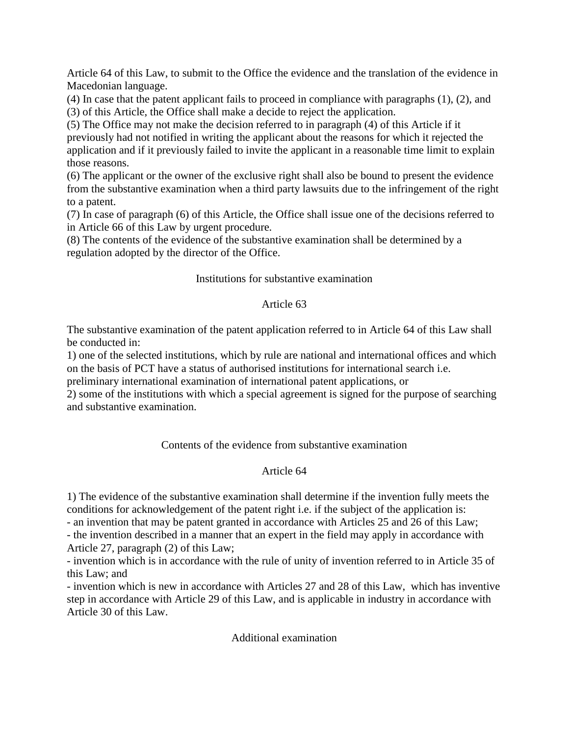Article 64 of this Law, to submit to the Office the evidence and the translation of the evidence in Macedonian language.

(4) In case that the patent applicant fails to proceed in compliance with paragraphs (1), (2), and (3) of this Article, the Office shall make a decide to reject the application.

(5) The Office may not make the decision referred to in paragraph (4) of this Article if it previously had not notified in writing the applicant about the reasons for which it rejected the application and if it previously failed to invite the applicant in a reasonable time limit to explain those reasons.

(6) The applicant or the owner of the exclusive right shall also be bound to present the evidence from the substantive examination when a third party lawsuits due to the infringement of the right to a patent.

(7) In case of paragraph (6) of this Article, the Office shall issue one of the decisions referred to in Article 66 of this Law by urgent procedure.

(8) The contents of the evidence of the substantive examination shall be determined by a regulation adopted by the director of the Office.

Institutions for substantive examination

Article 63

The substantive examination of the patent application referred to in Article 64 of this Law shall be conducted in:

1) one of the selected institutions, which by rule are national and international offices and which on the basis of PCT have a status of authorised institutions for international search i.e. preliminary international examination of international patent applications, or

2) some of the institutions with which a special agreement is signed for the purpose of searching and substantive examination.

Contents of the evidence from substantive examination

Article 64

1) The evidence of the substantive examination shall determine if the invention fully meets the conditions for acknowledgement of the patent right i.e. if the subject of the application is:

- an invention that may be patent granted in accordance with Articles 25 and 26 of this Law;
- the invention described in a manner that an expert in the field may apply in accordance with Article 27, paragraph (2) of this Law;
- invention which is in accordance with the rule of unity of invention referred to in Article 35 of this Law; and
- invention which is new in accordance with Articles 27 and 28 of this Law, which has inventive step in accordance with Article 29 of this Law, and is applicable in industry in accordance with Article 30 of this Law.

Additional examination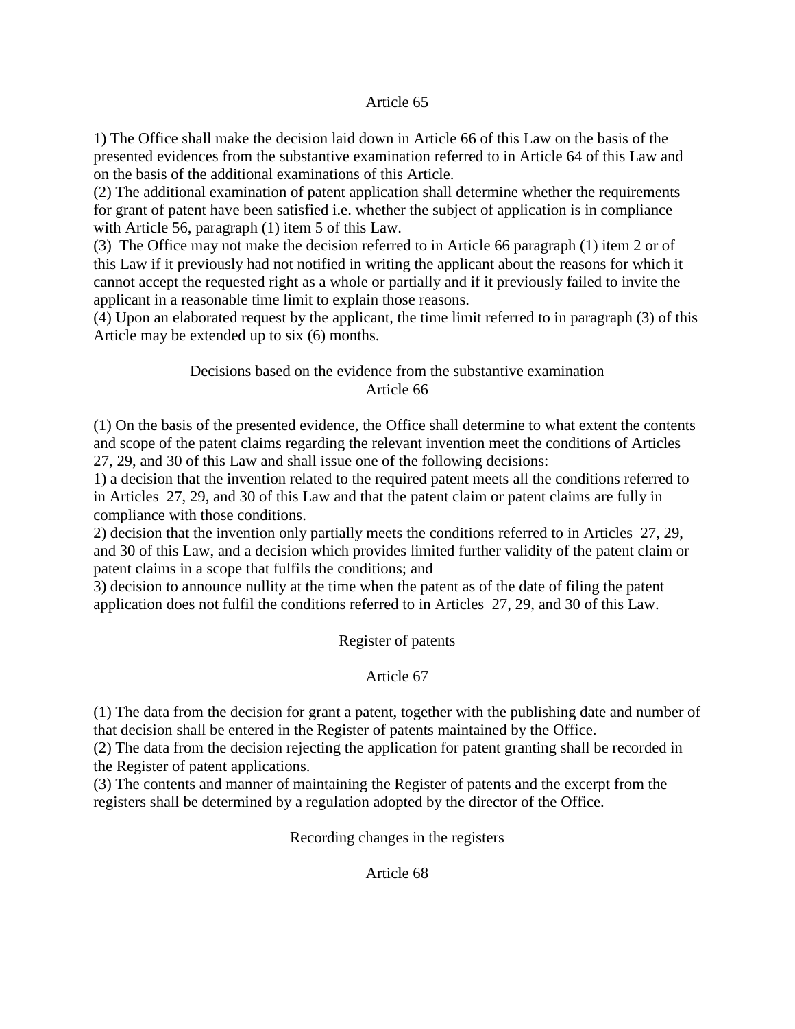Article 65

1) The Office shall make the decision laid down in Article 66 of this Law on the basis of the presented evidences from the substantive examination referred to in Article 64 of this Law and on the basis of the additional examinations of this Article.
(2) The additional examination of patent application shall determine whether the requirements for grant of patent have been satisfied i.e. whether the subject of application is in compliance with Article 56, paragraph (1) item 5 of this Law.
(3) The Office may not make the decision referred to in Article 66 paragraph (1) item 2 or of this Law if it previously had not notified in writing the applicant about the reasons for which it cannot accept the requested right as a whole or partially and if it previously failed to invite the applicant in a reasonable time limit to explain those reasons.
(4) Upon an elaborated request by the applicant, the time limit referred to in paragraph (3) of this Article may be extended up to six (6) months.

Decisions based on the evidence from the substantive examination
Article 66

(1) On the basis of the presented evidence, the Office shall determine to what extent the contents and scope of the patent claims regarding the relevant invention meet the conditions of Articles 27, 29, and 30 of this Law and shall issue one of the following decisions:
1) a decision that the invention related to the required patent meets all the conditions referred to in Articles 27, 29, and 30 of this Law and that the patent claim or patent claims are fully in compliance with those conditions.
2) decision that the invention only partially meets the conditions referred to in Articles 27, 29, and 30 of this Law, and a decision which provides limited further validity of the patent claim or patent claims in a scope that fulfils the conditions; and
3) decision to announce nullity at the time when the patent as of the date of filing the patent application does not fulfil the conditions referred to in Articles 27, 29, and 30 of this Law.

Register of patents

Article 67

(1) The data from the decision for grant a patent, together with the publishing date and number of that decision shall be entered in the Register of patents maintained by the Office.
(2) The data from the decision rejecting the application for patent granting shall be recorded in the Register of patent applications.
(3) The contents and manner of maintaining the Register of patents and the excerpt from the registers shall be determined by a regulation adopted by the director of the Office.

Recording changes in the registers

Article 68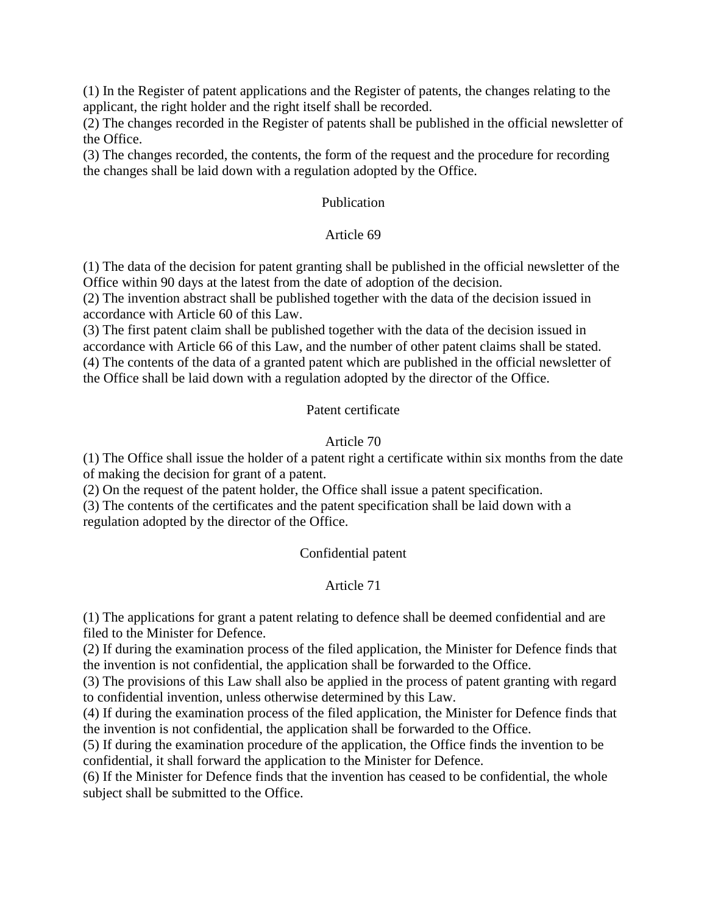(1) In the Register of patent applications and the Register of patents, the changes relating to the applicant, the right holder and the right itself shall be recorded.
(2) The changes recorded in the Register of patents shall be published in the official newsletter of the Office.
(3) The changes recorded, the contents, the form of the request and the procedure for recording the changes shall be laid down with a regulation adopted by the Office.

### Publication

### Article 69

(1) The data of the decision for patent granting shall be published in the official newsletter of the Office within 90 days at the latest from the date of adoption of the decision.
(2) The invention abstract shall be published together with the data of the decision issued in accordance with Article 60 of this Law.
(3) The first patent claim shall be published together with the data of the decision issued in accordance with Article 66 of this Law, and the number of other patent claims shall be stated.
(4) The contents of the data of a granted patent which are published in the official newsletter of the Office shall be laid down with a regulation adopted by the director of the Office.

### Patent certificate

### Article 70

(1) The Office shall issue the holder of a patent right a certificate within six months from the date of making the decision for grant of a patent.
(2) On the request of the patent holder, the Office shall issue a patent specification.
(3) The contents of the certificates and the patent specification shall be laid down with a regulation adopted by the director of the Office.

### Confidential patent

### Article 71

(1) The applications for grant a patent relating to defence shall be deemed confidential and are filed to the Minister for Defence.
(2) If during the examination process of the filed application, the Minister for Defence finds that the invention is not confidential, the application shall be forwarded to the Office.
(3) The provisions of this Law shall also be applied in the process of patent granting with regard to confidential invention, unless otherwise determined by this Law.
(4) If during the examination process of the filed application, the Minister for Defence finds that the invention is not confidential, the application shall be forwarded to the Office.
(5) If during the examination procedure of the application, the Office finds the invention to be confidential, it shall forward the application to the Minister for Defence.
(6) If the Minister for Defence finds that the invention has ceased to be confidential, the whole subject shall be submitted to the Office.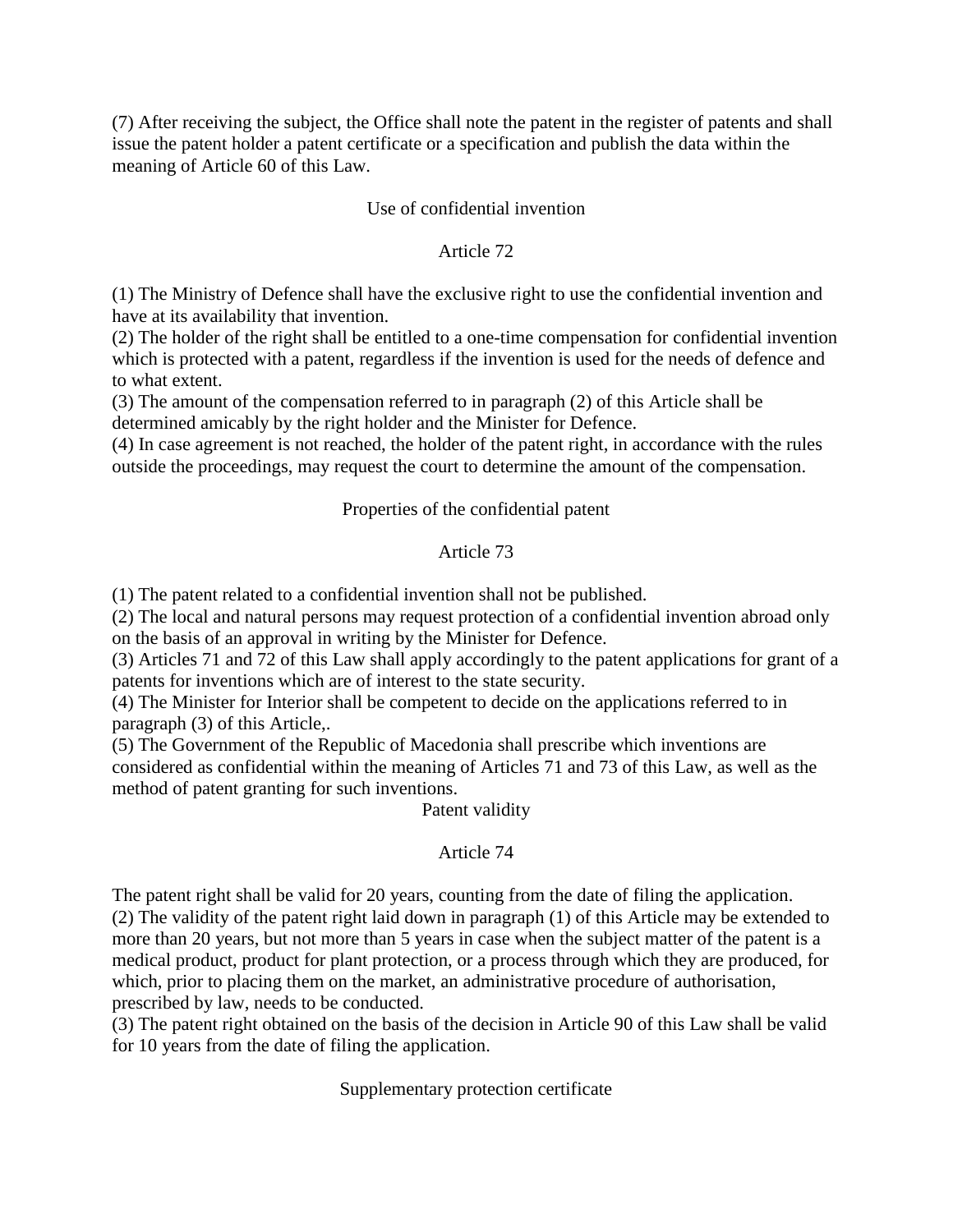(7) After receiving the subject, the Office shall note the patent in the register of patents and shall issue the patent holder a patent certificate or a specification and publish the data within the meaning of Article 60 of this Law.

### Use of confidential invention

### Article 72

(1) The Ministry of Defence shall have the exclusive right to use the confidential invention and have at its availability that invention.
(2) The holder of the right shall be entitled to a one-time compensation for confidential invention which is protected with a patent, regardless if the invention is used for the needs of defence and to what extent.
(3) The amount of the compensation referred to in paragraph (2) of this Article shall be determined amicably by the right holder and the Minister for Defence.
(4) In case agreement is not reached, the holder of the patent right, in accordance with the rules outside the proceedings, may request the court to determine the amount of the compensation.

### Properties of the confidential patent

### Article 73

(1) The patent related to a confidential invention shall not be published.
(2) The local and natural persons may request protection of a confidential invention abroad only on the basis of an approval in writing by the Minister for Defence.
(3) Articles 71 and 72 of this Law shall apply accordingly to the patent applications for grant of a patents for inventions which are of interest to the state security.
(4) The Minister for Interior shall be competent to decide on the applications referred to in paragraph (3) of this Article,.
(5) The Government of the Republic of Macedonia shall prescribe which inventions are considered as confidential within the meaning of Articles 71 and 73 of this Law, as well as the method of patent granting for such inventions.

### Patent validity

### Article 74

The patent right shall be valid for 20 years, counting from the date of filing the application.
(2) The validity of the patent right laid down in paragraph (1) of this Article may be extended to more than 20 years, but not more than 5 years in case when the subject matter of the patent is a medical product, product for plant protection, or a process through which they are produced, for which, prior to placing them on the market, an administrative procedure of authorisation, prescribed by law, needs to be conducted.
(3) The patent right obtained on the basis of the decision in Article 90 of this Law shall be valid for 10 years from the date of filing the application.

### Supplementary protection certificate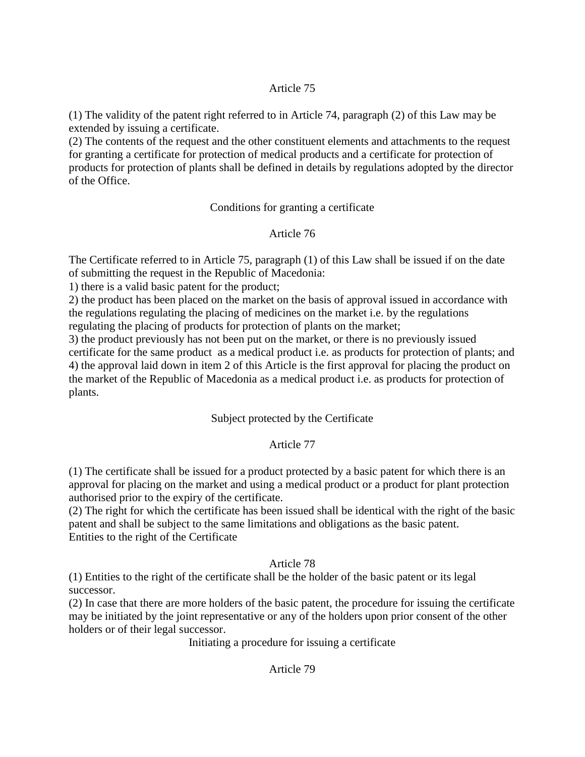Article 75

(1) The validity of the patent right referred to in Article 74, paragraph (2) of this Law may be extended by issuing a certificate.
(2) The contents of the request and the other constituent elements and attachments to the request for granting a certificate for protection of medical products and a certificate for protection of products for protection of plants shall be defined in details by regulations adopted by the director of the Office.

Conditions for granting a certificate

Article 76

The Certificate referred to in Article 75, paragraph (1) of this Law shall be issued if on the date of submitting the request in the Republic of Macedonia:
1) there is a valid basic patent for the product;
2) the product has been placed on the market on the basis of approval issued in accordance with the regulations regulating the placing of medicines on the market i.e. by the regulations regulating the placing of products for protection of plants on the market;
3) the product previously has not been put on the market, or there is no previously issued certificate for the same product as a medical product i.e. as products for protection of plants; and
4) the approval laid down in item 2 of this Article is the first approval for placing the product on the market of the Republic of Macedonia as a medical product i.e. as products for protection of plants.

Subject protected by the Certificate

Article 77

(1) The certificate shall be issued for a product protected by a basic patent for which there is an approval for placing on the market and using a medical product or a product for plant protection authorised prior to the expiry of the certificate.
(2) The right for which the certificate has been issued shall be identical with the right of the basic patent and shall be subject to the same limitations and obligations as the basic patent.
Entities to the right of the Certificate

Article 78
(1) Entities to the right of the certificate shall be the holder of the basic patent or its legal successor.
(2) In case that there are more holders of the basic patent, the procedure for issuing the certificate may be initiated by the joint representative or any of the holders upon prior consent of the other holders or of their legal successor.

Initiating a procedure for issuing a certificate

Article 79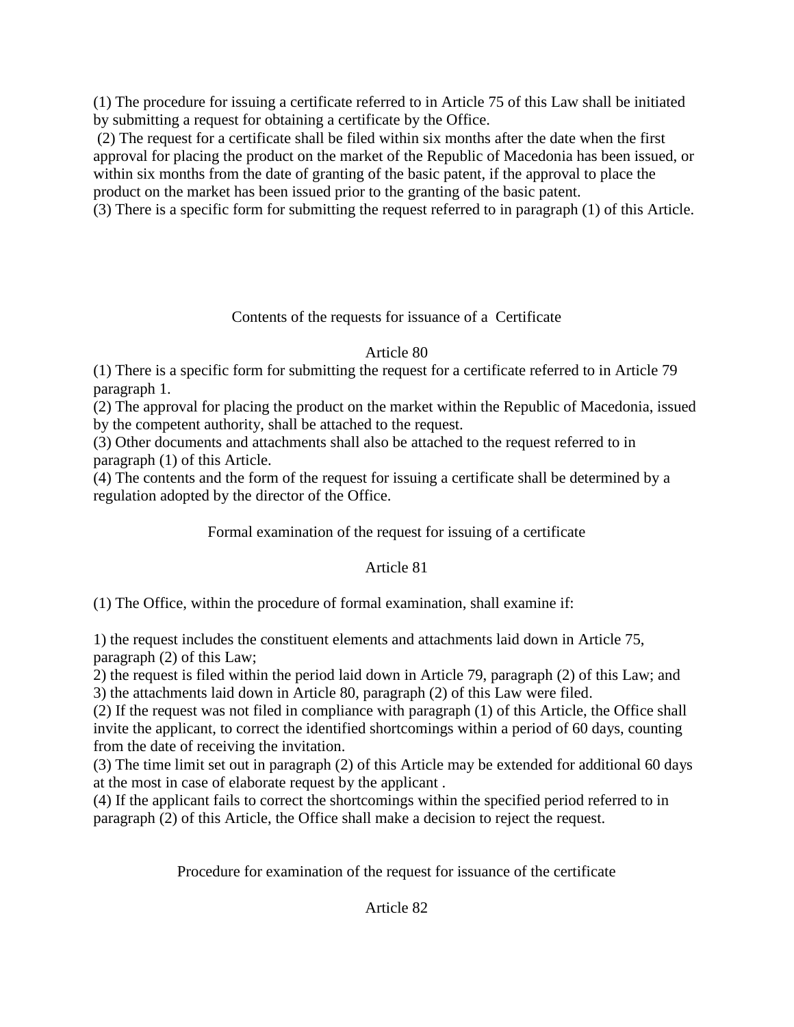(1) The procedure for issuing a certificate referred to in Article 75 of this Law shall be initiated by submitting a request for obtaining a certificate by the Office.

(2) The request for a certificate shall be filed within six months after the date when the first approval for placing the product on the market of the Republic of Macedonia has been issued, or within six months from the date of granting of the basic patent, if the approval to place the product on the market has been issued prior to the granting of the basic patent.

(3) There is a specific form for submitting the request referred to in paragraph (1) of this Article.

### Contents of the requests for issuance of a Certificate

### Article 80

(1) There is a specific form for submitting the request for a certificate referred to in Article 79 paragraph 1.

(2) The approval for placing the product on the market within the Republic of Macedonia, issued by the competent authority, shall be attached to the request.

(3) Other documents and attachments shall also be attached to the request referred to in paragraph (1) of this Article.

(4) The contents and the form of the request for issuing a certificate shall be determined by a regulation adopted by the director of the Office.

### Formal examination of the request for issuing of a certificate

### Article 81

(1) The Office, within the procedure of formal examination, shall examine if:

1) the request includes the constituent elements and attachments laid down in Article 75, paragraph (2) of this Law;
2) the request is filed within the period laid down in Article 79, paragraph (2) of this Law; and
3) the attachments laid down in Article 80, paragraph (2) of this Law were filed.

(2) If the request was not filed in compliance with paragraph (1) of this Article, the Office shall invite the applicant, to correct the identified shortcomings within a period of 60 days, counting from the date of receiving the invitation.

(3) The time limit set out in paragraph (2) of this Article may be extended for additional 60 days at the most in case of elaborate request by the applicant .

(4) If the applicant fails to correct the shortcomings within the specified period referred to in paragraph (2) of this Article, the Office shall make a decision to reject the request.

### Procedure for examination of the request for issuance of the certificate

### Article 82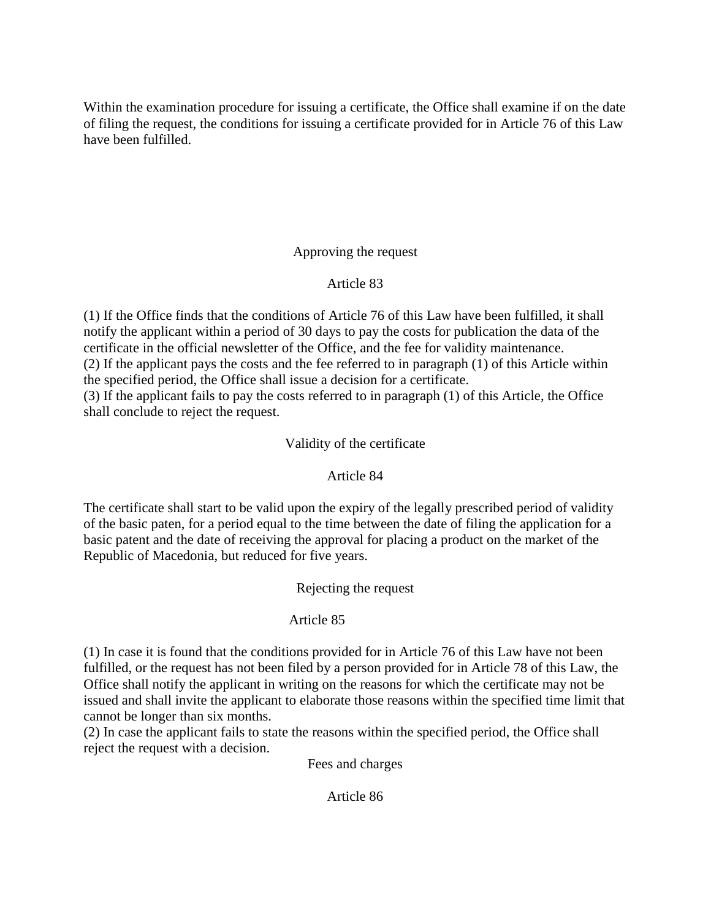Within the examination procedure for issuing a certificate, the Office shall examine if on the date of filing the request, the conditions for issuing a certificate provided for in Article 76 of this Law have been fulfilled.

### Approving the request

### Article 83

(1) If the Office finds that the conditions of Article 76 of this Law have been fulfilled, it shall notify the applicant within a period of 30 days to pay the costs for publication the data of the certificate in the official newsletter of the Office, and the fee for validity maintenance.
(2) If the applicant pays the costs and the fee referred to in paragraph (1) of this Article within the specified period, the Office shall issue a decision for a certificate.
(3) If the applicant fails to pay the costs referred to in paragraph (1) of this Article, the Office shall conclude to reject the request.

### Validity of the certificate

### Article 84

The certificate shall start to be valid upon the expiry of the legally prescribed period of validity of the basic paten, for a period equal to the time between the date of filing the application for a basic patent and the date of receiving the approval for placing a product on the market of the Republic of Macedonia, but reduced for five years.

### Rejecting the request

### Article 85

(1) In case it is found that the conditions provided for in Article 76 of this Law have not been fulfilled, or the request has not been filed by a person provided for in Article 78 of this Law, the Office shall notify the applicant in writing on the reasons for which the certificate may not be issued and shall invite the applicant to elaborate those reasons within the specified time limit that cannot be longer than six months.
(2) In case the applicant fails to state the reasons within the specified period, the Office shall reject the request with a decision.

### Fees and charges

### Article 86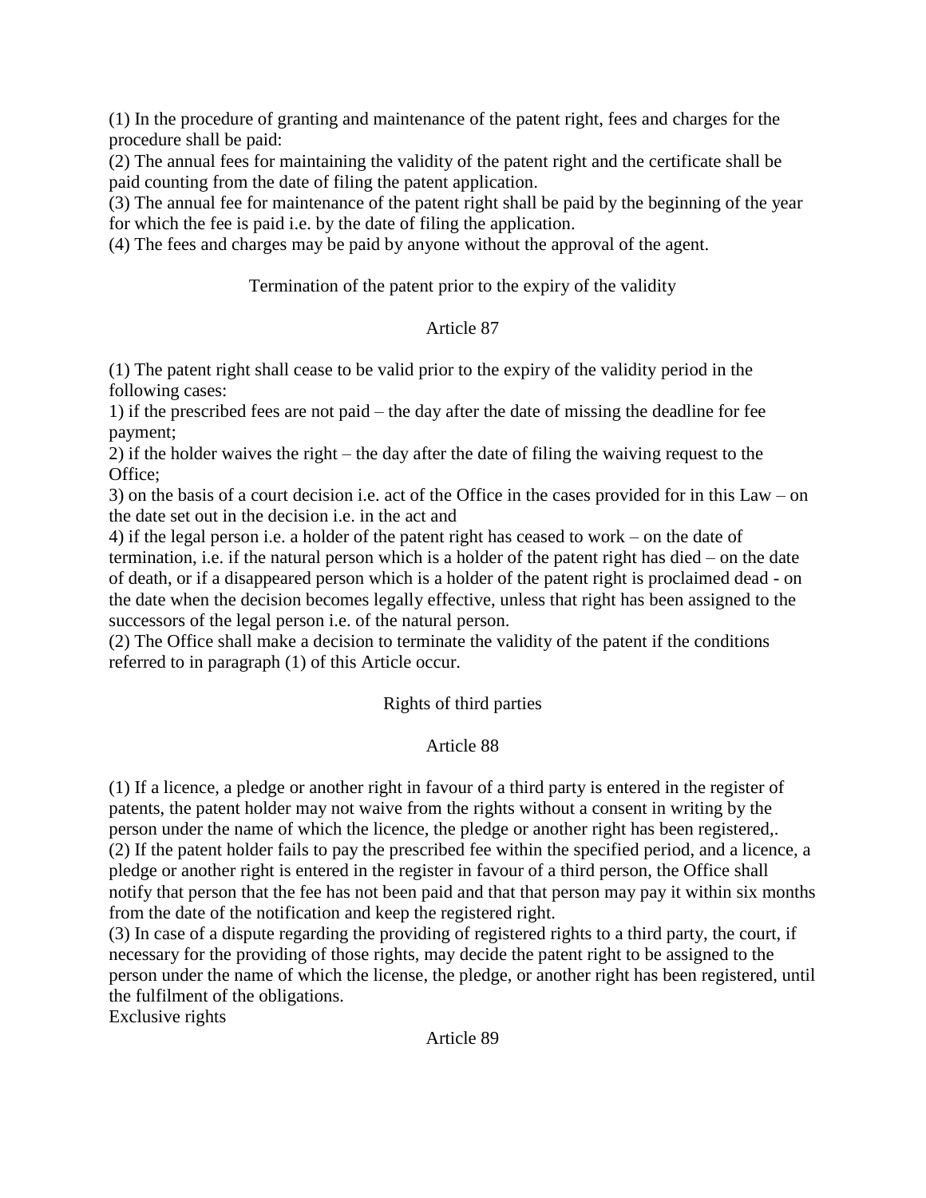(1) In the procedure of granting and maintenance of the patent right, fees and charges for the procedure shall be paid:

(2) The annual fees for maintaining the validity of the patent right and the certificate shall be paid counting from the date of filing the patent application.

(3) The annual fee for maintenance of the patent right shall be paid by the beginning of the year for which the fee is paid i.e. by the date of filing the application.

(4) The fees and charges may be paid by anyone without the approval of the agent.

### Termination of the patent prior to the expiry of the validity

### Article 87

(1) The patent right shall cease to be valid prior to the expiry of the validity period in the following cases:

1) if the prescribed fees are not paid – the day after the date of missing the deadline for fee payment;

2) if the holder waives the right – the day after the date of filing the waiving request to the Office;

3) on the basis of a court decision i.e. act of the Office in the cases provided for in this Law – on the date set out in the decision i.e. in the act and

4) if the legal person i.e. a holder of the patent right has ceased to work – on the date of termination, i.e. if the natural person which is a holder of the patent right has died – on the date of death, or if a disappeared person which is a holder of the patent right is proclaimed dead - on the date when the decision becomes legally effective, unless that right has been assigned to the successors of the legal person i.e. of the natural person.

(2) The Office shall make a decision to terminate the validity of the patent if the conditions referred to in paragraph (1) of this Article occur.

### Rights of third parties

### Article 88

(1) If a licence, a pledge or another right in favour of a third party is entered in the register of patents, the patent holder may not waive from the rights without a consent in writing by the person under the name of which the licence, the pledge or another right has been registered,.

(2) If the patent holder fails to pay the prescribed fee within the specified period, and a licence, a pledge or another right is entered in the register in favour of a third person, the Office shall notify that person that the fee has not been paid and that that person may pay it within six months from the date of the notification and keep the registered right.

(3) In case of a dispute regarding the providing of registered rights to a third party, the court, if necessary for the providing of those rights, may decide the patent right to be assigned to the person under the name of which the license, the pledge, or another right has been registered, until the fulfilment of the obligations.

### Exclusive rights

### Article 89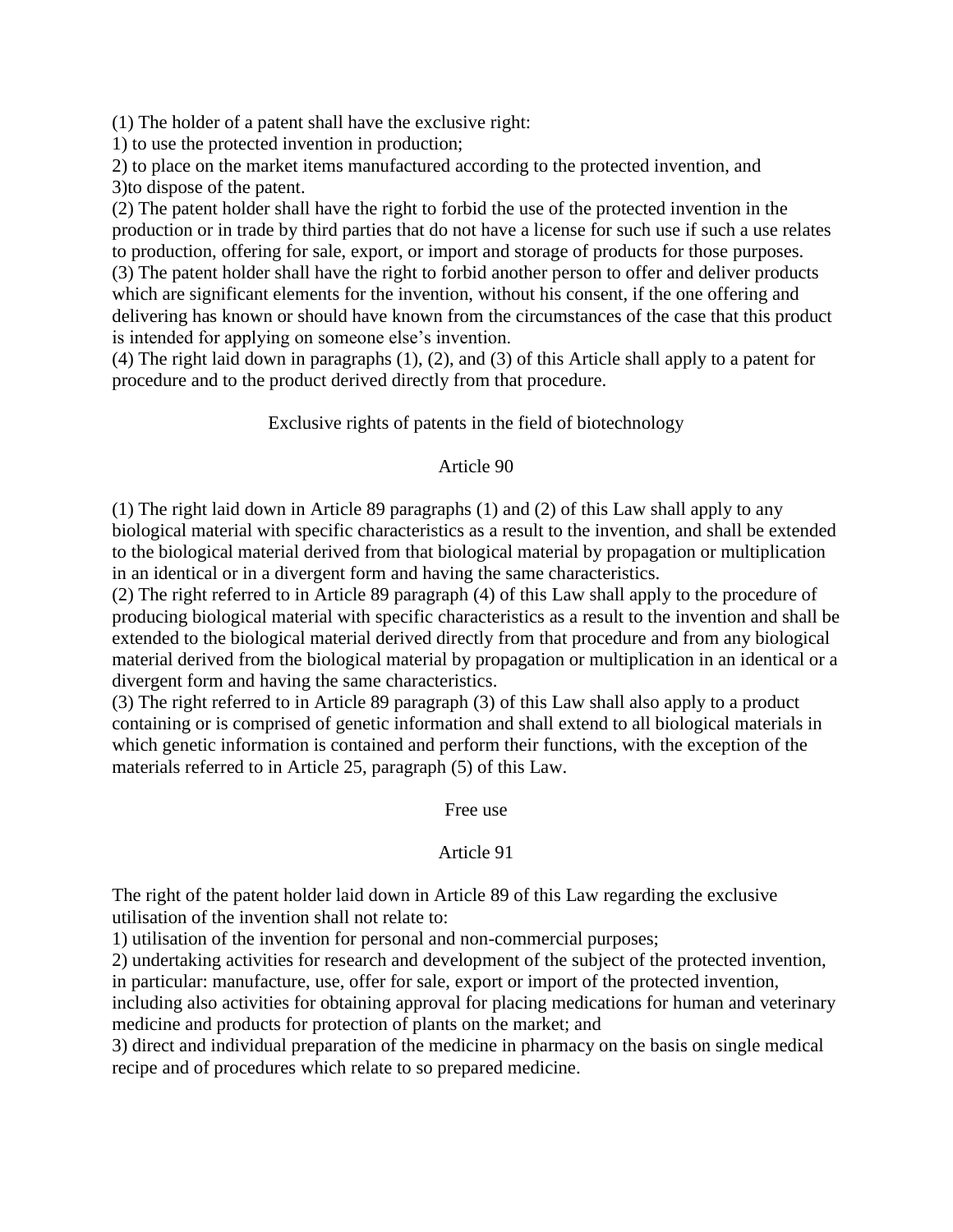(1) The holder of a patent shall have the exclusive right:

1) to use the protected invention in production;

2) to place on the market items manufactured according to the protected invention, and

3)to dispose of the patent.

(2) The patent holder shall have the right to forbid the use of the protected invention in the production or in trade by third parties that do not have a license for such use if such a use relates to production, offering for sale, export, or import and storage of products for those purposes.

(3) The patent holder shall have the right to forbid another person to offer and deliver products which are significant elements for the invention, without his consent, if the one offering and delivering has known or should have known from the circumstances of the case that this product is intended for applying on someone else's invention.

(4) The right laid down in paragraphs (1), (2), and (3) of this Article shall apply to a patent for procedure and to the product derived directly from that procedure.

### Exclusive rights of patents in the field of biotechnology

### Article 90

(1) The right laid down in Article 89 paragraphs (1) and (2) of this Law shall apply to any biological material with specific characteristics as a result to the invention, and shall be extended to the biological material derived from that biological material by propagation or multiplication in an identical or in a divergent form and having the same characteristics.

(2) The right referred to in Article 89 paragraph (4) of this Law shall apply to the procedure of producing biological material with specific characteristics as a result to the invention and shall be extended to the biological material derived directly from that procedure and from any biological material derived from the biological material by propagation or multiplication in an identical or a divergent form and having the same characteristics.

(3) The right referred to in Article 89 paragraph (3) of this Law shall also apply to a product containing or is comprised of genetic information and shall extend to all biological materials in which genetic information is contained and perform their functions, with the exception of the materials referred to in Article 25, paragraph (5) of this Law.

### Free use

### Article 91

The right of the patent holder laid down in Article 89 of this Law regarding the exclusive utilisation of the invention shall not relate to:

1) utilisation of the invention for personal and non-commercial purposes;

2) undertaking activities for research and development of the subject of the protected invention, in particular: manufacture, use, offer for sale, export or import of the protected invention, including also activities for obtaining approval for placing medications for human and veterinary medicine and products for protection of plants on the market; and

3) direct and individual preparation of the medicine in pharmacy on the basis on single medical recipe and of procedures which relate to so prepared medicine.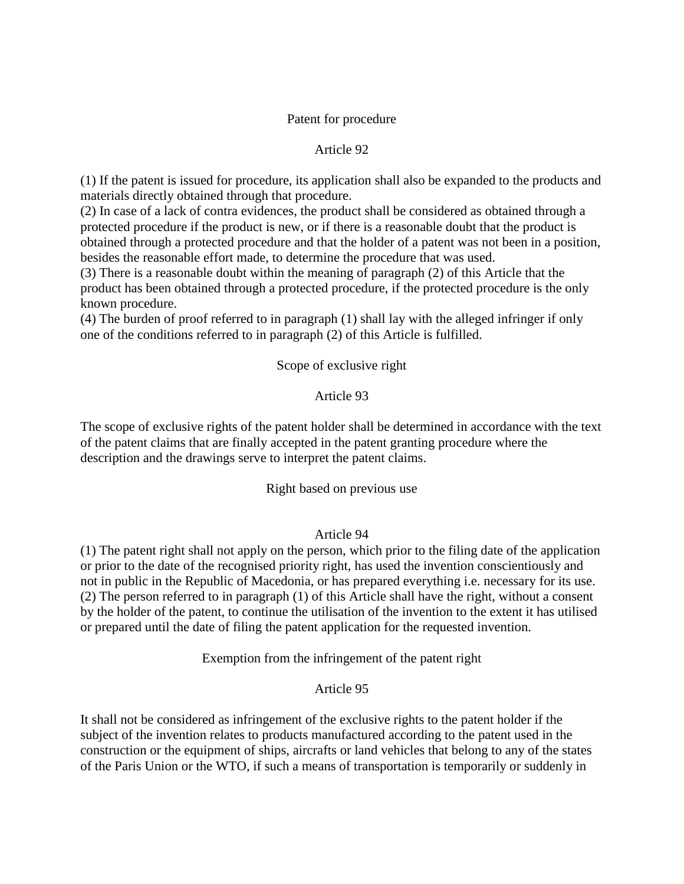### Patent for procedure

### Article 92

(1) If the patent is issued for procedure, its application shall also be expanded to the products and materials directly obtained through that procedure.
(2) In case of a lack of contra evidences, the product shall be considered as obtained through a protected procedure if the product is new, or if there is a reasonable doubt that the product is obtained through a protected procedure and that the holder of a patent was not been in a position, besides the reasonable effort made, to determine the procedure that was used.
(3) There is a reasonable doubt within the meaning of paragraph (2) of this Article that the product has been obtained through a protected procedure, if the protected procedure is the only known procedure.
(4) The burden of proof referred to in paragraph (1) shall lay with the alleged infringer if only one of the conditions referred to in paragraph (2) of this Article is fulfilled.

### Scope of exclusive right

### Article 93

The scope of exclusive rights of the patent holder shall be determined in accordance with the text of the patent claims that are finally accepted in the patent granting procedure where the description and the drawings serve to interpret the patent claims.

### Right based on previous use

### Article 94

(1) The patent right shall not apply on the person, which prior to the filing date of the application or prior to the date of the recognised priority right, has used the invention conscientiously and not in public in the Republic of Macedonia, or has prepared everything i.e. necessary for its use.
(2) The person referred to in paragraph (1) of this Article shall have the right, without a consent by the holder of the patent, to continue the utilisation of the invention to the extent it has utilised or prepared until the date of filing the patent application for the requested invention.

### Exemption from the infringement of the patent right

### Article 95

It shall not be considered as infringement of the exclusive rights to the patent holder if the subject of the invention relates to products manufactured according to the patent used in the construction or the equipment of ships, aircrafts or land vehicles that belong to any of the states of the Paris Union or the WTO, if such a means of transportation is temporarily or suddenly in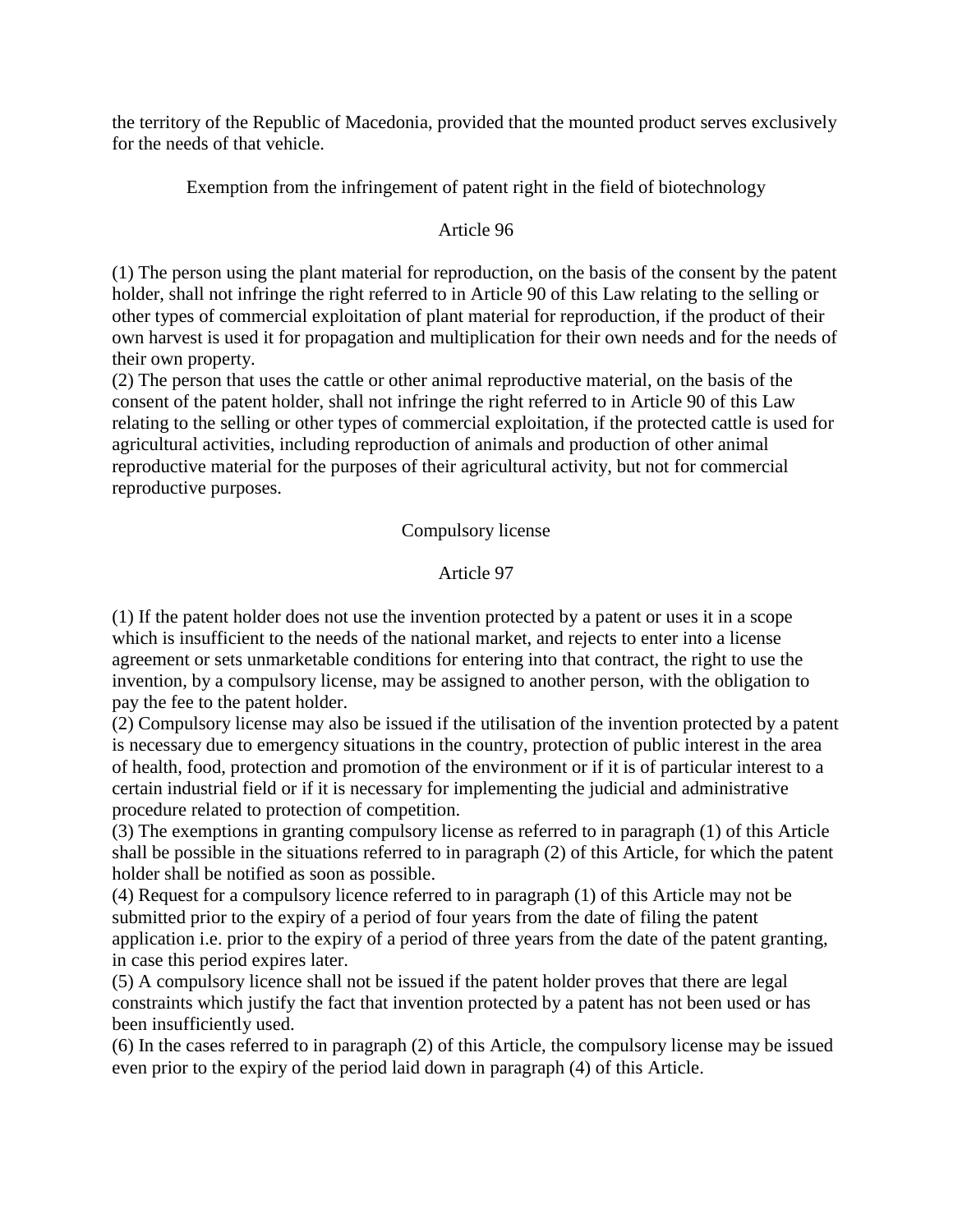the territory of the Republic of Macedonia, provided that the mounted product serves exclusively for the needs of that vehicle.

### Exemption from the infringement of patent right in the field of biotechnology

### Article 96

(1) The person using the plant material for reproduction, on the basis of the consent by the patent holder, shall not infringe the right referred to in Article 90 of this Law relating to the selling or other types of commercial exploitation of plant material for reproduction, if the product of their own harvest is used it for propagation and multiplication for their own needs and for the needs of their own property.
(2) The person that uses the cattle or other animal reproductive material, on the basis of the consent of the patent holder, shall not infringe the right referred to in Article 90 of this Law relating to the selling or other types of commercial exploitation, if the protected cattle is used for agricultural activities, including reproduction of animals and production of other animal reproductive material for the purposes of their agricultural activity, but not for commercial reproductive purposes.

### Compulsory license

### Article 97

(1) If the patent holder does not use the invention protected by a patent or uses it in a scope which is insufficient to the needs of the national market, and rejects to enter into a license agreement or sets unmarketable conditions for entering into that contract, the right to use the invention, by a compulsory license, may be assigned to another person, with the obligation to pay the fee to the patent holder.
(2) Compulsory license may also be issued if the utilisation of the invention protected by a patent is necessary due to emergency situations in the country, protection of public interest in the area of health, food, protection and promotion of the environment or if it is of particular interest to a certain industrial field or if it is necessary for implementing the judicial and administrative procedure related to protection of competition.
(3) The exemptions in granting compulsory license as referred to in paragraph (1) of this Article shall be possible in the situations referred to in paragraph (2) of this Article, for which the patent holder shall be notified as soon as possible.
(4) Request for a compulsory licence referred to in paragraph (1) of this Article may not be submitted prior to the expiry of a period of four years from the date of filing the patent application i.e. prior to the expiry of a period of three years from the date of the patent granting, in case this period expires later.
(5) A compulsory licence shall not be issued if the patent holder proves that there are legal constraints which justify the fact that invention protected by a patent has not been used or has been insufficiently used.
(6) In the cases referred to in paragraph (2) of this Article, the compulsory license may be issued even prior to the expiry of the period laid down in paragraph (4) of this Article.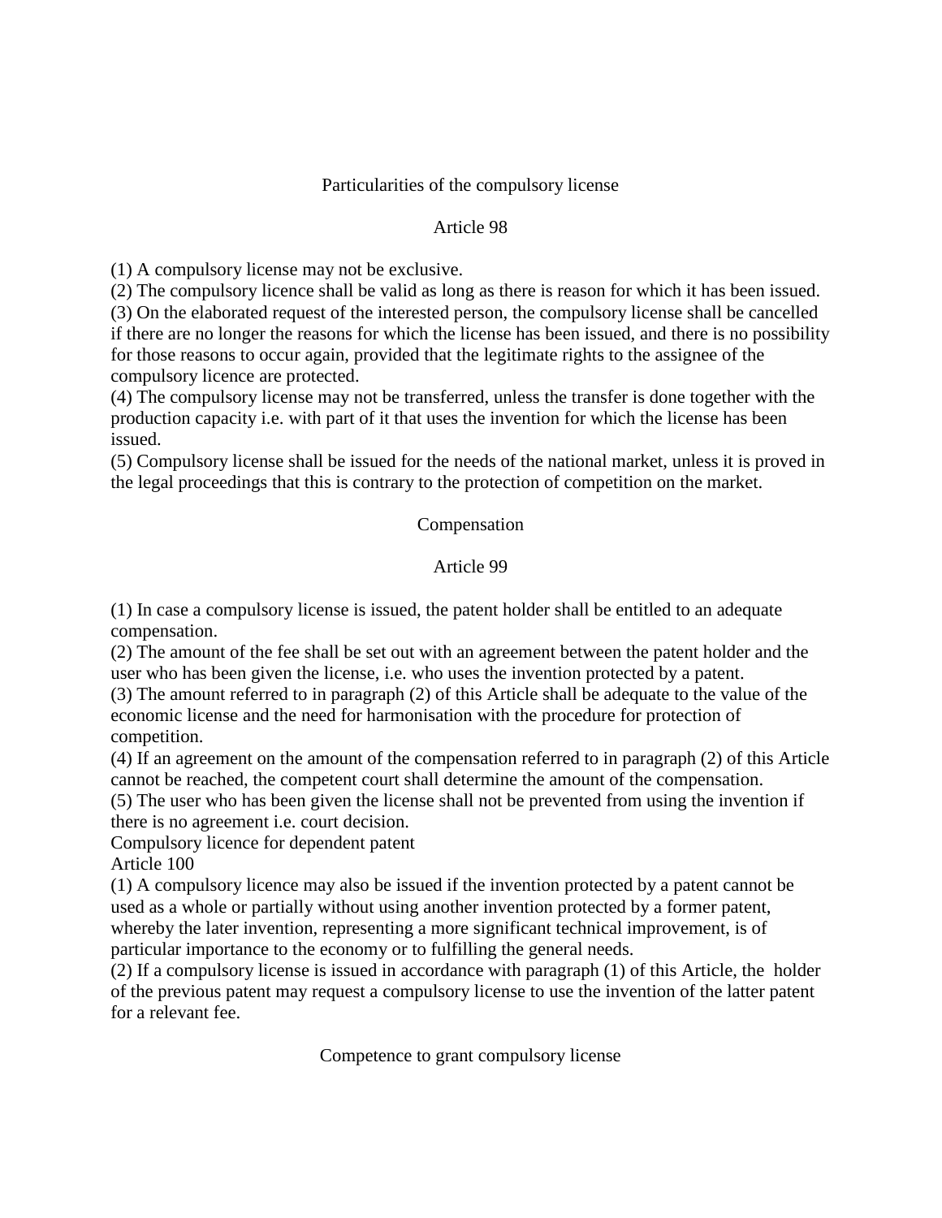### Particularities of the compulsory license

### Article 98

(1) A compulsory license may not be exclusive.
(2) The compulsory licence shall be valid as long as there is reason for which it has been issued.
(3) On the elaborated request of the interested person, the compulsory license shall be cancelled if there are no longer the reasons for which the license has been issued, and there is no possibility for those reasons to occur again, provided that the legitimate rights to the assignee of the compulsory licence are protected.
(4) The compulsory license may not be transferred, unless the transfer is done together with the production capacity i.e. with part of it that uses the invention for which the license has been issued.
(5) Compulsory license shall be issued for the needs of the national market, unless it is proved in the legal proceedings that this is contrary to the protection of competition on the market.

### Compensation

### Article 99

(1) In case a compulsory license is issued, the patent holder shall be entitled to an adequate compensation.
(2) The amount of the fee shall be set out with an agreement between the patent holder and the user who has been given the license, i.e. who uses the invention protected by a patent.
(3) The amount referred to in paragraph (2) of this Article shall be adequate to the value of the economic license and the need for harmonisation with the procedure for protection of competition.
(4) If an agreement on the amount of the compensation referred to in paragraph (2) of this Article cannot be reached, the competent court shall determine the amount of the compensation.
(5) The user who has been given the license shall not be prevented from using the invention if there is no agreement i.e. court decision.

### Compulsory licence for dependent patent

### Article 100

(1) A compulsory licence may also be issued if the invention protected by a patent cannot be used as a whole or partially without using another invention protected by a former patent, whereby the later invention, representing a more significant technical improvement, is of particular importance to the economy or to fulfilling the general needs.
(2) If a compulsory license is issued in accordance with paragraph (1) of this Article, the holder of the previous patent may request a compulsory license to use the invention of the latter patent for a relevant fee.

### Competence to grant compulsory license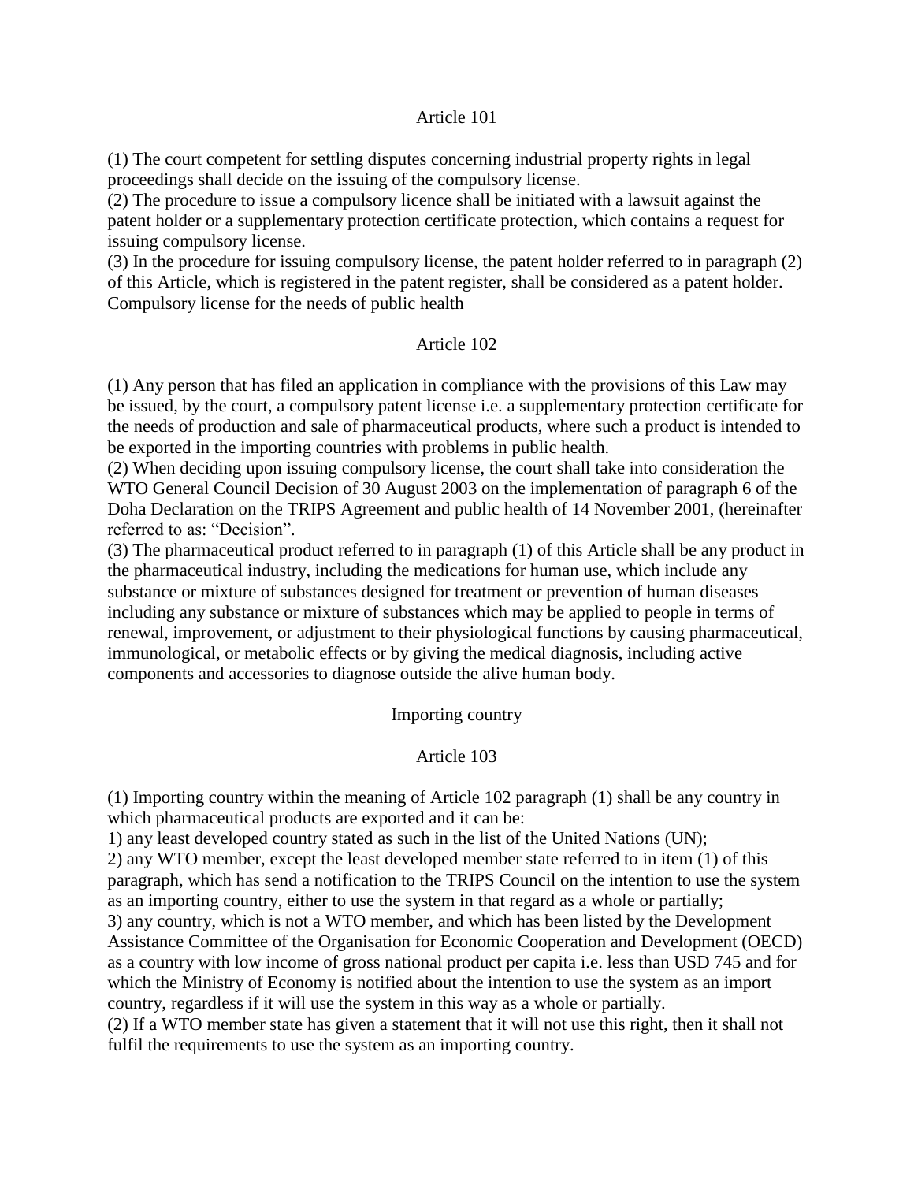### Article 101

(1) The court competent for settling disputes concerning industrial property rights in legal proceedings shall decide on the issuing of the compulsory license.
(2) The procedure to issue a compulsory licence shall be initiated with a lawsuit against the patent holder or a supplementary protection certificate protection, which contains a request for issuing compulsory license.
(3) In the procedure for issuing compulsory license, the patent holder referred to in paragraph (2) of this Article, which is registered in the patent register, shall be considered as a patent holder.

Compulsory license for the needs of public health

### Article 102

(1) Any person that has filed an application in compliance with the provisions of this Law may be issued, by the court, a compulsory patent license i.e. a supplementary protection certificate for the needs of production and sale of pharmaceutical products, where such a product is intended to be exported in the importing countries with problems in public health.
(2) When deciding upon issuing compulsory license, the court shall take into consideration the WTO General Council Decision of 30 August 2003 on the implementation of paragraph 6 of the Doha Declaration on the TRIPS Agreement and public health of 14 November 2001, (hereinafter referred to as: "Decision".
(3) The pharmaceutical product referred to in paragraph (1) of this Article shall be any product in the pharmaceutical industry, including the medications for human use, which include any substance or mixture of substances designed for treatment or prevention of human diseases including any substance or mixture of substances which may be applied to people in terms of renewal, improvement, or adjustment to their physiological functions by causing pharmaceutical, immunological, or metabolic effects or by giving the medical diagnosis, including active components and accessories to diagnose outside the alive human body.

Importing country

### Article 103

(1) Importing country within the meaning of Article 102 paragraph (1) shall be any country in which pharmaceutical products are exported and it can be:
1) any least developed country stated as such in the list of the United Nations (UN);
2) any WTO member, except the least developed member state referred to in item (1) of this paragraph, which has send a notification to the TRIPS Council on the intention to use the system as an importing country, either to use the system in that regard as a whole or partially;
3) any country, which is not a WTO member, and which has been listed by the Development Assistance Committee of the Organisation for Economic Cooperation and Development (OECD) as a country with low income of gross national product per capita i.e. less than USD 745 and for which the Ministry of Economy is notified about the intention to use the system as an import country, regardless if it will use the system in this way as a whole or partially.
(2) If a WTO member state has given a statement that it will not use this right, then it shall not fulfil the requirements to use the system as an importing country.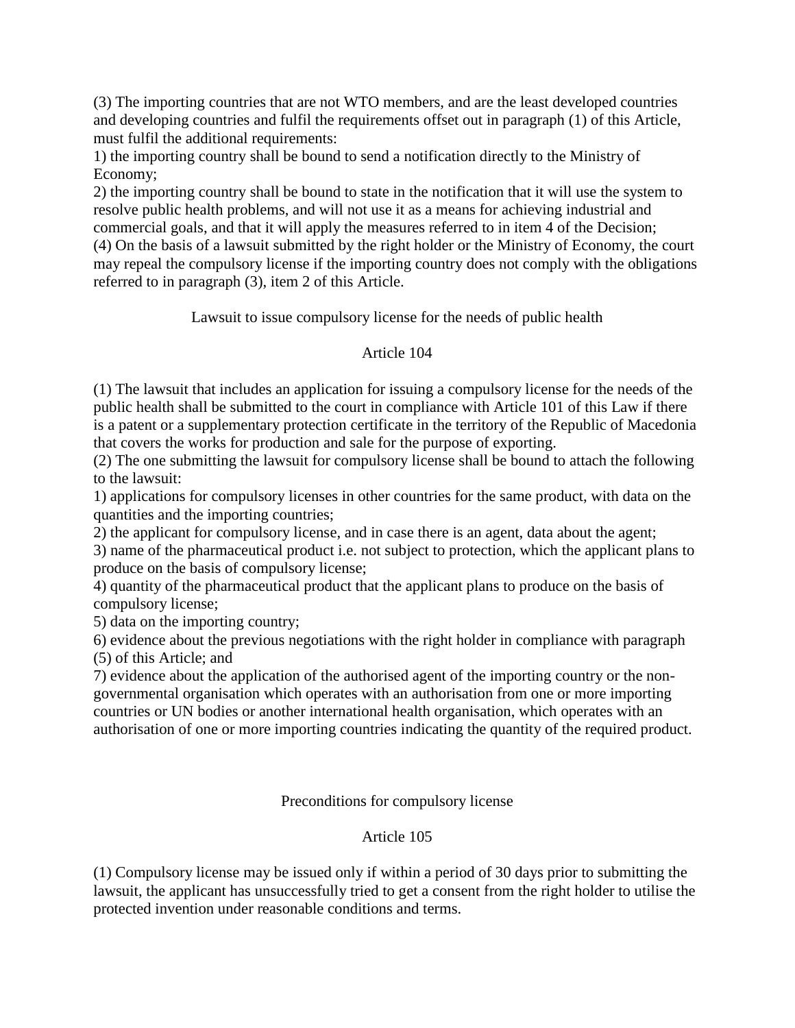(3) The importing countries that are not WTO members, and are the least developed countries and developing countries and fulfil the requirements offset out in paragraph (1) of this Article, must fulfil the additional requirements:

1) the importing country shall be bound to send a notification directly to the Ministry of Economy;

2) the importing country shall be bound to state in the notification that it will use the system to resolve public health problems, and will not use it as a means for achieving industrial and commercial goals, and that it will apply the measures referred to in item 4 of the Decision;

(4) On the basis of a lawsuit submitted by the right holder or the Ministry of Economy, the court may repeal the compulsory license if the importing country does not comply with the obligations referred to in paragraph (3), item 2 of this Article.

Lawsuit to issue compulsory license for the needs of public health

Article 104

(1) The lawsuit that includes an application for issuing a compulsory license for the needs of the public health shall be submitted to the court in compliance with Article 101 of this Law if there is a patent or a supplementary protection certificate in the territory of the Republic of Macedonia that covers the works for production and sale for the purpose of exporting.

(2) The one submitting the lawsuit for compulsory license shall be bound to attach the following to the lawsuit:

1) applications for compulsory licenses in other countries for the same product, with data on the quantities and the importing countries;

2) the applicant for compulsory license, and in case there is an agent, data about the agent;

3) name of the pharmaceutical product i.e. not subject to protection, which the applicant plans to produce on the basis of compulsory license;

4) quantity of the pharmaceutical product that the applicant plans to produce on the basis of compulsory license;

5) data on the importing country;

6) evidence about the previous negotiations with the right holder in compliance with paragraph (5) of this Article; and

7) evidence about the application of the authorised agent of the importing country or the non-governmental organisation which operates with an authorisation from one or more importing countries or UN bodies or another international health organisation, which operates with an authorisation of one or more importing countries indicating the quantity of the required product.

Preconditions for compulsory license

Article 105

(1) Compulsory license may be issued only if within a period of 30 days prior to submitting the lawsuit, the applicant has unsuccessfully tried to get a consent from the right holder to utilise the protected invention under reasonable conditions and terms.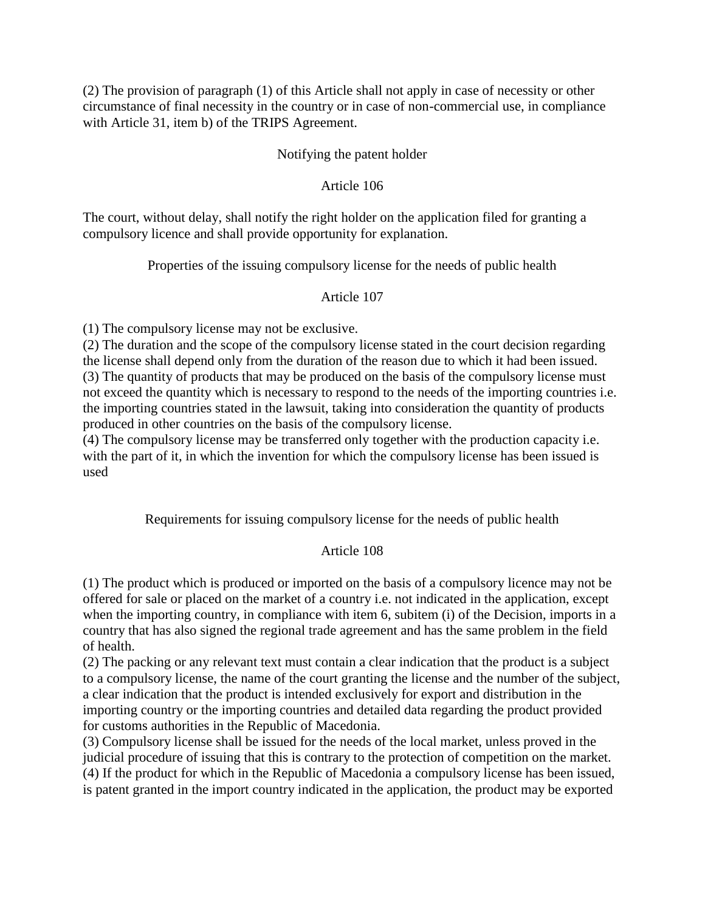(2) The provision of paragraph (1) of this Article shall not apply in case of necessity or other circumstance of final necessity in the country or in case of non-commercial use, in compliance with Article 31, item b) of the TRIPS Agreement.

### Notifying the patent holder

### Article 106

The court, without delay, shall notify the right holder on the application filed for granting a compulsory licence and shall provide opportunity for explanation.

### Properties of the issuing compulsory license for the needs of public health

### Article 107

(1) The compulsory license may not be exclusive.
(2) The duration and the scope of the compulsory license stated in the court decision regarding the license shall depend only from the duration of the reason due to which it had been issued.
(3) The quantity of products that may be produced on the basis of the compulsory license must not exceed the quantity which is necessary to respond to the needs of the importing countries i.e. the importing countries stated in the lawsuit, taking into consideration the quantity of products produced in other countries on the basis of the compulsory license.
(4) The compulsory license may be transferred only together with the production capacity i.e. with the part of it, in which the invention for which the compulsory license has been issued is used

### Requirements for issuing compulsory license for the needs of public health

### Article 108

(1) The product which is produced or imported on the basis of a compulsory licence may not be offered for sale or placed on the market of a country i.e. not indicated in the application, except when the importing country, in compliance with item 6, subitem (i) of the Decision, imports in a country that has also signed the regional trade agreement and has the same problem in the field of health.
(2) The packing or any relevant text must contain a clear indication that the product is a subject to a compulsory license, the name of the court granting the license and the number of the subject, a clear indication that the product is intended exclusively for export and distribution in the importing country or the importing countries and detailed data regarding the product provided for customs authorities in the Republic of Macedonia.
(3) Compulsory license shall be issued for the needs of the local market, unless proved in the judicial procedure of issuing that this is contrary to the protection of competition on the market.
(4) If the product for which in the Republic of Macedonia a compulsory license has been issued, is patent granted in the import country indicated in the application, the product may be exported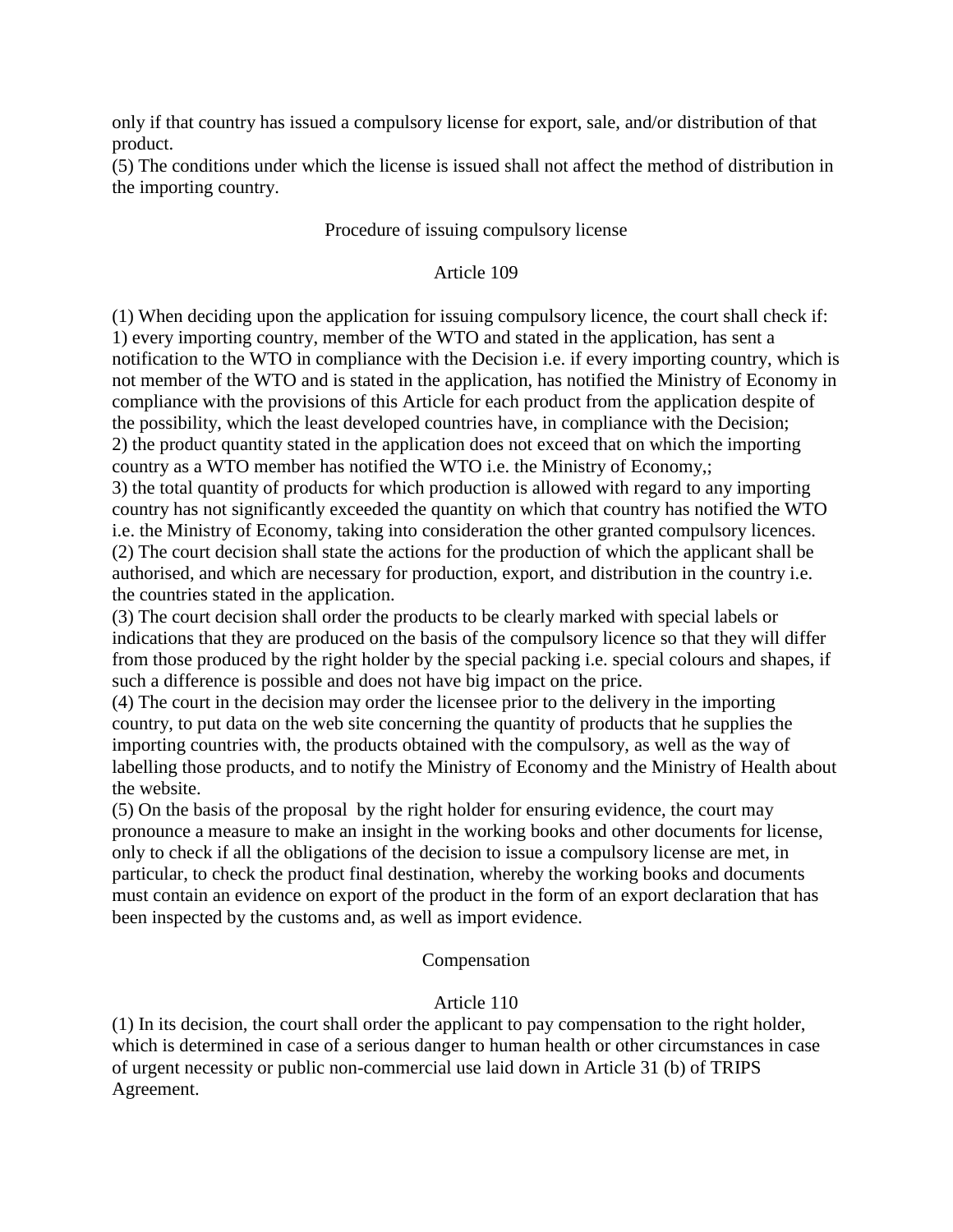only if that country has issued a compulsory license for export, sale, and/or distribution of that product.
(5) The conditions under which the license is issued shall not affect the method of distribution in the importing country.

### Procedure of issuing compulsory license

### Article 109

(1) When deciding upon the application for issuing compulsory licence, the court shall check if:
1) every importing country, member of the WTO and stated in the application, has sent a notification to the WTO in compliance with the Decision i.e. if every importing country, which is not member of the WTO and is stated in the application, has notified the Ministry of Economy in compliance with the provisions of this Article for each product from the application despite of the possibility, which the least developed countries have, in compliance with the Decision;
2) the product quantity stated in the application does not exceed that on which the importing country as a WTO member has notified the WTO i.e. the Ministry of Economy,;
3) the total quantity of products for which production is allowed with regard to any importing country has not significantly exceeded the quantity on which that country has notified the WTO i.e. the Ministry of Economy, taking into consideration the other granted compulsory licences.
(2) The court decision shall state the actions for the production of which the applicant shall be authorised, and which are necessary for production, export, and distribution in the country i.e. the countries stated in the application.
(3) The court decision shall order the products to be clearly marked with special labels or indications that they are produced on the basis of the compulsory licence so that they will differ from those produced by the right holder by the special packing i.e. special colours and shapes, if such a difference is possible and does not have big impact on the price.
(4) The court in the decision may order the licensee prior to the delivery in the importing country, to put data on the web site concerning the quantity of products that he supplies the importing countries with, the products obtained with the compulsory, as well as the way of labelling those products, and to notify the Ministry of Economy and the Ministry of Health about the website.
(5) On the basis of the proposal by the right holder for ensuring evidence, the court may pronounce a measure to make an insight in the working books and other documents for license, only to check if all the obligations of the decision to issue a compulsory license are met, in particular, to check the product final destination, whereby the working books and documents must contain an evidence on export of the product in the form of an export declaration that has been inspected by the customs and, as well as import evidence.

### Compensation

### Article 110

(1) In its decision, the court shall order the applicant to pay compensation to the right holder, which is determined in case of a serious danger to human health or other circumstances in case of urgent necessity or public non-commercial use laid down in Article 31 (b) of TRIPS Agreement.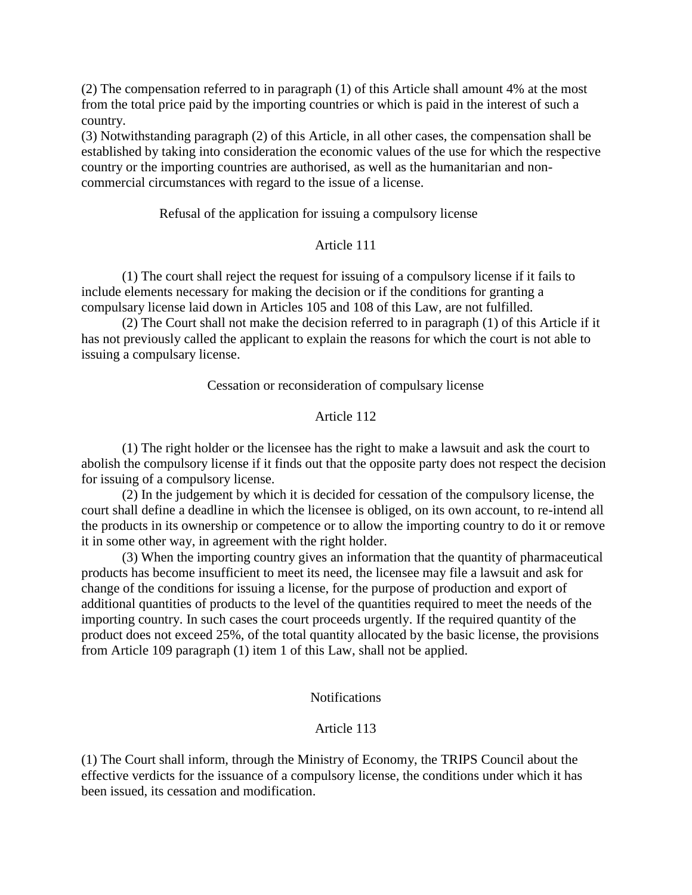(2) The compensation referred to in paragraph (1) of this Article shall amount 4% at the most from the total price paid by the importing countries or which is paid in the interest of such a country.
(3) Notwithstanding paragraph (2) of this Article, in all other cases, the compensation shall be established by taking into consideration the economic values of the use for which the respective country or the importing countries are authorised, as well as the humanitarian and non-commercial circumstances with regard to the issue of a license.

Refusal of the application for issuing a compulsory license

Article 111

(1) The court shall reject the request for issuing of a compulsory license if it fails to include elements necessary for making the decision or if the conditions for granting a compulsary license laid down in Articles 105 and 108 of this Law, are not fulfilled.

(2) The Court shall not make the decision referred to in paragraph (1) of this Article if it has not previously called the applicant to explain the reasons for which the court is not able to issuing a compulsary license.

Cessation or reconsideration of compulsary license

Article 112

(1) The right holder or the licensee has the right to make a lawsuit and ask the court to abolish the compulsory license if it finds out that the opposite party does not respect the decision for issuing of a compulsory license.

(2) In the judgement by which it is decided for cessation of the compulsory license, the court shall define a deadline in which the licensee is obliged, on its own account, to re-intend all the products in its ownership or competence or to allow the importing country to do it or remove it in some other way, in agreement with the right holder.

(3) When the importing country gives an information that the quantity of pharmaceutical products has become insufficient to meet its need, the licensee may file a lawsuit and ask for change of the conditions for issuing a license, for the purpose of production and export of additional quantities of products to the level of the quantities required to meet the needs of the importing country. In such cases the court proceeds urgently. If the required quantity of the product does not exceed 25%, of the total quantity allocated by the basic license, the provisions from Article 109 paragraph (1) item 1 of this Law, shall not be applied.

Notifications

Article 113

(1) The Court shall inform, through the Ministry of Economy, the TRIPS Council about the effective verdicts for the issuance of a compulsory license, the conditions under which it has been issued, its cessation and modification.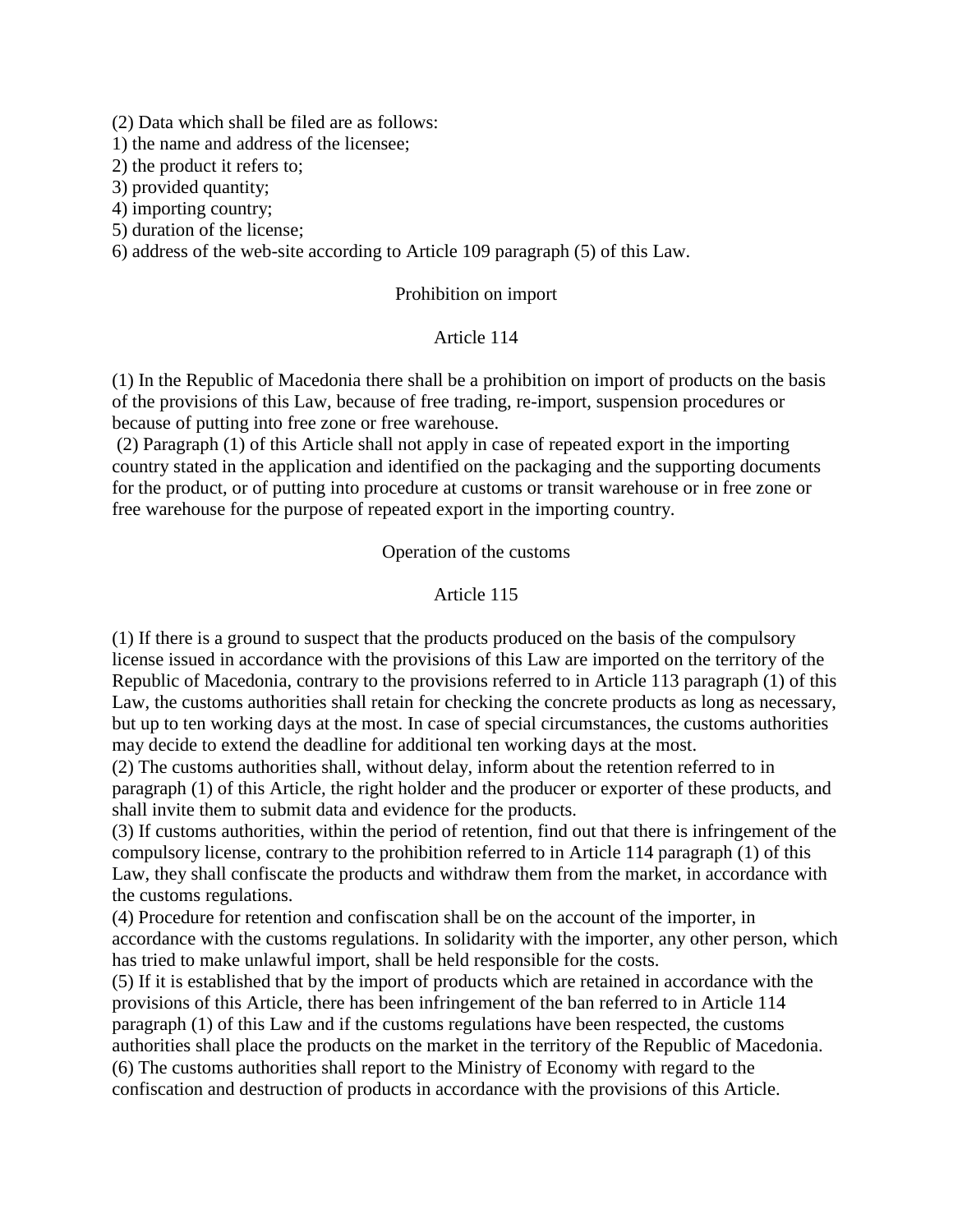(2) Data which shall be filed are as follows:
1) the name and address of the licensee;
2) the product it refers to;
3) provided quantity;
4) importing country;
5) duration of the license;
6) address of the web-site according to Article 109 paragraph (5) of this Law.

### Prohibition on import

### Article 114

(1) In the Republic of Macedonia there shall be a prohibition on import of products on the basis of the provisions of this Law, because of free trading, re-import, suspension procedures or because of putting into free zone or free warehouse.
(2) Paragraph (1) of this Article shall not apply in case of repeated export in the importing country stated in the application and identified on the packaging and the supporting documents for the product, or of putting into procedure at customs or transit warehouse or in free zone or free warehouse for the purpose of repeated export in the importing country.

### Operation of the customs

### Article 115

(1) If there is a ground to suspect that the products produced on the basis of the compulsory license issued in accordance with the provisions of this Law are imported on the territory of the Republic of Macedonia, contrary to the provisions referred to in Article 113 paragraph (1) of this Law, the customs authorities shall retain for checking the concrete products as long as necessary, but up to ten working days at the most. In case of special circumstances, the customs authorities may decide to extend the deadline for additional ten working days at the most.
(2) The customs authorities shall, without delay, inform about the retention referred to in paragraph (1) of this Article, the right holder and the producer or exporter of these products, and shall invite them to submit data and evidence for the products.
(3) If customs authorities, within the period of retention, find out that there is infringement of the compulsory license, contrary to the prohibition referred to in Article 114 paragraph (1) of this Law, they shall confiscate the products and withdraw them from the market, in accordance with the customs regulations.
(4) Procedure for retention and confiscation shall be on the account of the importer, in accordance with the customs regulations. In solidarity with the importer, any other person, which has tried to make unlawful import, shall be held responsible for the costs.
(5) If it is established that by the import of products which are retained in accordance with the provisions of this Article, there has been infringement of the ban referred to in Article 114 paragraph (1) of this Law and if the customs regulations have been respected, the customs authorities shall place the products on the market in the territory of the Republic of Macedonia.
(6) The customs authorities shall report to the Ministry of Economy with regard to the confiscation and destruction of products in accordance with the provisions of this Article.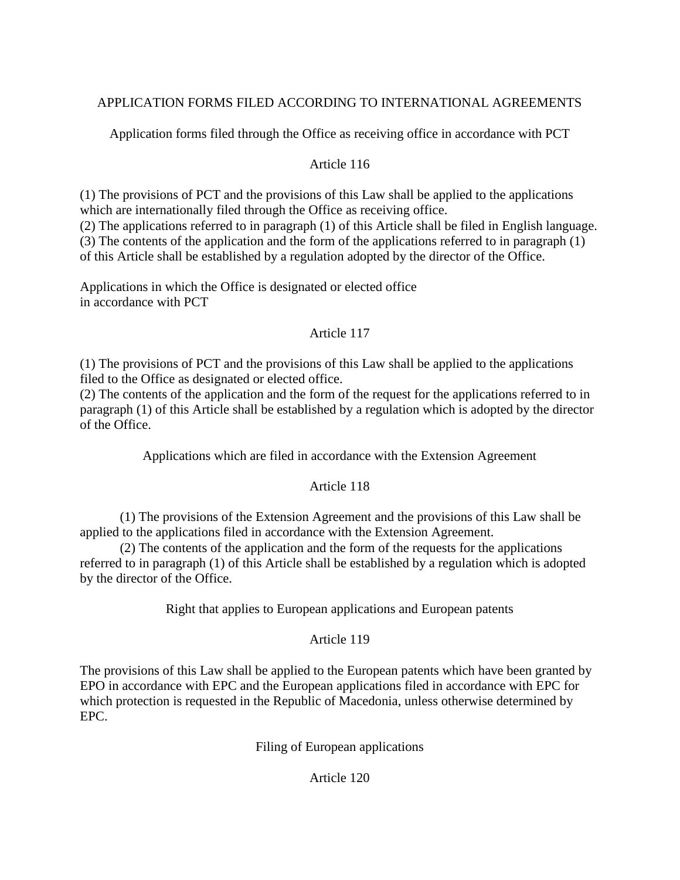## APPLICATION FORMS FILED ACCORDING TO INTERNATIONAL AGREEMENTS

### Application forms filed through the Office as receiving office in accordance with PCT

#### Article 116

(1) The provisions of PCT and the provisions of this Law shall be applied to the applications which are internationally filed through the Office as receiving office.
(2) The applications referred to in paragraph (1) of this Article shall be filed in English language.
(3) The contents of the application and the form of the applications referred to in paragraph (1) of this Article shall be established by a regulation adopted by the director of the Office.

### Applications in which the Office is designated or elected office in accordance with PCT

#### Article 117

(1) The provisions of PCT and the provisions of this Law shall be applied to the applications filed to the Office as designated or elected office.
(2) The contents of the application and the form of the request for the applications referred to in paragraph (1) of this Article shall be established by a regulation which is adopted by the director of the Office.

### Applications which are filed in accordance with the Extension Agreement

#### Article 118

(1) The provisions of the Extension Agreement and the provisions of this Law shall be applied to the applications filed in accordance with the Extension Agreement.
(2) The contents of the application and the form of the requests for the applications referred to in paragraph (1) of this Article shall be established by a regulation which is adopted by the director of the Office.

### Right that applies to European applications and European patents

#### Article 119

The provisions of this Law shall be applied to the European patents which have been granted by EPO in accordance with EPC and the European applications filed in accordance with EPC for which protection is requested in the Republic of Macedonia, unless otherwise determined by EPC.

### Filing of European applications

#### Article 120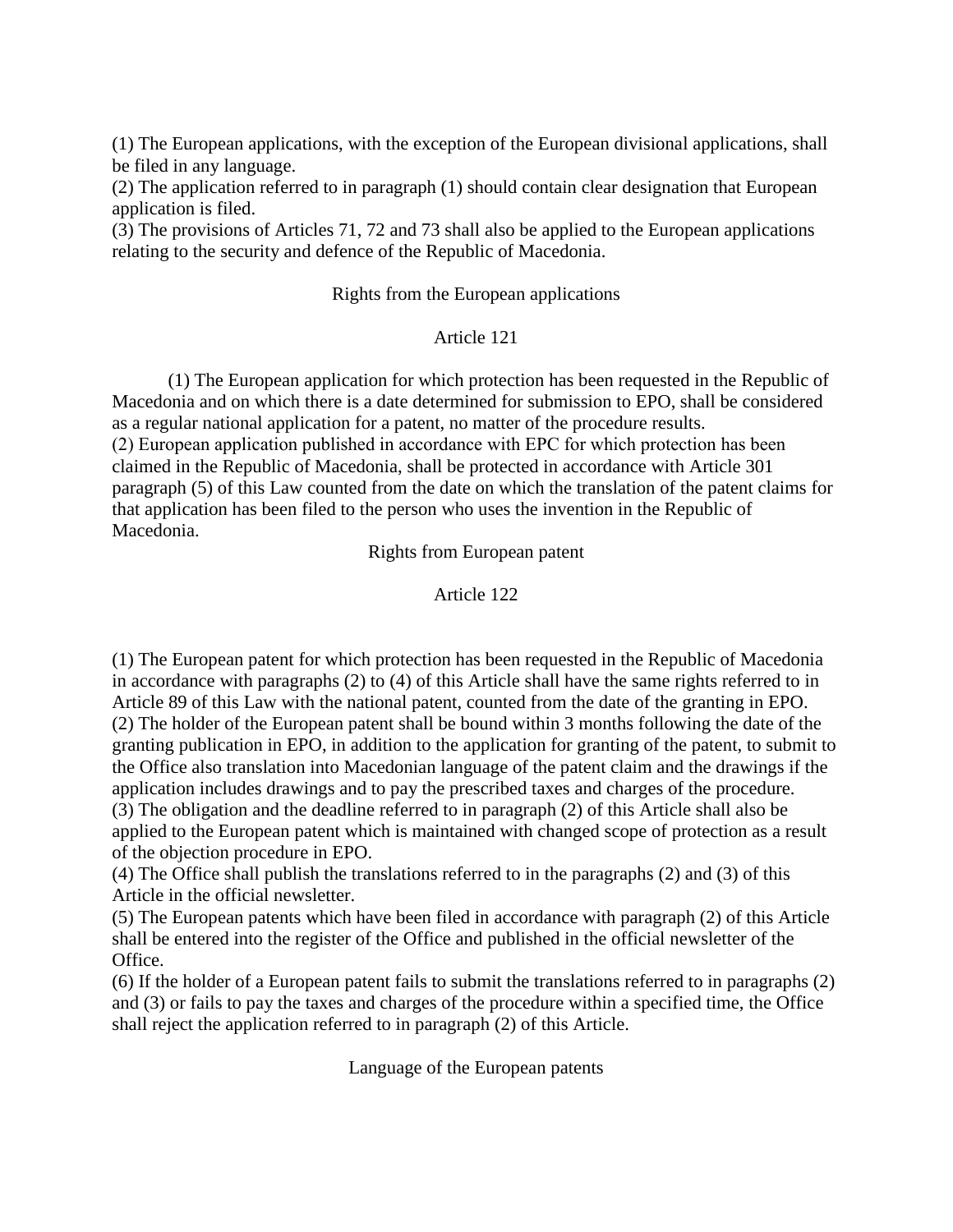(1) The European applications, with the exception of the European divisional applications, shall be filed in any language.
(2) The application referred to in paragraph (1) should contain clear designation that European application is filed.
(3) The provisions of Articles 71, 72 and 73 shall also be applied to the European applications relating to the security and defence of the Republic of Macedonia.

### Rights from the European applications

### Article 121

(1) The European application for which protection has been requested in the Republic of Macedonia and on which there is a date determined for submission to EPO, shall be considered as a regular national application for a patent, no matter of the procedure results.
(2) European application published in accordance with EPC for which protection has been claimed in the Republic of Macedonia, shall be protected in accordance with Article 301 paragraph (5) of this Law counted from the date on which the translation of the patent claims for that application has been filed to the person who uses the invention in the Republic of Macedonia.

### Rights from European patent

### Article 122

(1) The European patent for which protection has been requested in the Republic of Macedonia in accordance with paragraphs (2) to (4) of this Article shall have the same rights referred to in Article 89 of this Law with the national patent, counted from the date of the granting in EPO.
(2) The holder of the European patent shall be bound within 3 months following the date of the granting publication in EPO, in addition to the application for granting of the patent, to submit to the Office also translation into Macedonian language of the patent claim and the drawings if the application includes drawings and to pay the prescribed taxes and charges of the procedure.
(3) The obligation and the deadline referred to in paragraph (2) of this Article shall also be applied to the European patent which is maintained with changed scope of protection as a result of the objection procedure in EPO.
(4) The Office shall publish the translations referred to in the paragraphs (2) and (3) of this Article in the official newsletter.
(5) The European patents which have been filed in accordance with paragraph (2) of this Article shall be entered into the register of the Office and published in the official newsletter of the Office.
(6) If the holder of a European patent fails to submit the translations referred to in paragraphs (2) and (3) or fails to pay the taxes and charges of the procedure within a specified time, the Office shall reject the application referred to in paragraph (2) of this Article.

### Language of the European patents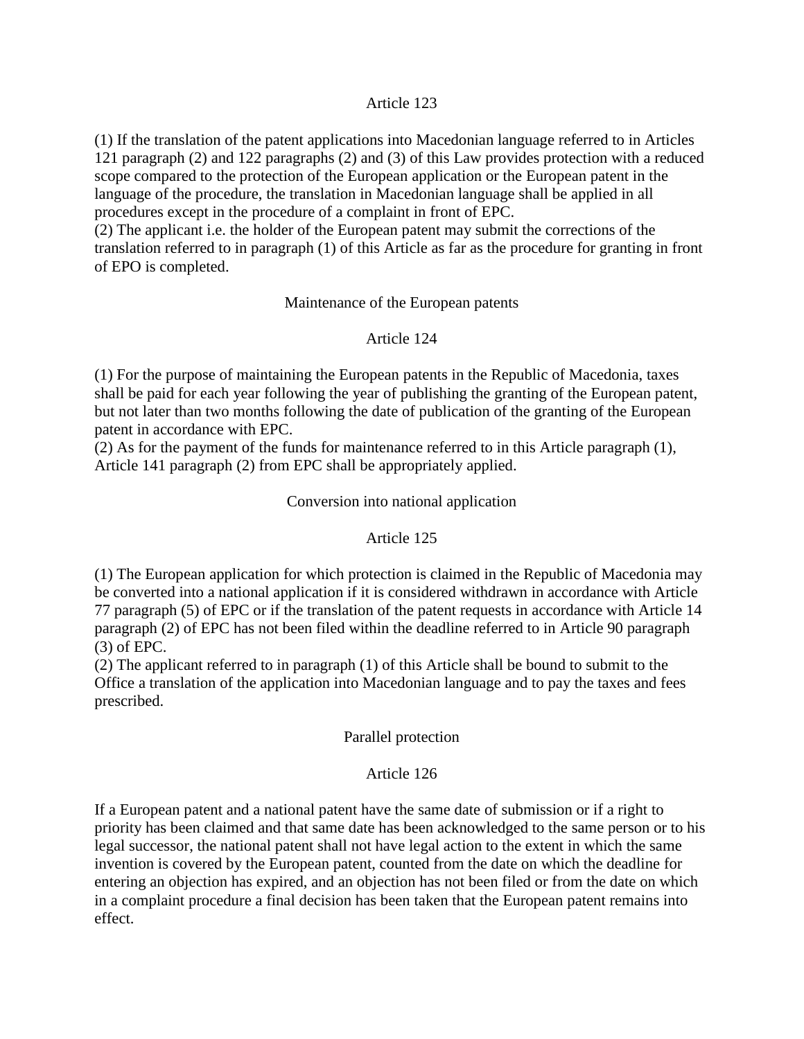Article 123

(1) If the translation of the patent applications into Macedonian language referred to in Articles 121 paragraph (2) and 122 paragraphs (2) and (3) of this Law provides protection with a reduced scope compared to the protection of the European application or the European patent in the language of the procedure, the translation in Macedonian language shall be applied in all procedures except in the procedure of a complaint in front of EPC.
(2) The applicant i.e. the holder of the European patent may submit the corrections of the translation referred to in paragraph (1) of this Article as far as the procedure for granting in front of EPO is completed.

Maintenance of the European patents

Article 124

(1) For the purpose of maintaining the European patents in the Republic of Macedonia, taxes shall be paid for each year following the year of publishing the granting of the European patent, but not later than two months following the date of publication of the granting of the European patent in accordance with EPC.
(2) As for the payment of the funds for maintenance referred to in this Article paragraph (1), Article 141 paragraph (2) from EPC shall be appropriately applied.

Conversion into national application

Article 125

(1) The European application for which protection is claimed in the Republic of Macedonia may be converted into a national application if it is considered withdrawn in accordance with Article 77 paragraph (5) of EPC or if the translation of the patent requests in accordance with Article 14 paragraph (2) of EPC has not been filed within the deadline referred to in Article 90 paragraph (3) of EPC.
(2) The applicant referred to in paragraph (1) of this Article shall be bound to submit to the Office a translation of the application into Macedonian language and to pay the taxes and fees prescribed.

Parallel protection

Article 126

If a European patent and a national patent have the same date of submission or if a right to priority has been claimed and that same date has been acknowledged to the same person or to his legal successor, the national patent shall not have legal action to the extent in which the same invention is covered by the European patent, counted from the date on which the deadline for entering an objection has expired, and an objection has not been filed or from the date on which in a complaint procedure a final decision has been taken that the European patent remains into effect.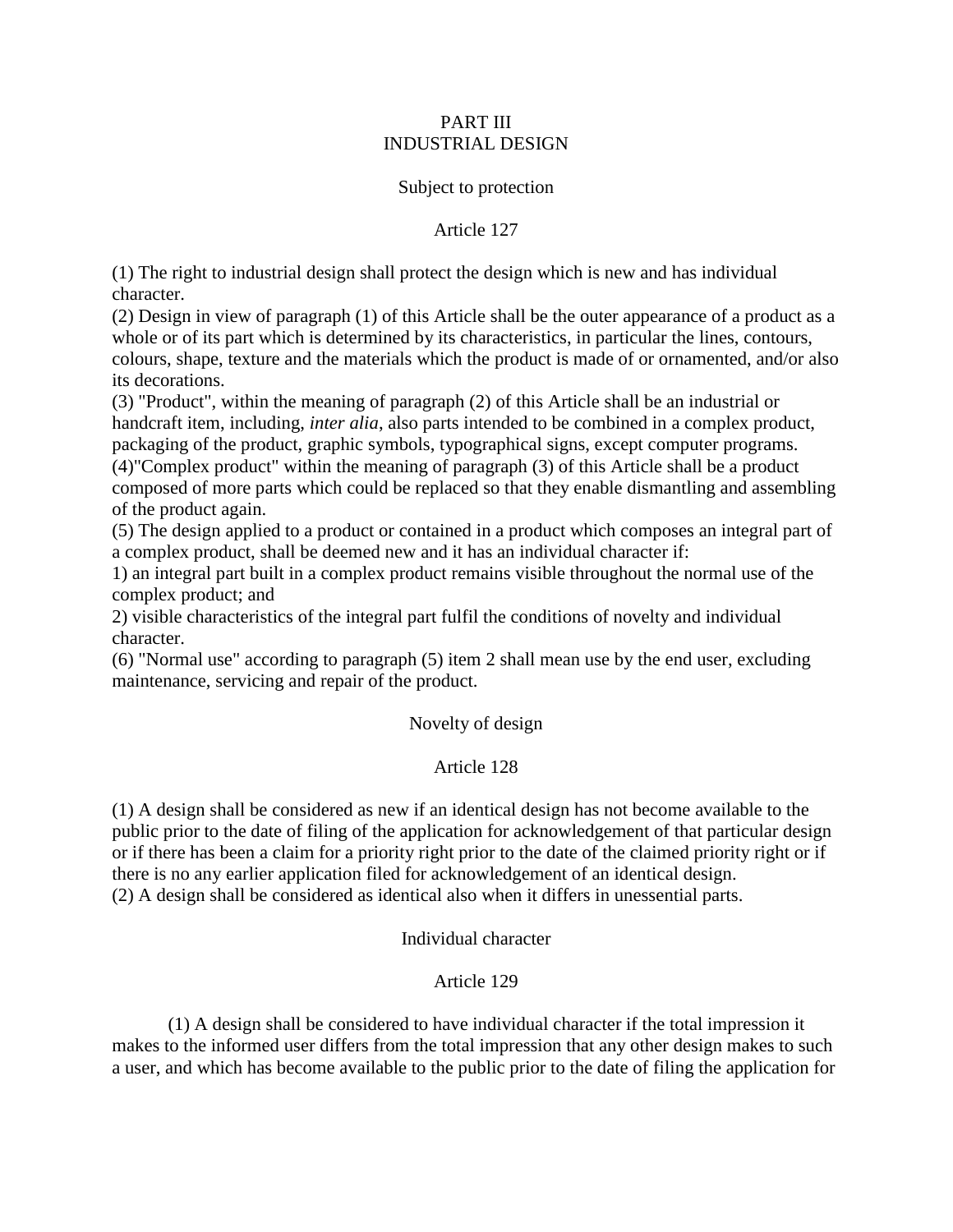## PART III
## INDUSTRIAL DESIGN

### Subject to protection

### Article 127

(1) The right to industrial design shall protect the design which is new and has individual character.
(2) Design in view of paragraph (1) of this Article shall be the outer appearance of a product as a whole or of its part which is determined by its characteristics, in particular the lines, contours, colours, shape, texture and the materials which the product is made of or ornamented, and/or also its decorations.
(3) "Product", within the meaning of paragraph (2) of this Article shall be an industrial or handcraft item, including, *inter alia*, also parts intended to be combined in a complex product, packaging of the product, graphic symbols, typographical signs, except computer programs.
(4)"Complex product" within the meaning of paragraph (3) of this Article shall be a product composed of more parts which could be replaced so that they enable dismantling and assembling of the product again.
(5) The design applied to a product or contained in a product which composes an integral part of a complex product, shall be deemed new and it has an individual character if:
1) an integral part built in a complex product remains visible throughout the normal use of the complex product; and
2) visible characteristics of the integral part fulfil the conditions of novelty and individual character.
(6) "Normal use" according to paragraph (5) item 2 shall mean use by the end user, excluding maintenance, servicing and repair of the product.

### Novelty of design

### Article 128

(1) A design shall be considered as new if an identical design has not become available to the public prior to the date of filing of the application for acknowledgement of that particular design or if there has been a claim for a priority right prior to the date of the claimed priority right or if there is no any earlier application filed for acknowledgement of an identical design.
(2) A design shall be considered as identical also when it differs in unessential parts.

### Individual character

### Article 129

(1) A design shall be considered to have individual character if the total impression it makes to the informed user differs from the total impression that any other design makes to such a user, and which has become available to the public prior to the date of filing the application for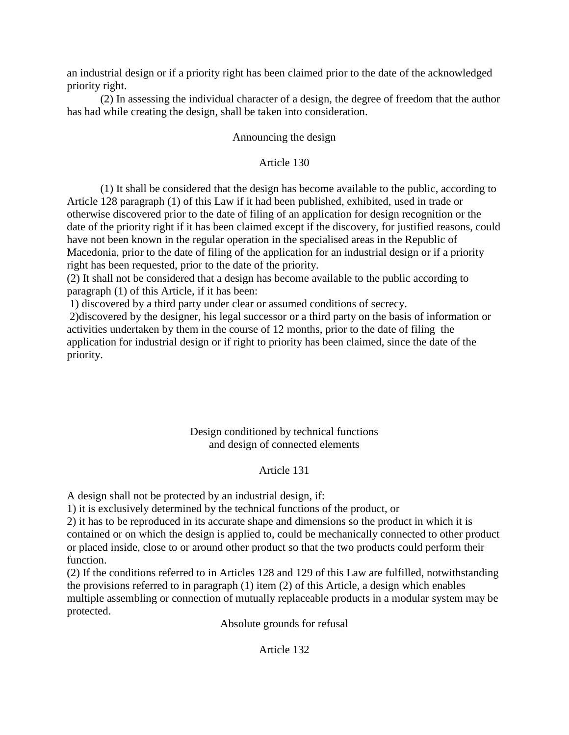an industrial design or if a priority right has been claimed prior to the date of the acknowledged priority right.

(2) In assessing the individual character of a design, the degree of freedom that the author has had while creating the design, shall be taken into consideration.

### Announcing the design

### Article 130

(1) It shall be considered that the design has become available to the public, according to Article 128 paragraph (1) of this Law if it had been published, exhibited, used in trade or otherwise discovered prior to the date of filing of an application for design recognition or the date of the priority right if it has been claimed except if the discovery, for justified reasons, could have not been known in the regular operation in the specialised areas in the Republic of Macedonia, prior to the date of filing of the application for an industrial design or if a priority right has been requested, prior to the date of the priority.

(2) It shall not be considered that a design has become available to the public according to paragraph (1) of this Article, if it has been:

1) discovered by a third party under clear or assumed conditions of secrecy.

2)discovered by the designer, his legal successor or a third party on the basis of information or activities undertaken by them in the course of 12 months, prior to the date of filing the application for industrial design or if right to priority has been claimed, since the date of the priority.

### Design conditioned by technical functions and design of connected elements

### Article 131

A design shall not be protected by an industrial design, if:

1) it is exclusively determined by the technical functions of the product, or

2) it has to be reproduced in its accurate shape and dimensions so the product in which it is contained or on which the design is applied to, could be mechanically connected to other product or placed inside, close to or around other product so that the two products could perform their function.

(2) If the conditions referred to in Articles 128 and 129 of this Law are fulfilled, notwithstanding the provisions referred to in paragraph (1) item (2) of this Article, a design which enables multiple assembling or connection of mutually replaceable products in a modular system may be protected.

### Absolute grounds for refusal

### Article 132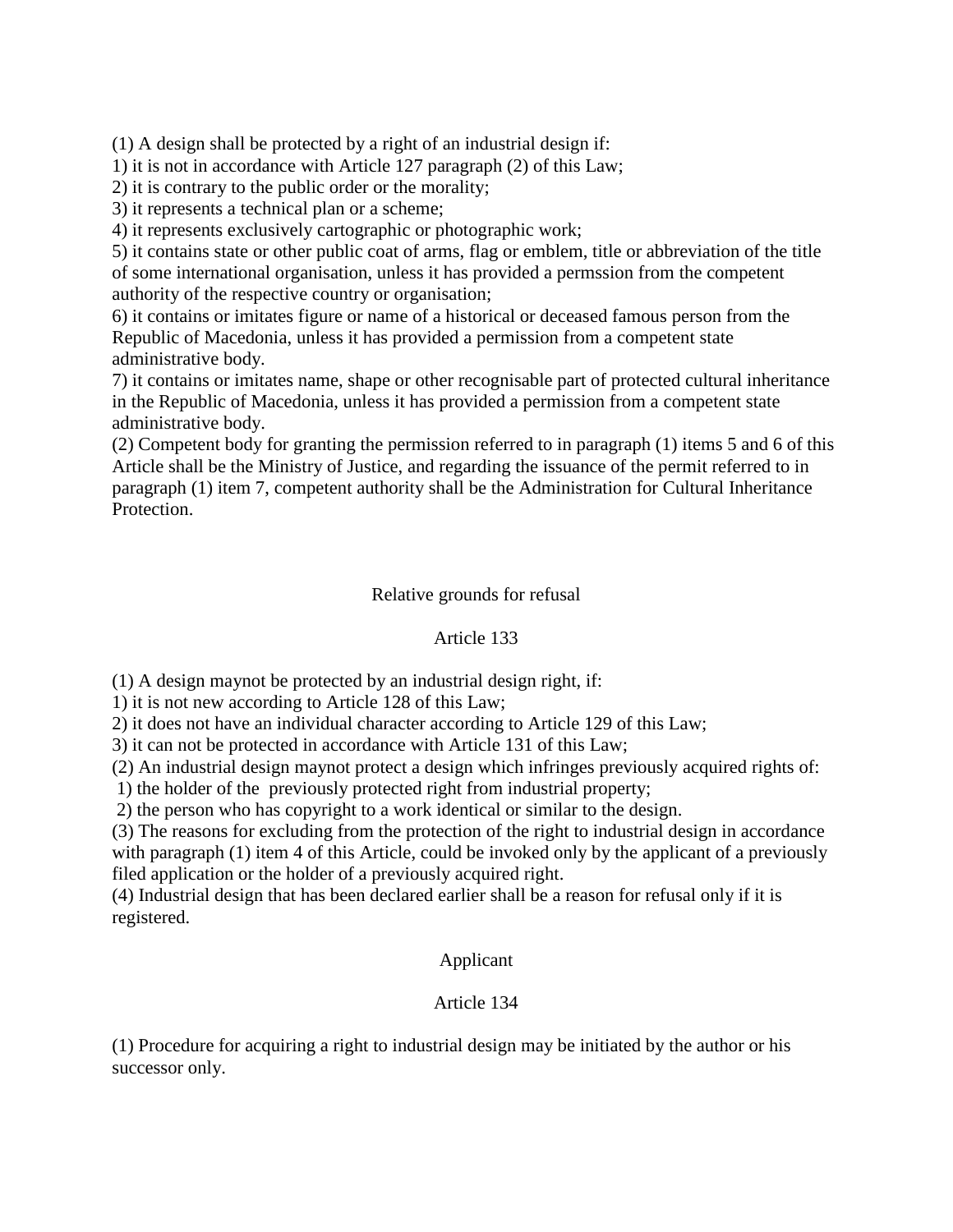(1) A design shall be protected by a right of an industrial design if:
1) it is not in accordance with Article 127 paragraph (2) of this Law;
2) it is contrary to the public order or the morality;
3) it represents a technical plan or a scheme;
4) it represents exclusively cartographic or photographic work;
5) it contains state or other public coat of arms, flag or emblem, title or abbreviation of the title of some international organisation, unless it has provided a permssion from the competent authority of the respective country or organisation;
6) it contains or imitates figure or name of a historical or deceased famous person from the Republic of Macedonia, unless it has provided a permission from a competent state administrative body.
7) it contains or imitates name, shape or other recognisable part of protected cultural inheritance in the Republic of Macedonia, unless it has provided a permission from a competent state administrative body.
(2) Competent body for granting the permission referred to in paragraph (1) items 5 and 6 of this Article shall be the Ministry of Justice, and regarding the issuance of the permit referred to in paragraph (1) item 7, competent authority shall be the Administration for Cultural Inheritance Protection.

## Relative grounds for refusal

### Article 133

(1) A design maynot be protected by an industrial design right, if:
1) it is not new according to Article 128 of this Law;
2) it does not have an individual character according to Article 129 of this Law;
3) it can not be protected in accordance with Article 131 of this Law;
(2) An industrial design maynot protect a design which infringes previously acquired rights of:
1) the holder of the previously protected right from industrial property;
2) the person who has copyright to a work identical or similar to the design.
(3) The reasons for excluding from the protection of the right to industrial design in accordance with paragraph (1) item 4 of this Article, could be invoked only by the applicant of a previously filed application or the holder of a previously acquired right.
(4) Industrial design that has been declared earlier shall be a reason for refusal only if it is registered.

## Applicant

### Article 134

(1) Procedure for acquiring a right to industrial design may be initiated by the author or his successor only.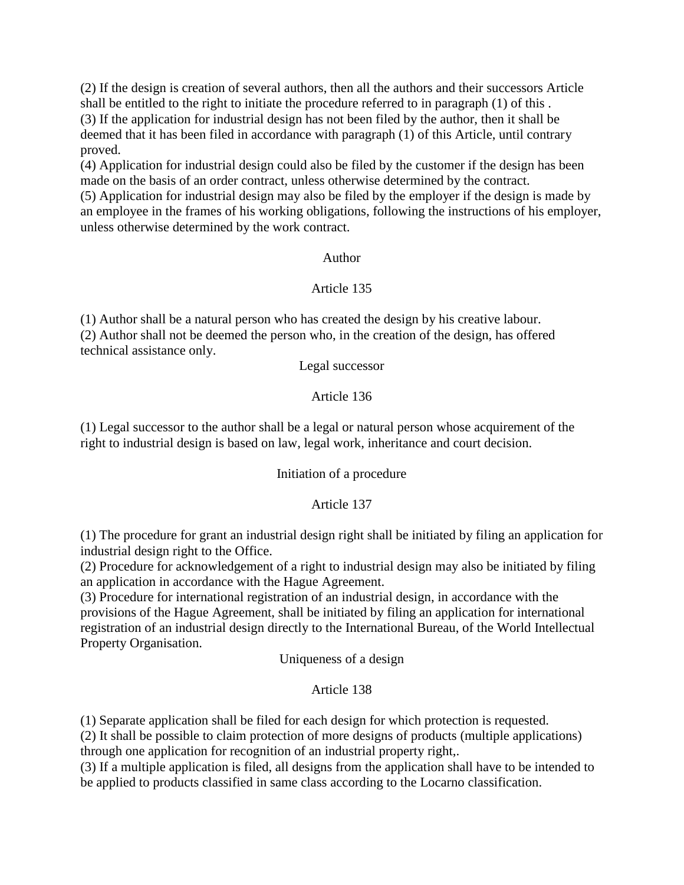(2) If the design is creation of several authors, then all the authors and their successors Article shall be entitled to the right to initiate the procedure referred to in paragraph (1) of this .
(3) If the application for industrial design has not been filed by the author, then it shall be deemed that it has been filed in accordance with paragraph (1) of this Article, until contrary proved.
(4) Application for industrial design could also be filed by the customer if the design has been made on the basis of an order contract, unless otherwise determined by the contract.
(5) Application for industrial design may also be filed by the employer if the design is made by an employee in the frames of his working obligations, following the instructions of his employer, unless otherwise determined by the work contract.

Author

Article 135

(1) Author shall be a natural person who has created the design by his creative labour.
(2) Author shall not be deemed the person who, in the creation of the design, has offered technical assistance only.

Legal successor

Article 136

(1) Legal successor to the author shall be a legal or natural person whose acquirement of the right to industrial design is based on law, legal work, inheritance and court decision.

Initiation of a procedure

Article 137

(1) The procedure for grant an industrial design right shall be initiated by filing an application for industrial design right to the Office.
(2) Procedure for acknowledgement of a right to industrial design may also be initiated by filing an application in accordance with the Hague Agreement.
(3) Procedure for international registration of an industrial design, in accordance with the provisions of the Hague Agreement, shall be initiated by filing an application for international registration of an industrial design directly to the International Bureau, of the World Intellectual Property Organisation.

Uniqueness of a design

Article 138

(1) Separate application shall be filed for each design for which protection is requested.
(2) It shall be possible to claim protection of more designs of products (multiple applications) through one application for recognition of an industrial property right,.
(3) If a multiple application is filed, all designs from the application shall have to be intended to be applied to products classified in same class according to the Locarno classification.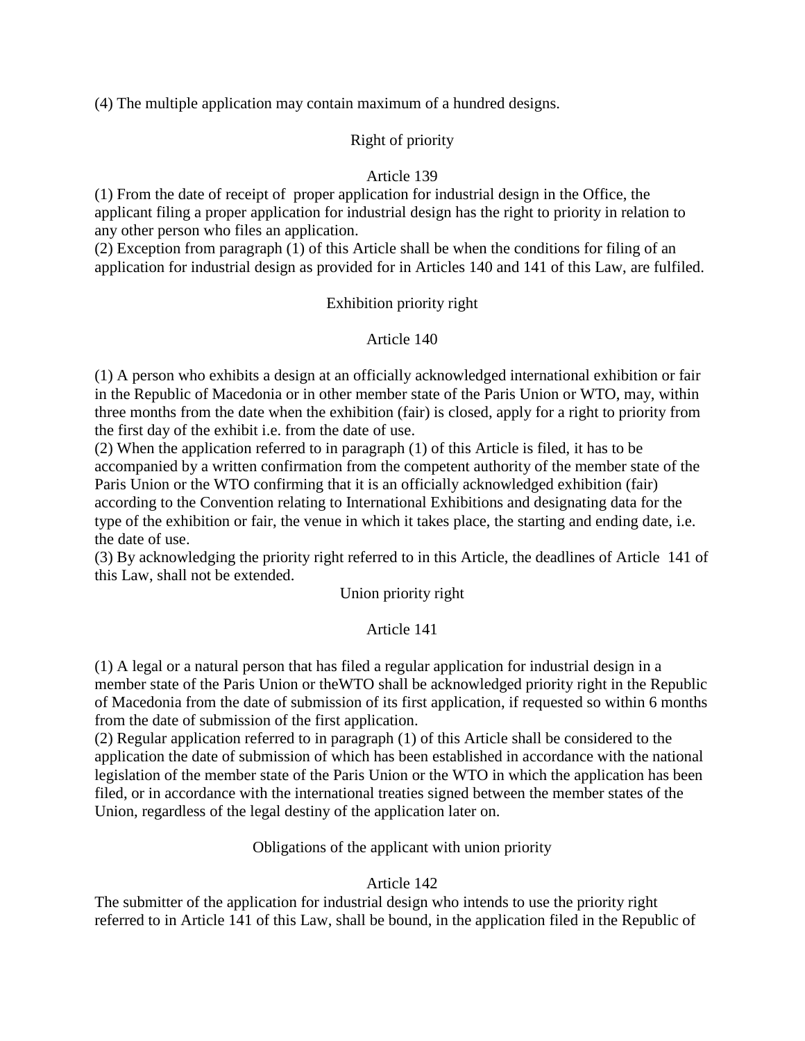(4) The multiple application may contain maximum of a hundred designs.

Right of priority

Article 139

(1) From the date of receipt of proper application for industrial design in the Office, the applicant filing a proper application for industrial design has the right to priority in relation to any other person who files an application.
(2) Exception from paragraph (1) of this Article shall be when the conditions for filing of an application for industrial design as provided for in Articles 140 and 141 of this Law, are fulfiled.

Exhibition priority right

Article 140

(1) A person who exhibits a design at an officially acknowledged international exhibition or fair in the Republic of Macedonia or in other member state of the Paris Union or WTO, may, within three months from the date when the exhibition (fair) is closed, apply for a right to priority from the first day of the exhibit i.e. from the date of use.
(2) When the application referred to in paragraph (1) of this Article is filed, it has to be accompanied by a written confirmation from the competent authority of the member state of the Paris Union or the WTO confirming that it is an officially acknowledged exhibition (fair) according to the Convention relating to International Exhibitions and designating data for the type of the exhibition or fair, the venue in which it takes place, the starting and ending date, i.e. the date of use.
(3) By acknowledging the priority right referred to in this Article, the deadlines of Article 141 of this Law, shall not be extended.

Union priority right

Article 141

(1) A legal or a natural person that has filed a regular application for industrial design in a member state of the Paris Union or theWTO shall be acknowledged priority right in the Republic of Macedonia from the date of submission of its first application, if requested so within 6 months from the date of submission of the first application.
(2) Regular application referred to in paragraph (1) of this Article shall be considered to the application the date of submission of which has been established in accordance with the national legislation of the member state of the Paris Union or the WTO in which the application has been filed, or in accordance with the international treaties signed between the member states of the Union, regardless of the legal destiny of the application later on.

Obligations of the applicant with union priority

Article 142

The submitter of the application for industrial design who intends to use the priority right referred to in Article 141 of this Law, shall be bound, in the application filed in the Republic of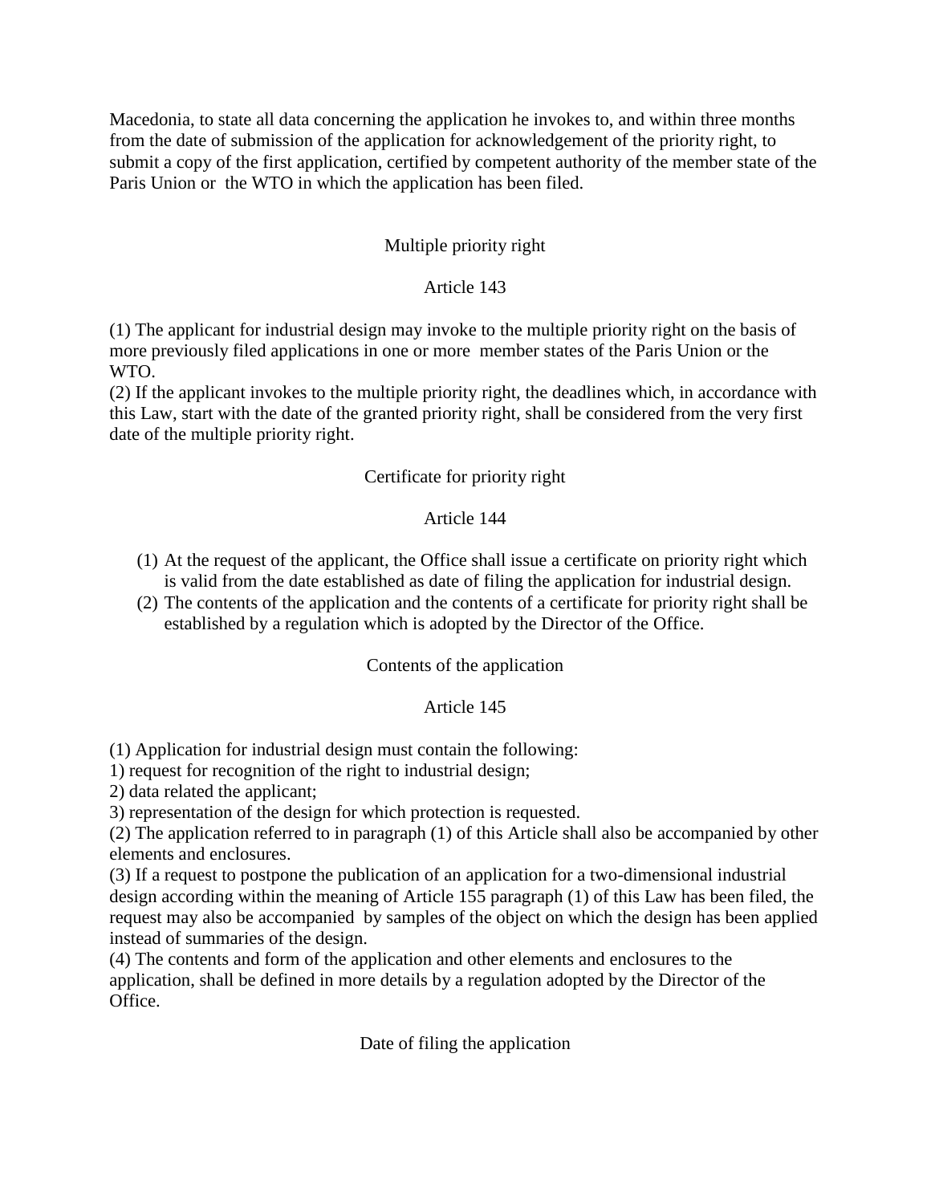Macedonia, to state all data concerning the application he invokes to, and within three months from the date of submission of the application for acknowledgement of the priority right, to submit a copy of the first application, certified by competent authority of the member state of the Paris Union or the WTO in which the application has been filed.

### Multiple priority right

### Article 143

(1) The applicant for industrial design may invoke to the multiple priority right on the basis of more previously filed applications in one or more member states of the Paris Union or the WTO.
(2) If the applicant invokes to the multiple priority right, the deadlines which, in accordance with this Law, start with the date of the granted priority right, shall be considered from the very first date of the multiple priority right.

### Certificate for priority right

### Article 144

(1) At the request of the applicant, the Office shall issue a certificate on priority right which is valid from the date established as date of filing the application for industrial design.
(2) The contents of the application and the contents of a certificate for priority right shall be established by a regulation which is adopted by the Director of the Office.

### Contents of the application

### Article 145

(1) Application for industrial design must contain the following:
1) request for recognition of the right to industrial design;
2) data related the applicant;
3) representation of the design for which protection is requested.
(2) The application referred to in paragraph (1) of this Article shall also be accompanied by other elements and enclosures.
(3) If a request to postpone the publication of an application for a two-dimensional industrial design according within the meaning of Article 155 paragraph (1) of this Law has been filed, the request may also be accompanied by samples of the object on which the design has been applied instead of summaries of the design.
(4) The contents and form of the application and other elements and enclosures to the application, shall be defined in more details by a regulation adopted by the Director of the Office.

### Date of filing the application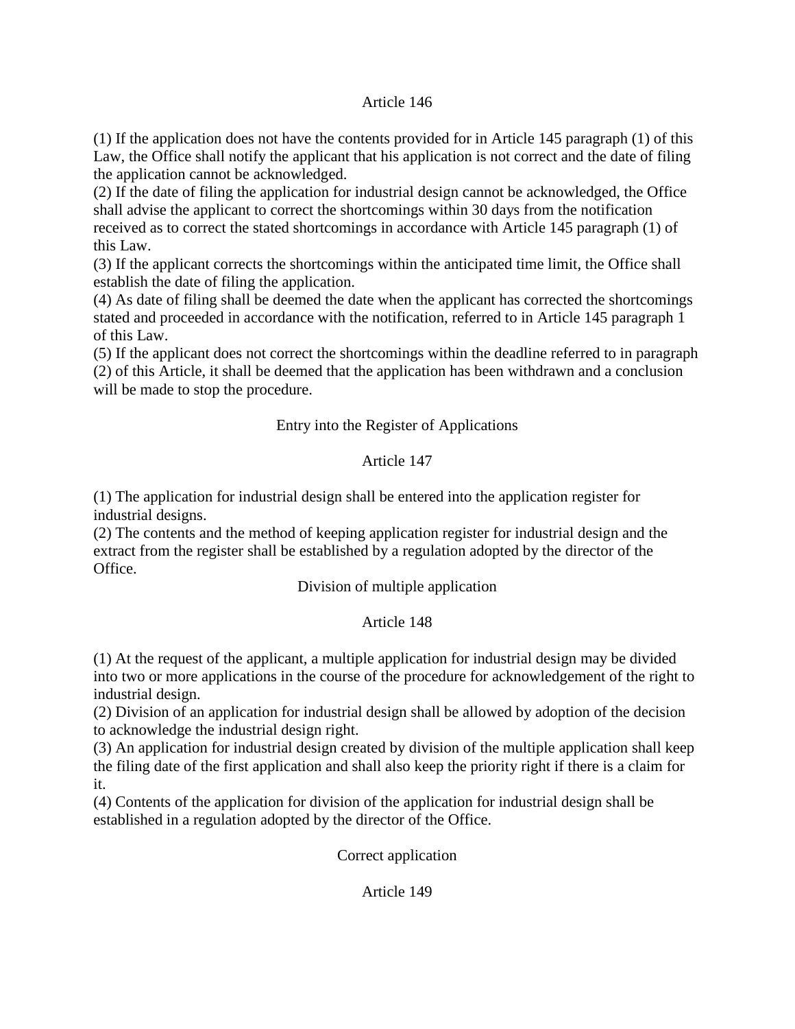Article 146

(1) If the application does not have the contents provided for in Article 145 paragraph (1) of this Law, the Office shall notify the applicant that his application is not correct and the date of filing the application cannot be acknowledged.
(2) If the date of filing the application for industrial design cannot be acknowledged, the Office shall advise the applicant to correct the shortcomings within 30 days from the notification received as to correct the stated shortcomings in accordance with Article 145 paragraph (1) of this Law.
(3) If the applicant corrects the shortcomings within the anticipated time limit, the Office shall establish the date of filing the application.
(4) As date of filing shall be deemed the date when the applicant has corrected the shortcomings stated and proceeded in accordance with the notification, referred to in Article 145 paragraph 1 of this Law.
(5) If the applicant does not correct the shortcomings within the deadline referred to in paragraph (2) of this Article, it shall be deemed that the application has been withdrawn and a conclusion will be made to stop the procedure.

Entry into the Register of Applications

Article 147

(1) The application for industrial design shall be entered into the application register for industrial designs.
(2) The contents and the method of keeping application register for industrial design and the extract from the register shall be established by a regulation adopted by the director of the Office.

Division of multiple application

Article 148

(1) At the request of the applicant, a multiple application for industrial design may be divided into two or more applications in the course of the procedure for acknowledgement of the right to industrial design.
(2) Division of an application for industrial design shall be allowed by adoption of the decision to acknowledge the industrial design right.
(3) An application for industrial design created by division of the multiple application shall keep the filing date of the first application and shall also keep the priority right if there is a claim for it.
(4) Contents of the application for division of the application for industrial design shall be established in a regulation adopted by the director of the Office.

Correct application

Article 149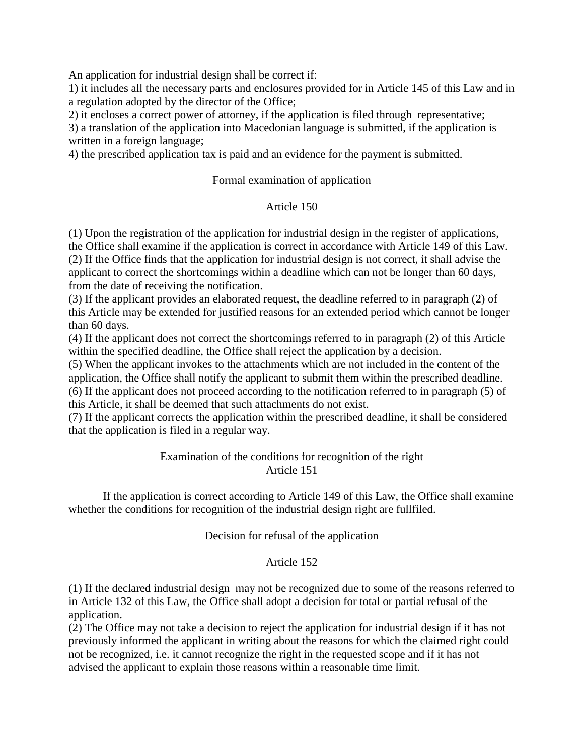An application for industrial design shall be correct if:

1) it includes all the necessary parts and enclosures provided for in Article 145 of this Law and in a regulation adopted by the director of the Office;

2) it encloses a correct power of attorney, if the application is filed through representative;

3) a translation of the application into Macedonian language is submitted, if the application is written in a foreign language;

4) the prescribed application tax is paid and an evidence for the payment is submitted.

### Formal examination of application

### Article 150

(1) Upon the registration of the application for industrial design in the register of applications, the Office shall examine if the application is correct in accordance with Article 149 of this Law.

(2) If the Office finds that the application for industrial design is not correct, it shall advise the applicant to correct the shortcomings within a deadline which can not be longer than 60 days, from the date of receiving the notification.

(3) If the applicant provides an elaborated request, the deadline referred to in paragraph (2) of this Article may be extended for justified reasons for an extended period which cannot be longer than 60 days.

(4) If the applicant does not correct the shortcomings referred to in paragraph (2) of this Article within the specified deadline, the Office shall reject the application by a decision.

(5) When the applicant invokes to the attachments which are not included in the content of the application, the Office shall notify the applicant to submit them within the prescribed deadline.

(6) If the applicant does not proceed according to the notification referred to in paragraph (5) of this Article, it shall be deemed that such attachments do not exist.

(7) If the applicant corrects the application within the prescribed deadline, it shall be considered that the application is filed in a regular way.

### Examination of the conditions for recognition of the right
### Article 151

If the application is correct according to Article 149 of this Law, the Office shall examine whether the conditions for recognition of the industrial design right are fullfiled.

### Decision for refusal of the application

### Article 152

(1) If the declared industrial design may not be recognized due to some of the reasons referred to in Article 132 of this Law, the Office shall adopt a decision for total or partial refusal of the application.

(2) The Office may not take a decision to reject the application for industrial design if it has not previously informed the applicant in writing about the reasons for which the claimed right could not be recognized, i.e. it cannot recognize the right in the requested scope and if it has not advised the applicant to explain those reasons within a reasonable time limit.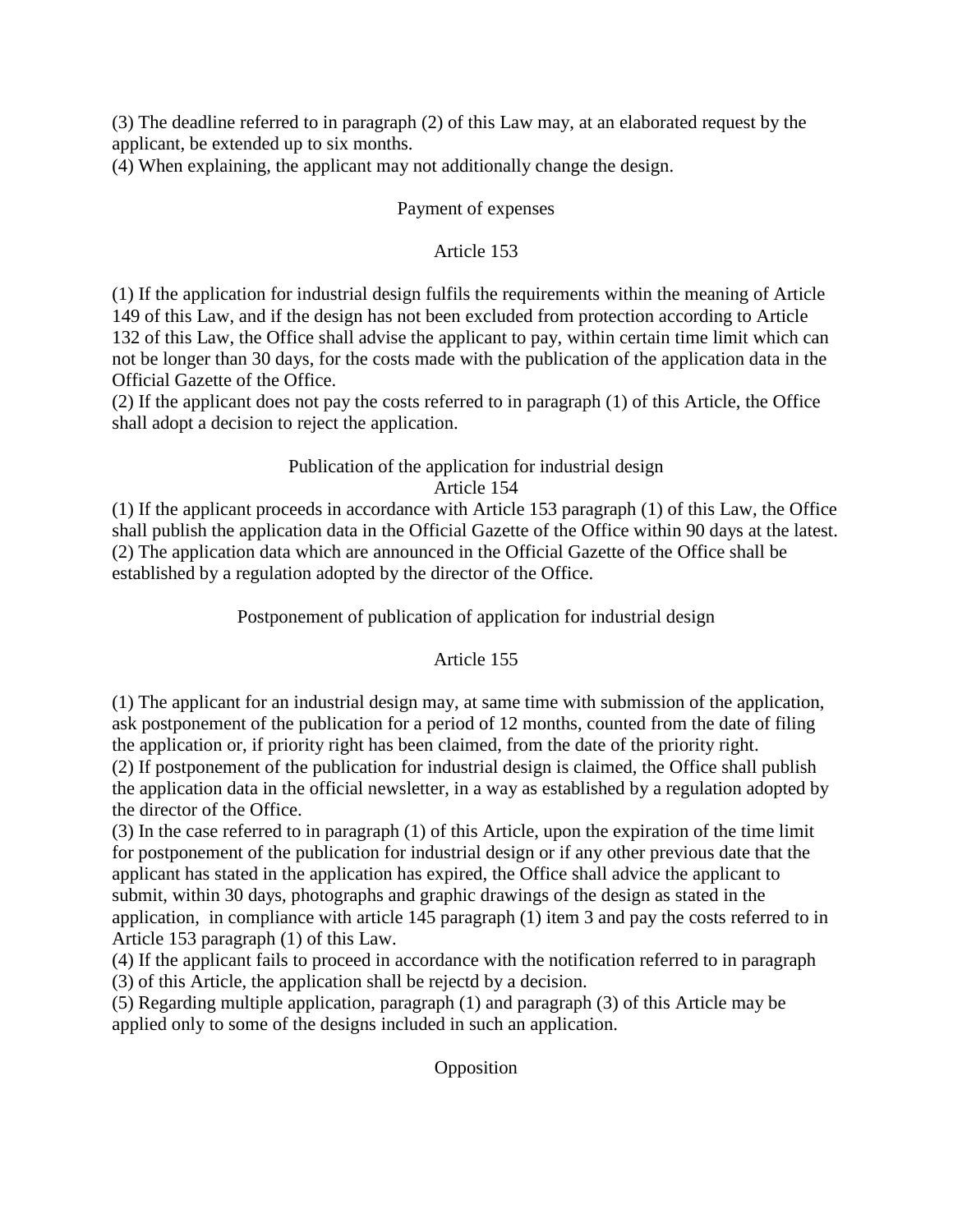(3) The deadline referred to in paragraph (2) of this Law may, at an elaborated request by the applicant, be extended up to six months.
(4) When explaining, the applicant may not additionally change the design.

### Payment of expenses

### Article 153

(1) If the application for industrial design fulfils the requirements within the meaning of Article 149 of this Law, and if the design has not been excluded from protection according to Article 132 of this Law, the Office shall advise the applicant to pay, within certain time limit which can not be longer than 30 days, for the costs made with the publication of the application data in the Official Gazette of the Office.
(2) If the applicant does not pay the costs referred to in paragraph (1) of this Article, the Office shall adopt a decision to reject the application.

### Publication of the application for industrial design
### Article 154

(1) If the applicant proceeds in accordance with Article 153 paragraph (1) of this Law, the Office shall publish the application data in the Official Gazette of the Office within 90 days at the latest.
(2) The application data which are announced in the Official Gazette of the Office shall be established by a regulation adopted by the director of the Office.

### Postponement of publication of application for industrial design

### Article 155

(1) The applicant for an industrial design may, at same time with submission of the application, ask postponement of the publication for a period of 12 months, counted from the date of filing the application or, if priority right has been claimed, from the date of the priority right.
(2) If postponement of the publication for industrial design is claimed, the Office shall publish the application data in the official newsletter, in a way as established by a regulation adopted by the director of the Office.
(3) In the case referred to in paragraph (1) of this Article, upon the expiration of the time limit for postponement of the publication for industrial design or if any other previous date that the applicant has stated in the application has expired, the Office shall advice the applicant to submit, within 30 days, photographs and graphic drawings of the design as stated in the application, in compliance with article 145 paragraph (1) item 3 and pay the costs referred to in Article 153 paragraph (1) of this Law.
(4) If the applicant fails to proceed in accordance with the notification referred to in paragraph (3) of this Article, the application shall be rejectd by a decision.
(5) Regarding multiple application, paragraph (1) and paragraph (3) of this Article may be applied only to some of the designs included in such an application.

### Opposition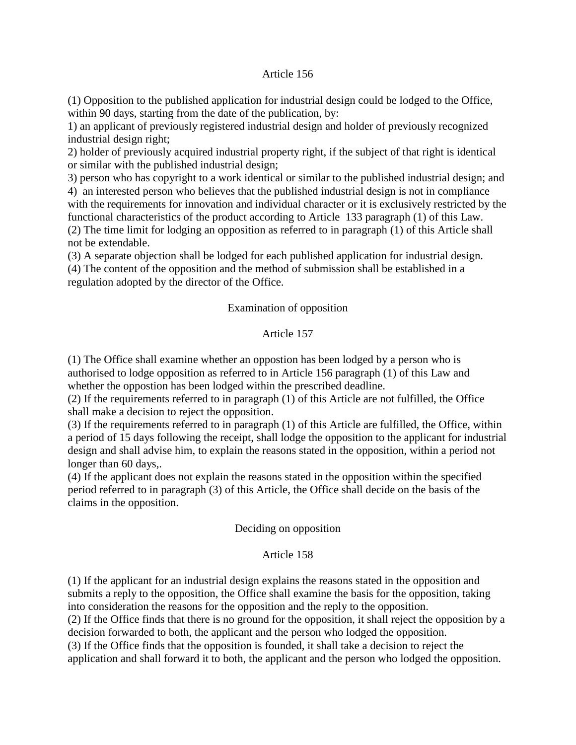Article 156

(1) Opposition to the published application for industrial design could be lodged to the Office, within 90 days, starting from the date of the publication, by:
1) an applicant of previously registered industrial design and holder of previously recognized industrial design right;
2) holder of previously acquired industrial property right, if the subject of that right is identical or similar with the published industrial design;
3) person who has copyright to a work identical or similar to the published industrial design; and
4) an interested person who believes that the published industrial design is not in compliance with the requirements for innovation and individual character or it is exclusively restricted by the functional characteristics of the product according to Article 133 paragraph (1) of this Law.
(2) The time limit for lodging an opposition as referred to in paragraph (1) of this Article shall not be extendable.
(3) A separate objection shall be lodged for each published application for industrial design.
(4) The content of the opposition and the method of submission shall be established in a regulation adopted by the director of the Office.

Examination of opposition

Article 157

(1) The Office shall examine whether an oppostion has been lodged by a person who is authorised to lodge opposition as referred to in Article 156 paragraph (1) of this Law and whether the oppostion has been lodged within the prescribed deadline.
(2) If the requirements referred to in paragraph (1) of this Article are not fulfilled, the Office shall make a decision to reject the opposition.
(3) If the requirements referred to in paragraph (1) of this Article are fulfilled, the Office, within a period of 15 days following the receipt, shall lodge the opposition to the applicant for industrial design and shall advise him, to explain the reasons stated in the opposition, within a period not longer than 60 days,.
(4) If the applicant does not explain the reasons stated in the opposition within the specified period referred to in paragraph (3) of this Article, the Office shall decide on the basis of the claims in the opposition.

Deciding on opposition

Article 158

(1) If the applicant for an industrial design explains the reasons stated in the opposition and submits a reply to the opposition, the Office shall examine the basis for the opposition, taking into consideration the reasons for the opposition and the reply to the opposition.
(2) If the Office finds that there is no ground for the opposition, it shall reject the opposition by a decision forwarded to both, the applicant and the person who lodged the opposition.
(3) If the Office finds that the opposition is founded, it shall take a decision to reject the application and shall forward it to both, the applicant and the person who lodged the opposition.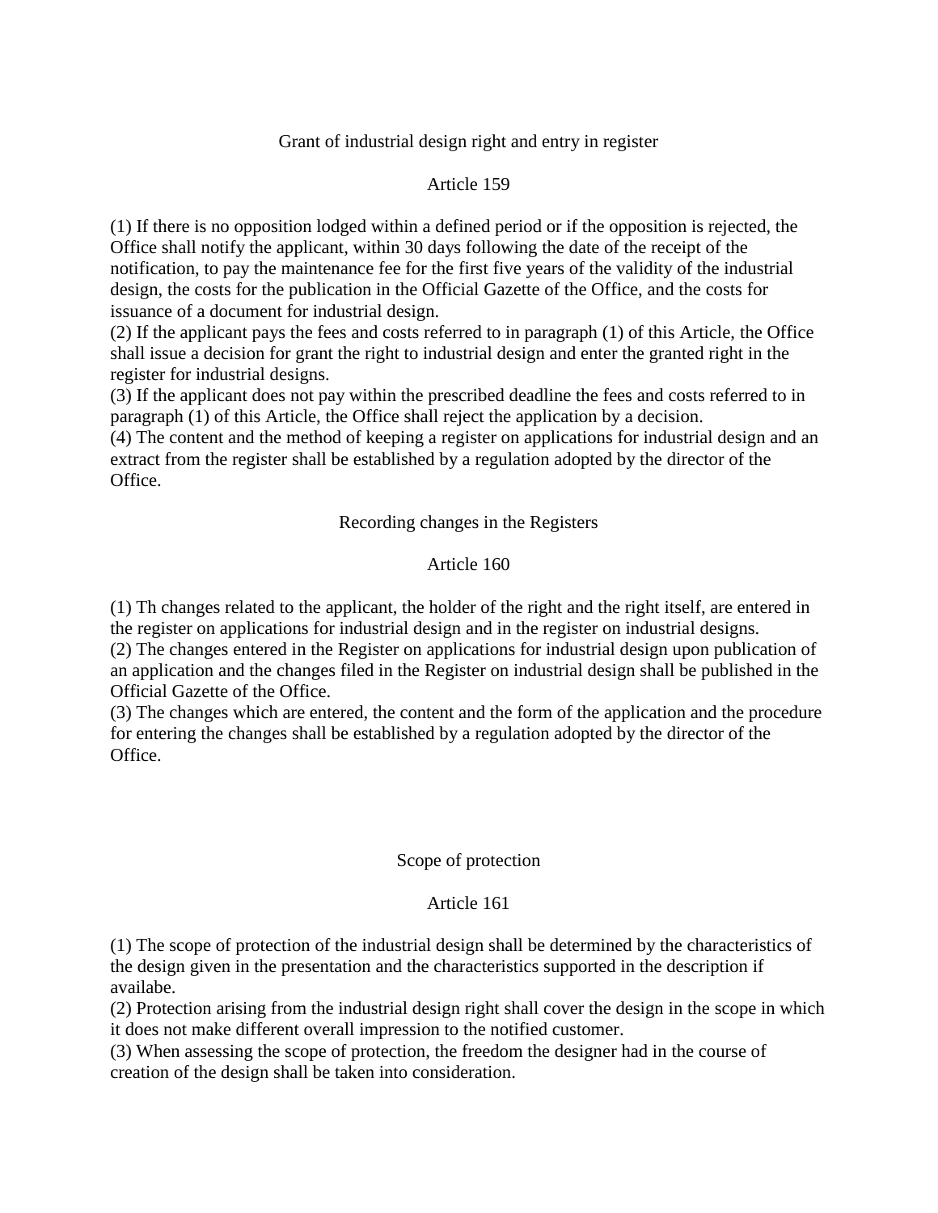### Grant of industrial design right and entry in register

### Article 159

(1) If there is no opposition lodged within a defined period or if the opposition is rejected, the Office shall notify the applicant, within 30 days following the date of the receipt of the notification, to pay the maintenance fee for the first five years of the validity of the industrial design, the costs for the publication in the Official Gazette of the Office, and the costs for issuance of a document for industrial design.
(2) If the applicant pays the fees and costs referred to in paragraph (1) of this Article, the Office shall issue a decision for grant the right to industrial design and enter the granted right in the register for industrial designs.
(3) If the applicant does not pay within the prescribed deadline the fees and costs referred to in paragraph (1) of this Article, the Office shall reject the application by a decision.
(4) The content and the method of keeping a register on applications for industrial design and an extract from the register shall be established by a regulation adopted by the director of the Office.

### Recording changes in the Registers

### Article 160

(1) Th changes related to the applicant, the holder of the right and the right itself, are entered in the register on applications for industrial design and in the register on industrial designs.
(2) The changes entered in the Register on applications for industrial design upon publication of an application and the changes filed in the Register on industrial design shall be published in the Official Gazette of the Office.
(3) The changes which are entered, the content and the form of the application and the procedure for entering the changes shall be established by a regulation adopted by the director of the Office.

### Scope of protection

### Article 161

(1) The scope of protection of the industrial design shall be determined by the characteristics of the design given in the presentation and the characteristics supported in the description if availabe.
(2) Protection arising from the industrial design right shall cover the design in the scope in which it does not make different overall impression to the notified customer.
(3) When assessing the scope of protection, the freedom the designer had in the course of creation of the design shall be taken into consideration.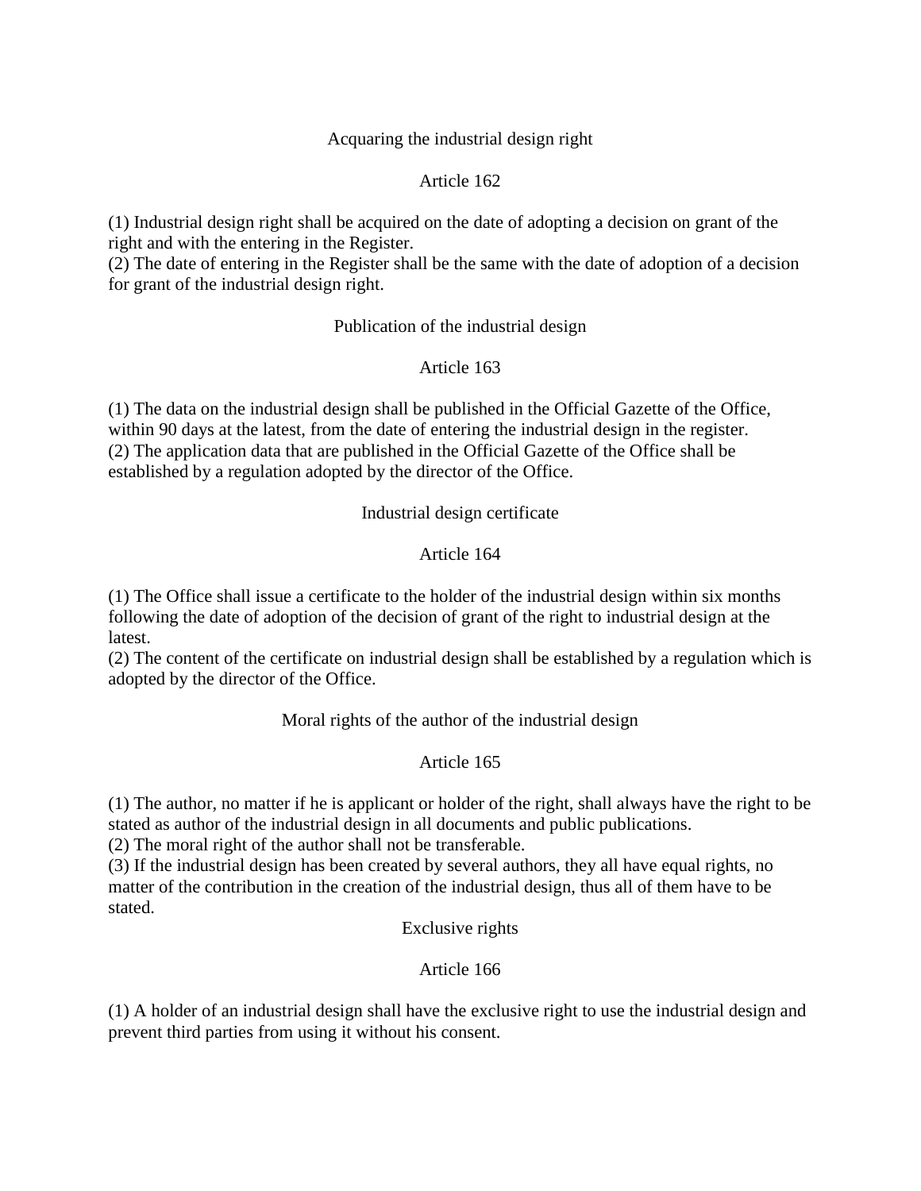### Acquaring the industrial design right

#### Article 162

(1) Industrial design right shall be acquired on the date of adopting a decision on grant of the right and with the entering in the Register.
(2) The date of entering in the Register shall be the same with the date of adoption of a decision for grant of the industrial design right.

### Publication of the industrial design

#### Article 163

(1) The data on the industrial design shall be published in the Official Gazette of the Office, within 90 days at the latest, from the date of entering the industrial design in the register.
(2) The application data that are published in the Official Gazette of the Office shall be established by a regulation adopted by the director of the Office.

### Industrial design certificate

#### Article 164

(1) The Office shall issue a certificate to the holder of the industrial design within six months following the date of adoption of the decision of grant of the right to industrial design at the latest.
(2) The content of the certificate on industrial design shall be established by a regulation which is adopted by the director of the Office.

### Moral rights of the author of the industrial design

#### Article 165

(1) The author, no matter if he is applicant or holder of the right, shall always have the right to be stated as author of the industrial design in all documents and public publications.
(2) The moral right of the author shall not be transferable.
(3) If the industrial design has been created by several authors, they all have equal rights, no matter of the contribution in the creation of the industrial design, thus all of them have to be stated.

### Exclusive rights

#### Article 166

(1) A holder of an industrial design shall have the exclusive right to use the industrial design and prevent third parties from using it without his consent.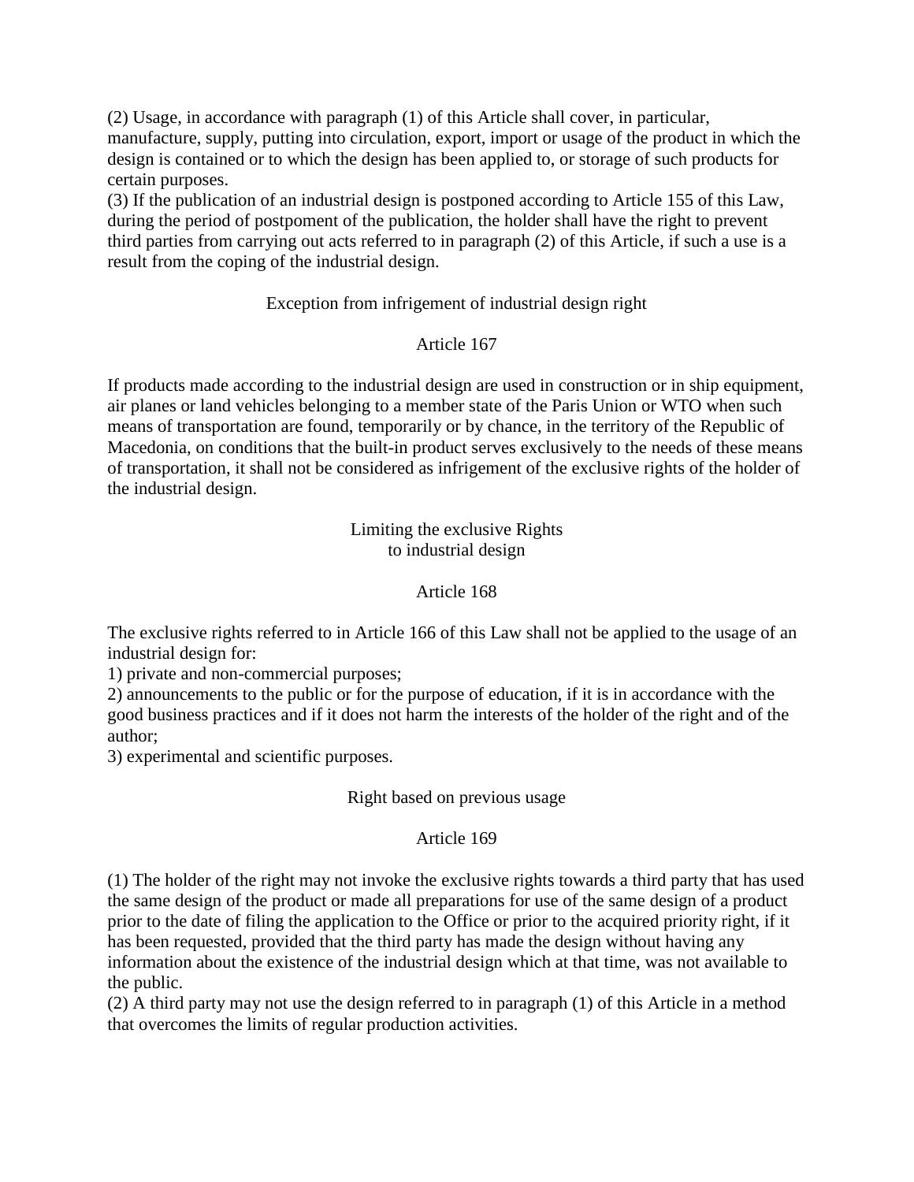(2) Usage, in accordance with paragraph (1) of this Article shall cover, in particular, manufacture, supply, putting into circulation, export, import or usage of the product in which the design is contained or to which the design has been applied to, or storage of such products for certain purposes.
(3) If the publication of an industrial design is postponed according to Article 155 of this Law, during the period of postpoment of the publication, the holder shall have the right to prevent third parties from carrying out acts referred to in paragraph (2) of this Article, if such a use is a result from the coping of the industrial design.

Exception from infrigement of industrial design right

Article 167

If products made according to the industrial design are used in construction or in ship equipment, air planes or land vehicles belonging to a member state of the Paris Union or WTO when such means of transportation are found, temporarily or by chance, in the territory of the Republic of Macedonia, on conditions that the built-in product serves exclusively to the needs of these means of transportation, it shall not be considered as infrigement of the exclusive rights of the holder of the industrial design.

Limiting the exclusive Rights
to industrial design

Article 168

The exclusive rights referred to in Article 166 of this Law shall not be applied to the usage of an industrial design for:
1) private and non-commercial purposes;
2) announcements to the public or for the purpose of education, if it is in accordance with the good business practices and if it does not harm the interests of the holder of the right and of the author;
3) experimental and scientific purposes.

Right based on previous usage

Article 169

(1) The holder of the right may not invoke the exclusive rights towards a third party that has used the same design of the product or made all preparations for use of the same design of a product prior to the date of filing the application to the Office or prior to the acquired priority right, if it has been requested, provided that the third party has made the design without having any information about the existence of the industrial design which at that time, was not available to the public.
(2) A third party may not use the design referred to in paragraph (1) of this Article in a method that overcomes the limits of regular production activities.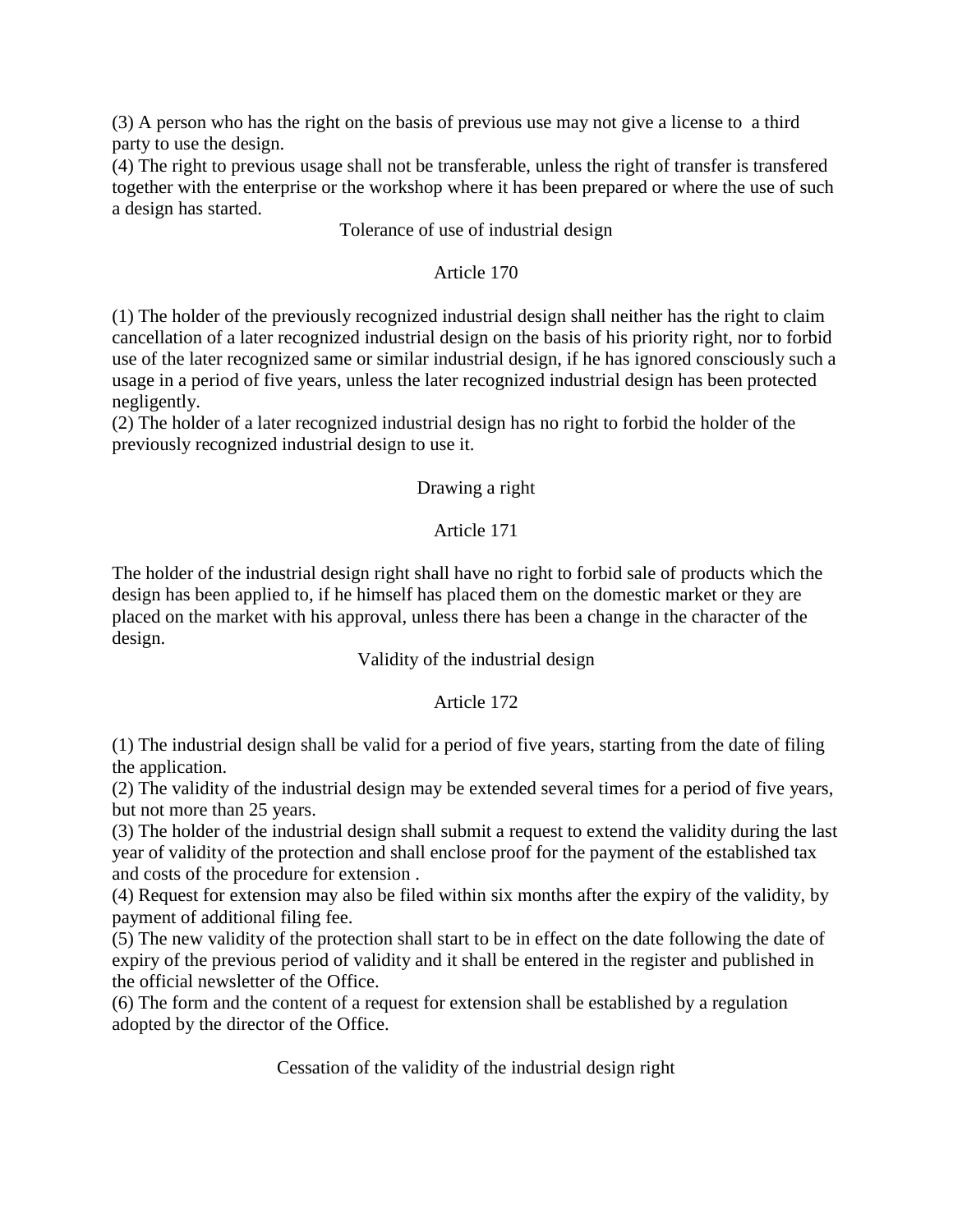(3) A person who has the right on the basis of previous use may not give a license to a third party to use the design.

(4) The right to previous usage shall not be transferable, unless the right of transfer is transfered together with the enterprise or the workshop where it has been prepared or where the use of such a design has started.

### Tolerance of use of industrial design

### Article 170

(1) The holder of the previously recognized industrial design shall neither has the right to claim cancellation of a later recognized industrial design on the basis of his priority right, nor to forbid use of the later recognized same or similar industrial design, if he has ignored consciously such a usage in a period of five years, unless the later recognized industrial design has been protected negligently.

(2) The holder of a later recognized industrial design has no right to forbid the holder of the previously recognized industrial design to use it.

### Drawing a right

### Article 171

The holder of the industrial design right shall have no right to forbid sale of products which the design has been applied to, if he himself has placed them on the domestic market or they are placed on the market with his approval, unless there has been a change in the character of the design.

### Validity of the industrial design

### Article 172

(1) The industrial design shall be valid for a period of five years, starting from the date of filing the application.

(2) The validity of the industrial design may be extended several times for a period of five years, but not more than 25 years.

(3) The holder of the industrial design shall submit a request to extend the validity during the last year of validity of the protection and shall enclose proof for the payment of the established tax and costs of the procedure for extension .

(4) Request for extension may also be filed within six months after the expiry of the validity, by payment of additional filing fee.

(5) The new validity of the protection shall start to be in effect on the date following the date of expiry of the previous period of validity and it shall be entered in the register and published in the official newsletter of the Office.

(6) The form and the content of a request for extension shall be established by a regulation adopted by the director of the Office.

### Cessation of the validity of the industrial design right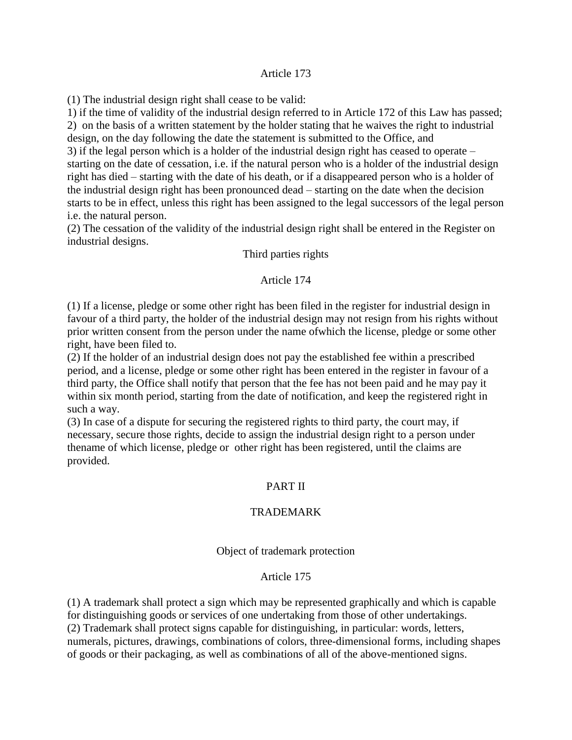Article 173

(1) The industrial design right shall cease to be valid:
1) if the time of validity of the industrial design referred to in Article 172 of this Law has passed;
2) on the basis of a written statement by the holder stating that he waives the right to industrial design, on the day following the date the statement is submitted to the Office, and
3) if the legal person which is a holder of the industrial design right has ceased to operate – starting on the date of cessation, i.e. if the natural person who is a holder of the industrial design right has died – starting with the date of his death, or if a disappeared person who is a holder of the industrial design right has been pronounced dead – starting on the date when the decision starts to be in effect, unless this right has been assigned to the legal successors of the legal person i.e. the natural person.
(2) The cessation of the validity of the industrial design right shall be entered in the Register on industrial designs.

Third parties rights

Article 174

(1) If a license, pledge or some other right has been filed in the register for industrial design in favour of a third party, the holder of the industrial design may not resign from his rights without prior written consent from the person under the name ofwhich the license, pledge or some other right, have been filed to.
(2) If the holder of an industrial design does not pay the established fee within a prescribed period, and a license, pledge or some other right has been entered in the register in favour of a third party, the Office shall notify that person that the fee has not been paid and he may pay it within six month period, starting from the date of notification, and keep the registered right in such a way.
(3) In case of a dispute for securing the registered rights to third party, the court may, if necessary, secure those rights, decide to assign the industrial design right to a person under thename of which license, pledge or other right has been registered, until the claims are provided.

## PART II

## TRADEMARK

Object of trademark protection

Article 175

(1) A trademark shall protect a sign which may be represented graphically and which is capable for distinguishing goods or services of one undertaking from those of other undertakings.
(2) Trademark shall protect signs capable for distinguishing, in particular: words, letters, numerals, pictures, drawings, combinations of colors, three-dimensional forms, including shapes of goods or their packaging, as well as combinations of all of the above-mentioned signs.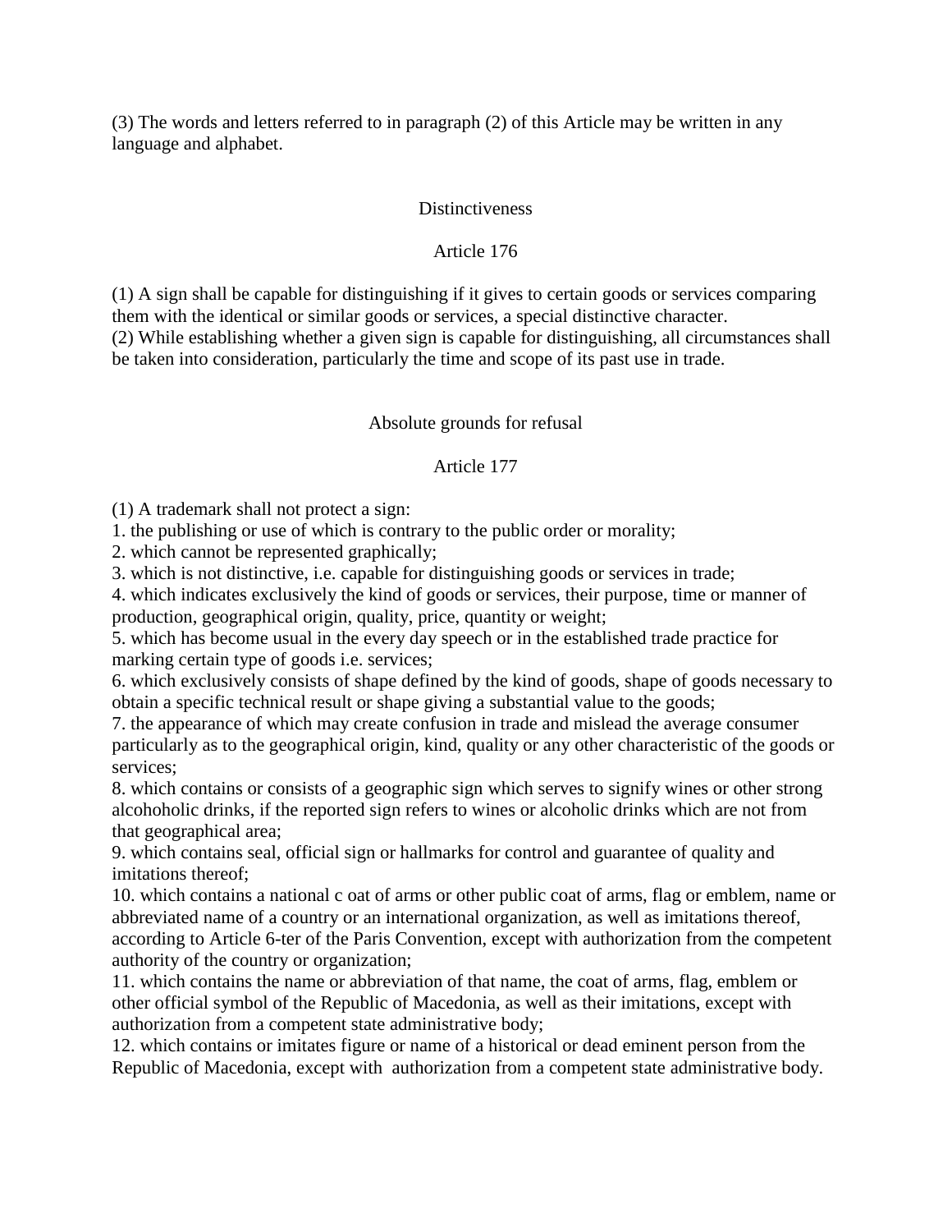(3) The words and letters referred to in paragraph (2) of this Article may be written in any language and alphabet.

### Distinctiveness

### Article 176

(1) A sign shall be capable for distinguishing if it gives to certain goods or services comparing them with the identical or similar goods or services, a special distinctive character.
(2) While establishing whether a given sign is capable for distinguishing, all circumstances shall be taken into consideration, particularly the time and scope of its past use in trade.

### Absolute grounds for refusal

### Article 177

(1) A trademark shall not protect a sign:
1. the publishing or use of which is contrary to the public order or morality;
2. which cannot be represented graphically;
3. which is not distinctive, i.e. capable for distinguishing goods or services in trade;
4. which indicates exclusively the kind of goods or services, their purpose, time or manner of production, geographical origin, quality, price, quantity or weight;
5. which has become usual in the every day speech or in the established trade practice for marking certain type of goods i.e. services;
6. which exclusively consists of shape defined by the kind of goods, shape of goods necessary to obtain a specific technical result or shape giving a substantial value to the goods;
7. the appearance of which may create confusion in trade and mislead the average consumer particularly as to the geographical origin, kind, quality or any other characteristic of the goods or services;
8. which contains or consists of a geographic sign which serves to signify wines or other strong alcohoholic drinks, if the reported sign refers to wines or alcoholic drinks which are not from that geographical area;
9. which contains seal, official sign or hallmarks for control and guarantee of quality and imitations thereof;
10. which contains a national c oat of arms or other public coat of arms, flag or emblem, name or abbreviated name of a country or an international organization, as well as imitations thereof, according to Article 6-ter of the Paris Convention, except with authorization from the competent authority of the country or organization;
11. which contains the name or abbreviation of that name, the coat of arms, flag, emblem or other official symbol of the Republic of Macedonia, as well as their imitations, except with authorization from a competent state administrative body;
12. which contains or imitates figure or name of a historical or dead eminent person from the Republic of Macedonia, except with authorization from a competent state administrative body.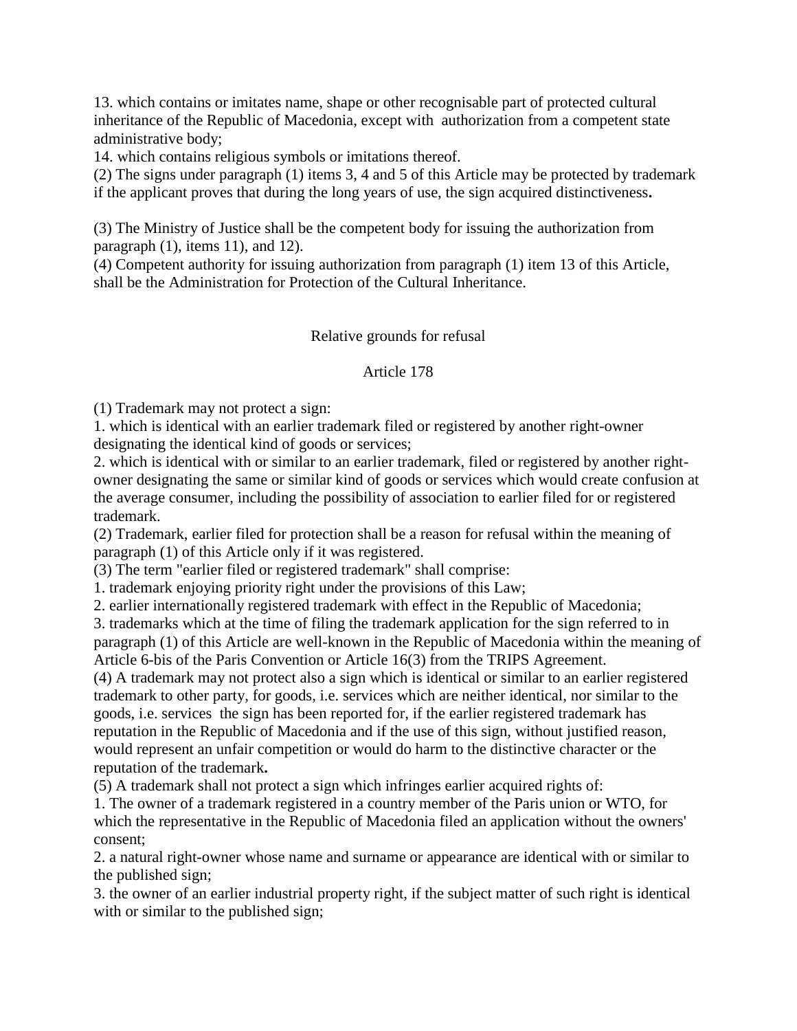13. which contains or imitates name, shape or other recognisable part of protected cultural inheritance of the Republic of Macedonia, except with authorization from a competent state administrative body;

14. which contains religious symbols or imitations thereof.

(2) The signs under paragraph (1) items 3, 4 and 5 of this Article may be protected by trademark if the applicant proves that during the long years of use, the sign acquired distinctiveness**.**

(3) The Ministry of Justice shall be the competent body for issuing the authorization from paragraph (1), items 11), and 12).

(4) Competent authority for issuing authorization from paragraph (1) item 13 of this Article, shall be the Administration for Protection of the Cultural Inheritance.

Relative grounds for refusal

Article 178

(1) Trademark may not protect a sign:

1. which is identical with an earlier trademark filed or registered by another right-owner designating the identical kind of goods or services;

2. which is identical with or similar to an earlier trademark, filed or registered by another right-owner designating the same or similar kind of goods or services which would create confusion at the average consumer, including the possibility of association to earlier filed for or registered trademark.

(2) Trademark, earlier filed for protection shall be a reason for refusal within the meaning of paragraph (1) of this Article only if it was registered.

(3) The term "earlier filed or registered trademark" shall comprise:

1. trademark enjoying priority right under the provisions of this Law;

2. earlier internationally registered trademark with effect in the Republic of Macedonia;

3. trademarks which at the time of filing the trademark application for the sign referred to in paragraph (1) of this Article are well-known in the Republic of Macedonia within the meaning of Article 6-bis of the Paris Convention or Article 16(3) from the TRIPS Agreement.

(4) A trademark may not protect also a sign which is identical or similar to an earlier registered trademark to other party, for goods, i.e. services which are neither identical, nor similar to the goods, i.e. services the sign has been reported for, if the earlier registered trademark has reputation in the Republic of Macedonia and if the use of this sign, without justified reason, would represent an unfair competition or would do harm to the distinctive character or the reputation of the trademark**.**

(5) A trademark shall not protect a sign which infringes earlier acquired rights of:

1. The owner of a trademark registered in a country member of the Paris union or WTO, for which the representative in the Republic of Macedonia filed an application without the owners' consent;

2. a natural right-owner whose name and surname or appearance are identical with or similar to the published sign;

3. the owner of an earlier industrial property right, if the subject matter of such right is identical with or similar to the published sign;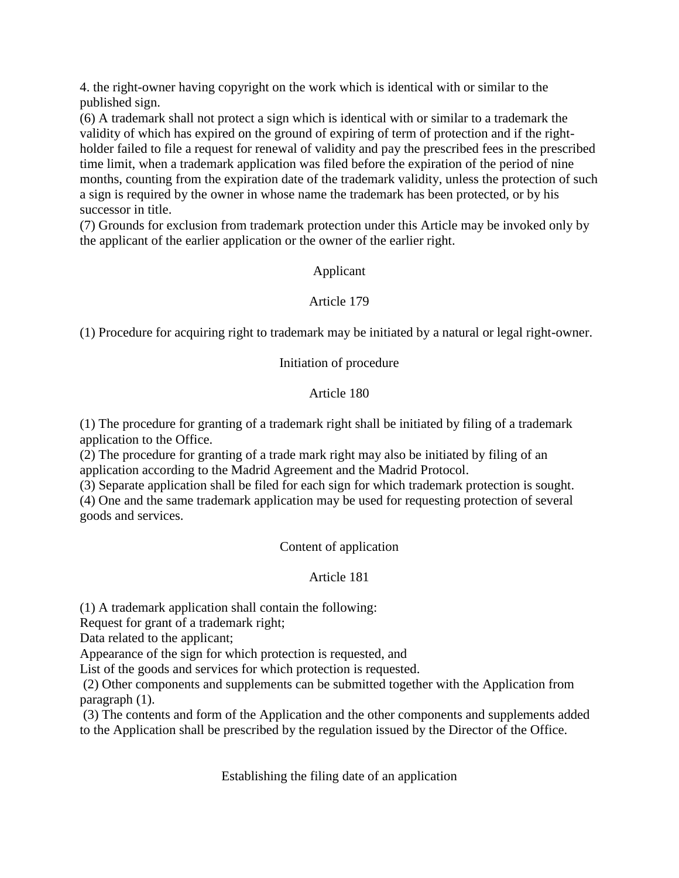4. the right-owner having copyright on the work which is identical with or similar to the published sign.

(6) A trademark shall not protect a sign which is identical with or similar to a trademark the validity of which has expired on the ground of expiring of term of protection and if the right-holder failed to file a request for renewal of validity and pay the prescribed fees in the prescribed time limit, when a trademark application was filed before the expiration of the period of nine months, counting from the expiration date of the trademark validity, unless the protection of such a sign is required by the owner in whose name the trademark has been protected, or by his successor in title.

(7) Grounds for exclusion from trademark protection under this Article may be invoked only by the applicant of the earlier application or the owner of the earlier right.

### Applicant

### Article 179

(1) Procedure for acquiring right to trademark may be initiated by a natural or legal right-owner.

### Initiation of procedure

### Article 180

(1) The procedure for granting of a trademark right shall be initiated by filing of a trademark application to the Office.

(2) The procedure for granting of a trade mark right may also be initiated by filing of an application according to the Madrid Agreement and the Madrid Protocol.

(3) Separate application shall be filed for each sign for which trademark protection is sought.

(4) One and the same trademark application may be used for requesting protection of several goods and services.

### Content of application

### Article 181

(1) A trademark application shall contain the following:

Request for grant of a trademark right;

Data related to the applicant;

Appearance of the sign for which protection is requested, and

List of the goods and services for which protection is requested.

(2) Other components and supplements can be submitted together with the Application from paragraph (1).

(3) The contents and form of the Application and the other components and supplements added to the Application shall be prescribed by the regulation issued by the Director of the Office.

### Establishing the filing date of an application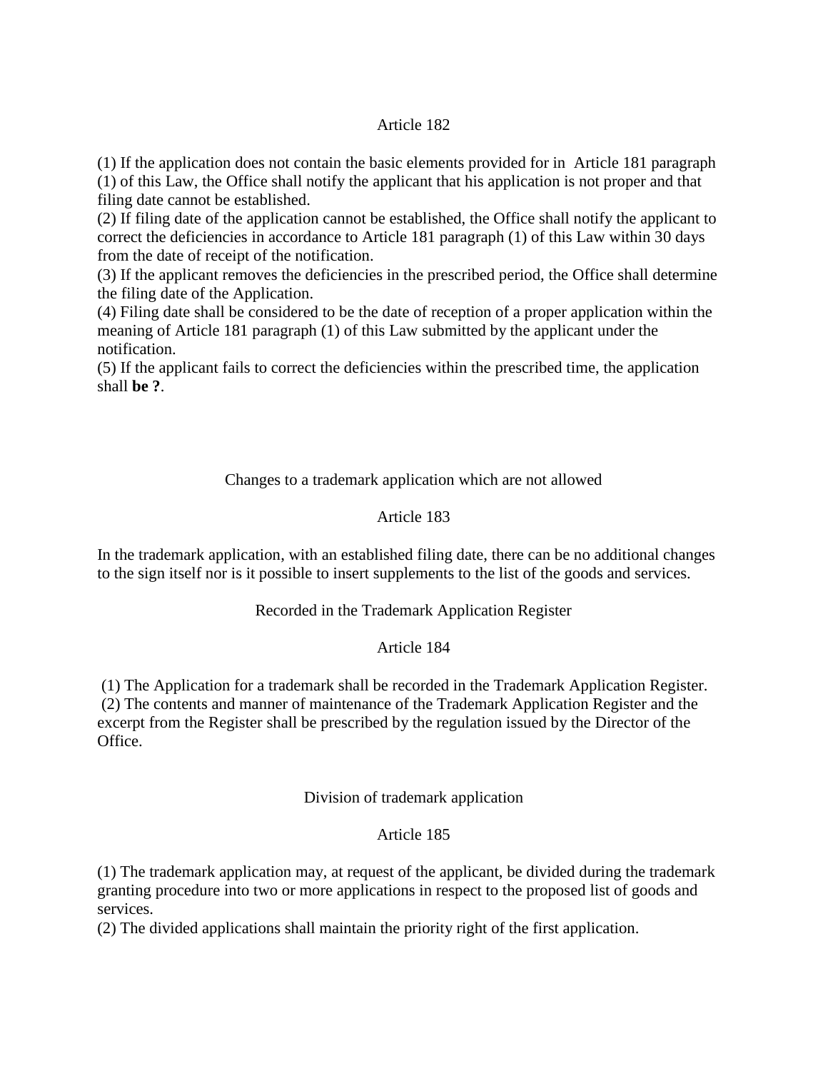Article 182

(1) If the application does not contain the basic elements provided for in Article 181 paragraph (1) of this Law, the Office shall notify the applicant that his application is not proper and that filing date cannot be established.
(2) If filing date of the application cannot be established, the Office shall notify the applicant to correct the deficiencies in accordance to Article 181 paragraph (1) of this Law within 30 days from the date of receipt of the notification.
(3) If the applicant removes the deficiencies in the prescribed period, the Office shall determine the filing date of the Application.
(4) Filing date shall be considered to be the date of reception of a proper application within the meaning of Article 181 paragraph (1) of this Law submitted by the applicant under the notification.
(5) If the applicant fails to correct the deficiencies within the prescribed time, the application shall **be ?**.

Changes to a trademark application which are not allowed

Article 183

In the trademark application, with an established filing date, there can be no additional changes to the sign itself nor is it possible to insert supplements to the list of the goods and services.

Recorded in the Trademark Application Register

Article 184

(1) The Application for a trademark shall be recorded in the Trademark Application Register.
(2) The contents and manner of maintenance of the Trademark Application Register and the excerpt from the Register shall be prescribed by the regulation issued by the Director of the Office.

Division of trademark application

Article 185

(1) The trademark application may, at request of the applicant, be divided during the trademark granting procedure into two or more applications in respect to the proposed list of goods and services.
(2) The divided applications shall maintain the priority right of the first application.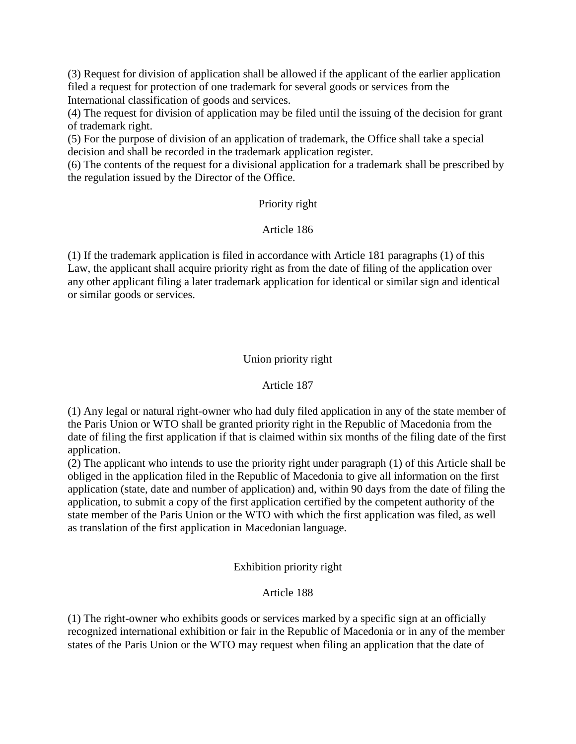(3) Request for division of application shall be allowed if the applicant of the earlier application filed a request for protection of one trademark for several goods or services from the International classification of goods and services.
(4) The request for division of application may be filed until the issuing of the decision for grant of trademark right.
(5) For the purpose of division of an application of trademark, the Office shall take a special decision and shall be recorded in the trademark application register.
(6) The contents of the request for a divisional application for a trademark shall be prescribed by the regulation issued by the Director of the Office.

### Priority right

### Article 186

(1) If the trademark application is filed in accordance with Article 181 paragraphs (1) of this Law, the applicant shall acquire priority right as from the date of filing of the application over any other applicant filing a later trademark application for identical or similar sign and identical or similar goods or services.

### Union priority right

### Article 187

(1) Any legal or natural right-owner who had duly filed application in any of the state member of the Paris Union or WTO shall be granted priority right in the Republic of Macedonia from the date of filing the first application if that is claimed within six months of the filing date of the first application.
(2) The applicant who intends to use the priority right under paragraph (1) of this Article shall be obliged in the application filed in the Republic of Macedonia to give all information on the first application (state, date and number of application) and, within 90 days from the date of filing the application, to submit a copy of the first application certified by the competent authority of the state member of the Paris Union or the WTO with which the first application was filed, as well as translation of the first application in Macedonian language.

### Exhibition priority right

### Article 188

(1) The right-owner who exhibits goods or services marked by a specific sign at an officially recognized international exhibition or fair in the Republic of Macedonia or in any of the member states of the Paris Union or the WTO may request when filing an application that the date of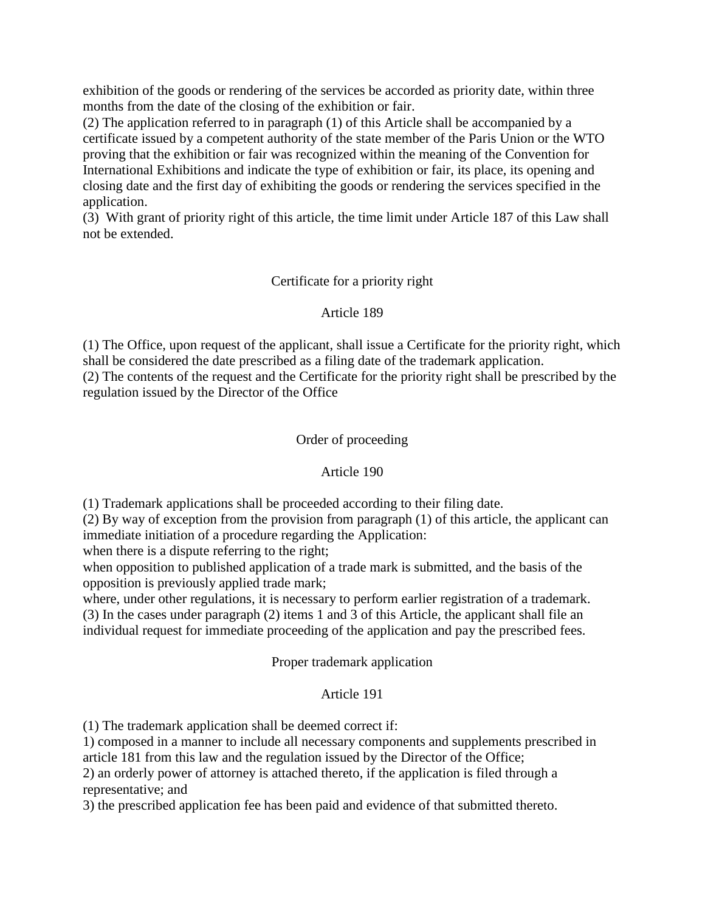exhibition of the goods or rendering of the services be accorded as priority date, within three months from the date of the closing of the exhibition or fair.
(2) The application referred to in paragraph (1) of this Article shall be accompanied by a certificate issued by a competent authority of the state member of the Paris Union or the WTO proving that the exhibition or fair was recognized within the meaning of the Convention for International Exhibitions and indicate the type of exhibition or fair, its place, its opening and closing date and the first day of exhibiting the goods or rendering the services specified in the application.
(3) With grant of priority right of this article, the time limit under Article 187 of this Law shall not be extended.

Certificate for a priority right

Article 189

(1) The Office, upon request of the applicant, shall issue a Certificate for the priority right, which shall be considered the date prescribed as a filing date of the trademark application.
(2) The contents of the request and the Certificate for the priority right shall be prescribed by the regulation issued by the Director of the Office

Order of proceeding

Article 190

(1) Trademark applications shall be proceeded according to their filing date.
(2) By way of exception from the provision from paragraph (1) of this article, the applicant can immediate initiation of a procedure regarding the Application:
when there is a dispute referring to the right;
when opposition to published application of a trade mark is submitted, and the basis of the opposition is previously applied trade mark;
where, under other regulations, it is necessary to perform earlier registration of a trademark.
(3) In the cases under paragraph (2) items 1 and 3 of this Article, the applicant shall file an individual request for immediate proceeding of the application and pay the prescribed fees.

Proper trademark application

Article 191

(1) The trademark application shall be deemed correct if:
1) composed in a manner to include all necessary components and supplements prescribed in article 181 from this law and the regulation issued by the Director of the Office;
2) an orderly power of attorney is attached thereto, if the application is filed through a representative; and
3) the prescribed application fee has been paid and evidence of that submitted thereto.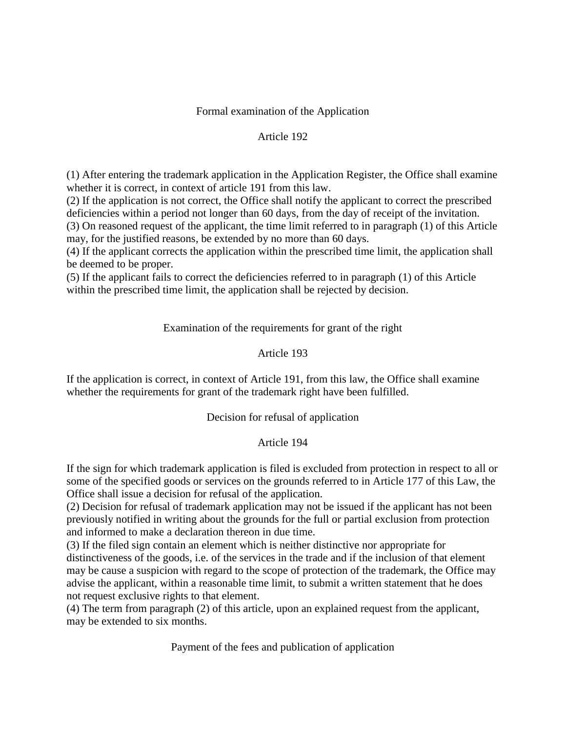### Formal examination of the Application

### Article 192

(1) After entering the trademark application in the Application Register, the Office shall examine whether it is correct, in context of article 191 from this law.
(2) If the application is not correct, the Office shall notify the applicant to correct the prescribed deficiencies within a period not longer than 60 days, from the day of receipt of the invitation.
(3) On reasoned request of the applicant, the time limit referred to in paragraph (1) of this Article may, for the justified reasons, be extended by no more than 60 days.
(4) If the applicant corrects the application within the prescribed time limit, the application shall be deemed to be proper.
(5) If the applicant fails to correct the deficiencies referred to in paragraph (1) of this Article within the prescribed time limit, the application shall be rejected by decision.

### Examination of the requirements for grant of the right

### Article 193

If the application is correct, in context of Article 191, from this law, the Office shall examine whether the requirements for grant of the trademark right have been fulfilled.

### Decision for refusal of application

### Article 194

If the sign for which trademark application is filed is excluded from protection in respect to all or some of the specified goods or services on the grounds referred to in Article 177 of this Law, the Office shall issue a decision for refusal of the application.
(2) Decision for refusal of trademark application may not be issued if the applicant has not been previously notified in writing about the grounds for the full or partial exclusion from protection and informed to make a declaration thereon in due time.
(3) If the filed sign contain an element which is neither distinctive nor appropriate for distinctiveness of the goods, i.e. of the services in the trade and if the inclusion of that element may be cause a suspicion with regard to the scope of protection of the trademark, the Office may advise the applicant, within a reasonable time limit, to submit a written statement that he does not request exclusive rights to that element.
(4) The term from paragraph (2) of this article, upon an explained request from the applicant, may be extended to six months.

### Payment of the fees and publication of application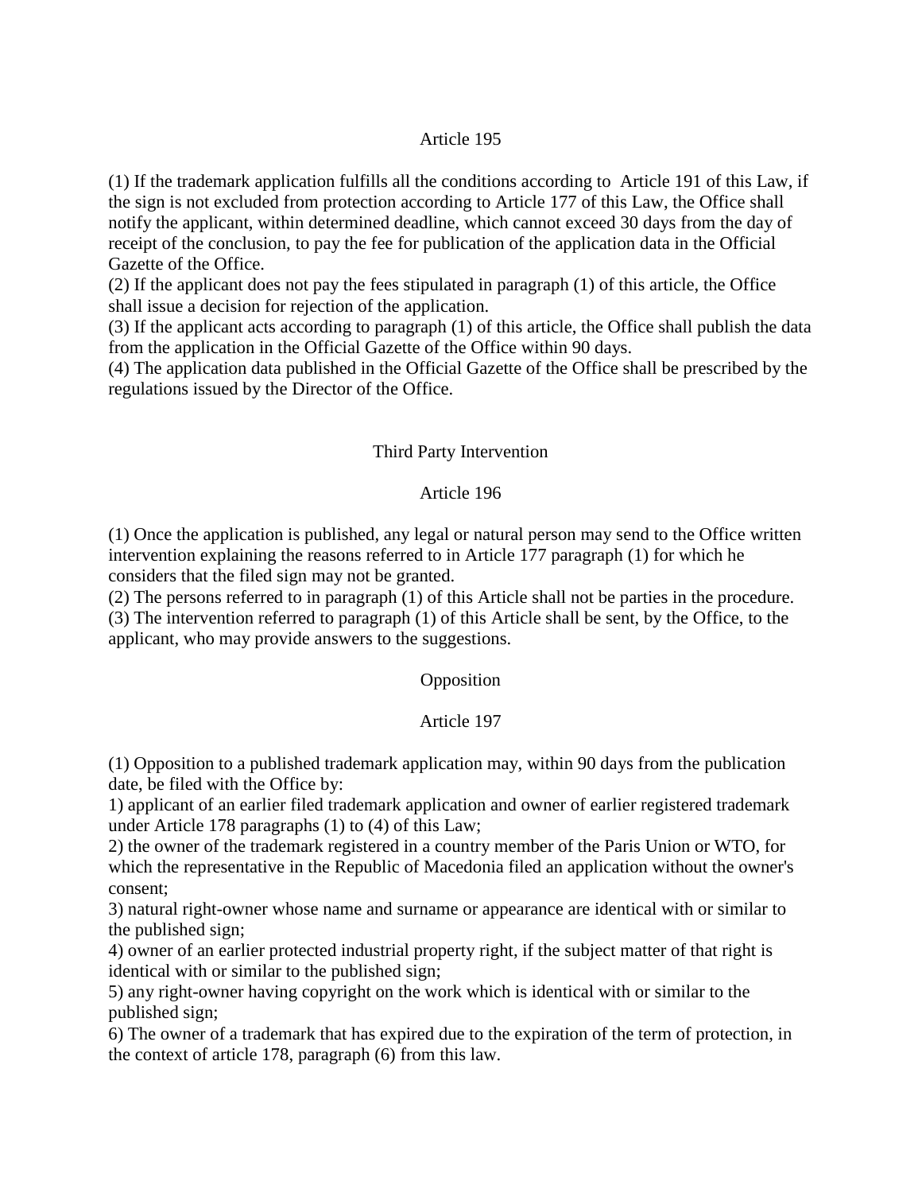### Article 195

(1) If the trademark application fulfills all the conditions according to Article 191 of this Law, if the sign is not excluded from protection according to Article 177 of this Law, the Office shall notify the applicant, within determined deadline, which cannot exceed 30 days from the day of receipt of the conclusion, to pay the fee for publication of the application data in the Official Gazette of the Office.
(2) If the applicant does not pay the fees stipulated in paragraph (1) of this article, the Office shall issue a decision for rejection of the application.
(3) If the applicant acts according to paragraph (1) of this article, the Office shall publish the data from the application in the Official Gazette of the Office within 90 days.
(4) The application data published in the Official Gazette of the Office shall be prescribed by the regulations issued by the Director of the Office.

## Third Party Intervention

### Article 196

(1) Once the application is published, any legal or natural person may send to the Office written intervention explaining the reasons referred to in Article 177 paragraph (1) for which he considers that the filed sign may not be granted.
(2) The persons referred to in paragraph (1) of this Article shall not be parties in the procedure.
(3) The intervention referred to paragraph (1) of this Article shall be sent, by the Office, to the applicant, who may provide answers to the suggestions.

## Opposition

### Article 197

(1) Opposition to a published trademark application may, within 90 days from the publication date, be filed with the Office by:
1) applicant of an earlier filed trademark application and owner of earlier registered trademark under Article 178 paragraphs (1) to (4) of this Law;
2) the owner of the trademark registered in a country member of the Paris Union or WTO, for which the representative in the Republic of Macedonia filed an application without the owner's consent;
3) natural right-owner whose name and surname or appearance are identical with or similar to the published sign;
4) owner of an earlier protected industrial property right, if the subject matter of that right is identical with or similar to the published sign;
5) any right-owner having copyright on the work which is identical with or similar to the published sign;
6) The owner of a trademark that has expired due to the expiration of the term of protection, in the context of article 178, paragraph (6) from this law.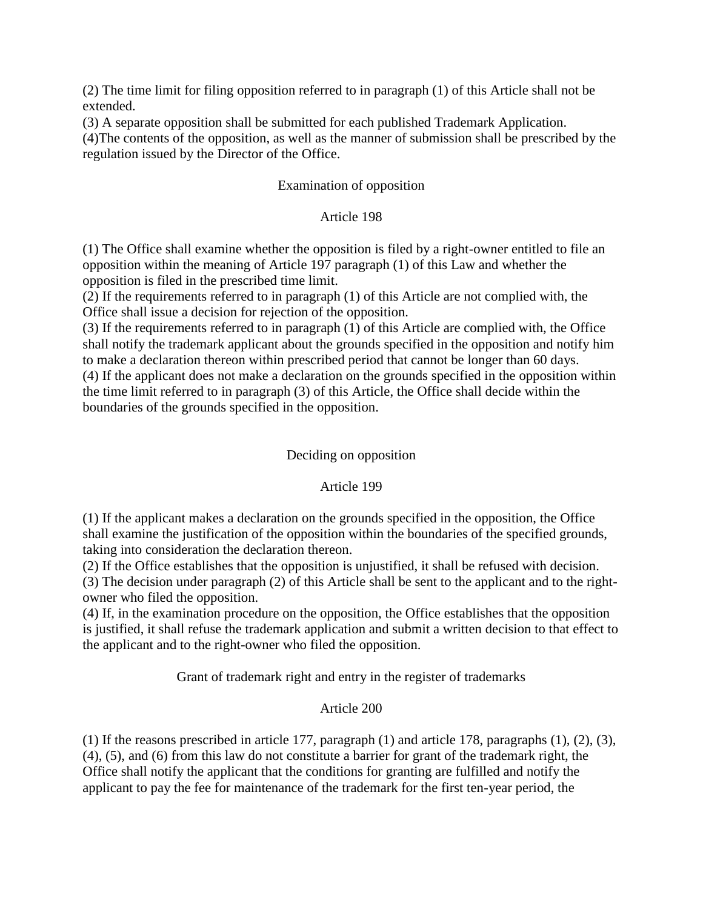(2) The time limit for filing opposition referred to in paragraph (1) of this Article shall not be extended.
(3) A separate opposition shall be submitted for each published Trademark Application.
(4)The contents of the opposition, as well as the manner of submission shall be prescribed by the regulation issued by the Director of the Office.

Examination of opposition

Article 198

(1) The Office shall examine whether the opposition is filed by a right-owner entitled to file an opposition within the meaning of Article 197 paragraph (1) of this Law and whether the opposition is filed in the prescribed time limit.
(2) If the requirements referred to in paragraph (1) of this Article are not complied with, the Office shall issue a decision for rejection of the opposition.
(3) If the requirements referred to in paragraph (1) of this Article are complied with, the Office shall notify the trademark applicant about the grounds specified in the opposition and notify him to make a declaration thereon within prescribed period that cannot be longer than 60 days.
(4) If the applicant does not make a declaration on the grounds specified in the opposition within the time limit referred to in paragraph (3) of this Article, the Office shall decide within the boundaries of the grounds specified in the opposition.

Deciding on opposition

Article 199

(1) If the applicant makes a declaration on the grounds specified in the opposition, the Office shall examine the justification of the opposition within the boundaries of the specified grounds, taking into consideration the declaration thereon.
(2) If the Office establishes that the opposition is unjustified, it shall be refused with decision.
(3) The decision under paragraph (2) of this Article shall be sent to the applicant and to the right-owner who filed the opposition.
(4) If, in the examination procedure on the opposition, the Office establishes that the opposition is justified, it shall refuse the trademark application and submit a written decision to that effect to the applicant and to the right-owner who filed the opposition.

Grant of trademark right and entry in the register of trademarks

Article 200

(1) If the reasons prescribed in article 177, paragraph (1) and article 178, paragraphs (1), (2), (3), (4), (5), and (6) from this law do not constitute a barrier for grant of the trademark right, the Office shall notify the applicant that the conditions for granting are fulfilled and notify the applicant to pay the fee for maintenance of the trademark for the first ten-year period, the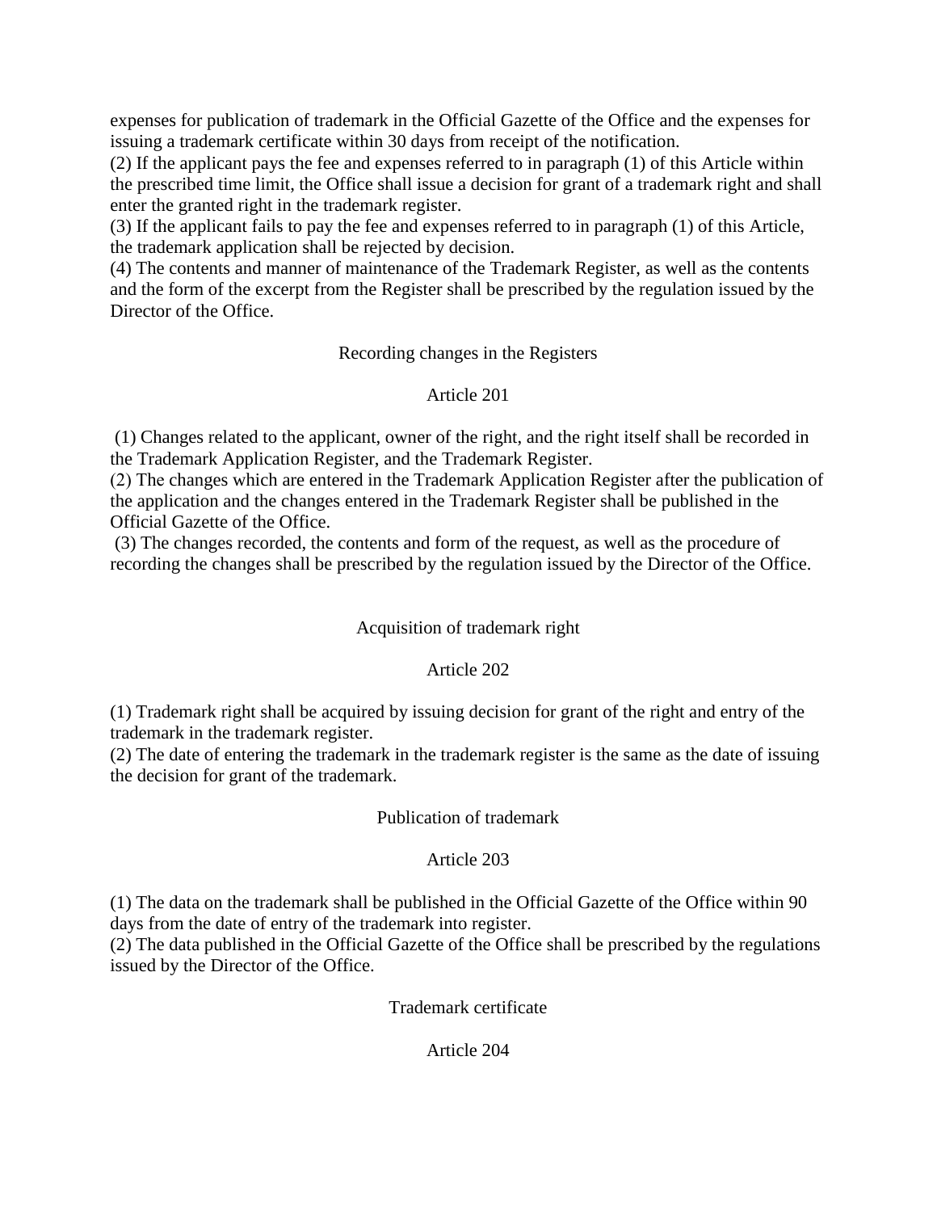expenses for publication of trademark in the Official Gazette of the Office and the expenses for issuing a trademark certificate within 30 days from receipt of the notification.
(2) If the applicant pays the fee and expenses referred to in paragraph (1) of this Article within the prescribed time limit, the Office shall issue a decision for grant of a trademark right and shall enter the granted right in the trademark register.
(3) If the applicant fails to pay the fee and expenses referred to in paragraph (1) of this Article, the trademark application shall be rejected by decision.
(4) The contents and manner of maintenance of the Trademark Register, as well as the contents and the form of the excerpt from the Register shall be prescribed by the regulation issued by the Director of the Office.

Recording changes in the Registers

Article 201

(1) Changes related to the applicant, owner of the right, and the right itself shall be recorded in the Trademark Application Register, and the Trademark Register.
(2) The changes which are entered in the Trademark Application Register after the publication of the application and the changes entered in the Trademark Register shall be published in the Official Gazette of the Office.
(3) The changes recorded, the contents and form of the request, as well as the procedure of recording the changes shall be prescribed by the regulation issued by the Director of the Office.

Acquisition of trademark right

Article 202

(1) Trademark right shall be acquired by issuing decision for grant of the right and entry of the trademark in the trademark register.
(2) The date of entering the trademark in the trademark register is the same as the date of issuing the decision for grant of the trademark.

Publication of trademark

Article 203

(1) The data on the trademark shall be published in the Official Gazette of the Office within 90 days from the date of entry of the trademark into register.
(2) The data published in the Official Gazette of the Office shall be prescribed by the regulations issued by the Director of the Office.

Trademark certificate

Article 204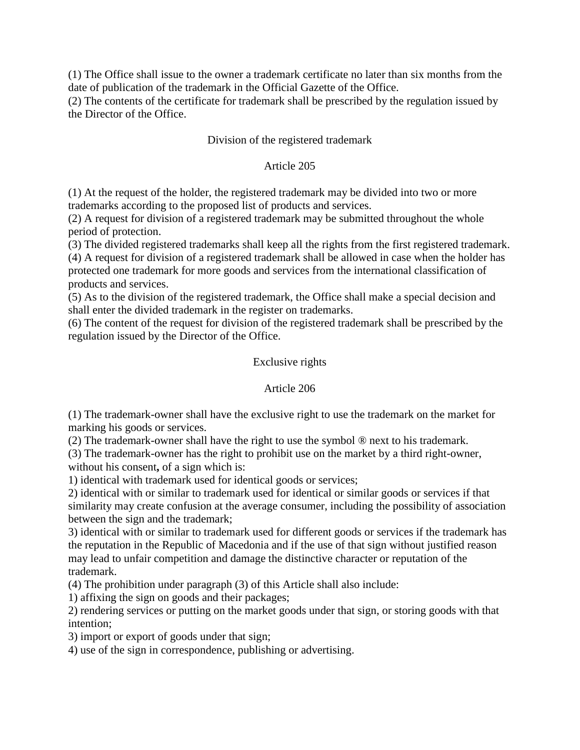(1) The Office shall issue to the owner a trademark certificate no later than six months from the date of publication of the trademark in the Official Gazette of the Office.
(2) The contents of the certificate for trademark shall be prescribed by the regulation issued by the Director of the Office.

### Division of the registered trademark

### Article 205

(1) At the request of the holder, the registered trademark may be divided into two or more trademarks according to the proposed list of products and services.
(2) A request for division of a registered trademark may be submitted throughout the whole period of protection.
(3) The divided registered trademarks shall keep all the rights from the first registered trademark.
(4) A request for division of a registered trademark shall be allowed in case when the holder has protected one trademark for more goods and services from the international classification of products and services.
(5) As to the division of the registered trademark, the Office shall make a special decision and shall enter the divided trademark in the register on trademarks.
(6) The content of the request for division of the registered trademark shall be prescribed by the regulation issued by the Director of the Office.

### Exclusive rights

### Article 206

(1) The trademark-owner shall have the exclusive right to use the trademark on the market for marking his goods or services.
(2) The trademark-owner shall have the right to use the symbol ® next to his trademark.
(3) The trademark-owner has the right to prohibit use on the market by a third right-owner, without his consent**,** of a sign which is:
1) identical with trademark used for identical goods or services;
2) identical with or similar to trademark used for identical or similar goods or services if that similarity may create confusion at the average consumer, including the possibility of association between the sign and the trademark;
3) identical with or similar to trademark used for different goods or services if the trademark has the reputation in the Republic of Macedonia and if the use of that sign without justified reason may lead to unfair competition and damage the distinctive character or reputation of the trademark.
(4) The prohibition under paragraph (3) of this Article shall also include:
1) affixing the sign on goods and their packages;
2) rendering services or putting on the market goods under that sign, or storing goods with that intention;
3) import or export of goods under that sign;
4) use of the sign in correspondence, publishing or advertising.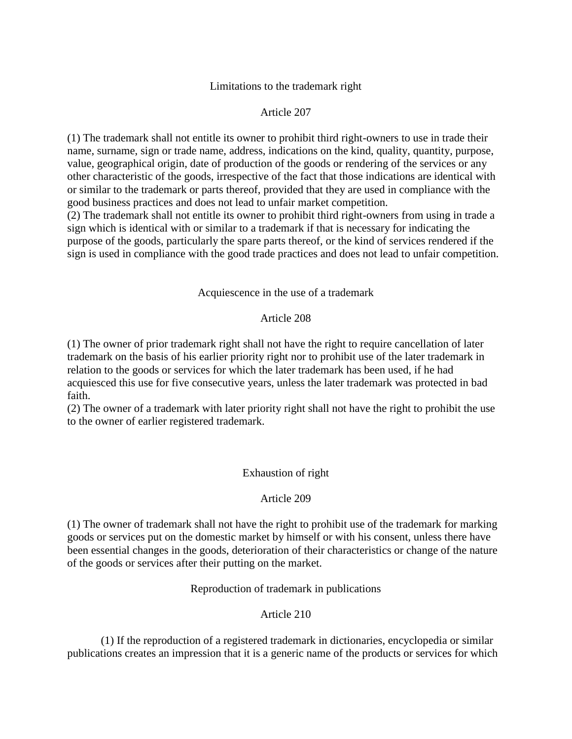### Limitations to the trademark right

### Article 207

(1) The trademark shall not entitle its owner to prohibit third right-owners to use in trade their name, surname, sign or trade name, address, indications on the kind, quality, quantity, purpose, value, geographical origin, date of production of the goods or rendering of the services or any other characteristic of the goods, irrespective of the fact that those indications are identical with or similar to the trademark or parts thereof, provided that they are used in compliance with the good business practices and does not lead to unfair market competition.
(2) The trademark shall not entitle its owner to prohibit third right-owners from using in trade a sign which is identical with or similar to a trademark if that is necessary for indicating the purpose of the goods, particularly the spare parts thereof, or the kind of services rendered if the sign is used in compliance with the good trade practices and does not lead to unfair competition.

### Acquiescence in the use of a trademark

### Article 208

(1) The owner of prior trademark right shall not have the right to require cancellation of later trademark on the basis of his earlier priority right nor to prohibit use of the later trademark in relation to the goods or services for which the later trademark has been used, if he had acquiesced this use for five consecutive years, unless the later trademark was protected in bad faith.
(2) The owner of a trademark with later priority right shall not have the right to prohibit the use to the owner of earlier registered trademark.

### Exhaustion of right

### Article 209

(1) The owner of trademark shall not have the right to prohibit use of the trademark for marking goods or services put on the domestic market by himself or with his consent, unless there have been essential changes in the goods, deterioration of their characteristics or change of the nature of the goods or services after their putting on the market.

### Reproduction of trademark in publications

### Article 210

(1) If the reproduction of a registered trademark in dictionaries, encyclopedia or similar publications creates an impression that it is a generic name of the products or services for which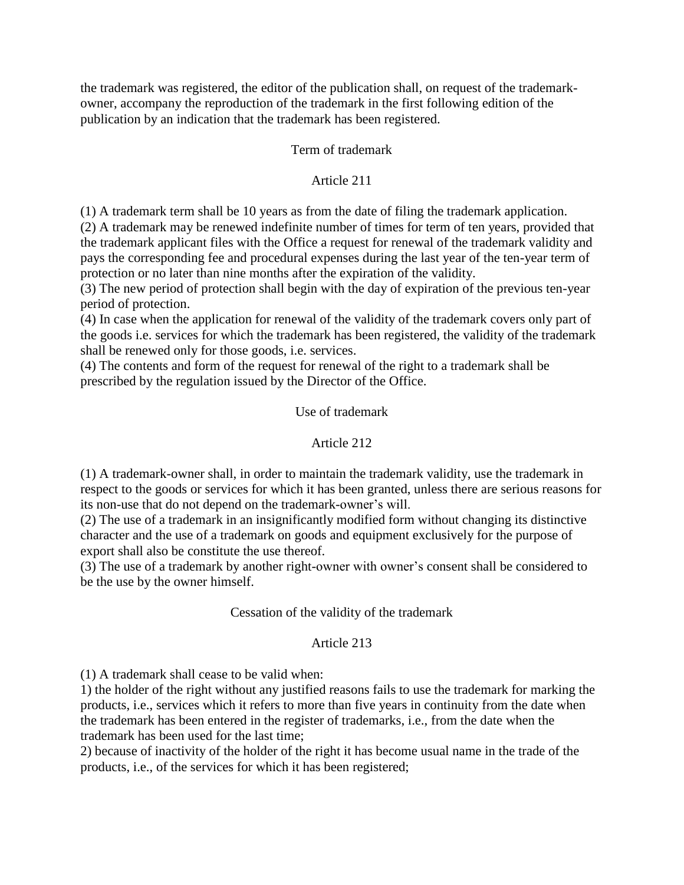the trademark was registered, the editor of the publication shall, on request of the trademark-owner, accompany the reproduction of the trademark in the first following edition of the publication by an indication that the trademark has been registered.

### Term of trademark

### Article 211

(1) A trademark term shall be 10 years as from the date of filing the trademark application.
(2) A trademark may be renewed indefinite number of times for term of ten years, provided that the trademark applicant files with the Office a request for renewal of the trademark validity and pays the corresponding fee and procedural expenses during the last year of the ten-year term of protection or no later than nine months after the expiration of the validity.
(3) The new period of protection shall begin with the day of expiration of the previous ten-year period of protection.
(4) In case when the application for renewal of the validity of the trademark covers only part of the goods i.e. services for which the trademark has been registered, the validity of the trademark shall be renewed only for those goods, i.e. services.
(4) The contents and form of the request for renewal of the right to a trademark shall be prescribed by the regulation issued by the Director of the Office.

### Use of trademark

### Article 212

(1) A trademark-owner shall, in order to maintain the trademark validity, use the trademark in respect to the goods or services for which it has been granted, unless there are serious reasons for its non-use that do not depend on the trademark-owner's will.
(2) The use of a trademark in an insignificantly modified form without changing its distinctive character and the use of a trademark on goods and equipment exclusively for the purpose of export shall also be constitute the use thereof.
(3) The use of a trademark by another right-owner with owner's consent shall be considered to be the use by the owner himself.

### Cessation of the validity of the trademark

### Article 213

(1) A trademark shall cease to be valid when:
1) the holder of the right without any justified reasons fails to use the trademark for marking the products, i.e., services which it refers to more than five years in continuity from the date when the trademark has been entered in the register of trademarks, i.e., from the date when the trademark has been used for the last time;
2) because of inactivity of the holder of the right it has become usual name in the trade of the products, i.e., of the services for which it has been registered;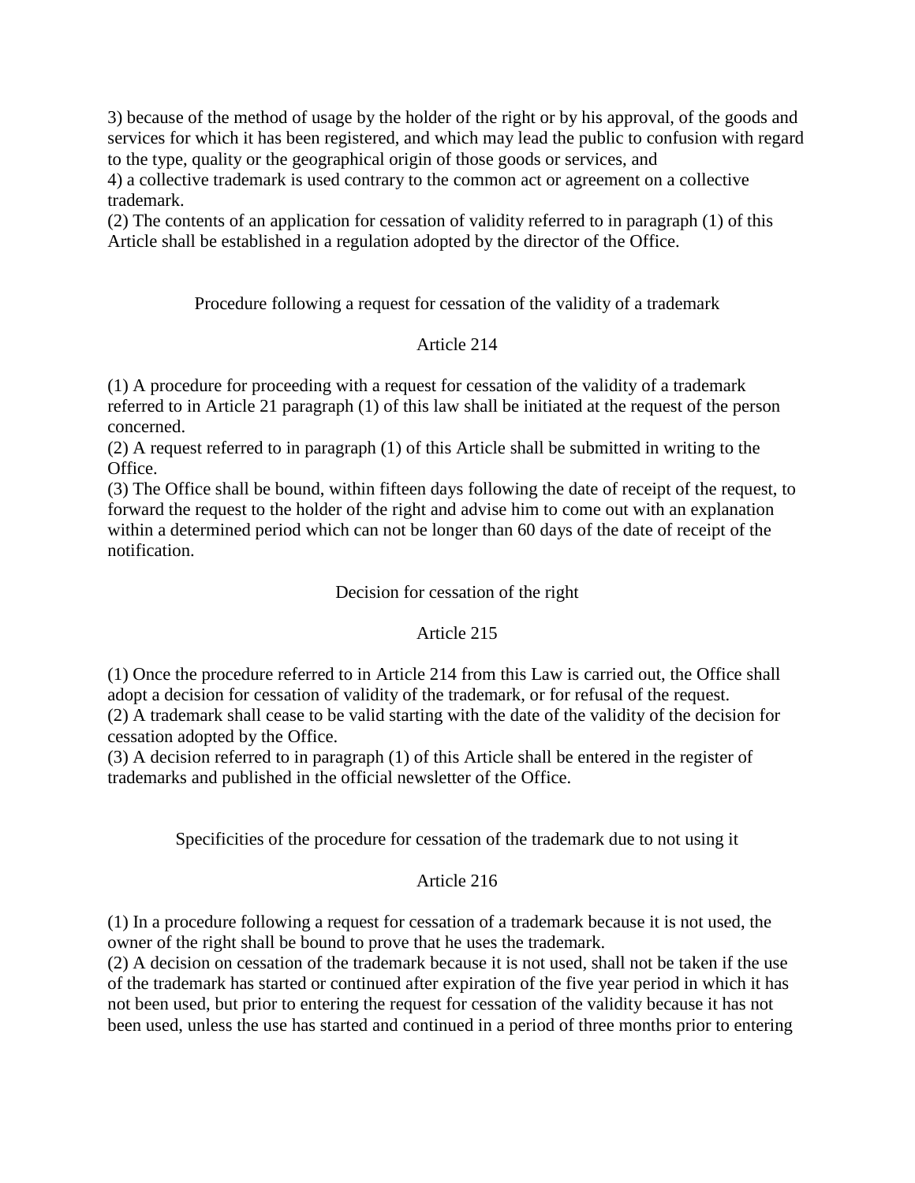3) because of the method of usage by the holder of the right or by his approval, of the goods and services for which it has been registered, and which may lead the public to confusion with regard to the type, quality or the geographical origin of those goods or services, and
4) a collective trademark is used contrary to the common act or agreement on a collective trademark.
(2) The contents of an application for cessation of validity referred to in paragraph (1) of this Article shall be established in a regulation adopted by the director of the Office.

### Procedure following a request for cessation of the validity of a trademark

### Article 214

(1) A procedure for proceeding with a request for cessation of the validity of a trademark referred to in Article 21 paragraph (1) of this law shall be initiated at the request of the person concerned.
(2) A request referred to in paragraph (1) of this Article shall be submitted in writing to the Office.
(3) The Office shall be bound, within fifteen days following the date of receipt of the request, to forward the request to the holder of the right and advise him to come out with an explanation within a determined period which can not be longer than 60 days of the date of receipt of the notification.

### Decision for cessation of the right

### Article 215

(1) Once the procedure referred to in Article 214 from this Law is carried out, the Office shall adopt a decision for cessation of validity of the trademark, or for refusal of the request.
(2) A trademark shall cease to be valid starting with the date of the validity of the decision for cessation adopted by the Office.
(3) A decision referred to in paragraph (1) of this Article shall be entered in the register of trademarks and published in the official newsletter of the Office.

### Specificities of the procedure for cessation of the trademark due to not using it

### Article 216

(1) In a procedure following a request for cessation of a trademark because it is not used, the owner of the right shall be bound to prove that he uses the trademark.
(2) A decision on cessation of the trademark because it is not used, shall not be taken if the use of the trademark has started or continued after expiration of the five year period in which it has not been used, but prior to entering the request for cessation of the validity because it has not been used, unless the use has started and continued in a period of three months prior to entering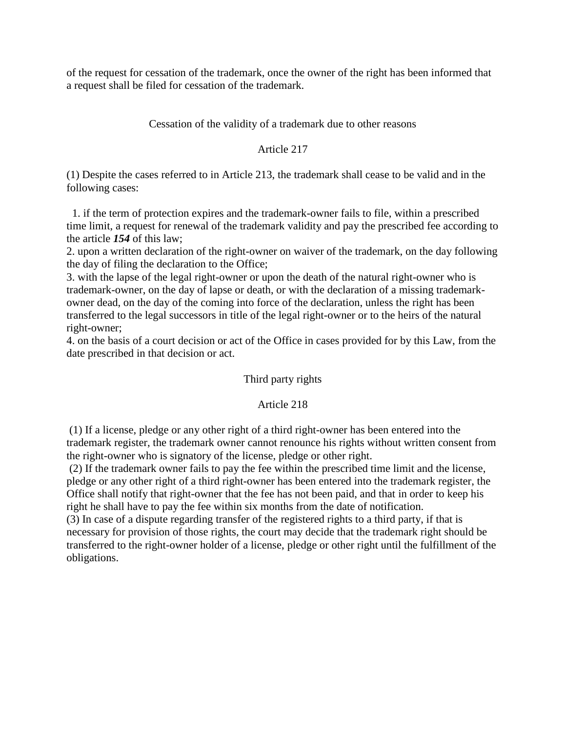of the request for cessation of the trademark, once the owner of the right has been informed that a request shall be filed for cessation of the trademark.

### Cessation of the validity of a trademark due to other reasons

### Article 217

(1) Despite the cases referred to in Article 213, the trademark shall cease to be valid and in the following cases:

1. if the term of protection expires and the trademark-owner fails to file, within a prescribed time limit, a request for renewal of the trademark validity and pay the prescribed fee according to the article ***154*** of this law;
2. upon a written declaration of the right-owner on waiver of the trademark, on the day following the day of filing the declaration to the Office;
3. with the lapse of the legal right-owner or upon the death of the natural right-owner who is trademark-owner, on the day of lapse or death, or with the declaration of a missing trademark-owner dead, on the day of the coming into force of the declaration, unless the right has been transferred to the legal successors in title of the legal right-owner or to the heirs of the natural right-owner;
4. on the basis of a court decision or act of the Office in cases provided for by this Law, from the date prescribed in that decision or act.

### Third party rights

### Article 218

(1) If a license, pledge or any other right of a third right-owner has been entered into the trademark register, the trademark owner cannot renounce his rights without written consent from the right-owner who is signatory of the license, pledge or other right.
(2) If the trademark owner fails to pay the fee within the prescribed time limit and the license, pledge or any other right of a third right-owner has been entered into the trademark register, the Office shall notify that right-owner that the fee has not been paid, and that in order to keep his right he shall have to pay the fee within six months from the date of notification.
(3) In case of a dispute regarding transfer of the registered rights to a third party, if that is necessary for provision of those rights, the court may decide that the trademark right should be transferred to the right-owner holder of a license, pledge or other right until the fulfillment of the obligations.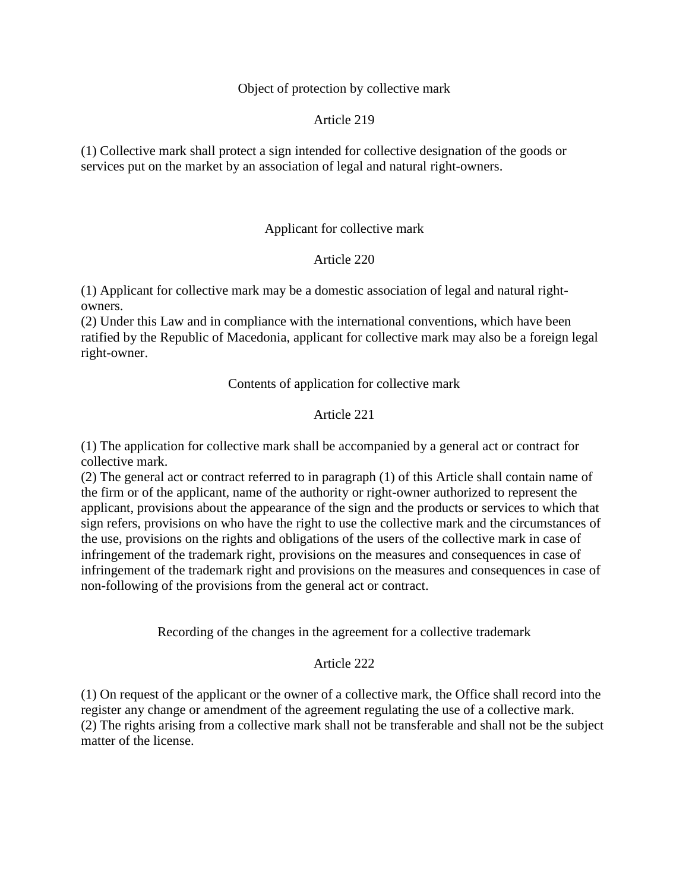### Object of protection by collective mark

### Article 219

(1) Collective mark shall protect a sign intended for collective designation of the goods or services put on the market by an association of legal and natural right-owners.

### Applicant for collective mark

### Article 220

(1) Applicant for collective mark may be a domestic association of legal and natural right-owners.
(2) Under this Law and in compliance with the international conventions, which have been ratified by the Republic of Macedonia, applicant for collective mark may also be a foreign legal right-owner.

### Contents of application for collective mark

### Article 221

(1) The application for collective mark shall be accompanied by a general act or contract for collective mark.
(2) The general act or contract referred to in paragraph (1) of this Article shall contain name of the firm or of the applicant, name of the authority or right-owner authorized to represent the applicant, provisions about the appearance of the sign and the products or services to which that sign refers, provisions on who have the right to use the collective mark and the circumstances of the use, provisions on the rights and obligations of the users of the collective mark in case of infringement of the trademark right, provisions on the measures and consequences in case of infringement of the trademark right and provisions on the measures and consequences in case of non-following of the provisions from the general act or contract.

### Recording of the changes in the agreement for a collective trademark

### Article 222

(1) On request of the applicant or the owner of a collective mark, the Office shall record into the register any change or amendment of the agreement regulating the use of a collective mark.
(2) The rights arising from a collective mark shall not be transferable and shall not be the subject matter of the license.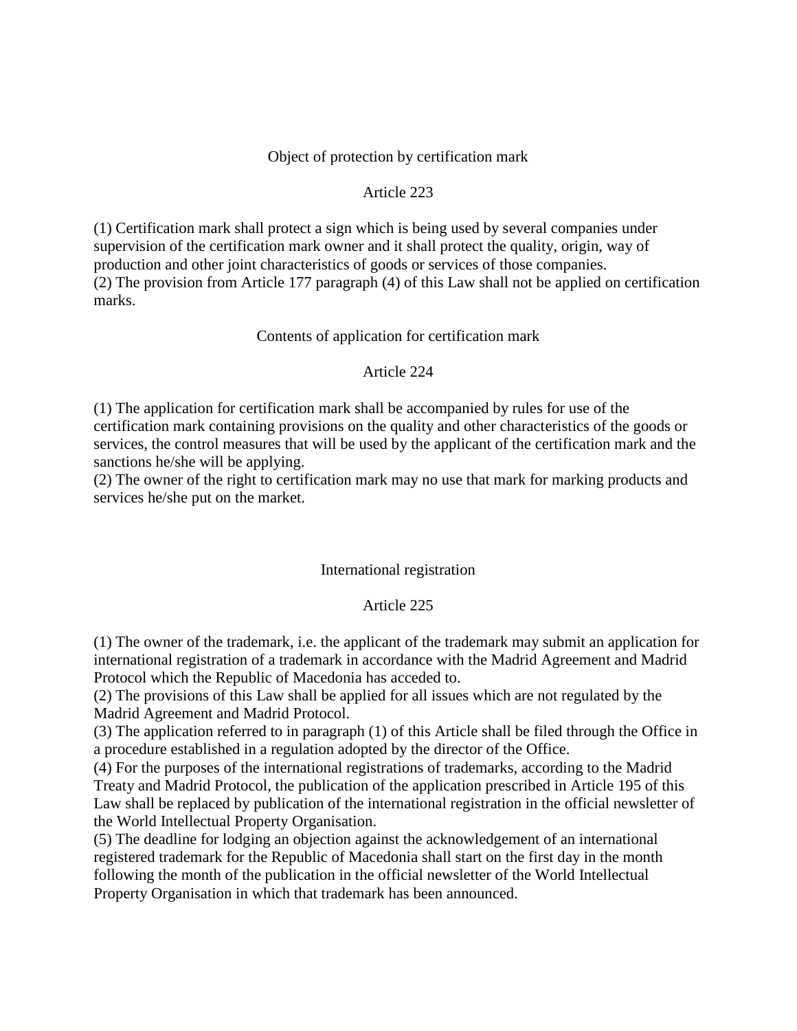### Object of protection by certification mark

### Article 223

(1) Certification mark shall protect a sign which is being used by several companies under supervision of the certification mark owner and it shall protect the quality, origin, way of production and other joint characteristics of goods or services of those companies.
(2) The provision from Article 177 paragraph (4) of this Law shall not be applied on certification marks.

### Contents of application for certification mark

### Article 224

(1) The application for certification mark shall be accompanied by rules for use of the certification mark containing provisions on the quality and other characteristics of the goods or services, the control measures that will be used by the applicant of the certification mark and the sanctions he/she will be applying.
(2) The owner of the right to certification mark may no use that mark for marking products and services he/she put on the market.

### International registration

### Article 225

(1) The owner of the trademark, i.e. the applicant of the trademark may submit an application for international registration of a trademark in accordance with the Madrid Agreement and Madrid Protocol which the Republic of Macedonia has acceded to.
(2) The provisions of this Law shall be applied for all issues which are not regulated by the Madrid Agreement and Madrid Protocol.
(3) The application referred to in paragraph (1) of this Article shall be filed through the Office in a procedure established in a regulation adopted by the director of the Office.
(4) For the purposes of the international registrations of trademarks, according to the Madrid Treaty and Madrid Protocol, the publication of the application prescribed in Article 195 of this Law shall be replaced by publication of the international registration in the official newsletter of the World Intellectual Property Organisation.
(5) The deadline for lodging an objection against the acknowledgement of an international registered trademark for the Republic of Macedonia shall start on the first day in the month following the month of the publication in the official newsletter of the World Intellectual Property Organisation in which that trademark has been announced.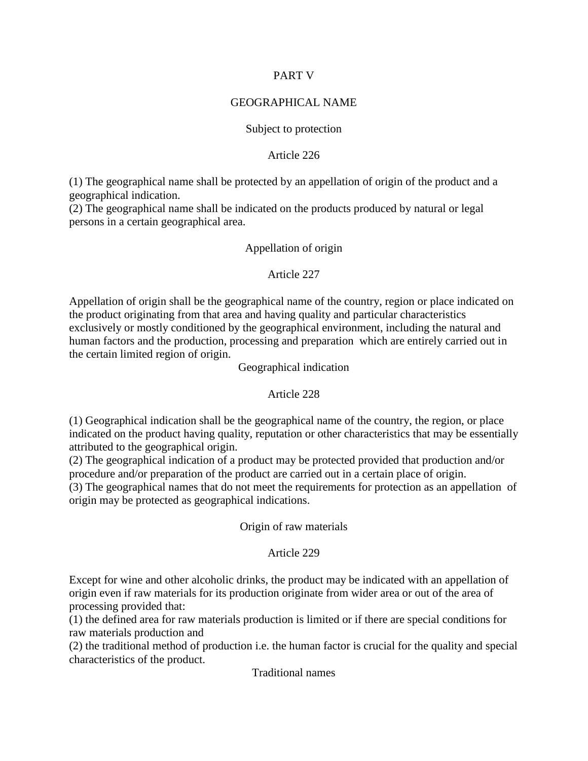# PART V

## GEOGRAPHICAL NAME

### Subject to protection

### Article 226

(1) The geographical name shall be protected by an appellation of origin of the product and a geographical indication.
(2) The geographical name shall be indicated on the products produced by natural or legal persons in a certain geographical area.

### Appellation of origin

### Article 227

Appellation of origin shall be the geographical name of the country, region or place indicated on the product originating from that area and having quality and particular characteristics exclusively or mostly conditioned by the geographical environment, including the natural and human factors and the production, processing and preparation which are entirely carried out in the certain limited region of origin.

### Geographical indication

### Article 228

(1) Geographical indication shall be the geographical name of the country, the region, or place indicated on the product having quality, reputation or other characteristics that may be essentially attributed to the geographical origin.
(2) The geographical indication of a product may be protected provided that production and/or procedure and/or preparation of the product are carried out in a certain place of origin.
(3) The geographical names that do not meet the requirements for protection as an appellation of origin may be protected as geographical indications.

### Origin of raw materials

### Article 229

Except for wine and other alcoholic drinks, the product may be indicated with an appellation of origin even if raw materials for its production originate from wider area or out of the area of processing provided that:
(1) the defined area for raw materials production is limited or if there are special conditions for raw materials production and
(2) the traditional method of production i.e. the human factor is crucial for the quality and special characteristics of the product.

### Traditional names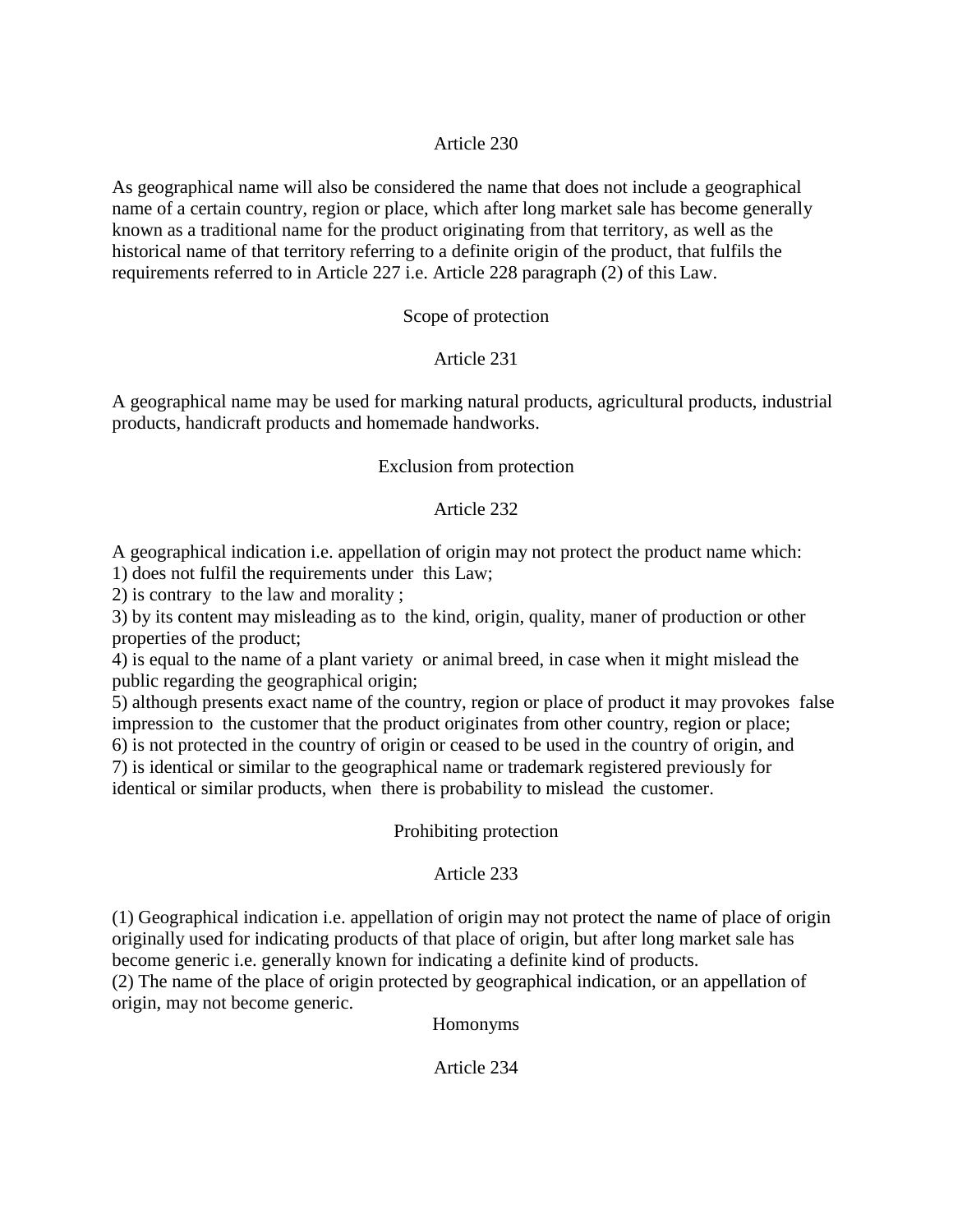Article 230

As geographical name will also be considered the name that does not include a geographical name of a certain country, region or place, which after long market sale has become generally known as a traditional name for the product originating from that territory, as well as the historical name of that territory referring to a definite origin of the product, that fulfils the requirements referred to in Article 227 i.e. Article 228 paragraph (2) of this Law.

Scope of protection

Article 231

A geographical name may be used for marking natural products, agricultural products, industrial products, handicraft products and homemade handworks.

Exclusion from protection

Article 232

A geographical indication i.e. appellation of origin may not protect the product name which:
1) does not fulfil the requirements under this Law;
2) is contrary to the law and morality ;
3) by its content may misleading as to the kind, origin, quality, maner of production or other properties of the product;
4) is equal to the name of a plant variety or animal breed, in case when it might mislead the public regarding the geographical origin;
5) although presents exact name of the country, region or place of product it may provokes false impression to the customer that the product originates from other country, region or place;
6) is not protected in the country of origin or ceased to be used in the country of origin, and
7) is identical or similar to the geographical name or trademark registered previously for identical or similar products, when there is probability to mislead the customer.

Prohibiting protection

Article 233

(1) Geographical indication i.e. appellation of origin may not protect the name of place of origin originally used for indicating products of that place of origin, but after long market sale has become generic i.e. generally known for indicating a definite kind of products.
(2) The name of the place of origin protected by geographical indication, or an appellation of origin, may not become generic.

Homonyms

Article 234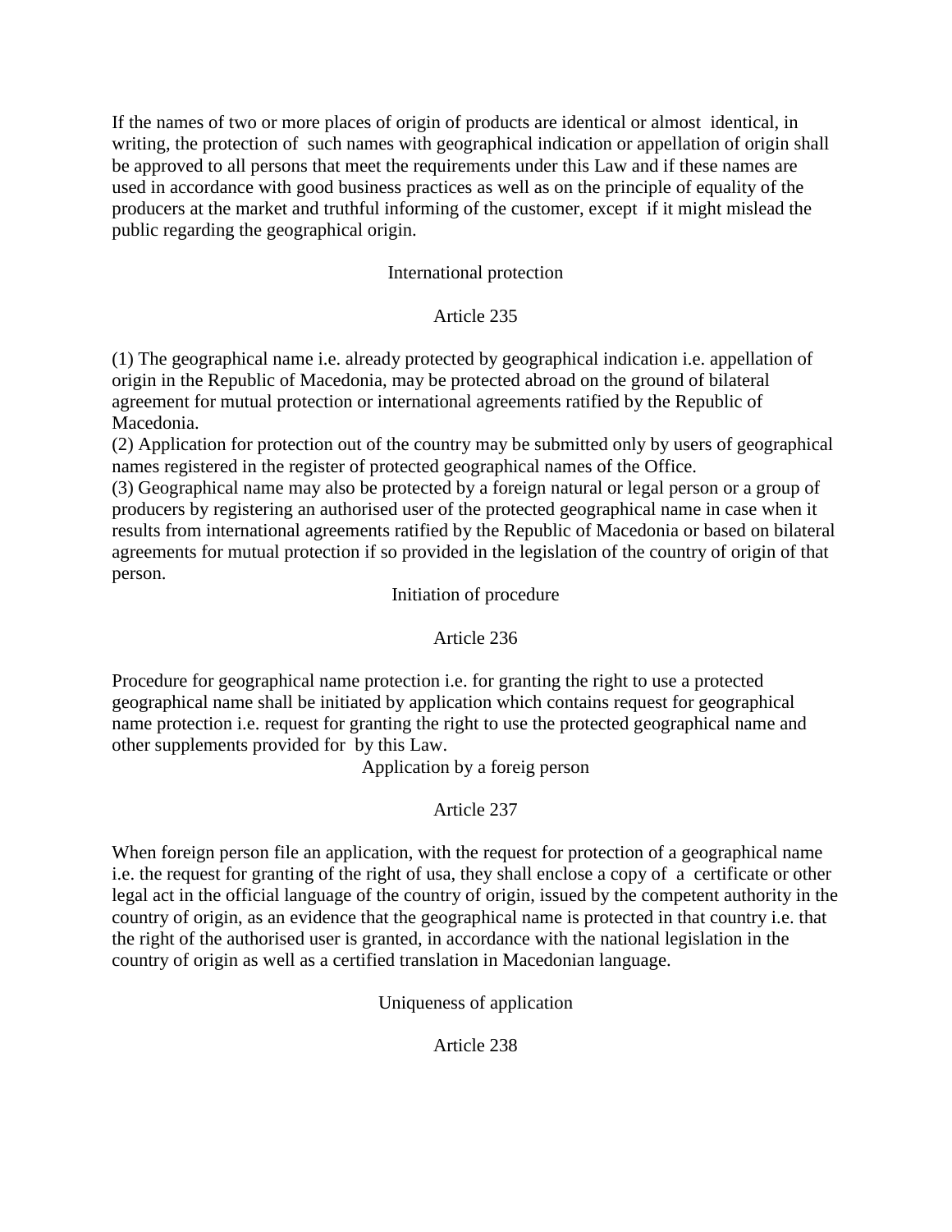If the names of two or more places of origin of products are identical or almost identical, in writing, the protection of such names with geographical indication or appellation of origin shall be approved to all persons that meet the requirements under this Law and if these names are used in accordance with good business practices as well as on the principle of equality of the producers at the market and truthful informing of the customer, except if it might mislead the public regarding the geographical origin.

### International protection

### Article 235

(1) The geographical name i.e. already protected by geographical indication i.e. appellation of origin in the Republic of Macedonia, may be protected abroad on the ground of bilateral agreement for mutual protection or international agreements ratified by the Republic of Macedonia.
(2) Application for protection out of the country may be submitted only by users of geographical names registered in the register of protected geographical names of the Office.
(3) Geographical name may also be protected by a foreign natural or legal person or a group of producers by registering an authorised user of the protected geographical name in case when it results from international agreements ratified by the Republic of Macedonia or based on bilateral agreements for mutual protection if so provided in the legislation of the country of origin of that person.

### Initiation of procedure

### Article 236

Procedure for geographical name protection i.e. for granting the right to use a protected geographical name shall be initiated by application which contains request for geographical name protection i.e. request for granting the right to use the protected geographical name and other supplements provided for by this Law.

### Application by a foreig person

### Article 237

When foreign person file an application, with the request for protection of a geographical name i.e. the request for granting of the right of usa, they shall enclose a copy of a certificate or other legal act in the official language of the country of origin, issued by the competent authority in the country of origin, as an evidence that the geographical name is protected in that country i.e. that the right of the authorised user is granted, in accordance with the national legislation in the country of origin as well as a certified translation in Macedonian language.

### Uniqueness of application

### Article 238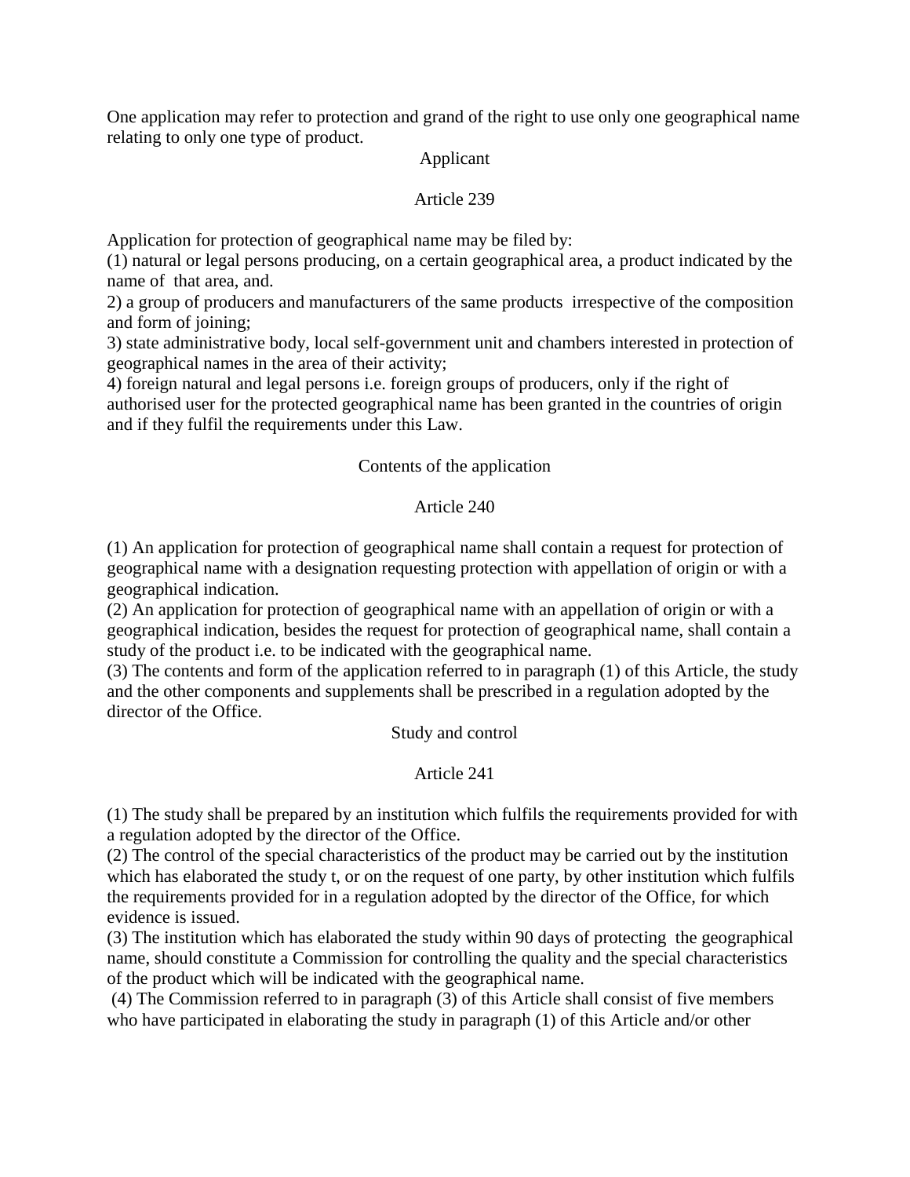One application may refer to protection and grand of the right to use only one geographical name relating to only one type of product.

### Applicant

### Article 239

Application for protection of geographical name may be filed by:
(1) natural or legal persons producing, on a certain geographical area, a product indicated by the name of that area, and.
2) a group of producers and manufacturers of the same products irrespective of the composition and form of joining;
3) state administrative body, local self-government unit and chambers interested in protection of geographical names in the area of their activity;
4) foreign natural and legal persons i.e. foreign groups of producers, only if the right of authorised user for the protected geographical name has been granted in the countries of origin and if they fulfil the requirements under this Law.

### Contents of the application

### Article 240

(1) An application for protection of geographical name shall contain a request for protection of geographical name with a designation requesting protection with appellation of origin or with a geographical indication.
(2) An application for protection of geographical name with an appellation of origin or with a geographical indication, besides the request for protection of geographical name, shall contain a study of the product i.e. to be indicated with the geographical name.
(3) The contents and form of the application referred to in paragraph (1) of this Article, the study and the other components and supplements shall be prescribed in a regulation adopted by the director of the Office.

### Study and control

### Article 241

(1) The study shall be prepared by an institution which fulfils the requirements provided for with a regulation adopted by the director of the Office.
(2) The control of the special characteristics of the product may be carried out by the institution which has elaborated the study t, or on the request of one party, by other institution which fulfils the requirements provided for in a regulation adopted by the director of the Office, for which evidence is issued.
(3) The institution which has elaborated the study within 90 days of protecting the geographical name, should constitute a Commission for controlling the quality and the special characteristics of the product which will be indicated with the geographical name.
(4) The Commission referred to in paragraph (3) of this Article shall consist of five members who have participated in elaborating the study in paragraph (1) of this Article and/or other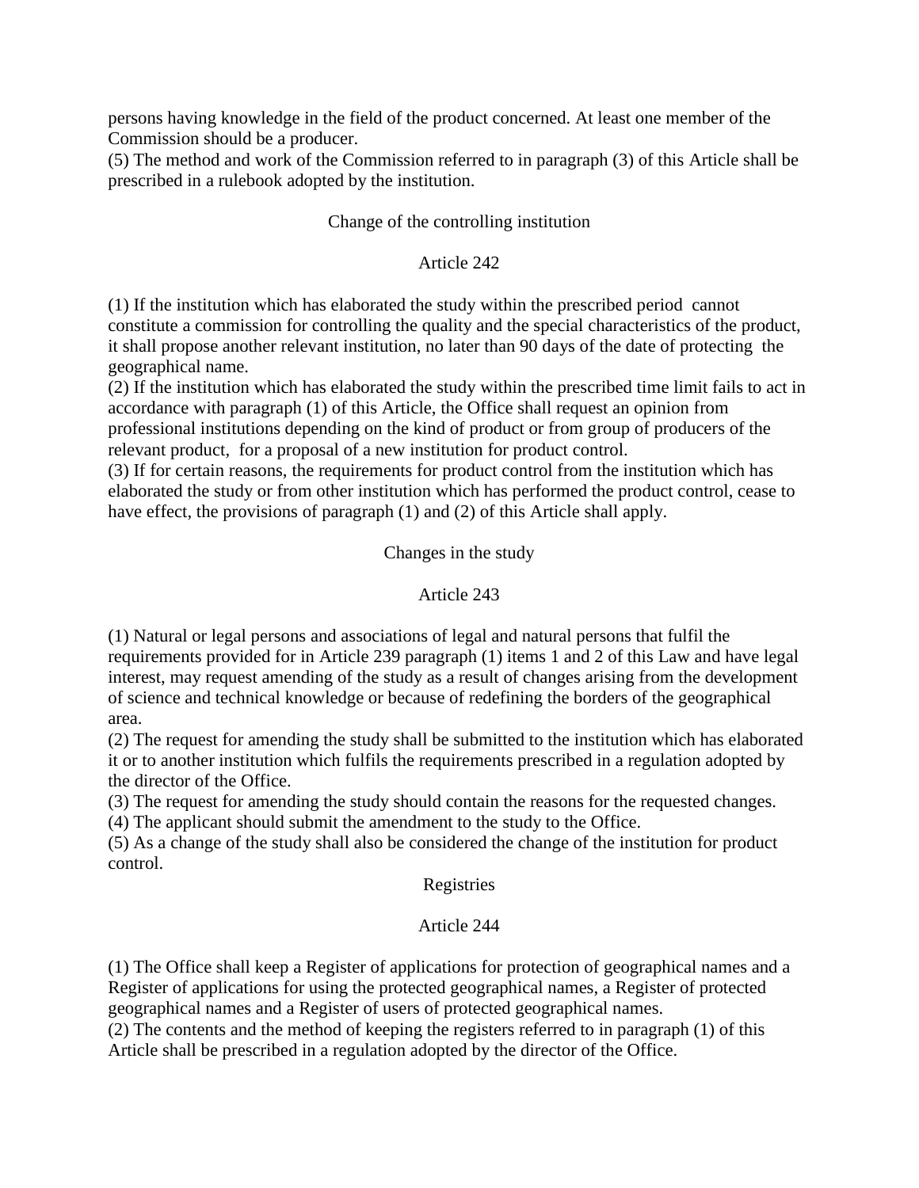persons having knowledge in the field of the product concerned. At least one member of the Commission should be a producer.

(5) The method and work of the Commission referred to in paragraph (3) of this Article shall be prescribed in a rulebook adopted by the institution.

Change of the controlling institution

Article 242

(1) If the institution which has elaborated the study within the prescribed period cannot constitute a commission for controlling the quality and the special characteristics of the product, it shall propose another relevant institution, no later than 90 days of the date of protecting the geographical name.

(2) If the institution which has elaborated the study within the prescribed time limit fails to act in accordance with paragraph (1) of this Article, the Office shall request an opinion from professional institutions depending on the kind of product or from group of producers of the relevant product, for a proposal of a new institution for product control.

(3) If for certain reasons, the requirements for product control from the institution which has elaborated the study or from other institution which has performed the product control, cease to have effect, the provisions of paragraph (1) and (2) of this Article shall apply.

Changes in the study

Article 243

(1) Natural or legal persons and associations of legal and natural persons that fulfil the requirements provided for in Article 239 paragraph (1) items 1 and 2 of this Law and have legal interest, may request amending of the study as a result of changes arising from the development of science and technical knowledge or because of redefining the borders of the geographical area.

(2) The request for amending the study shall be submitted to the institution which has elaborated it or to another institution which fulfils the requirements prescribed in a regulation adopted by the director of the Office.

(3) The request for amending the study should contain the reasons for the requested changes.

(4) The applicant should submit the amendment to the study to the Office.

(5) As a change of the study shall also be considered the change of the institution for product control.

Registries

Article 244

(1) The Office shall keep a Register of applications for protection of geographical names and a Register of applications for using the protected geographical names, a Register of protected geographical names and a Register of users of protected geographical names.

(2) The contents and the method of keeping the registers referred to in paragraph (1) of this Article shall be prescribed in a regulation adopted by the director of the Office.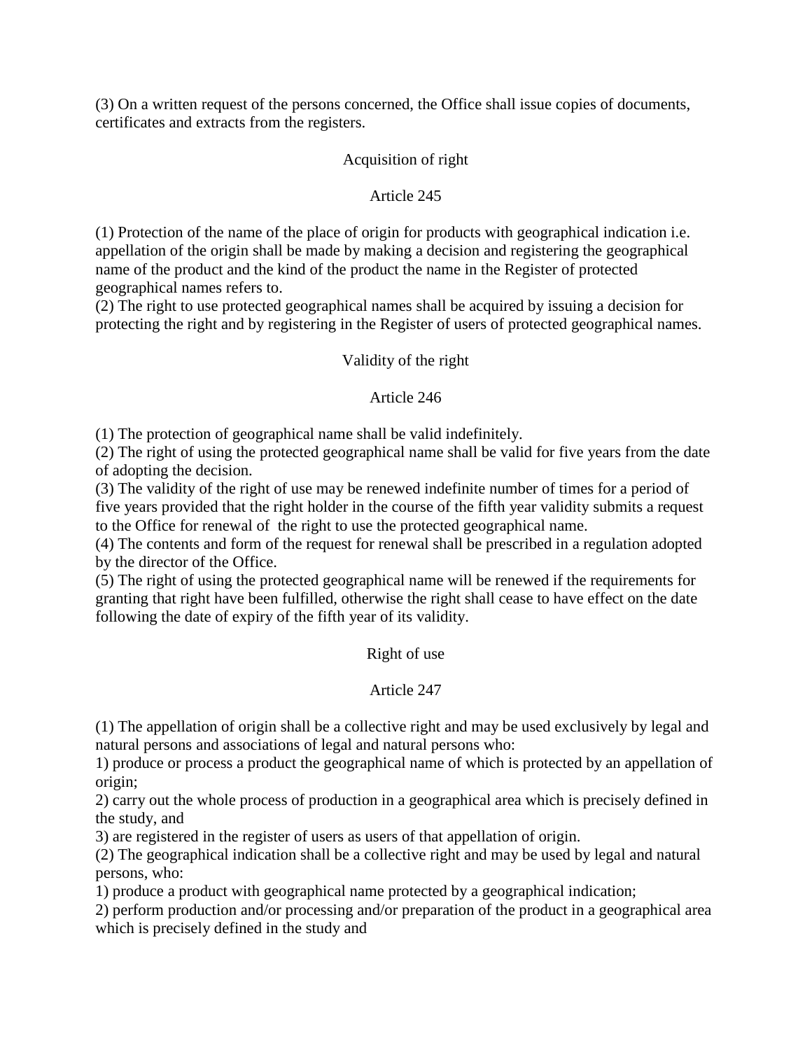(3) On a written request of the persons concerned, the Office shall issue copies of documents, certificates and extracts from the registers.

### Acquisition of right

### Article 245

(1) Protection of the name of the place of origin for products with geographical indication i.e. appellation of the origin shall be made by making a decision and registering the geographical name of the product and the kind of the product the name in the Register of protected geographical names refers to.
(2) The right to use protected geographical names shall be acquired by issuing a decision for protecting the right and by registering in the Register of users of protected geographical names.

### Validity of the right

### Article 246

(1) The protection of geographical name shall be valid indefinitely.
(2) The right of using the protected geographical name shall be valid for five years from the date of adopting the decision.
(3) The validity of the right of use may be renewed indefinite number of times for a period of five years provided that the right holder in the course of the fifth year validity submits a request to the Office for renewal of the right to use the protected geographical name.
(4) The contents and form of the request for renewal shall be prescribed in a regulation adopted by the director of the Office.
(5) The right of using the protected geographical name will be renewed if the requirements for granting that right have been fulfilled, otherwise the right shall cease to have effect on the date following the date of expiry of the fifth year of its validity.

### Right of use

### Article 247

(1) The appellation of origin shall be a collective right and may be used exclusively by legal and natural persons and associations of legal and natural persons who:
1) produce or process a product the geographical name of which is protected by an appellation of origin;
2) carry out the whole process of production in a geographical area which is precisely defined in the study, and
3) are registered in the register of users as users of that appellation of origin.
(2) The geographical indication shall be a collective right and may be used by legal and natural persons, who:
1) produce a product with geographical name protected by a geographical indication;
2) perform production and/or processing and/or preparation of the product in a geographical area which is precisely defined in the study and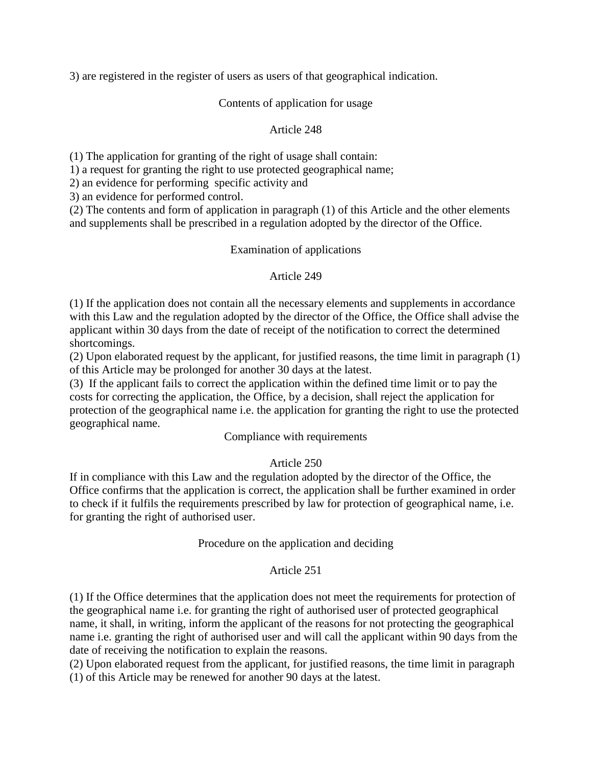3) are registered in the register of users as users of that geographical indication.

## Contents of application for usage

### Article 248

(1) The application for granting of the right of usage shall contain:

1) a request for granting the right to use protected geographical name;

2) an evidence for performing specific activity and

3) an evidence for performed control.

(2) The contents and form of application in paragraph (1) of this Article and the other elements and supplements shall be prescribed in a regulation adopted by the director of the Office.

## Examination of applications

### Article 249

(1) If the application does not contain all the necessary elements and supplements in accordance with this Law and the regulation adopted by the director of the Office, the Office shall advise the applicant within 30 days from the date of receipt of the notification to correct the determined shortcomings.

(2) Upon elaborated request by the applicant, for justified reasons, the time limit in paragraph (1) of this Article may be prolonged for another 30 days at the latest.

(3) If the applicant fails to correct the application within the defined time limit or to pay the costs for correcting the application, the Office, by a decision, shall reject the application for protection of the geographical name i.e. the application for granting the right to use the protected geographical name.

## Compliance with requirements

### Article 250

If in compliance with this Law and the regulation adopted by the director of the Office, the Office confirms that the application is correct, the application shall be further examined in order to check if it fulfils the requirements prescribed by law for protection of geographical name, i.e. for granting the right of authorised user.

## Procedure on the application and deciding

### Article 251

(1) If the Office determines that the application does not meet the requirements for protection of the geographical name i.e. for granting the right of authorised user of protected geographical name, it shall, in writing, inform the applicant of the reasons for not protecting the geographical name i.e. granting the right of authorised user and will call the applicant within 90 days from the date of receiving the notification to explain the reasons.

(2) Upon elaborated request from the applicant, for justified reasons, the time limit in paragraph (1) of this Article may be renewed for another 90 days at the latest.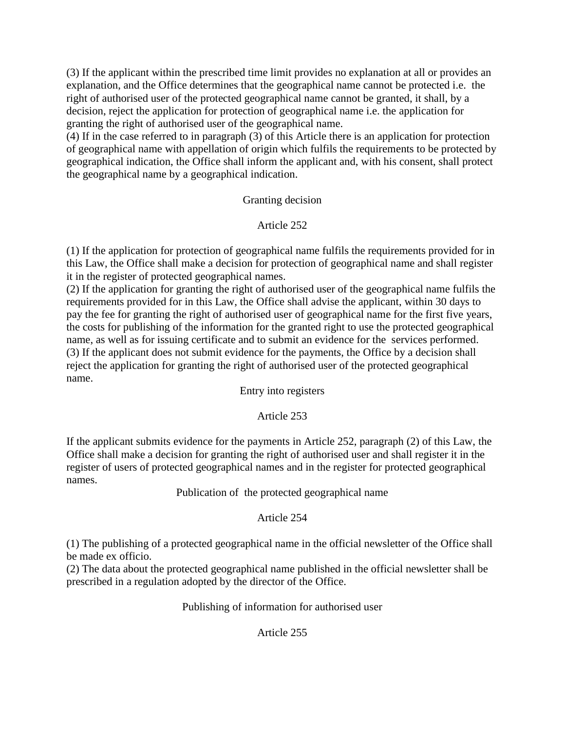(3) If the applicant within the prescribed time limit provides no explanation at all or provides an explanation, and the Office determines that the geographical name cannot be protected i.e. the right of authorised user of the protected geographical name cannot be granted, it shall, by a decision, reject the application for protection of geographical name i.e. the application for granting the right of authorised user of the geographical name.

(4) If in the case referred to in paragraph (3) of this Article there is an application for protection of geographical name with appellation of origin which fulfils the requirements to be protected by geographical indication, the Office shall inform the applicant and, with his consent, shall protect the geographical name by a geographical indication.

### Granting decision

### Article 252

(1) If the application for protection of geographical name fulfils the requirements provided for in this Law, the Office shall make a decision for protection of geographical name and shall register it in the register of protected geographical names.

(2) If the application for granting the right of authorised user of the geographical name fulfils the requirements provided for in this Law, the Office shall advise the applicant, within 30 days to pay the fee for granting the right of authorised user of geographical name for the first five years, the costs for publishing of the information for the granted right to use the protected geographical name, as well as for issuing certificate and to submit an evidence for the services performed.

(3) If the applicant does not submit evidence for the payments, the Office by a decision shall reject the application for granting the right of authorised user of the protected geographical name.

### Entry into registers

### Article 253

If the applicant submits evidence for the payments in Article 252, paragraph (2) of this Law, the Office shall make a decision for granting the right of authorised user and shall register it in the register of users of protected geographical names and in the register for protected geographical names.

### Publication of the protected geographical name

### Article 254

(1) The publishing of a protected geographical name in the official newsletter of the Office shall be made ex officio.

(2) The data about the protected geographical name published in the official newsletter shall be prescribed in a regulation adopted by the director of the Office.

### Publishing of information for authorised user

### Article 255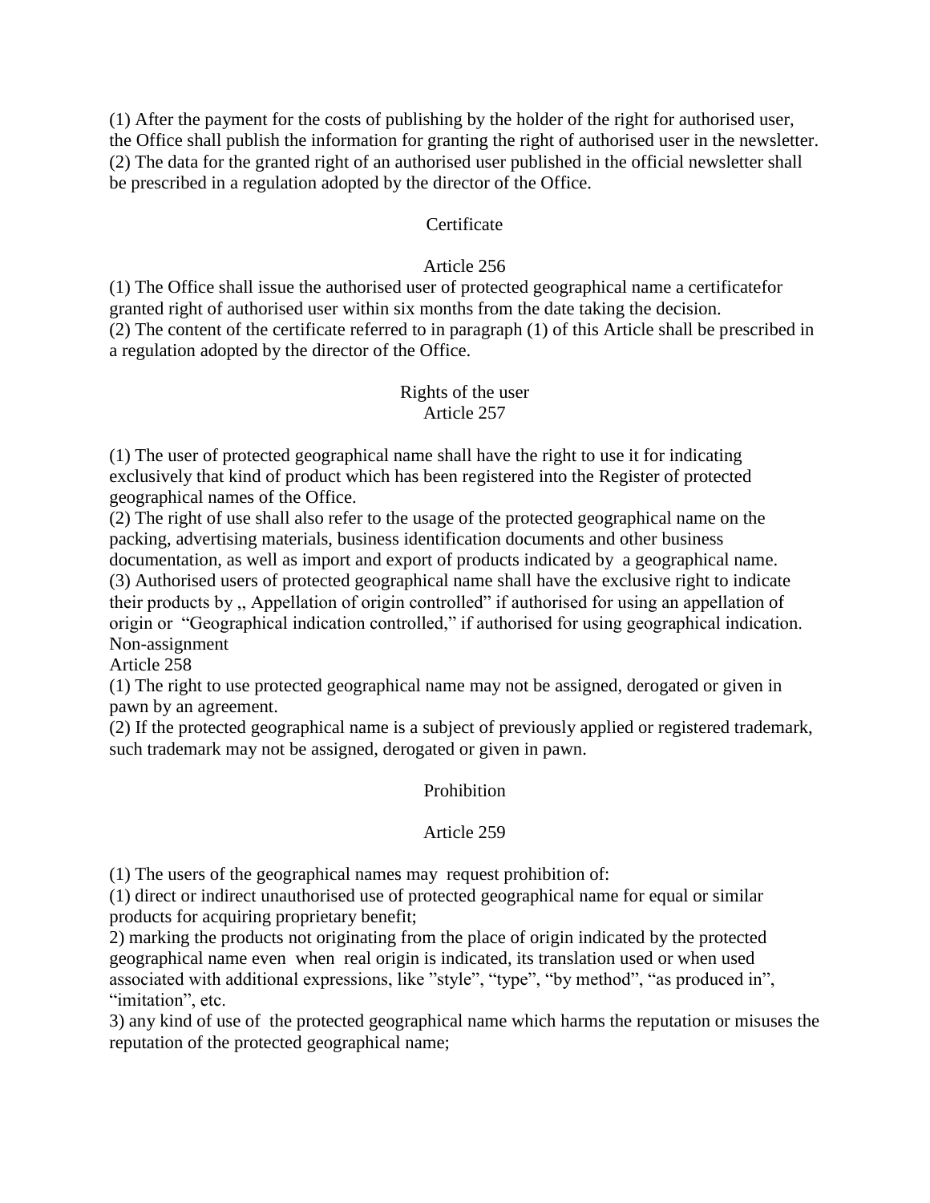(1) After the payment for the costs of publishing by the holder of the right for authorised user, the Office shall publish the information for granting the right of authorised user in the newsletter.
(2) The data for the granted right of an authorised user published in the official newsletter shall be prescribed in a regulation adopted by the director of the Office.

### Certificate

### Article 256

(1) The Office shall issue the authorised user of protected geographical name a certificatefor granted right of authorised user within six months from the date taking the decision.
(2) The content of the certificate referred to in paragraph (1) of this Article shall be prescribed in a regulation adopted by the director of the Office.

### Rights of the user
### Article 257

(1) The user of protected geographical name shall have the right to use it for indicating exclusively that kind of product which has been registered into the Register of protected geographical names of the Office.
(2) The right of use shall also refer to the usage of the protected geographical name on the packing, advertising materials, business identification documents and other business documentation, as well as import and export of products indicated by a geographical name.
(3) Authorised users of protected geographical name shall have the exclusive right to indicate their products by ,, Appellation of origin controlled" if authorised for using an appellation of origin or "Geographical indication controlled," if authorised for using geographical indication.

Non-assignment

Article 258

(1) The right to use protected geographical name may not be assigned, derogated or given in pawn by an agreement.
(2) If the protected geographical name is a subject of previously applied or registered trademark, such trademark may not be assigned, derogated or given in pawn.

### Prohibition

### Article 259

(1) The users of the geographical names may request prohibition of:
(1) direct or indirect unauthorised use of protected geographical name for equal or similar products for acquiring proprietary benefit;
2) marking the products not originating from the place of origin indicated by the protected geographical name even when real origin is indicated, its translation used or when used associated with additional expressions, like "style", "type", "by method", "as produced in", "imitation", etc.
3) any kind of use of the protected geographical name which harms the reputation or misuses the reputation of the protected geographical name;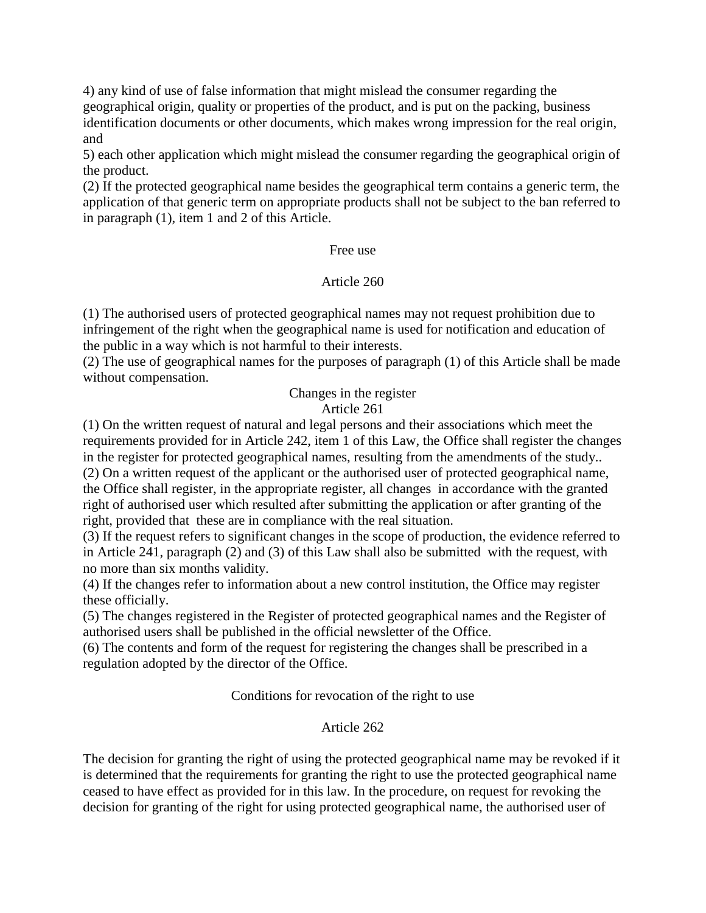4) any kind of use of false information that might mislead the consumer regarding the geographical origin, quality or properties of the product, and is put on the packing, business identification documents or other documents, which makes wrong impression for the real origin, and

5) each other application which might mislead the consumer regarding the geographical origin of the product.

(2) If the protected geographical name besides the geographical term contains a generic term, the application of that generic term on appropriate products shall not be subject to the ban referred to in paragraph (1), item 1 and 2 of this Article.

### Free use

### Article 260

(1) The authorised users of protected geographical names may not request prohibition due to infringement of the right when the geographical name is used for notification and education of the public in a way which is not harmful to their interests.

(2) The use of geographical names for the purposes of paragraph (1) of this Article shall be made without compensation.

### Changes in the register

### Article 261

(1) On the written request of natural and legal persons and their associations which meet the requirements provided for in Article 242, item 1 of this Law, the Office shall register the changes in the register for protected geographical names, resulting from the amendments of the study..

(2) On a written request of the applicant or the authorised user of protected geographical name, the Office shall register, in the appropriate register, all changes in accordance with the granted right of authorised user which resulted after submitting the application or after granting of the right, provided that these are in compliance with the real situation.

(3) If the request refers to significant changes in the scope of production, the evidence referred to in Article 241, paragraph (2) and (3) of this Law shall also be submitted with the request, with no more than six months validity.

(4) If the changes refer to information about a new control institution, the Office may register these officially.

(5) The changes registered in the Register of protected geographical names and the Register of authorised users shall be published in the official newsletter of the Office.

(6) The contents and form of the request for registering the changes shall be prescribed in a regulation adopted by the director of the Office.

### Conditions for revocation of the right to use

### Article 262

The decision for granting the right of using the protected geographical name may be revoked if it is determined that the requirements for granting the right to use the protected geographical name ceased to have effect as provided for in this law. In the procedure, on request for revoking the decision for granting of the right for using protected geographical name, the authorised user of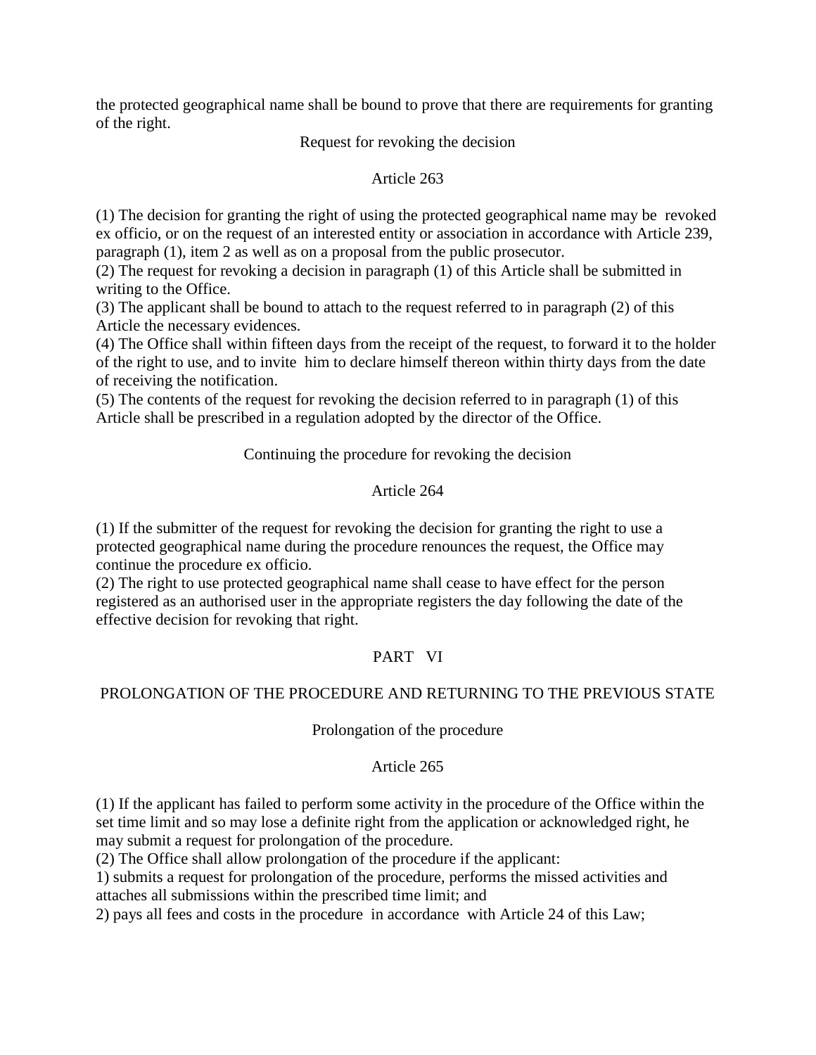the protected geographical name shall be bound to prove that there are requirements for granting of the right.

Request for revoking the decision

Article 263

(1) The decision for granting the right of using the protected geographical name may be revoked ex officio, or on the request of an interested entity or association in accordance with Article 239, paragraph (1), item 2 as well as on a proposal from the public prosecutor.
(2) The request for revoking a decision in paragraph (1) of this Article shall be submitted in writing to the Office.
(3) The applicant shall be bound to attach to the request referred to in paragraph (2) of this Article the necessary evidences.
(4) The Office shall within fifteen days from the receipt of the request, to forward it to the holder of the right to use, and to invite him to declare himself thereon within thirty days from the date of receiving the notification.
(5) The contents of the request for revoking the decision referred to in paragraph (1) of this Article shall be prescribed in a regulation adopted by the director of the Office.

Continuing the procedure for revoking the decision

Article 264

(1) If the submitter of the request for revoking the decision for granting the right to use a protected geographical name during the procedure renounces the request, the Office may continue the procedure ex officio.
(2) The right to use protected geographical name shall cease to have effect for the person registered as an authorised user in the appropriate registers the day following the date of the effective decision for revoking that right.

## PART VI

## PROLONGATION OF THE PROCEDURE AND RETURNING TO THE PREVIOUS STATE

Prolongation of the procedure

Article 265

(1) If the applicant has failed to perform some activity in the procedure of the Office within the set time limit and so may lose a definite right from the application or acknowledged right, he may submit a request for prolongation of the procedure.
(2) The Office shall allow prolongation of the procedure if the applicant:
1) submits a request for prolongation of the procedure, performs the missed activities and attaches all submissions within the prescribed time limit; and
2) pays all fees and costs in the procedure in accordance with Article 24 of this Law;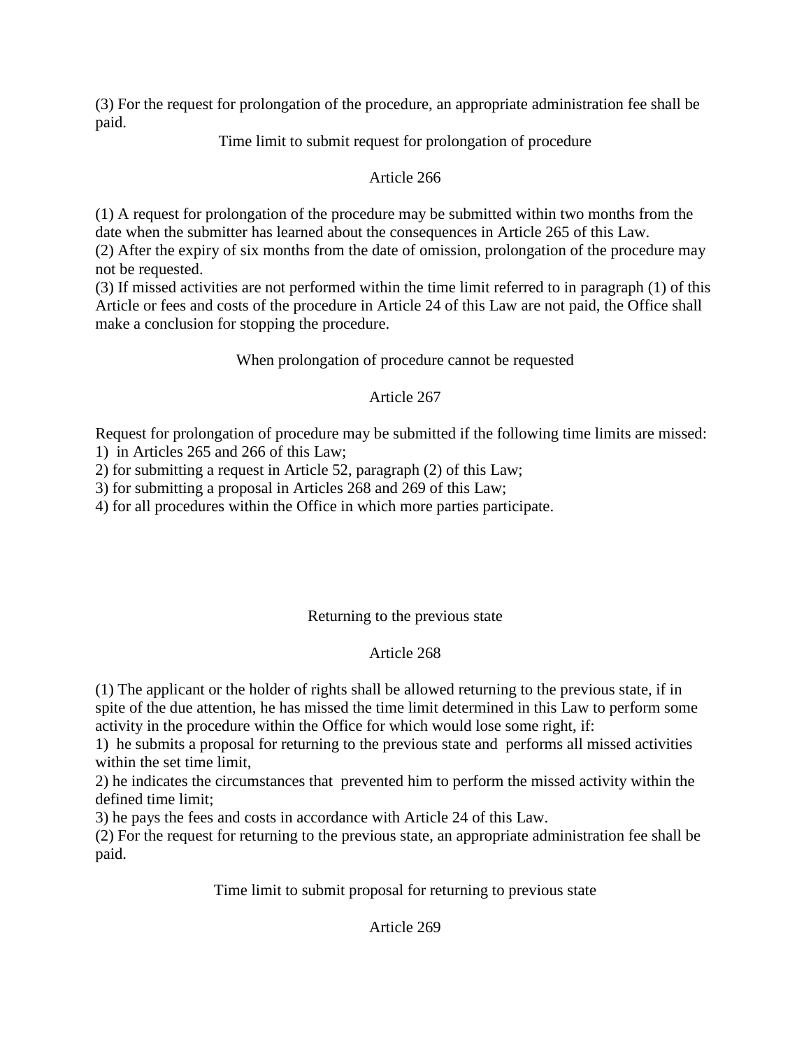(3) For the request for prolongation of the procedure, an appropriate administration fee shall be paid.

### Time limit to submit request for prolongation of procedure

### Article 266

(1) A request for prolongation of the procedure may be submitted within two months from the date when the submitter has learned about the consequences in Article 265 of this Law.
(2) After the expiry of six months from the date of omission, prolongation of the procedure may not be requested.
(3) If missed activities are not performed within the time limit referred to in paragraph (1) of this Article or fees and costs of the procedure in Article 24 of this Law are not paid, the Office shall make a conclusion for stopping the procedure.

### When prolongation of procedure cannot be requested

### Article 267

Request for prolongation of procedure may be submitted if the following time limits are missed:
1) in Articles 265 and 266 of this Law;
2) for submitting a request in Article 52, paragraph (2) of this Law;
3) for submitting a proposal in Articles 268 and 269 of this Law;
4) for all procedures within the Office in which more parties participate.

### Returning to the previous state

### Article 268

(1) The applicant or the holder of rights shall be allowed returning to the previous state, if in spite of the due attention, he has missed the time limit determined in this Law to perform some activity in the procedure within the Office for which would lose some right, if:
1) he submits a proposal for returning to the previous state and performs all missed activities within the set time limit,
2) he indicates the circumstances that prevented him to perform the missed activity within the defined time limit;
3) he pays the fees and costs in accordance with Article 24 of this Law.
(2) For the request for returning to the previous state, an appropriate administration fee shall be paid.

### Time limit to submit proposal for returning to previous state

### Article 269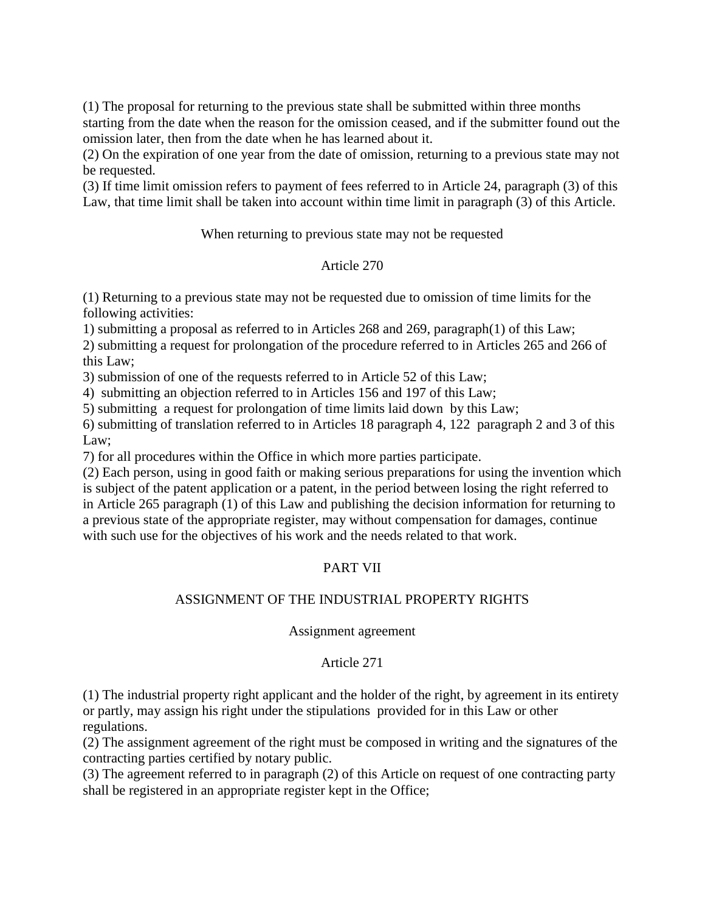(1) The proposal for returning to the previous state shall be submitted within three months starting from the date when the reason for the omission ceased, and if the submitter found out the omission later, then from the date when he has learned about it.

(2) On the expiration of one year from the date of omission, returning to a previous state may not be requested.

(3) If time limit omission refers to payment of fees referred to in Article 24, paragraph (3) of this Law, that time limit shall be taken into account within time limit in paragraph (3) of this Article.

When returning to previous state may not be requested

Article 270

(1) Returning to a previous state may not be requested due to omission of time limits for the following activities:

1) submitting a proposal as referred to in Articles 268 and 269, paragraph(1) of this Law;

2) submitting a request for prolongation of the procedure referred to in Articles 265 and 266 of this Law;

3) submission of one of the requests referred to in Article 52 of this Law;

4) submitting an objection referred to in Articles 156 and 197 of this Law;

5) submitting a request for prolongation of time limits laid down by this Law;

6) submitting of translation referred to in Articles 18 paragraph 4, 122 paragraph 2 and 3 of this Law;

7) for all procedures within the Office in which more parties participate.

(2) Each person, using in good faith or making serious preparations for using the invention which is subject of the patent application or a patent, in the period between losing the right referred to in Article 265 paragraph (1) of this Law and publishing the decision information for returning to a previous state of the appropriate register, may without compensation for damages, continue with such use for the objectives of his work and the needs related to that work.

## PART VII

## ASSIGNMENT OF THE INDUSTRIAL PROPERTY RIGHTS

Assignment agreement

Article 271

(1) The industrial property right applicant and the holder of the right, by agreement in its entirety or partly, may assign his right under the stipulations provided for in this Law or other regulations.

(2) The assignment agreement of the right must be composed in writing and the signatures of the contracting parties certified by notary public.

(3) The agreement referred to in paragraph (2) of this Article on request of one contracting party shall be registered in an appropriate register kept in the Office;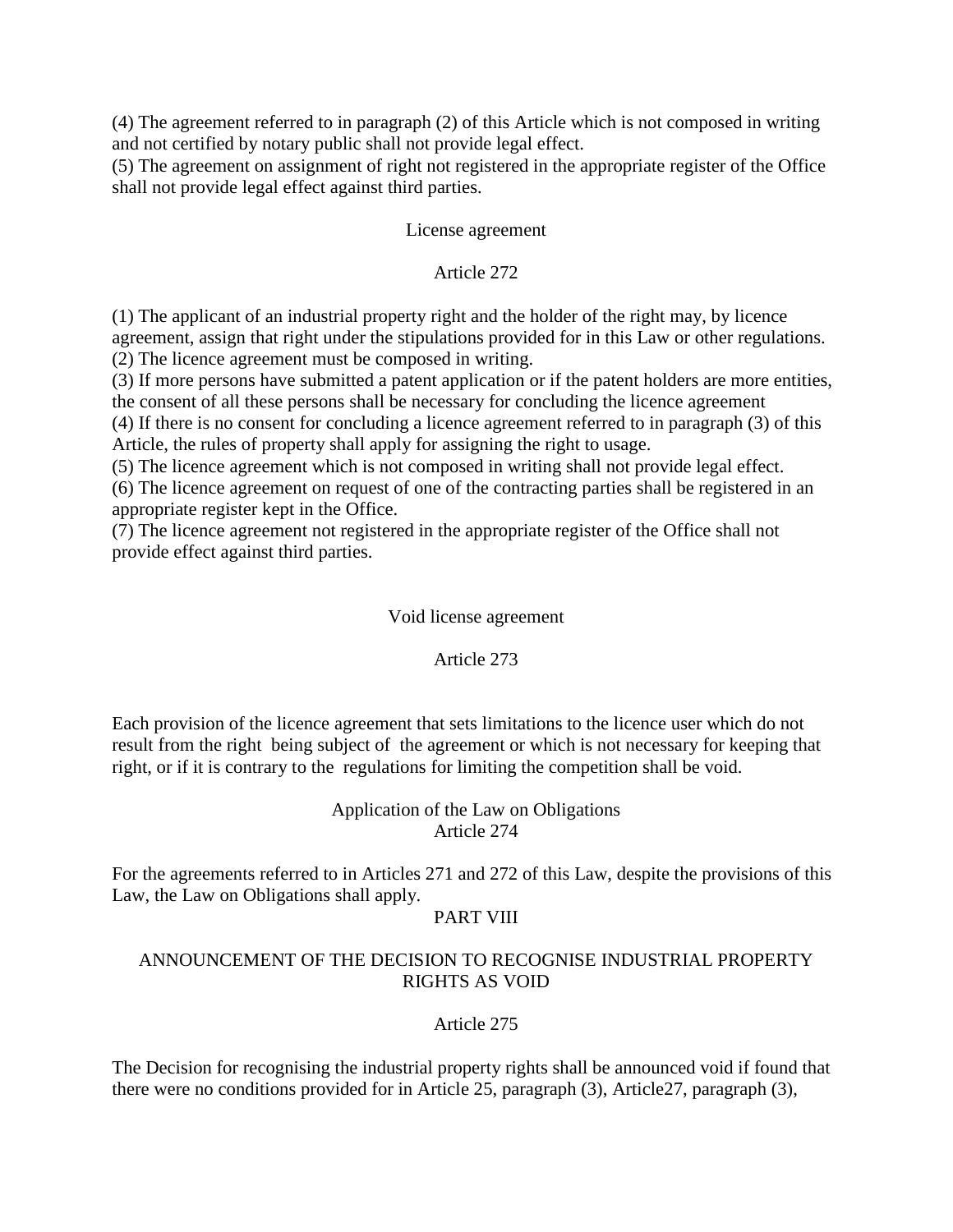(4) The agreement referred to in paragraph (2) of this Article which is not composed in writing and not certified by notary public shall not provide legal effect.
(5) The agreement on assignment of right not registered in the appropriate register of the Office shall not provide legal effect against third parties.

License agreement

Article 272

(1) The applicant of an industrial property right and the holder of the right may, by licence agreement, assign that right under the stipulations provided for in this Law or other regulations.
(2) The licence agreement must be composed in writing.
(3) If more persons have submitted a patent application or if the patent holders are more entities, the consent of all these persons shall be necessary for concluding the licence agreement
(4) If there is no consent for concluding a licence agreement referred to in paragraph (3) of this Article, the rules of property shall apply for assigning the right to usage.
(5) The licence agreement which is not composed in writing shall not provide legal effect.
(6) The licence agreement on request of one of the contracting parties shall be registered in an appropriate register kept in the Office.
(7) The licence agreement not registered in the appropriate register of the Office shall not provide effect against third parties.

Void license agreement

Article 273

Each provision of the licence agreement that sets limitations to the licence user which do not result from the right being subject of the agreement or which is not necessary for keeping that right, or if it is contrary to the regulations for limiting the competition shall be void.

Application of the Law on Obligations
Article 274

For the agreements referred to in Articles 271 and 272 of this Law, despite the provisions of this Law, the Law on Obligations shall apply.

PART VIII

ANNOUNCEMENT OF THE DECISION TO RECOGNISE INDUSTRIAL PROPERTY RIGHTS AS VOID

Article 275

The Decision for recognising the industrial property rights shall be announced void if found that there were no conditions provided for in Article 25, paragraph (3), Article27, paragraph (3),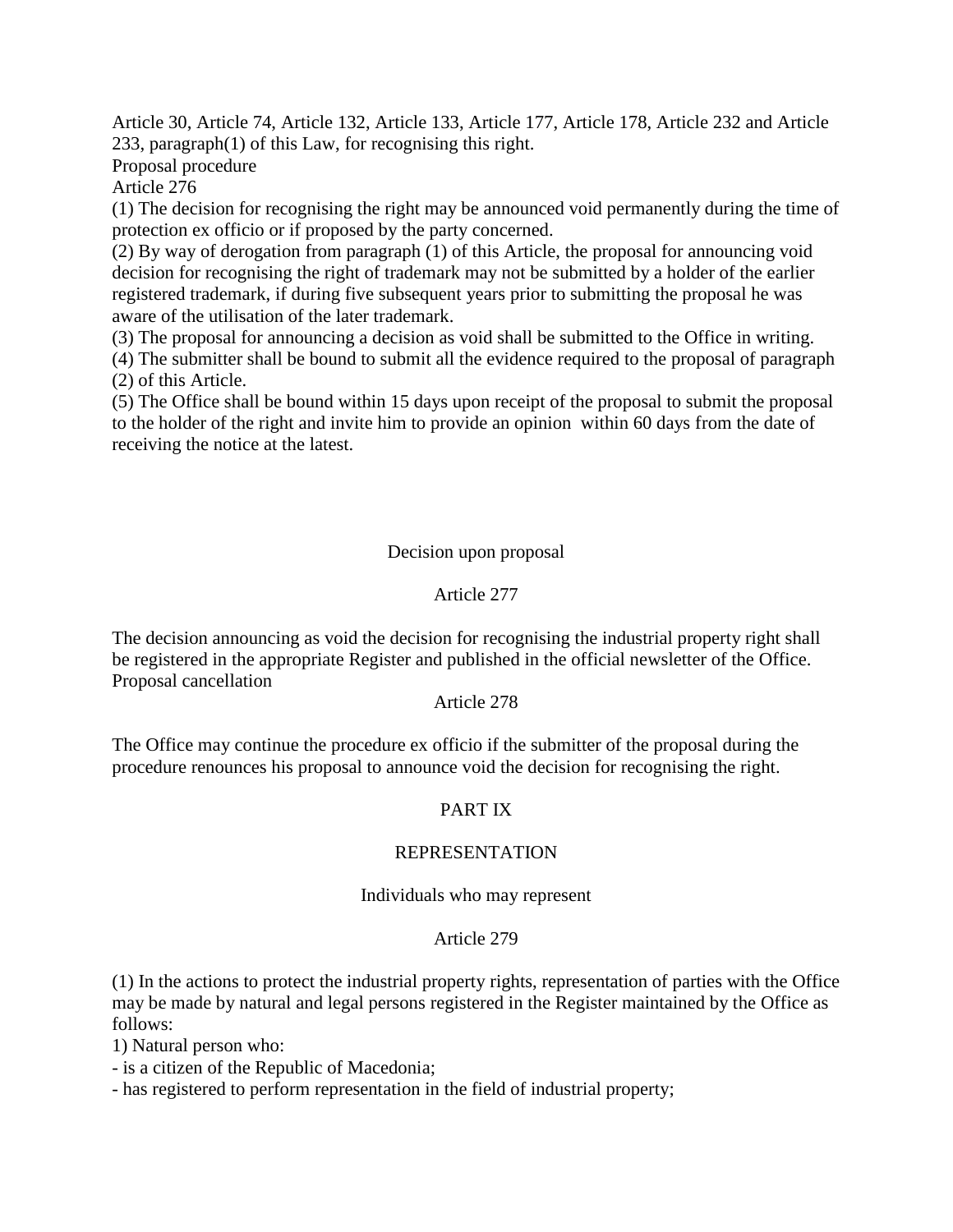Article 30, Article 74, Article 132, Article 133, Article 177, Article 178, Article 232 and Article 233, paragraph(1) of this Law, for recognising this right.

Proposal procedure

Article 276

(1) The decision for recognising the right may be announced void permanently during the time of protection ex officio or if proposed by the party concerned.

(2) By way of derogation from paragraph (1) of this Article, the proposal for announcing void decision for recognising the right of trademark may not be submitted by a holder of the earlier registered trademark, if during five subsequent years prior to submitting the proposal he was aware of the utilisation of the later trademark.

(3) The proposal for announcing a decision as void shall be submitted to the Office in writing.

(4) The submitter shall be bound to submit all the evidence required to the proposal of paragraph (2) of this Article.

(5) The Office shall be bound within 15 days upon receipt of the proposal to submit the proposal to the holder of the right and invite him to provide an opinion within 60 days from the date of receiving the notice at the latest.

Decision upon proposal

Article 277

The decision announcing as void the decision for recognising the industrial property right shall be registered in the appropriate Register and published in the official newsletter of the Office.

Proposal cancellation

Article 278

The Office may continue the procedure ex officio if the submitter of the proposal during the procedure renounces his proposal to announce void the decision for recognising the right.

# PART IX

# REPRESENTATION

Individuals who may represent

Article 279

(1) In the actions to protect the industrial property rights, representation of parties with the Office may be made by natural and legal persons registered in the Register maintained by the Office as follows:

1) Natural person who:

- is a citizen of the Republic of Macedonia;
- has registered to perform representation in the field of industrial property;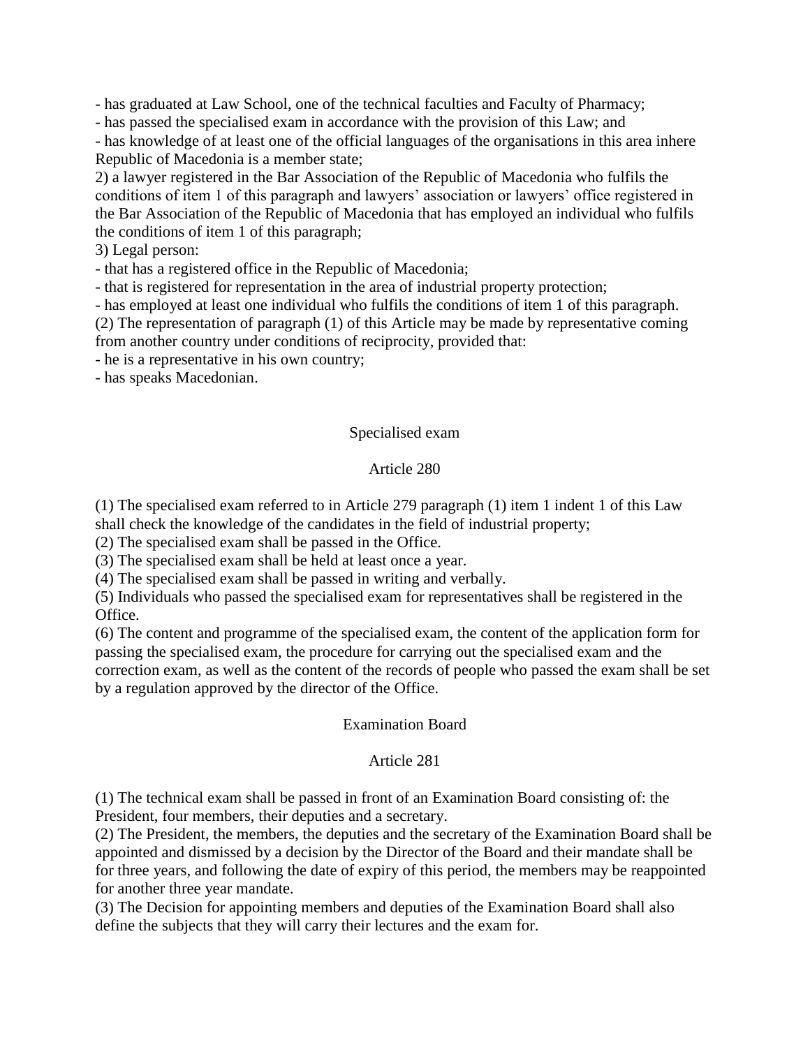- has graduated at Law School, one of the technical faculties and Faculty of Pharmacy;
- has passed the specialised exam in accordance with the provision of this Law; and
- has knowledge of at least one of the official languages of the organisations in this area inhere Republic of Macedonia is a member state;

2) a lawyer registered in the Bar Association of the Republic of Macedonia who fulfils the conditions of item 1 of this paragraph and lawyers' association or lawyers' office registered in the Bar Association of the Republic of Macedonia that has employed an individual who fulfils the conditions of item 1 of this paragraph;

3) Legal person:

- that has a registered office in the Republic of Macedonia;
- that is registered for representation in the area of industrial property protection;
- has employed at least one individual who fulfils the conditions of item 1 of this paragraph.

(2) The representation of paragraph (1) of this Article may be made by representative coming from another country under conditions of reciprocity, provided that:

- he is a representative in his own country;
- has speaks Macedonian.

### Specialised exam

### Article 280

(1) The specialised exam referred to in Article 279 paragraph (1) item 1 indent 1 of this Law shall check the knowledge of the candidates in the field of industrial property;

(2) The specialised exam shall be passed in the Office.

(3) The specialised exam shall be held at least once a year.

(4) The specialised exam shall be passed in writing and verbally.

(5) Individuals who passed the specialised exam for representatives shall be registered in the Office.

(6) The content and programme of the specialised exam, the content of the application form for passing the specialised exam, the procedure for carrying out the specialised exam and the correction exam, as well as the content of the records of people who passed the exam shall be set by a regulation approved by the director of the Office.

### Examination Board

### Article 281

(1) The technical exam shall be passed in front of an Examination Board consisting of: the President, four members, their deputies and a secretary.

(2) The President, the members, the deputies and the secretary of the Examination Board shall be appointed and dismissed by a decision by the Director of the Board and their mandate shall be for three years, and following the date of expiry of this period, the members may be reappointed for another three year mandate.

(3) The Decision for appointing members and deputies of the Examination Board shall also define the subjects that they will carry their lectures and the exam for.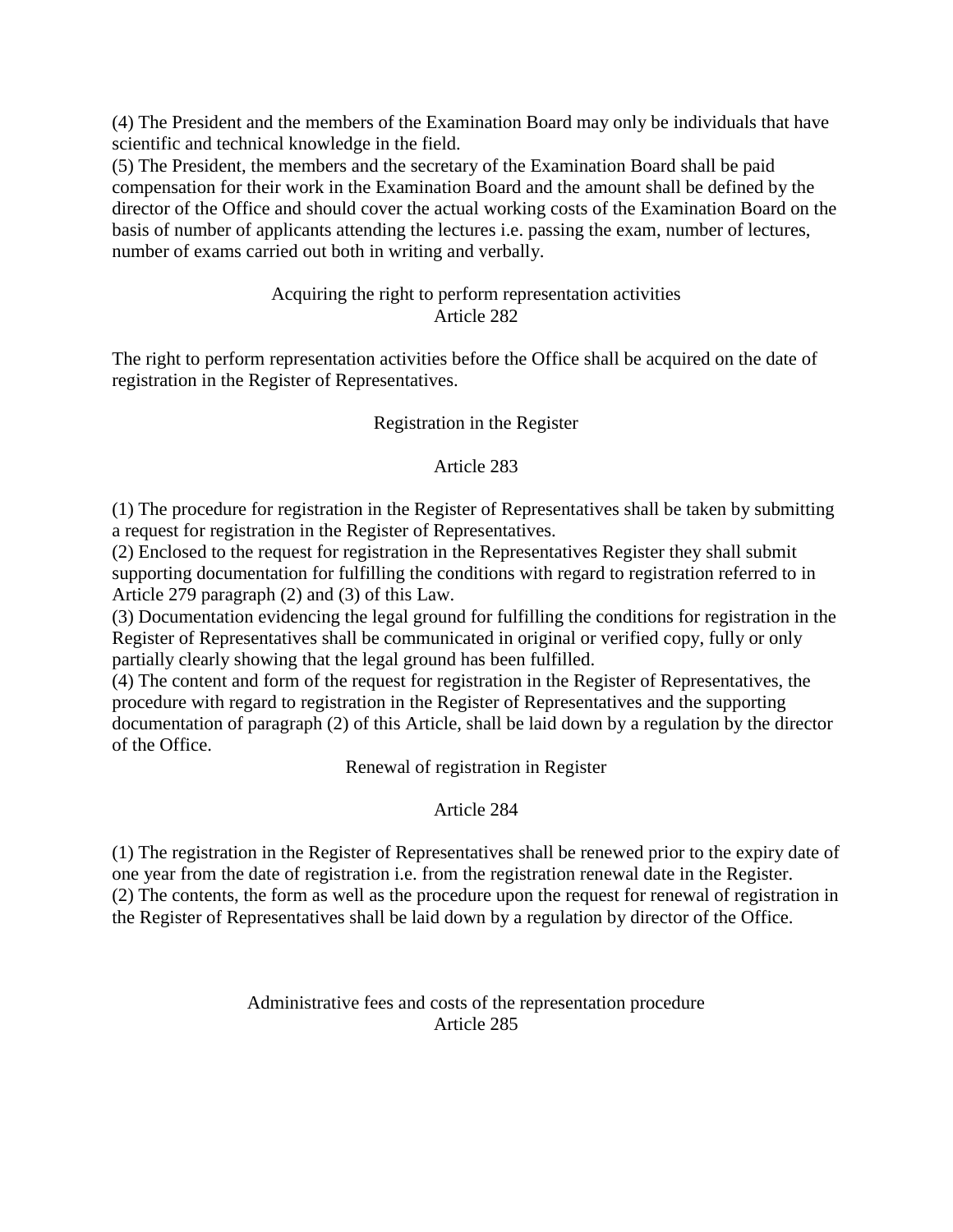(4) The President and the members of the Examination Board may only be individuals that have scientific and technical knowledge in the field.
(5) The President, the members and the secretary of the Examination Board shall be paid compensation for their work in the Examination Board and the amount shall be defined by the director of the Office and should cover the actual working costs of the Examination Board on the basis of number of applicants attending the lectures i.e. passing the exam, number of lectures, number of exams carried out both in writing and verbally.

### Acquiring the right to perform representation activities
### Article 282

The right to perform representation activities before the Office shall be acquired on the date of registration in the Register of Representatives.

### Registration in the Register

### Article 283

(1) The procedure for registration in the Register of Representatives shall be taken by submitting a request for registration in the Register of Representatives.
(2) Enclosed to the request for registration in the Representatives Register they shall submit supporting documentation for fulfilling the conditions with regard to registration referred to in Article 279 paragraph (2) and (3) of this Law.
(3) Documentation evidencing the legal ground for fulfilling the conditions for registration in the Register of Representatives shall be communicated in original or verified copy, fully or only partially clearly showing that the legal ground has been fulfilled.
(4) The content and form of the request for registration in the Register of Representatives, the procedure with regard to registration in the Register of Representatives and the supporting documentation of paragraph (2) of this Article, shall be laid down by a regulation by the director of the Office.

### Renewal of registration in Register

### Article 284

(1) The registration in the Register of Representatives shall be renewed prior to the expiry date of one year from the date of registration i.e. from the registration renewal date in the Register.
(2) The contents, the form as well as the procedure upon the request for renewal of registration in the Register of Representatives shall be laid down by a regulation by director of the Office.

### Administrative fees and costs of the representation procedure
### Article 285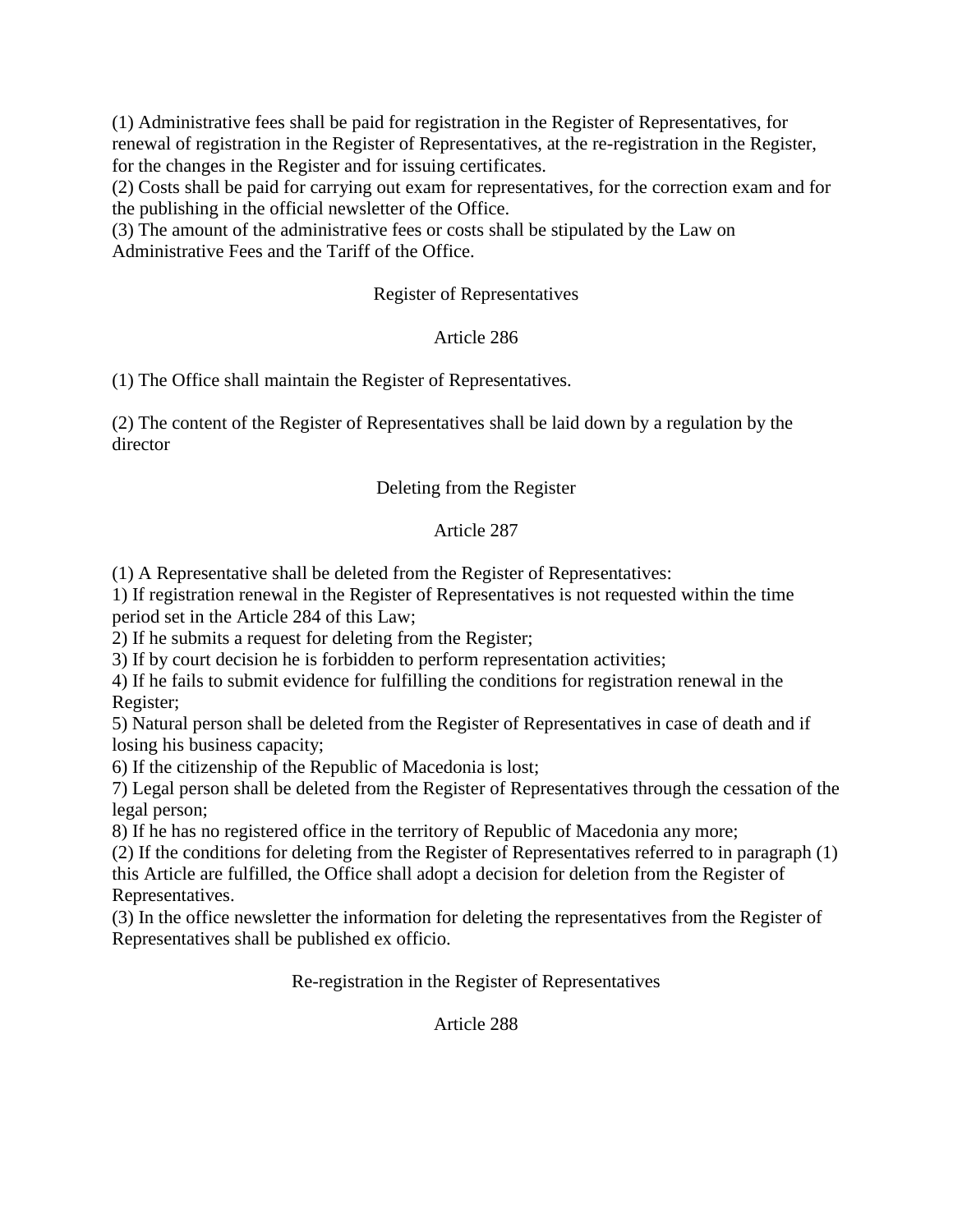(1) Administrative fees shall be paid for registration in the Register of Representatives, for renewal of registration in the Register of Representatives, at the re-registration in the Register, for the changes in the Register and for issuing certificates.
(2) Costs shall be paid for carrying out exam for representatives, for the correction exam and for the publishing in the official newsletter of the Office.
(3) The amount of the administrative fees or costs shall be stipulated by the Law on Administrative Fees and the Tariff of the Office.

Register of Representatives

Article 286

(1) The Office shall maintain the Register of Representatives.

(2) The content of the Register of Representatives shall be laid down by a regulation by the director

Deleting from the Register

Article 287

(1) A Representative shall be deleted from the Register of Representatives:
1) If registration renewal in the Register of Representatives is not requested within the time period set in the Article 284 of this Law;
2) If he submits a request for deleting from the Register;
3) If by court decision he is forbidden to perform representation activities;
4) If he fails to submit evidence for fulfilling the conditions for registration renewal in the Register;
5) Natural person shall be deleted from the Register of Representatives in case of death and if losing his business capacity;
6) If the citizenship of the Republic of Macedonia is lost;
7) Legal person shall be deleted from the Register of Representatives through the cessation of the legal person;
8) If he has no registered office in the territory of Republic of Macedonia any more;
(2) If the conditions for deleting from the Register of Representatives referred to in paragraph (1) this Article are fulfilled, the Office shall adopt a decision for deletion from the Register of Representatives.
(3) In the office newsletter the information for deleting the representatives from the Register of Representatives shall be published ex officio.

Re-registration in the Register of Representatives

Article 288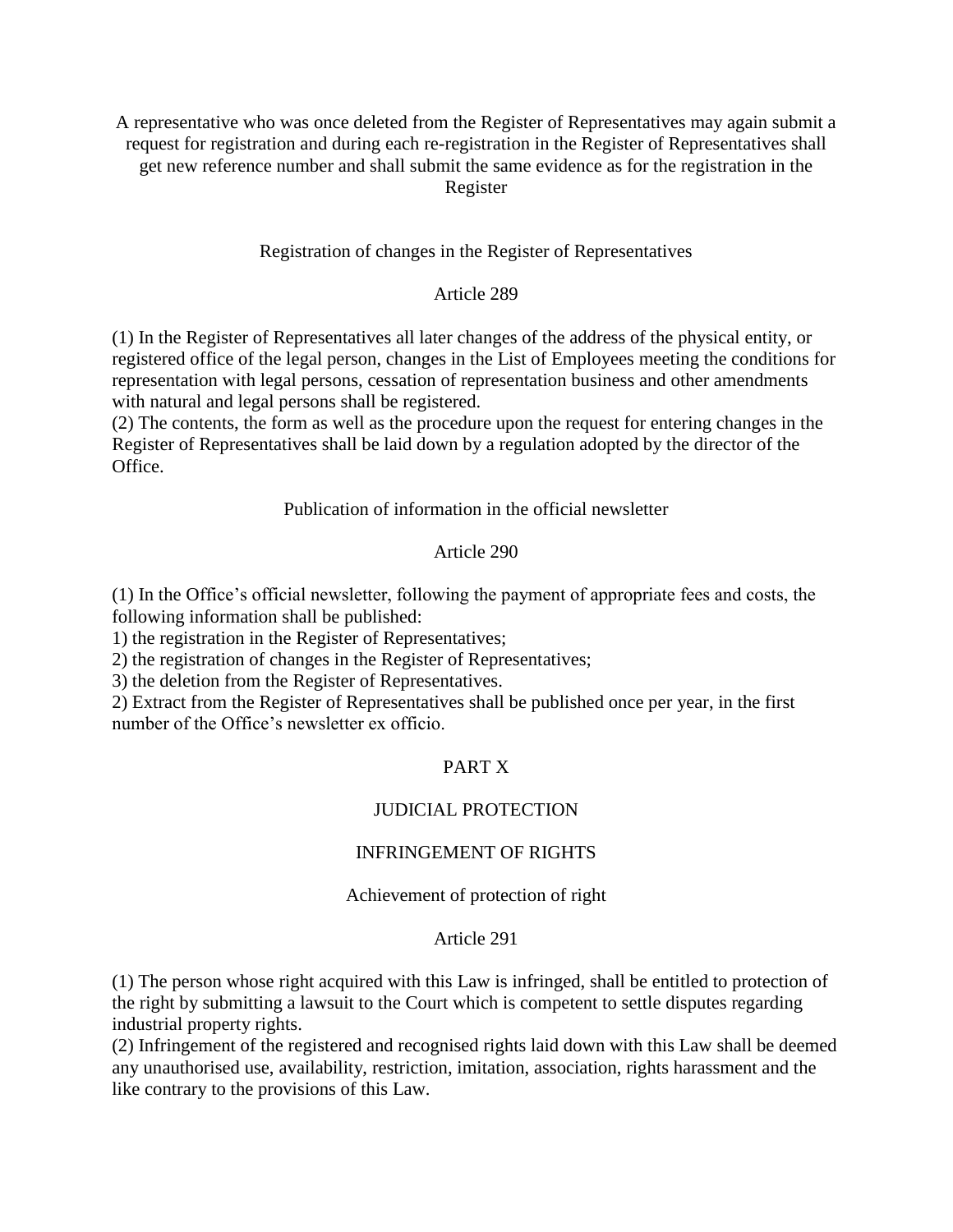A representative who was once deleted from the Register of Representatives may again submit a request for registration and during each re-registration in the Register of Representatives shall get new reference number and shall submit the same evidence as for the registration in the Register

Registration of changes in the Register of Representatives

Article 289

(1) In the Register of Representatives all later changes of the address of the physical entity, or registered office of the legal person, changes in the List of Employees meeting the conditions for representation with legal persons, cessation of representation business and other amendments with natural and legal persons shall be registered.
(2) The contents, the form as well as the procedure upon the request for entering changes in the Register of Representatives shall be laid down by a regulation adopted by the director of the Office.

Publication of information in the official newsletter

Article 290

(1) In the Office's official newsletter, following the payment of appropriate fees and costs, the following information shall be published:
1) the registration in the Register of Representatives;
2) the registration of changes in the Register of Representatives;
3) the deletion from the Register of Representatives.
2) Extract from the Register of Representatives shall be published once per year, in the first number of the Office's newsletter ex officio.

PART X

JUDICIAL PROTECTION

INFRINGEMENT OF RIGHTS

Achievement of protection of right

Article 291

(1) The person whose right acquired with this Law is infringed, shall be entitled to protection of the right by submitting a lawsuit to the Court which is competent to settle disputes regarding industrial property rights.
(2) Infringement of the registered and recognised rights laid down with this Law shall be deemed any unauthorised use, availability, restriction, imitation, association, rights harassment and the like contrary to the provisions of this Law.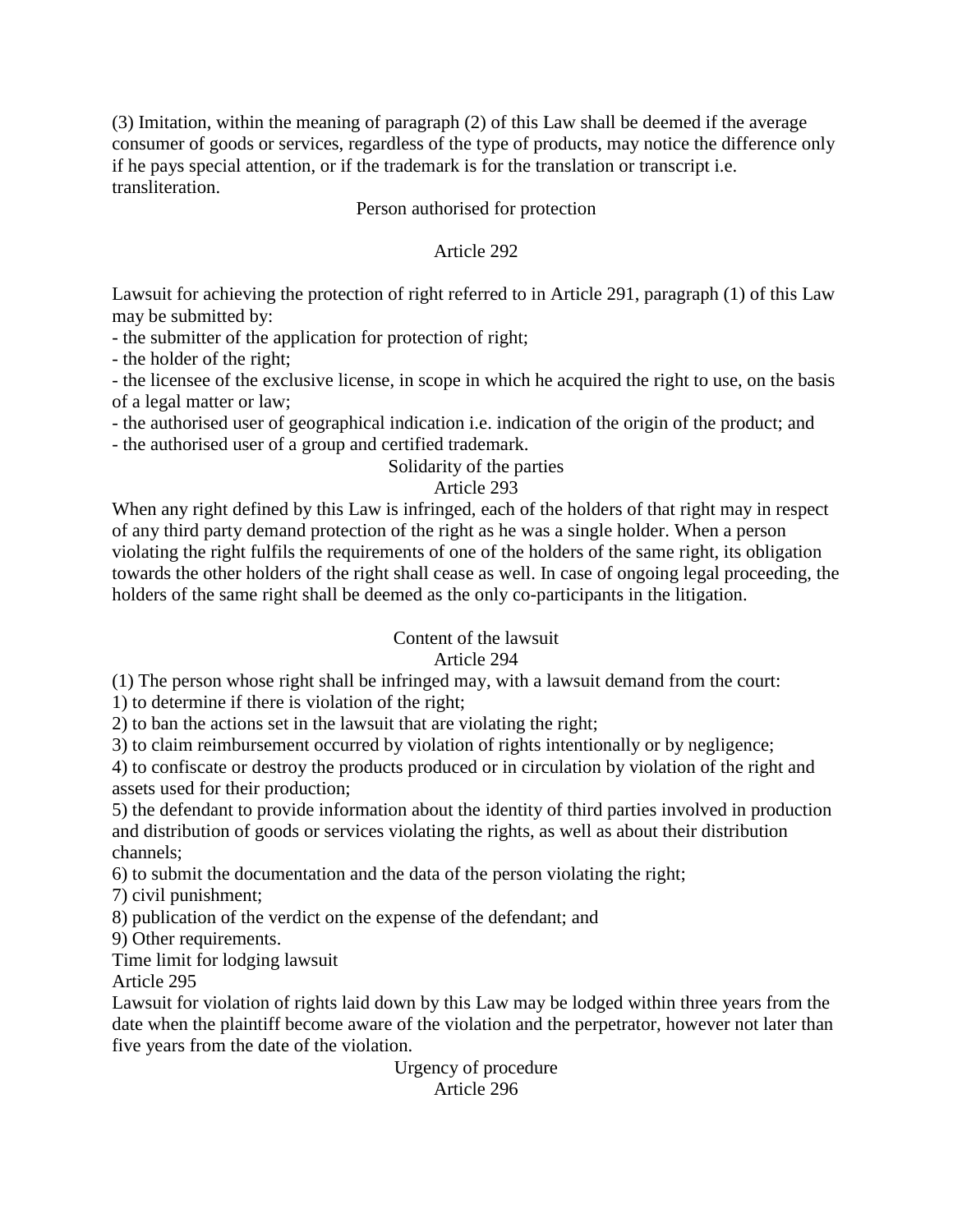(3) Imitation, within the meaning of paragraph (2) of this Law shall be deemed if the average consumer of goods or services, regardless of the type of products, may notice the difference only if he pays special attention, or if the trademark is for the translation or transcript i.e. transliteration.

### Person authorised for protection

### Article 292

Lawsuit for achieving the protection of right referred to in Article 291, paragraph (1) of this Law may be submitted by:

- the submitter of the application for protection of right;
- the holder of the right;
- the licensee of the exclusive license, in scope in which he acquired the right to use, on the basis of a legal matter or law;
- the authorised user of geographical indication i.e. indication of the origin of the product; and
- the authorised user of a group and certified trademark.

### Solidarity of the parties

### Article 293

When any right defined by this Law is infringed, each of the holders of that right may in respect of any third party demand protection of the right as he was a single holder. When a person violating the right fulfils the requirements of one of the holders of the same right, its obligation towards the other holders of the right shall cease as well. In case of ongoing legal proceeding, the holders of the same right shall be deemed as the only co-participants in the litigation.

### Content of the lawsuit

### Article 294

(1) The person whose right shall be infringed may, with a lawsuit demand from the court:

1) to determine if there is violation of the right;

2) to ban the actions set in the lawsuit that are violating the right;

3) to claim reimbursement occurred by violation of rights intentionally or by negligence;

4) to confiscate or destroy the products produced or in circulation by violation of the right and assets used for their production;

5) the defendant to provide information about the identity of third parties involved in production and distribution of goods or services violating the rights, as well as about their distribution channels;

6) to submit the documentation and the data of the person violating the right;

7) civil punishment;

8) publication of the verdict on the expense of the defendant; and

9) Other requirements.

### Time limit for lodging lawsuit

### Article 295

Lawsuit for violation of rights laid down by this Law may be lodged within three years from the date when the plaintiff become aware of the violation and the perpetrator, however not later than five years from the date of the violation.

### Urgency of procedure

### Article 296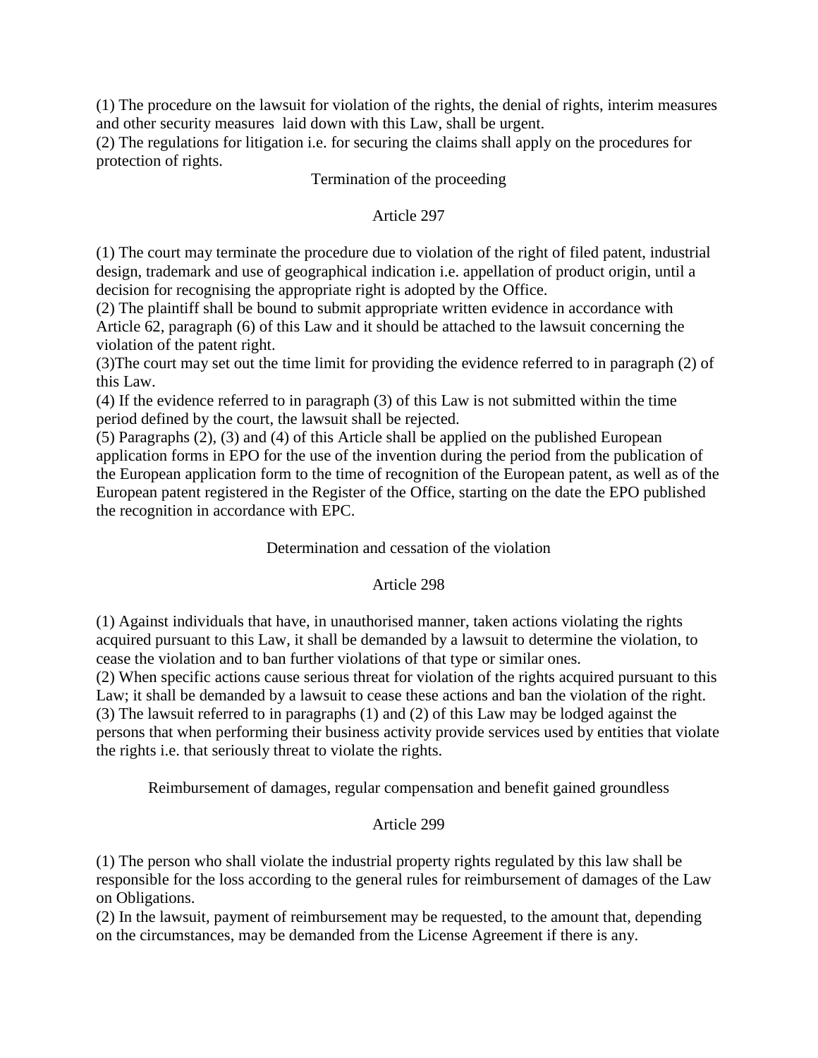(1) The procedure on the lawsuit for violation of the rights, the denial of rights, interim measures and other security measures laid down with this Law, shall be urgent.
(2) The regulations for litigation i.e. for securing the claims shall apply on the procedures for protection of rights.

### Termination of the proceeding

### Article 297

(1) The court may terminate the procedure due to violation of the right of filed patent, industrial design, trademark and use of geographical indication i.e. appellation of product origin, until a decision for recognising the appropriate right is adopted by the Office.
(2) The plaintiff shall be bound to submit appropriate written evidence in accordance with Article 62, paragraph (6) of this Law and it should be attached to the lawsuit concerning the violation of the patent right.
(3)The court may set out the time limit for providing the evidence referred to in paragraph (2) of this Law.
(4) If the evidence referred to in paragraph (3) of this Law is not submitted within the time period defined by the court, the lawsuit shall be rejected.
(5) Paragraphs (2), (3) and (4) of this Article shall be applied on the published European application forms in EPO for the use of the invention during the period from the publication of the European application form to the time of recognition of the European patent, as well as of the European patent registered in the Register of the Office, starting on the date the EPO published the recognition in accordance with EPC.

### Determination and cessation of the violation

### Article 298

(1) Against individuals that have, in unauthorised manner, taken actions violating the rights acquired pursuant to this Law, it shall be demanded by a lawsuit to determine the violation, to cease the violation and to ban further violations of that type or similar ones.
(2) When specific actions cause serious threat for violation of the rights acquired pursuant to this Law; it shall be demanded by a lawsuit to cease these actions and ban the violation of the right.
(3) The lawsuit referred to in paragraphs (1) and (2) of this Law may be lodged against the persons that when performing their business activity provide services used by entities that violate the rights i.e. that seriously threat to violate the rights.

### Reimbursement of damages, regular compensation and benefit gained groundless

### Article 299

(1) The person who shall violate the industrial property rights regulated by this law shall be responsible for the loss according to the general rules for reimbursement of damages of the Law on Obligations.
(2) In the lawsuit, payment of reimbursement may be requested, to the amount that, depending on the circumstances, may be demanded from the License Agreement if there is any.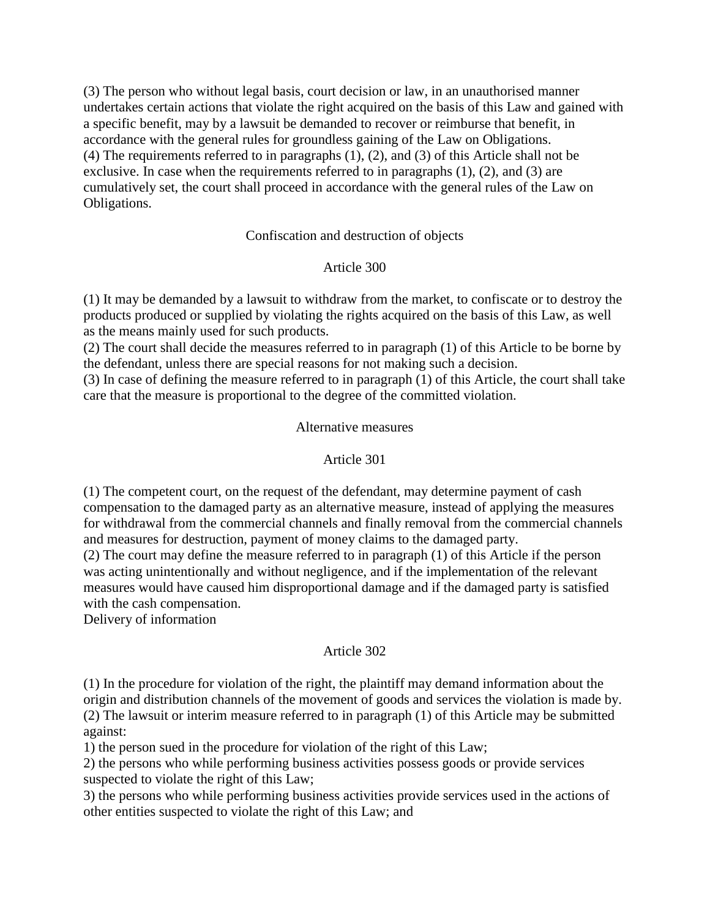(3) The person who without legal basis, court decision or law, in an unauthorised manner undertakes certain actions that violate the right acquired on the basis of this Law and gained with a specific benefit, may by a lawsuit be demanded to recover or reimburse that benefit, in accordance with the general rules for groundless gaining of the Law on Obligations.
(4) The requirements referred to in paragraphs (1), (2), and (3) of this Article shall not be exclusive. In case when the requirements referred to in paragraphs (1), (2), and (3) are cumulatively set, the court shall proceed in accordance with the general rules of the Law on Obligations.

Confiscation and destruction of objects

Article 300

(1) It may be demanded by a lawsuit to withdraw from the market, to confiscate or to destroy the products produced or supplied by violating the rights acquired on the basis of this Law, as well as the means mainly used for such products.
(2) The court shall decide the measures referred to in paragraph (1) of this Article to be borne by the defendant, unless there are special reasons for not making such a decision.
(3) In case of defining the measure referred to in paragraph (1) of this Article, the court shall take care that the measure is proportional to the degree of the committed violation.

Alternative measures

Article 301

(1) The competent court, on the request of the defendant, may determine payment of cash compensation to the damaged party as an alternative measure, instead of applying the measures for withdrawal from the commercial channels and finally removal from the commercial channels and measures for destruction, payment of money claims to the damaged party.
(2) The court may define the measure referred to in paragraph (1) of this Article if the person was acting unintentionally and without negligence, and if the implementation of the relevant measures would have caused him disproportional damage and if the damaged party is satisfied with the cash compensation.
Delivery of information

Article 302

(1) In the procedure for violation of the right, the plaintiff may demand information about the origin and distribution channels of the movement of goods and services the violation is made by.
(2) The lawsuit or interim measure referred to in paragraph (1) of this Article may be submitted against:
1) the person sued in the procedure for violation of the right of this Law;
2) the persons who while performing business activities possess goods or provide services suspected to violate the right of this Law;
3) the persons who while performing business activities provide services used in the actions of other entities suspected to violate the right of this Law; and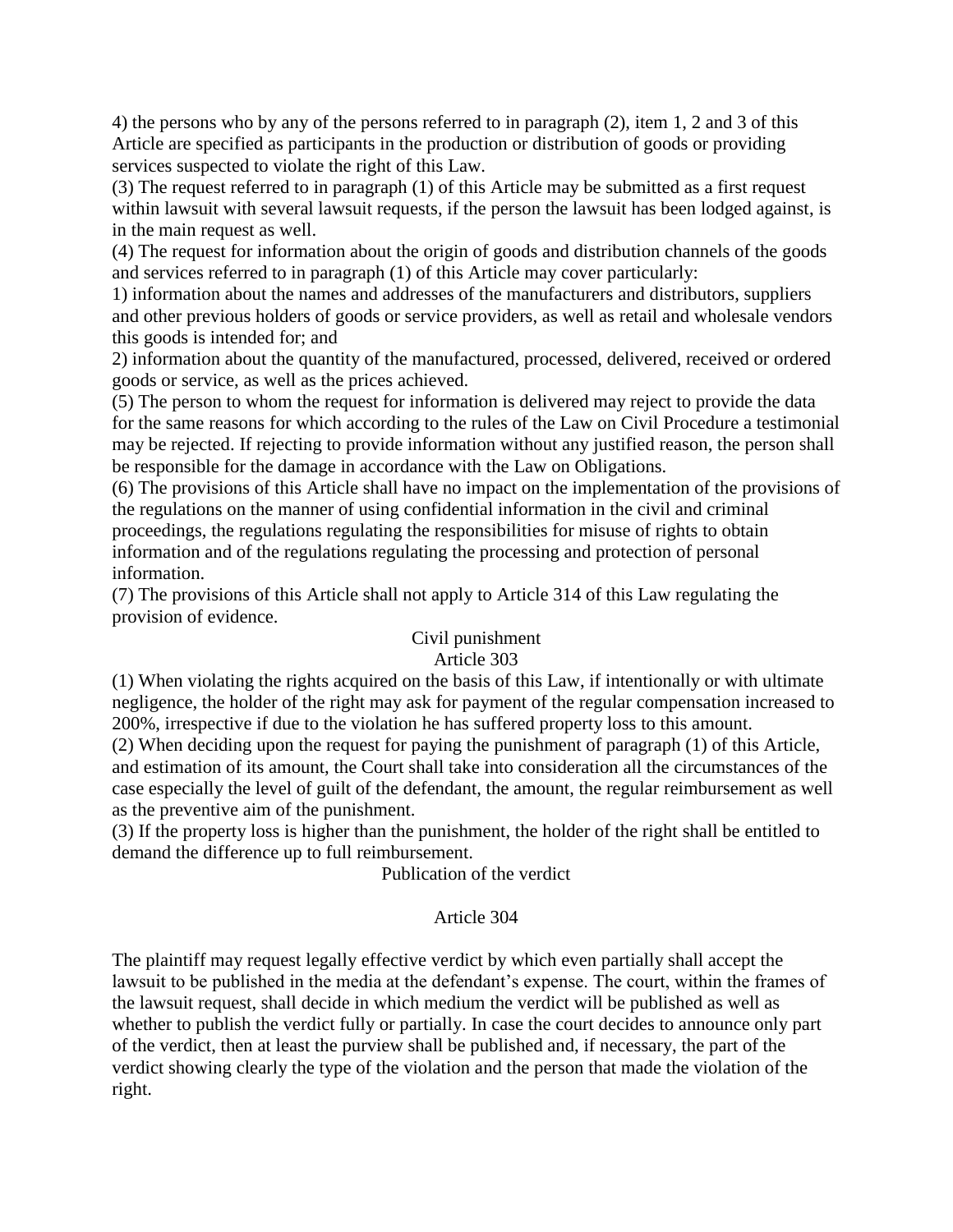4) the persons who by any of the persons referred to in paragraph (2), item 1, 2 and 3 of this Article are specified as participants in the production or distribution of goods or providing services suspected to violate the right of this Law.

(3) The request referred to in paragraph (1) of this Article may be submitted as a first request within lawsuit with several lawsuit requests, if the person the lawsuit has been lodged against, is in the main request as well.

(4) The request for information about the origin of goods and distribution channels of the goods and services referred to in paragraph (1) of this Article may cover particularly:

1) information about the names and addresses of the manufacturers and distributors, suppliers and other previous holders of goods or service providers, as well as retail and wholesale vendors this goods is intended for; and

2) information about the quantity of the manufactured, processed, delivered, received or ordered goods or service, as well as the prices achieved.

(5) The person to whom the request for information is delivered may reject to provide the data for the same reasons for which according to the rules of the Law on Civil Procedure a testimonial may be rejected. If rejecting to provide information without any justified reason, the person shall be responsible for the damage in accordance with the Law on Obligations.

(6) The provisions of this Article shall have no impact on the implementation of the provisions of the regulations on the manner of using confidential information in the civil and criminal proceedings, the regulations regulating the responsibilities for misuse of rights to obtain information and of the regulations regulating the processing and protection of personal information.

(7) The provisions of this Article shall not apply to Article 314 of this Law regulating the provision of evidence.

Civil punishment

Article 303

(1) When violating the rights acquired on the basis of this Law, if intentionally or with ultimate negligence, the holder of the right may ask for payment of the regular compensation increased to 200%, irrespective if due to the violation he has suffered property loss to this amount.

(2) When deciding upon the request for paying the punishment of paragraph (1) of this Article, and estimation of its amount, the Court shall take into consideration all the circumstances of the case especially the level of guilt of the defendant, the amount, the regular reimbursement as well as the preventive aim of the punishment.

(3) If the property loss is higher than the punishment, the holder of the right shall be entitled to demand the difference up to full reimbursement.

Publication of the verdict

Article 304

The plaintiff may request legally effective verdict by which even partially shall accept the lawsuit to be published in the media at the defendant's expense. The court, within the frames of the lawsuit request, shall decide in which medium the verdict will be published as well as whether to publish the verdict fully or partially. In case the court decides to announce only part of the verdict, then at least the purview shall be published and, if necessary, the part of the verdict showing clearly the type of the violation and the person that made the violation of the right.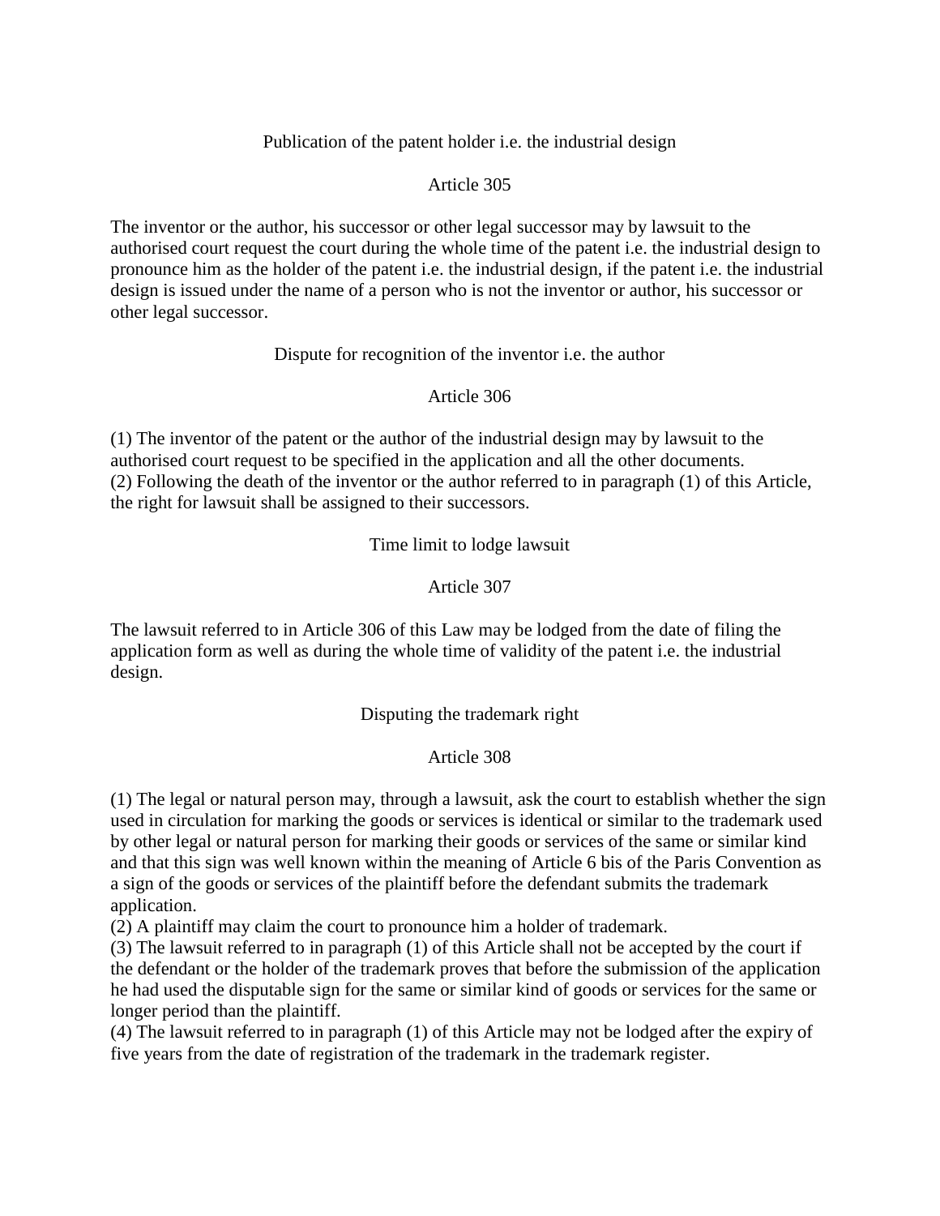### Publication of the patent holder i.e. the industrial design

### Article 305

The inventor or the author, his successor or other legal successor may by lawsuit to the authorised court request the court during the whole time of the patent i.e. the industrial design to pronounce him as the holder of the patent i.e. the industrial design, if the patent i.e. the industrial design is issued under the name of a person who is not the inventor or author, his successor or other legal successor.

### Dispute for recognition of the inventor i.e. the author

### Article 306

(1) The inventor of the patent or the author of the industrial design may by lawsuit to the authorised court request to be specified in the application and all the other documents.
(2) Following the death of the inventor or the author referred to in paragraph (1) of this Article, the right for lawsuit shall be assigned to their successors.

### Time limit to lodge lawsuit

### Article 307

The lawsuit referred to in Article 306 of this Law may be lodged from the date of filing the application form as well as during the whole time of validity of the patent i.e. the industrial design.

### Disputing the trademark right

### Article 308

(1) The legal or natural person may, through a lawsuit, ask the court to establish whether the sign used in circulation for marking the goods or services is identical or similar to the trademark used by other legal or natural person for marking their goods or services of the same or similar kind and that this sign was well known within the meaning of Article 6 bis of the Paris Convention as a sign of the goods or services of the plaintiff before the defendant submits the trademark application.
(2) A plaintiff may claim the court to pronounce him a holder of trademark.
(3) The lawsuit referred to in paragraph (1) of this Article shall not be accepted by the court if the defendant or the holder of the trademark proves that before the submission of the application he had used the disputable sign for the same or similar kind of goods or services for the same or longer period than the plaintiff.
(4) The lawsuit referred to in paragraph (1) of this Article may not be lodged after the expiry of five years from the date of registration of the trademark in the trademark register.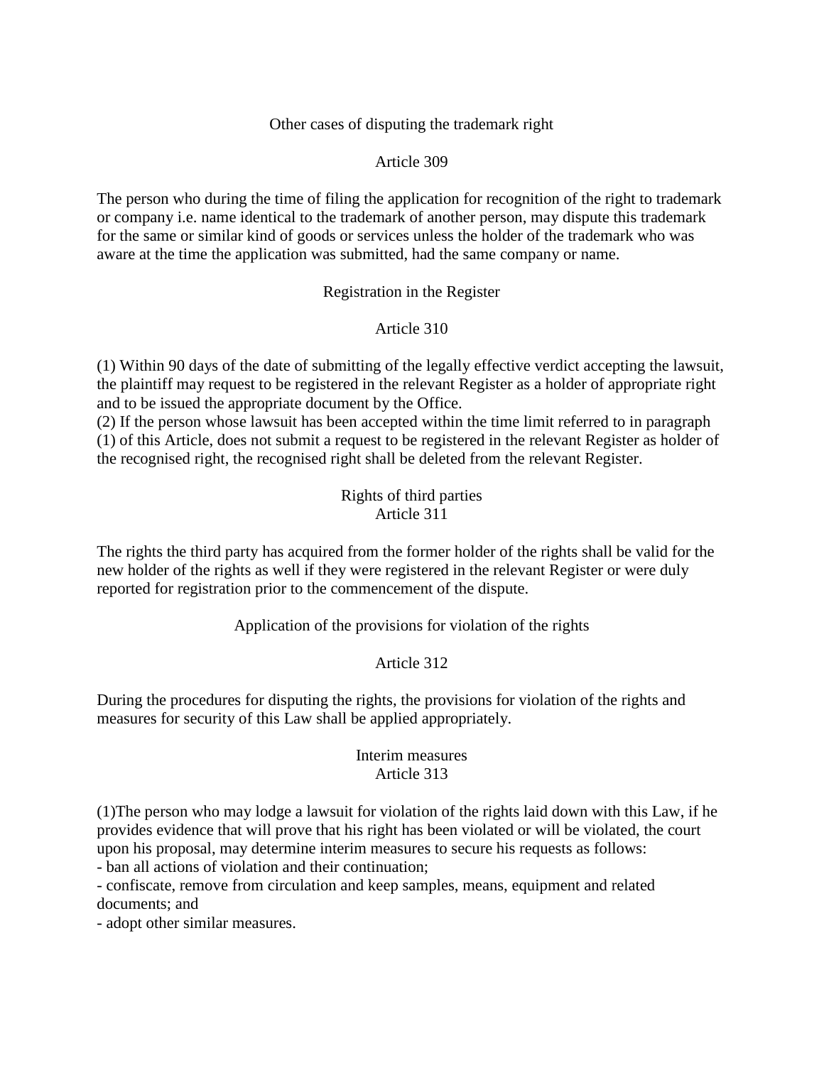### Other cases of disputing the trademark right

### Article 309

The person who during the time of filing the application for recognition of the right to trademark or company i.e. name identical to the trademark of another person, may dispute this trademark for the same or similar kind of goods or services unless the holder of the trademark who was aware at the time the application was submitted, had the same company or name.

### Registration in the Register

### Article 310

(1) Within 90 days of the date of submitting of the legally effective verdict accepting the lawsuit, the plaintiff may request to be registered in the relevant Register as a holder of appropriate right and to be issued the appropriate document by the Office.
(2) If the person whose lawsuit has been accepted within the time limit referred to in paragraph (1) of this Article, does not submit a request to be registered in the relevant Register as holder of the recognised right, the recognised right shall be deleted from the relevant Register.

### Rights of third parties
### Article 311

The rights the third party has acquired from the former holder of the rights shall be valid for the new holder of the rights as well if they were registered in the relevant Register or were duly reported for registration prior to the commencement of the dispute.

### Application of the provisions for violation of the rights

### Article 312

During the procedures for disputing the rights, the provisions for violation of the rights and measures for security of this Law shall be applied appropriately.

### Interim measures
### Article 313

(1)The person who may lodge a lawsuit for violation of the rights laid down with this Law, if he provides evidence that will prove that his right has been violated or will be violated, the court upon his proposal, may determine interim measures to secure his requests as follows:
- ban all actions of violation and their continuation;
- confiscate, remove from circulation and keep samples, means, equipment and related documents; and
- adopt other similar measures.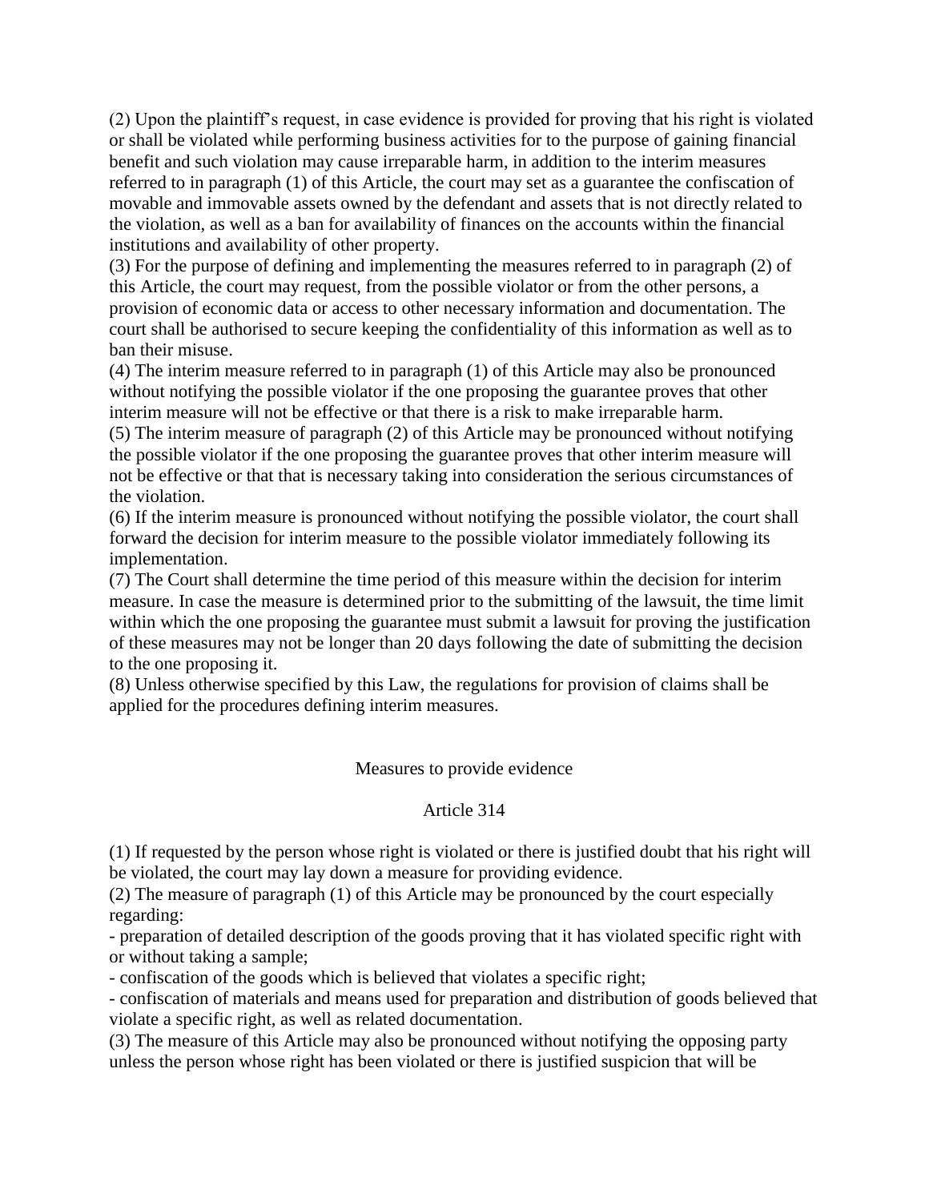(2) Upon the plaintiff's request, in case evidence is provided for proving that his right is violated or shall be violated while performing business activities for to the purpose of gaining financial benefit and such violation may cause irreparable harm, in addition to the interim measures referred to in paragraph (1) of this Article, the court may set as a guarantee the confiscation of movable and immovable assets owned by the defendant and assets that is not directly related to the violation, as well as a ban for availability of finances on the accounts within the financial institutions and availability of other property.

(3) For the purpose of defining and implementing the measures referred to in paragraph (2) of this Article, the court may request, from the possible violator or from the other persons, a provision of economic data or access to other necessary information and documentation. The court shall be authorised to secure keeping the confidentiality of this information as well as to ban their misuse.

(4) The interim measure referred to in paragraph (1) of this Article may also be pronounced without notifying the possible violator if the one proposing the guarantee proves that other interim measure will not be effective or that there is a risk to make irreparable harm.

(5) The interim measure of paragraph (2) of this Article may be pronounced without notifying the possible violator if the one proposing the guarantee proves that other interim measure will not be effective or that that is necessary taking into consideration the serious circumstances of the violation.

(6) If the interim measure is pronounced without notifying the possible violator, the court shall forward the decision for interim measure to the possible violator immediately following its implementation.

(7) The Court shall determine the time period of this measure within the decision for interim measure. In case the measure is determined prior to the submitting of the lawsuit, the time limit within which the one proposing the guarantee must submit a lawsuit for proving the justification of these measures may not be longer than 20 days following the date of submitting the decision to the one proposing it.

(8) Unless otherwise specified by this Law, the regulations for provision of claims shall be applied for the procedures defining interim measures.

### Measures to provide evidence

### Article 314

(1) If requested by the person whose right is violated or there is justified doubt that his right will be violated, the court may lay down a measure for providing evidence.

(2) The measure of paragraph (1) of this Article may be pronounced by the court especially regarding:

- preparation of detailed description of the goods proving that it has violated specific right with or without taking a sample;
- confiscation of the goods which is believed that violates a specific right;
- confiscation of materials and means used for preparation and distribution of goods believed that violate a specific right, as well as related documentation.

(3) The measure of this Article may also be pronounced without notifying the opposing party unless the person whose right has been violated or there is justified suspicion that will be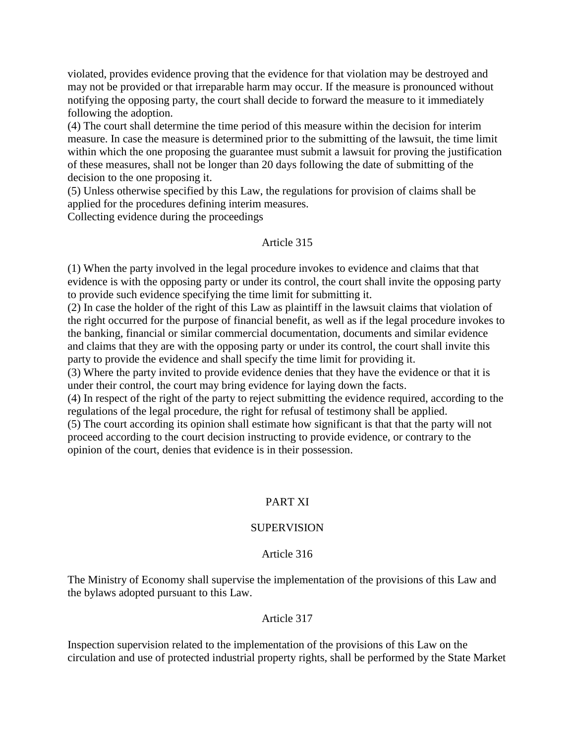violated, provides evidence proving that the evidence for that violation may be destroyed and may not be provided or that irreparable harm may occur. If the measure is pronounced without notifying the opposing party, the court shall decide to forward the measure to it immediately following the adoption.

(4) The court shall determine the time period of this measure within the decision for interim measure. In case the measure is determined prior to the submitting of the lawsuit, the time limit within which the one proposing the guarantee must submit a lawsuit for proving the justification of these measures, shall not be longer than 20 days following the date of submitting of the decision to the one proposing it.

(5) Unless otherwise specified by this Law, the regulations for provision of claims shall be applied for the procedures defining interim measures.

Collecting evidence during the proceedings

Article 315

(1) When the party involved in the legal procedure invokes to evidence and claims that that evidence is with the opposing party or under its control, the court shall invite the opposing party to provide such evidence specifying the time limit for submitting it.

(2) In case the holder of the right of this Law as plaintiff in the lawsuit claims that violation of the right occurred for the purpose of financial benefit, as well as if the legal procedure invokes to the banking, financial or similar commercial documentation, documents and similar evidence and claims that they are with the opposing party or under its control, the court shall invite this party to provide the evidence and shall specify the time limit for providing it.

(3) Where the party invited to provide evidence denies that they have the evidence or that it is under their control, the court may bring evidence for laying down the facts.

(4) In respect of the right of the party to reject submitting the evidence required, according to the regulations of the legal procedure, the right for refusal of testimony shall be applied.

(5) The court according its opinion shall estimate how significant is that that the party will not proceed according to the court decision instructing to provide evidence, or contrary to the opinion of the court, denies that evidence is in their possession.

# PART XI

## SUPERVISION

Article 316

The Ministry of Economy shall supervise the implementation of the provisions of this Law and the bylaws adopted pursuant to this Law.

Article 317

Inspection supervision related to the implementation of the provisions of this Law on the circulation and use of protected industrial property rights, shall be performed by the State Market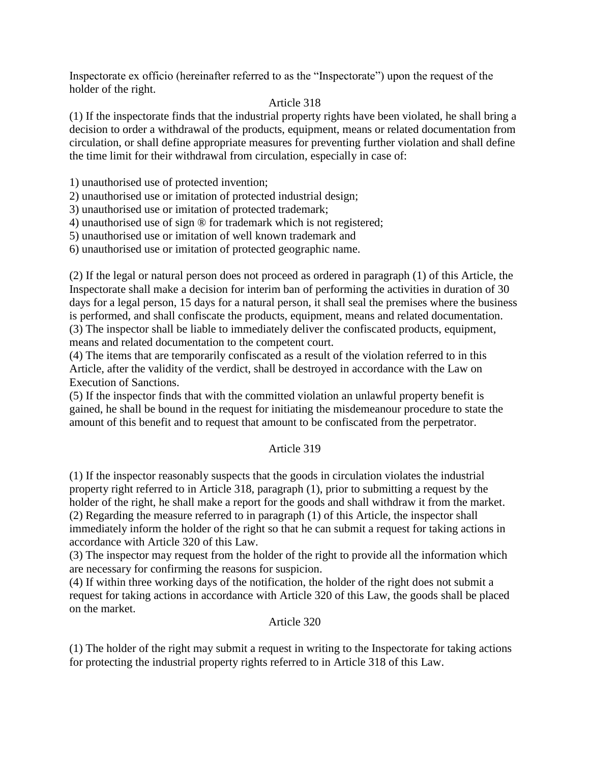Inspectorate ex officio (hereinafter referred to as the “Inspectorate”) upon the request of the holder of the right.

### Article 318

(1) If the inspectorate finds that the industrial property rights have been violated, he shall bring a decision to order a withdrawal of the products, equipment, means or related documentation from circulation, or shall define appropriate measures for preventing further violation and shall define the time limit for their withdrawal from circulation, especially in case of:

1) unauthorised use of protected invention;
2) unauthorised use or imitation of protected industrial design;
3) unauthorised use or imitation of protected trademark;
4) unauthorised use of sign ® for trademark which is not registered;
5) unauthorised use or imitation of well known trademark and
6) unauthorised use or imitation of protected geographic name.

(2) If the legal or natural person does not proceed as ordered in paragraph (1) of this Article, the Inspectorate shall make a decision for interim ban of performing the activities in duration of 30 days for a legal person, 15 days for a natural person, it shall seal the premises where the business is performed, and shall confiscate the products, equipment, means and related documentation.
(3) The inspector shall be liable to immediately deliver the confiscated products, equipment, means and related documentation to the competent court.
(4) The items that are temporarily confiscated as a result of the violation referred to in this Article, after the validity of the verdict, shall be destroyed in accordance with the Law on Execution of Sanctions.
(5) If the inspector finds that with the committed violation an unlawful property benefit is gained, he shall be bound in the request for initiating the misdemeanour procedure to state the amount of this benefit and to request that amount to be confiscated from the perpetrator.

### Article 319

(1) If the inspector reasonably suspects that the goods in circulation violates the industrial property right referred to in Article 318, paragraph (1), prior to submitting a request by the holder of the right, he shall make a report for the goods and shall withdraw it from the market.
(2) Regarding the measure referred to in paragraph (1) of this Article, the inspector shall immediately inform the holder of the right so that he can submit a request for taking actions in accordance with Article 320 of this Law.
(3) The inspector may request from the holder of the right to provide all the information which are necessary for confirming the reasons for suspicion.
(4) If within three working days of the notification, the holder of the right does not submit a request for taking actions in accordance with Article 320 of this Law, the goods shall be placed on the market.

### Article 320

(1) The holder of the right may submit a request in writing to the Inspectorate for taking actions for protecting the industrial property rights referred to in Article 318 of this Law.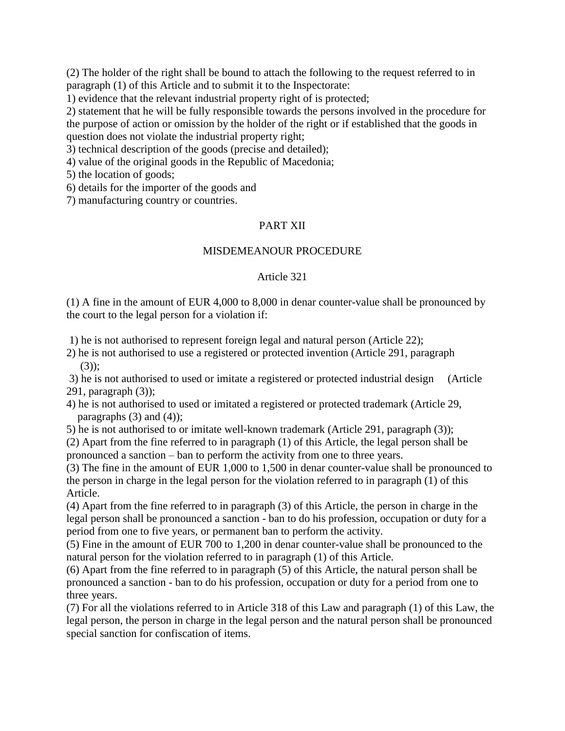(2) The holder of the right shall be bound to attach the following to the request referred to in paragraph (1) of this Article and to submit it to the Inspectorate:

1) evidence that the relevant industrial property right of is protected;
2) statement that he will be fully responsible towards the persons involved in the procedure for the purpose of action or omission by the holder of the right or if established that the goods in question does not violate the industrial property right;
3) technical description of the goods (precise and detailed);
4) value of the original goods in the Republic of Macedonia;
5) the location of goods;
6) details for the importer of the goods and
7) manufacturing country or countries.

## PART XII

## MISDEMEANOUR PROCEDURE

### Article 321

(1) A fine in the amount of EUR 4,000 to 8,000 in denar counter-value shall be pronounced by the court to the legal person for a violation if:

1) he is not authorised to represent foreign legal and natural person (Article 22);
2) he is not authorised to use a registered or protected invention (Article 291, paragraph (3));
3) he is not authorised to used or imitate a registered or protected industrial design (Article 291, paragraph (3));
4) he is not authorised to used or imitated a registered or protected trademark (Article 29, paragraphs (3) and (4));
5) he is not authorised to or imitate well-known trademark (Article 291, paragraph (3));

(2) Apart from the fine referred to in paragraph (1) of this Article, the legal person shall be pronounced a sanction – ban to perform the activity from one to three years.

(3) The fine in the amount of EUR 1,000 to 1,500 in denar counter-value shall be pronounced to the person in charge in the legal person for the violation referred to in paragraph (1) of this Article.

(4) Apart from the fine referred to in paragraph (3) of this Article, the person in charge in the legal person shall be pronounced a sanction - ban to do his profession, occupation or duty for a period from one to five years, or permanent ban to perform the activity.

(5) Fine in the amount of EUR 700 to 1,200 in denar counter-value shall be pronounced to the natural person for the violation referred to in paragraph (1) of this Article.

(6) Apart from the fine referred to in paragraph (5) of this Article, the natural person shall be pronounced a sanction - ban to do his profession, occupation or duty for a period from one to three years.

(7) For all the violations referred to in Article 318 of this Law and paragraph (1) of this Law, the legal person, the person in charge in the legal person and the natural person shall be pronounced special sanction for confiscation of items.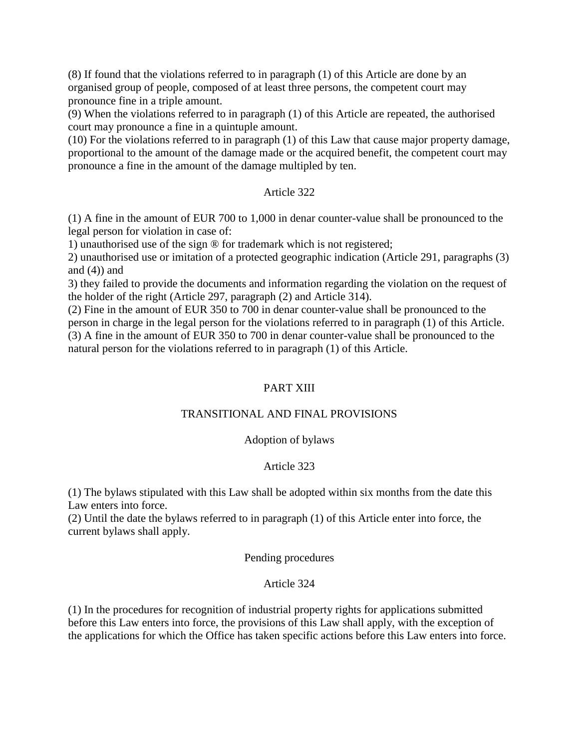(8) If found that the violations referred to in paragraph (1) of this Article are done by an organised group of people, composed of at least three persons, the competent court may pronounce fine in a triple amount.
(9) When the violations referred to in paragraph (1) of this Article are repeated, the authorised court may pronounce a fine in a quintuple amount.
(10) For the violations referred to in paragraph (1) of this Law that cause major property damage, proportional to the amount of the damage made or the acquired benefit, the competent court may pronounce a fine in the amount of the damage multipled by ten.

Article 322

(1) A fine in the amount of EUR 700 to 1,000 in denar counter-value shall be pronounced to the legal person for violation in case of:
1) unauthorised use of the sign ® for trademark which is not registered;
2) unauthorised use or imitation of a protected geographic indication (Article 291, paragraphs (3) and (4)) and
3) they failed to provide the documents and information regarding the violation on the request of the holder of the right (Article 297, paragraph (2) and Article 314).
(2) Fine in the amount of EUR 350 to 700 in denar counter-value shall be pronounced to the person in charge in the legal person for the violations referred to in paragraph (1) of this Article.
(3) A fine in the amount of EUR 350 to 700 in denar counter-value shall be pronounced to the natural person for the violations referred to in paragraph (1) of this Article.

## PART XIII

## TRANSITIONAL AND FINAL PROVISIONS

### Adoption of bylaws

Article 323

(1) The bylaws stipulated with this Law shall be adopted within six months from the date this Law enters into force.
(2) Until the date the bylaws referred to in paragraph (1) of this Article enter into force, the current bylaws shall apply.

### Pending procedures

Article 324

(1) In the procedures for recognition of industrial property rights for applications submitted before this Law enters into force, the provisions of this Law shall apply, with the exception of the applications for which the Office has taken specific actions before this Law enters into force.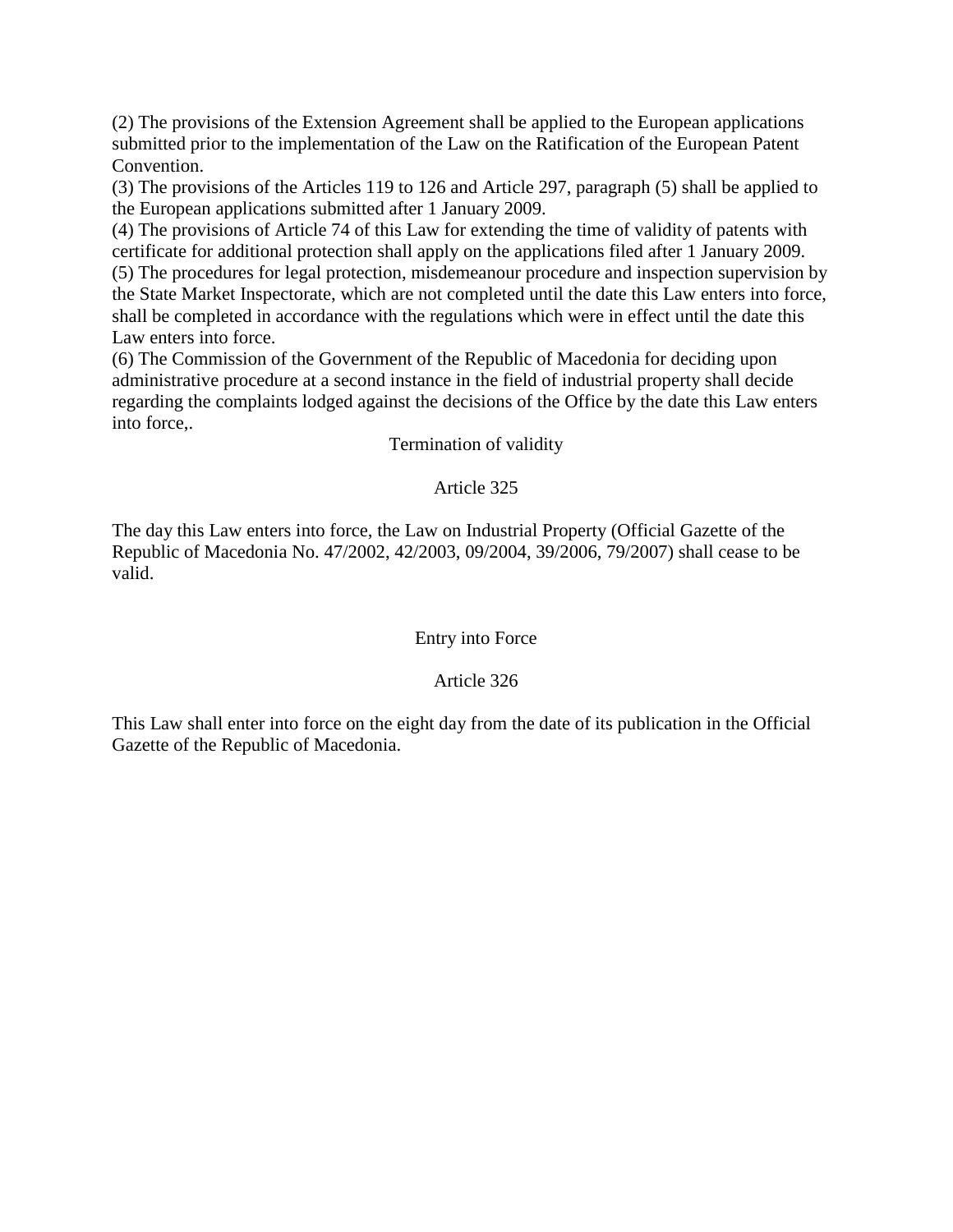(2) The provisions of the Extension Agreement shall be applied to the European applications submitted prior to the implementation of the Law on the Ratification of the European Patent Convention.
(3) The provisions of the Articles 119 to 126 and Article 297, paragraph (5) shall be applied to the European applications submitted after 1 January 2009.
(4) The provisions of Article 74 of this Law for extending the time of validity of patents with certificate for additional protection shall apply on the applications filed after 1 January 2009.
(5) The procedures for legal protection, misdemeanour procedure and inspection supervision by the State Market Inspectorate, which are not completed until the date this Law enters into force, shall be completed in accordance with the regulations which were in effect until the date this Law enters into force.
(6) The Commission of the Government of the Republic of Macedonia for deciding upon administrative procedure at a second instance in the field of industrial property shall decide regarding the complaints lodged against the decisions of the Office by the date this Law enters into force,.

Termination of validity

Article 325

The day this Law enters into force, the Law on Industrial Property (Official Gazette of the Republic of Macedonia No. 47/2002, 42/2003, 09/2004, 39/2006, 79/2007) shall cease to be valid.

Entry into Force

Article 326

This Law shall enter into force on the eight day from the date of its publication in the Official Gazette of the Republic of Macedonia.